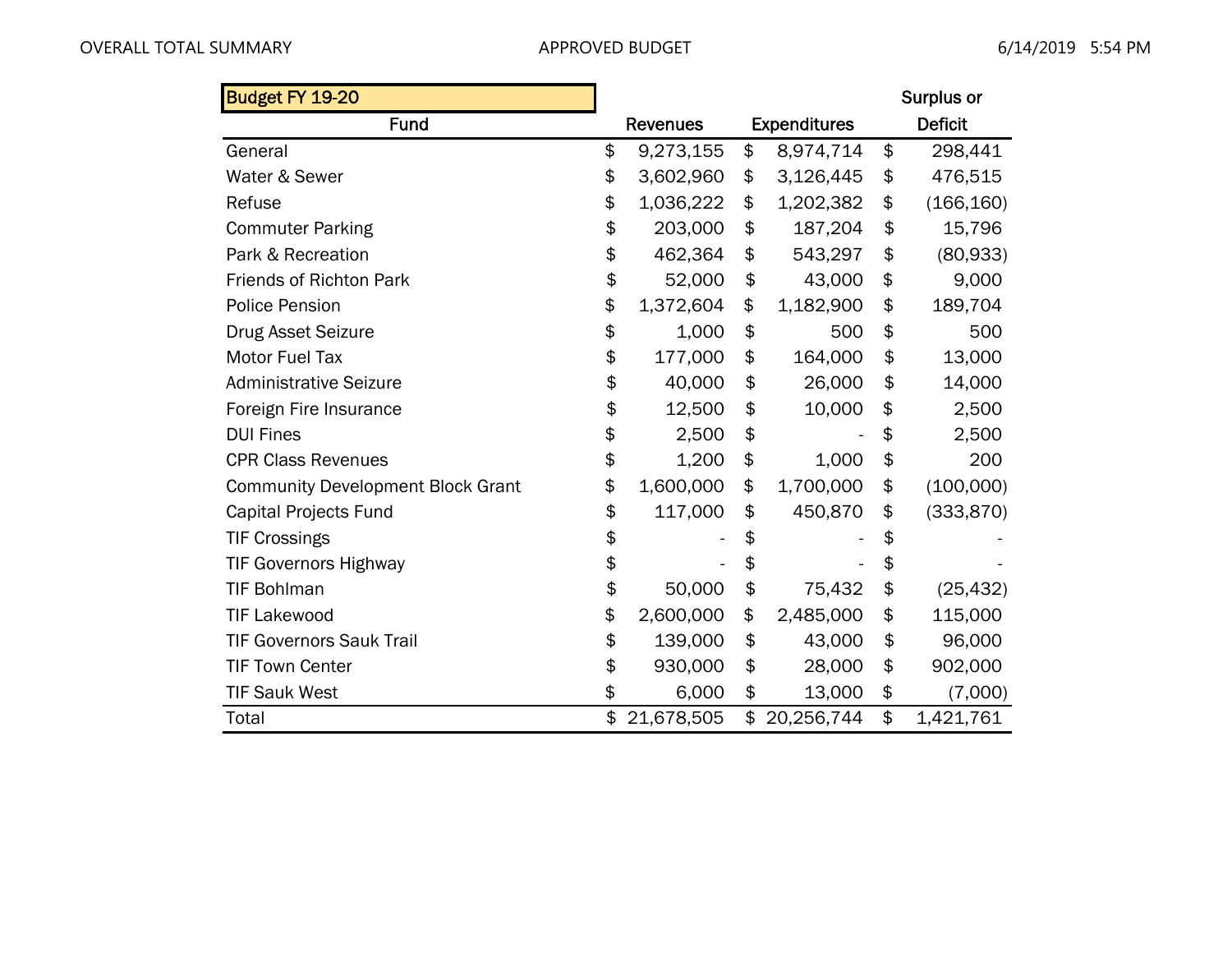OVERALL TOTAL SUMMARY APPROVED BUDGET 6/14/2019 5:54 PM

| Budget FY 19-20 | | | Surplus or |
|---|---|---|---|
| Fund | Revenues | Expenditures | Deficit |
| General | $ 9,273,155 | $ 8,974,714 | $ 298,441 |
| Water & Sewer | $ 3,602,960 | $ 3,126,445 | $ 476,515 |
| Refuse | $ 1,036,222 | $ 1,202,382 | $ (166,160) |
| Commuter Parking | $ 203,000 | $ 187,204 | $ 15,796 |
| Park & Recreation | $ 462,364 | $ 543,297 | $ (80,933) |
| Friends of Richton Park | $ 52,000 | $ 43,000 | $ 9,000 |
| Police Pension | $ 1,372,604 | $ 1,182,900 | $ 189,704 |
| Drug Asset Seizure | $ 1,000 | $ 500 | $ 500 |
| Motor Fuel Tax | $ 177,000 | $ 164,000 | $ 13,000 |
| Administrative Seizure | $ 40,000 | $ 26,000 | $ 14,000 |
| Foreign Fire Insurance | $ 12,500 | $ 10,000 | $ 2,500 |
| DUI Fines | $ 2,500 | $ - | $ 2,500 |
| CPR Class Revenues | $ 1,200 | $ 1,000 | $ 200 |
| Community Development Block Grant | $ 1,600,000 | $ 1,700,000 | $ (100,000) |
| Capital Projects Fund | $ 117,000 | $ 450,870 | $ (333,870) |
| TIF Crossings | $ - | $ - | $ - |
| TIF Governors Highway | $ - | $ - | $ - |
| TIF Bohlman | $ 50,000 | $ 75,432 | $ (25,432) |
| TIF Lakewood | $ 2,600,000 | $ 2,485,000 | $ 115,000 |
| TIF Governors Sauk Trail | $ 139,000 | $ 43,000 | $ 96,000 |
| TIF Town Center | $ 930,000 | $ 28,000 | $ 902,000 |
| TIF Sauk West | $ 6,000 | $ 13,000 | $ (7,000) |
| Total | $ 21,678,505 | $ 20,256,744 | $ 1,421,761 |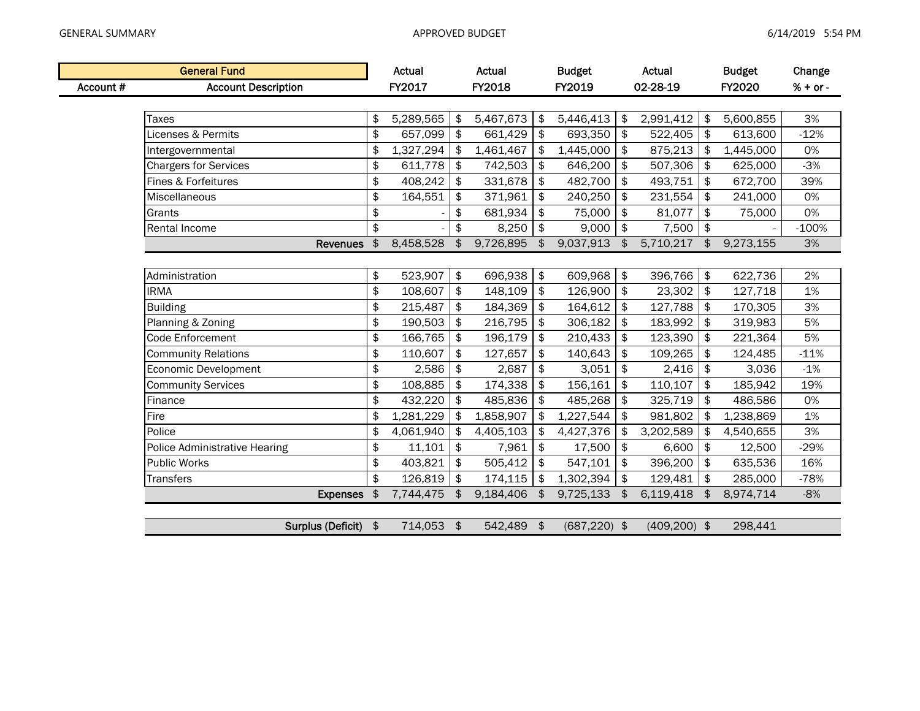| General Fund | | Actual | Actual | Budget | Actual | Budget | Change |
|---|---|---|---|---|---|---|---|
| Account # | Account Description | FY2017 | FY2018 | FY2019 | 02-28-19 | FY2020 | % + or - |
| | Taxes | $ 5,289,565 | $ 5,467,673 | $ 5,446,413 | $ 2,991,412 | $ 5,600,855 | 3% |
| | Licenses & Permits | $ 657,099 | $ 661,429 | $ 693,350 | $ 522,405 | $ 613,600 | -12% |
| | Intergovernmental | $ 1,327,294 | $ 1,461,467 | $ 1,445,000 | $ 875,213 | $ 1,445,000 | 0% |
| | Chargers for Services | $ 611,778 | $ 742,503 | $ 646,200 | $ 507,306 | $ 625,000 | -3% |
| | Fines & Forfeitures | $ 408,242 | $ 331,678 | $ 482,700 | $ 493,751 | $ 672,700 | 39% |
| | Miscellaneous | $ 164,551 | $ 371,961 | $ 240,250 | $ 231,554 | $ 241,000 | 0% |
| | Grants | $ - | $ 681,934 | $ 75,000 | $ 81,077 | $ 75,000 | 0% |
| | Rental Income | $ - | $ 8,250 | $ 9,000 | $ 7,500 | $ - | -100% |
| | **Revenues** | $ 8,458,528 | $ 9,726,895 | $ 9,037,913 | $ 5,710,217 | $ 9,273,155 | 3% |
| | Administration | $ 523,907 | $ 696,938 | $ 609,968 | $ 396,766 | $ 622,736 | 2% |
| | IRMA | $ 108,607 | $ 148,109 | $ 126,900 | $ 23,302 | $ 127,718 | 1% |
| | Building | $ 215,487 | $ 184,369 | $ 164,612 | $ 127,788 | $ 170,305 | 3% |
| | Planning & Zoning | $ 190,503 | $ 216,795 | $ 306,182 | $ 183,992 | $ 319,983 | 5% |
| | Code Enforcement | $ 166,765 | $ 196,179 | $ 210,433 | $ 123,390 | $ 221,364 | 5% |
| | Community Relations | $ 110,607 | $ 127,657 | $ 140,643 | $ 109,265 | $ 124,485 | -11% |
| | Economic Development | $ 2,586 | $ 2,687 | $ 3,051 | $ 2,416 | $ 3,036 | -1% |
| | Community Services | $ 108,885 | $ 174,338 | $ 156,161 | $ 110,107 | $ 185,942 | 19% |
| | Finance | $ 432,220 | $ 485,836 | $ 485,268 | $ 325,719 | $ 486,586 | 0% |
| | Fire | $ 1,281,229 | $ 1,858,907 | $ 1,227,544 | $ 981,802 | $ 1,238,869 | 1% |
| | Police | $ 4,061,940 | $ 4,405,103 | $ 4,427,376 | $ 3,202,589 | $ 4,540,655 | 3% |
| | Police Administrative Hearing | $ 11,101 | $ 7,961 | $ 17,500 | $ 6,600 | $ 12,500 | -29% |
| | Public Works | $ 403,821 | $ 505,412 | $ 547,101 | $ 396,200 | $ 635,536 | 16% |
| | Transfers | $ 126,819 | $ 174,115 | $ 1,302,394 | $ 129,481 | $ 285,000 | -78% |
| | **Expenses** | $ 7,744,475 | $ 9,184,406 | $ 9,725,133 | $ 6,119,418 | $ 8,974,714 | -8% |
| | **Surplus (Deficit)** | $ 714,053 | $ 542,489 | $ (687,220) | $ (409,200) | $ 298,441 | |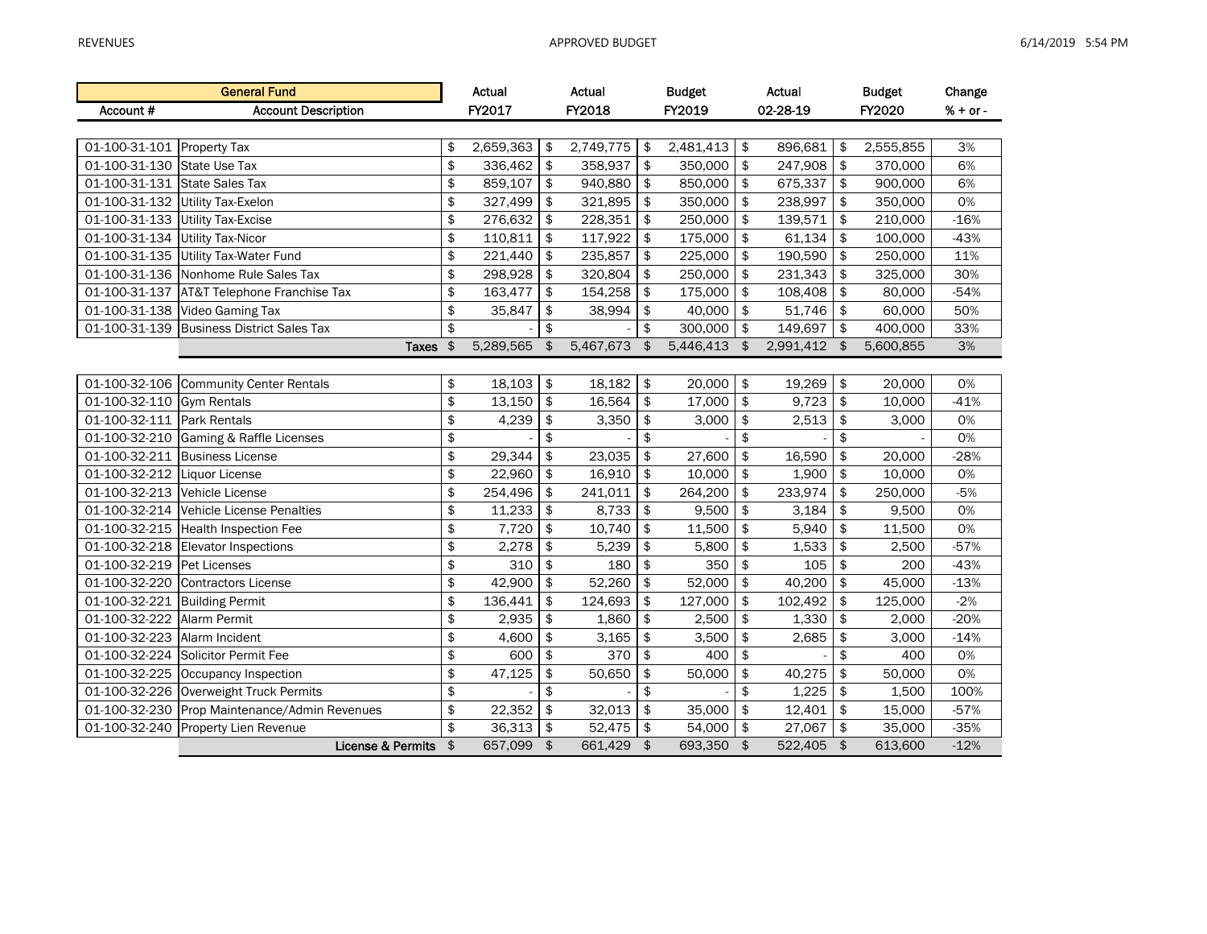REVENUES

APPROVED BUDGET

| General Fund | | Actual | Actual | Budget | Actual | Budget | Change |
|---|---|---|---|---|---|---|---|
| Account # | Account Description | FY2017 | FY2018 | FY2019 | 02-28-19 | FY2020 | % + or - |
| 01-100-31-101 | Property Tax | $ 2,659,363 | $ 2,749,775 | $ 2,481,413 | $ 896,681 | $ 2,555,855 | 3% |
| 01-100-31-130 | State Use Tax | $ 336,462 | $ 358,937 | $ 350,000 | $ 247,908 | $ 370,000 | 6% |
| 01-100-31-131 | State Sales Tax | $ 859,107 | $ 940,880 | $ 850,000 | $ 675,337 | $ 900,000 | 6% |
| 01-100-31-132 | Utility Tax-Exelon | $ 327,499 | $ 321,895 | $ 350,000 | $ 238,997 | $ 350,000 | 0% |
| 01-100-31-133 | Utility Tax-Excise | $ 276,632 | $ 228,351 | $ 250,000 | $ 139,571 | $ 210,000 | -16% |
| 01-100-31-134 | Utility Tax-Nicor | $ 110,811 | $ 117,922 | $ 175,000 | $ 61,134 | $ 100,000 | -43% |
| 01-100-31-135 | Utility Tax-Water Fund | $ 221,440 | $ 235,857 | $ 225,000 | $ 190,590 | $ 250,000 | 11% |
| 01-100-31-136 | Nonhome Rule Sales Tax | $ 298,928 | $ 320,804 | $ 250,000 | $ 231,343 | $ 325,000 | 30% |
| 01-100-31-137 | AT&T Telephone Franchise Tax | $ 163,477 | $ 154,258 | $ 175,000 | $ 108,408 | $ 80,000 | -54% |
| 01-100-31-138 | Video Gaming Tax | $ 35,847 | $ 38,994 | $ 40,000 | $ 51,746 | $ 60,000 | 50% |
| 01-100-31-139 | Business District Sales Tax | $ - | $ - | $ 300,000 | $ 149,697 | $ 400,000 | 33% |
| | **Taxes** | $ 5,289,565 | $ 5,467,673 | $ 5,446,413 | $ 2,991,412 | $ 5,600,855 | 3% |
| 01-100-32-106 | Community Center Rentals | $ 18,103 | $ 18,182 | $ 20,000 | $ 19,269 | $ 20,000 | 0% |
| 01-100-32-110 | Gym Rentals | $ 13,150 | $ 16,564 | $ 17,000 | $ 9,723 | $ 10,000 | -41% |
| 01-100-32-111 | Park Rentals | $ 4,239 | $ 3,350 | $ 3,000 | $ 2,513 | $ 3,000 | 0% |
| 01-100-32-210 | Gaming & Raffle Licenses | $ - | $ - | $ - | $ - | $ - | 0% |
| 01-100-32-211 | Business License | $ 29,344 | $ 23,035 | $ 27,600 | $ 16,590 | $ 20,000 | -28% |
| 01-100-32-212 | Liquor License | $ 22,960 | $ 16,910 | $ 10,000 | $ 1,900 | $ 10,000 | 0% |
| 01-100-32-213 | Vehicle License | $ 254,496 | $ 241,011 | $ 264,200 | $ 233,974 | $ 250,000 | -5% |
| 01-100-32-214 | Vehicle License Penalties | $ 11,233 | $ 8,733 | $ 9,500 | $ 3,184 | $ 9,500 | 0% |
| 01-100-32-215 | Health Inspection Fee | $ 7,720 | $ 10,740 | $ 11,500 | $ 5,940 | $ 11,500 | 0% |
| 01-100-32-218 | Elevator Inspections | $ 2,278 | $ 5,239 | $ 5,800 | $ 1,533 | $ 2,500 | -57% |
| 01-100-32-219 | Pet Licenses | $ 310 | $ 180 | $ 350 | $ 105 | $ 200 | -43% |
| 01-100-32-220 | Contractors License | $ 42,900 | $ 52,260 | $ 52,000 | $ 40,200 | $ 45,000 | -13% |
| 01-100-32-221 | Building Permit | $ 136,441 | $ 124,693 | $ 127,000 | $ 102,492 | $ 125,000 | -2% |
| 01-100-32-222 | Alarm Permit | $ 2,935 | $ 1,860 | $ 2,500 | $ 1,330 | $ 2,000 | -20% |
| 01-100-32-223 | Alarm Incident | $ 4,600 | $ 3,165 | $ 3,500 | $ 2,685 | $ 3,000 | -14% |
| 01-100-32-224 | Solicitor Permit Fee | $ 600 | $ 370 | $ 400 | $ - | $ 400 | 0% |
| 01-100-32-225 | Occupancy Inspection | $ 47,125 | $ 50,650 | $ 50,000 | $ 40,275 | $ 50,000 | 0% |
| 01-100-32-226 | Overweight Truck Permits | $ - | $ - | $ - | $ 1,225 | $ 1,500 | 100% |
| 01-100-32-230 | Prop Maintenance/Admin Revenues | $ 22,352 | $ 32,013 | $ 35,000 | $ 12,401 | $ 15,000 | -57% |
| 01-100-32-240 | Property Lien Revenue | $ 36,313 | $ 52,475 | $ 54,000 | $ 27,067 | $ 35,000 | -35% |
| | **License & Permits** | $ 657,099 | $ 661,429 | $ 693,350 | $ 522,405 | $ 613,600 | -12% |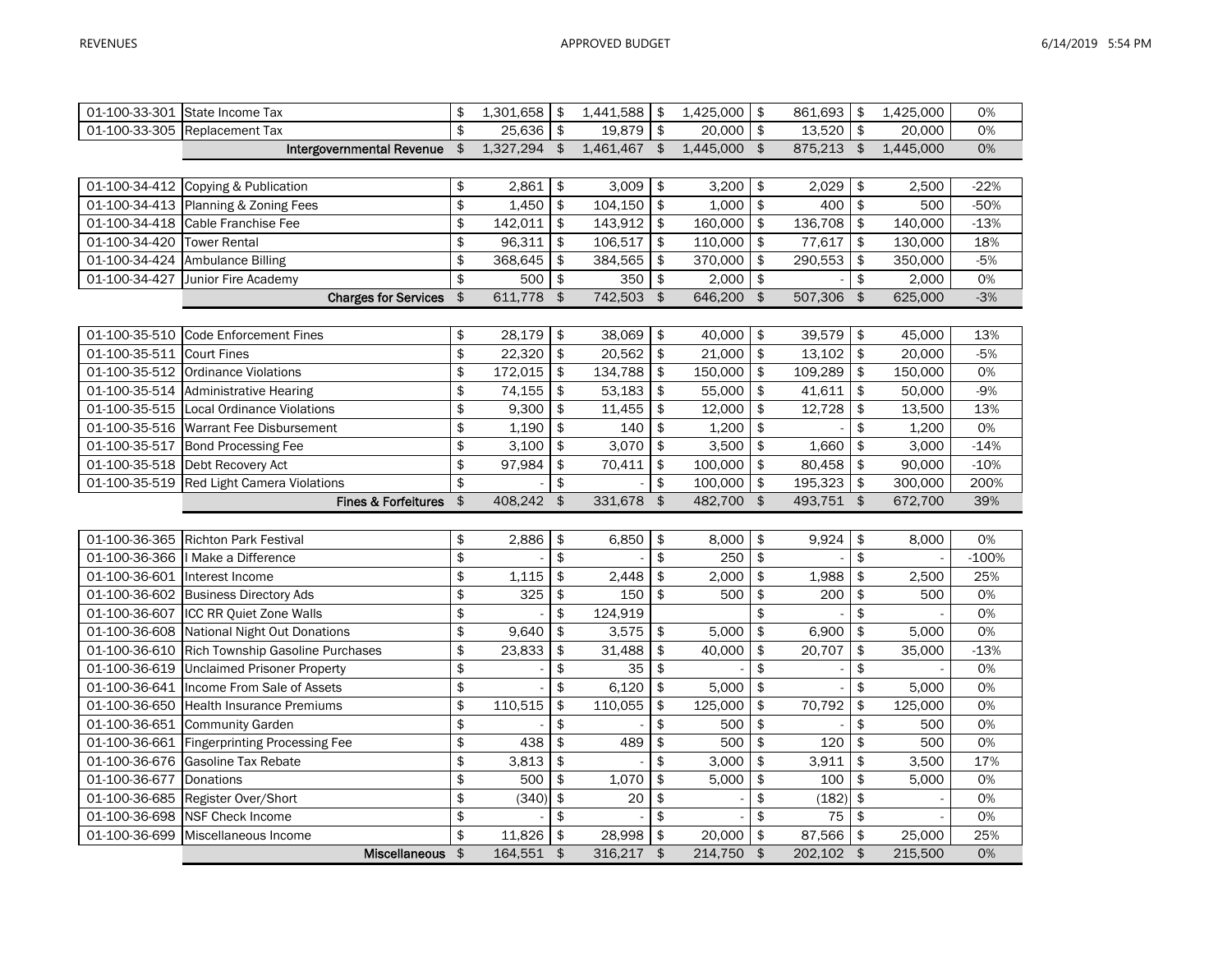| Account | Description | | | | | | |
|---|---|---|---|---|---|---|---|
| 01-100-33-301 | State Income Tax | $ 1,301,658 | $ 1,441,588 | $ 1,425,000 | $ 861,693 | $ 1,425,000 | 0% |
| 01-100-33-305 | Replacement Tax | $ 25,636 | $ 19,879 | $ 20,000 | $ 13,520 | $ 20,000 | 0% |
| | **Intergovernmental Revenue** | $ 1,327,294 | $ 1,461,467 | $ 1,445,000 | $ 875,213 | $ 1,445,000 | 0% |
| | | | | | | | |
| 01-100-34-412 | Copying & Publication | $ 2,861 | $ 3,009 | $ 3,200 | $ 2,029 | $ 2,500 | -22% |
| 01-100-34-413 | Planning & Zoning Fees | $ 1,450 | $ 104,150 | $ 1,000 | $ 400 | $ 500 | -50% |
| 01-100-34-418 | Cable Franchise Fee | $ 142,011 | $ 143,912 | $ 160,000 | $ 136,708 | $ 140,000 | -13% |
| 01-100-34-420 | Tower Rental | $ 96,311 | $ 106,517 | $ 110,000 | $ 77,617 | $ 130,000 | 18% |
| 01-100-34-424 | Ambulance Billing | $ 368,645 | $ 384,565 | $ 370,000 | $ 290,553 | $ 350,000 | -5% |
| 01-100-34-427 | Junior Fire Academy | $ 500 | $ 350 | $ 2,000 | $ - | $ 2,000 | 0% |
| | **Charges for Services** | $ 611,778 | $ 742,503 | $ 646,200 | $ 507,306 | $ 625,000 | -3% |
| | | | | | | | |
| 01-100-35-510 | Code Enforcement Fines | $ 28,179 | $ 38,069 | $ 40,000 | $ 39,579 | $ 45,000 | 13% |
| 01-100-35-511 | Court Fines | $ 22,320 | $ 20,562 | $ 21,000 | $ 13,102 | $ 20,000 | -5% |
| 01-100-35-512 | Ordinance Violations | $ 172,015 | $ 134,788 | $ 150,000 | $ 109,289 | $ 150,000 | 0% |
| 01-100-35-514 | Administrative Hearing | $ 74,155 | $ 53,183 | $ 55,000 | $ 41,611 | $ 50,000 | -9% |
| 01-100-35-515 | Local Ordinance Violations | $ 9,300 | $ 11,455 | $ 12,000 | $ 12,728 | $ 13,500 | 13% |
| 01-100-35-516 | Warrant Fee Disbursement | $ 1,190 | $ 140 | $ 1,200 | $ - | $ 1,200 | 0% |
| 01-100-35-517 | Bond Processing Fee | $ 3,100 | $ 3,070 | $ 3,500 | $ 1,660 | $ 3,000 | -14% |
| 01-100-35-518 | Debt Recovery Act | $ 97,984 | $ 70,411 | $ 100,000 | $ 80,458 | $ 90,000 | -10% |
| 01-100-35-519 | Red Light Camera Violations | $ - | $ - | $ 100,000 | $ 195,323 | $ 300,000 | 200% |
| | **Fines & Forfeitures** | $ 408,242 | $ 331,678 | $ 482,700 | $ 493,751 | $ 672,700 | 39% |
| | | | | | | | |
| 01-100-36-365 | Richton Park Festival | $ 2,886 | $ 6,850 | $ 8,000 | $ 9,924 | $ 8,000 | 0% |
| 01-100-36-366 | I Make a Difference | $ - | $ - | $ 250 | $ - | $ - | -100% |
| 01-100-36-601 | Interest Income | $ 1,115 | $ 2,448 | $ 2,000 | $ 1,988 | $ 2,500 | 25% |
| 01-100-36-602 | Business Directory Ads | $ 325 | $ 150 | $ 500 | $ 200 | $ 500 | 0% |
| 01-100-36-607 | ICC RR Quiet Zone Walls | $ - | $ 124,919 | | $ - | $ - | 0% |
| 01-100-36-608 | National Night Out Donations | $ 9,640 | $ 3,575 | $ 5,000 | $ 6,900 | $ 5,000 | 0% |
| 01-100-36-610 | Rich Township Gasoline Purchases | $ 23,833 | $ 31,488 | $ 40,000 | $ 20,707 | $ 35,000 | -13% |
| 01-100-36-619 | Unclaimed Prisoner Property | $ - | $ 35 | $ - | $ - | $ - | 0% |
| 01-100-36-641 | Income From Sale of Assets | $ - | $ 6,120 | $ 5,000 | $ - | $ 5,000 | 0% |
| 01-100-36-650 | Health Insurance Premiums | $ 110,515 | $ 110,055 | $ 125,000 | $ 70,792 | $ 125,000 | 0% |
| 01-100-36-651 | Community Garden | $ - | $ - | $ 500 | $ - | $ 500 | 0% |
| 01-100-36-661 | Fingerprinting Processing Fee | $ 438 | $ 489 | $ 500 | $ 120 | $ 500 | 0% |
| 01-100-36-676 | Gasoline Tax Rebate | $ 3,813 | $ - | $ 3,000 | $ 3,911 | $ 3,500 | 17% |
| 01-100-36-677 | Donations | $ 500 | $ 1,070 | $ 5,000 | $ 100 | $ 5,000 | 0% |
| 01-100-36-685 | Register Over/Short | $ (340) | $ 20 | $ - | $ (182) | $ - | 0% |
| 01-100-36-698 | NSF Check Income | $ - | $ - | $ - | $ 75 | $ - | 0% |
| 01-100-36-699 | Miscellaneous Income | $ 11,826 | $ 28,998 | $ 20,000 | $ 87,566 | $ 25,000 | 25% |
| | **Miscellaneous** | $ 164,551 | $ 316,217 | $ 214,750 | $ 202,102 | $ 215,500 | 0% |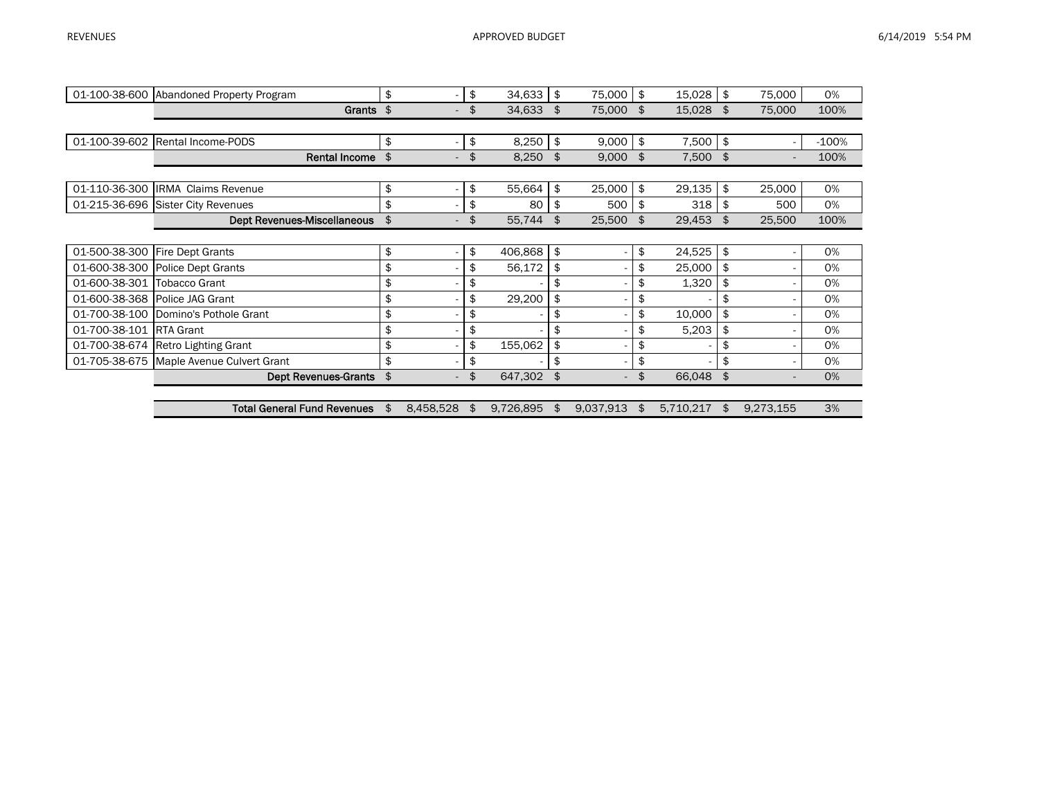| Account | Description | | | | | | |
|---|---|---|---|---|---|---|---|
| 01-100-38-600 | Abandoned Property Program | $ - | $ 34,633 | $ 75,000 | $ 15,028 | $ 75,000 | 0% |
| | **Grants** | $ - | $ 34,633 | $ 75,000 | $ 15,028 | $ 75,000 | 100% |
| | | | | | | | |
| 01-100-39-602 | Rental Income-PODS | $ - | $ 8,250 | $ 9,000 | $ 7,500 | $ - | -100% |
| | **Rental Income** | $ - | $ 8,250 | $ 9,000 | $ 7,500 | $ - | 100% |
| | | | | | | | |
| 01-110-36-300 | IRMA Claims Revenue | $ - | $ 55,664 | $ 25,000 | $ 29,135 | $ 25,000 | 0% |
| 01-215-36-696 | Sister City Revenues | $ - | $ 80 | $ 500 | $ 318 | $ 500 | 0% |
| | **Dept Revenues-Miscellaneous** | $ - | $ 55,744 | $ 25,500 | $ 29,453 | $ 25,500 | 100% |
| | | | | | | | |
| 01-500-38-300 | Fire Dept Grants | $ - | $ 406,868 | $ - | $ 24,525 | $ - | 0% |
| 01-600-38-300 | Police Dept Grants | $ - | $ 56,172 | $ - | $ 25,000 | $ - | 0% |
| 01-600-38-301 | Tobacco Grant | $ - | $ - | $ - | $ 1,320 | $ - | 0% |
| 01-600-38-368 | Police JAG Grant | $ - | $ 29,200 | $ - | $ - | $ - | 0% |
| 01-700-38-100 | Domino's Pothole Grant | $ - | $ - | $ - | $ 10,000 | $ - | 0% |
| 01-700-38-101 | RTA Grant | $ - | $ - | $ - | $ 5,203 | $ - | 0% |
| 01-700-38-674 | Retro Lighting Grant | $ - | $ 155,062 | $ - | $ - | $ - | 0% |
| 01-705-38-675 | Maple Avenue Culvert Grant | $ - | $ - | $ - | $ - | $ - | 0% |
| | **Dept Revenues-Grants** | $ - | $ 647,302 | $ - | $ 66,048 | $ - | 0% |
| | | | | | | | |
| | **Total General Fund Revenues** | $ 8,458,528 | $ 9,726,895 | $ 9,037,913 | $ 5,710,217 | $ 9,273,155 | 3% |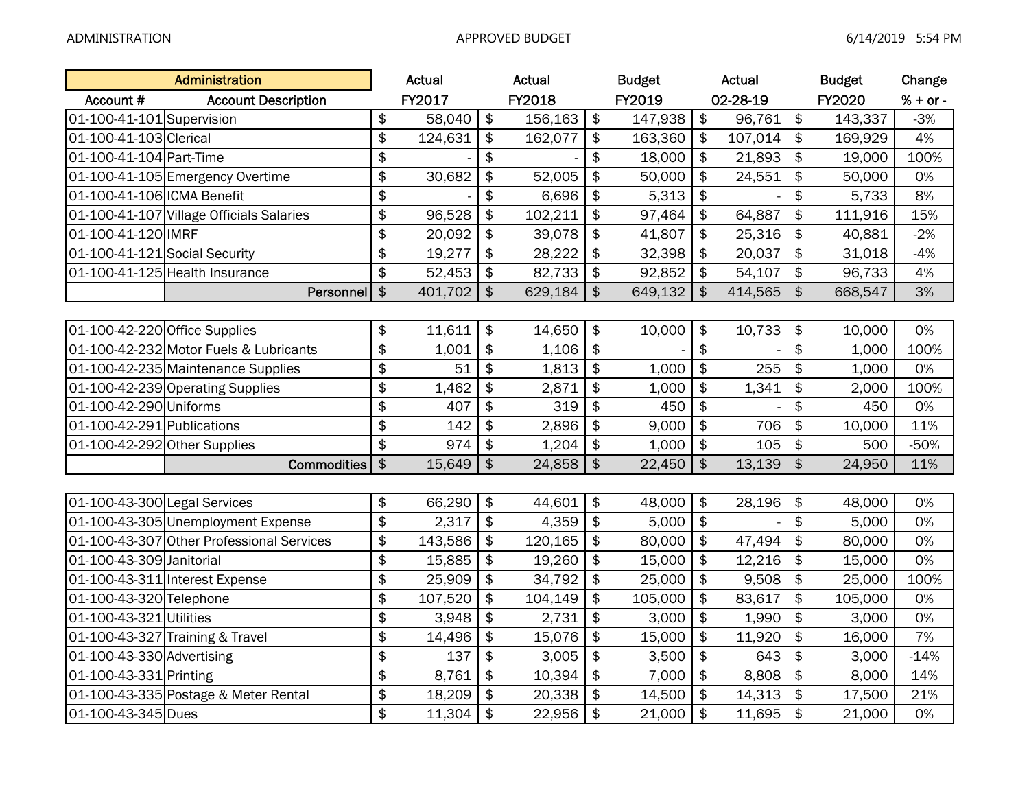| Account # | Administration<br>Account Description | Actual<br>FY2017 | Actual<br>FY2018 | Budget<br>FY2019 | Actual<br>02-28-19 | Budget<br>FY2020 | Change<br>% + or - |
|---|---|---|---|---|---|---|---|
| 01-100-41-101 | Supervision | $ 58,040 | $ 156,163 | $ 147,938 | $ 96,761 | $ 143,337 | -3% |
| 01-100-41-103 | Clerical | $ 124,631 | $ 162,077 | $ 163,360 | $ 107,014 | $ 169,929 | 4% |
| 01-100-41-104 | Part-Time | $ - | $ - | $ 18,000 | $ 21,893 | $ 19,000 | 100% |
| 01-100-41-105 | Emergency Overtime | $ 30,682 | $ 52,005 | $ 50,000 | $ 24,551 | $ 50,000 | 0% |
| 01-100-41-106 | ICMA Benefit | $ - | $ 6,696 | $ 5,313 | $ - | $ 5,733 | 8% |
| 01-100-41-107 | Village Officials Salaries | $ 96,528 | $ 102,211 | $ 97,464 | $ 64,887 | $ 111,916 | 15% |
| 01-100-41-120 | IMRF | $ 20,092 | $ 39,078 | $ 41,807 | $ 25,316 | $ 40,881 | -2% |
| 01-100-41-121 | Social Security | $ 19,277 | $ 28,222 | $ 32,398 | $ 20,037 | $ 31,018 | -4% |
| 01-100-41-125 | Health Insurance | $ 52,453 | $ 82,733 | $ 92,852 | $ 54,107 | $ 96,733 | 4% |
| | **Personnel** | $ 401,702 | $ 629,184 | $ 649,132 | $ 414,565 | $ 668,547 | 3% |
| | | | | | | | |
| 01-100-42-220 | Office Supplies | $ 11,611 | $ 14,650 | $ 10,000 | $ 10,733 | $ 10,000 | 0% |
| 01-100-42-232 | Motor Fuels & Lubricants | $ 1,001 | $ 1,106 | $ - | $ - | $ 1,000 | 100% |
| 01-100-42-235 | Maintenance Supplies | $ 51 | $ 1,813 | $ 1,000 | $ 255 | $ 1,000 | 0% |
| 01-100-42-239 | Operating Supplies | $ 1,462 | $ 2,871 | $ 1,000 | $ 1,341 | $ 2,000 | 100% |
| 01-100-42-290 | Uniforms | $ 407 | $ 319 | $ 450 | $ - | $ 450 | 0% |
| 01-100-42-291 | Publications | $ 142 | $ 2,896 | $ 9,000 | $ 706 | $ 10,000 | 11% |
| 01-100-42-292 | Other Supplies | $ 974 | $ 1,204 | $ 1,000 | $ 105 | $ 500 | -50% |
| | **Commodities** | $ 15,649 | $ 24,858 | $ 22,450 | $ 13,139 | $ 24,950 | 11% |
| | | | | | | | |
| 01-100-43-300 | Legal Services | $ 66,290 | $ 44,601 | $ 48,000 | $ 28,196 | $ 48,000 | 0% |
| 01-100-43-305 | Unemployment Expense | $ 2,317 | $ 4,359 | $ 5,000 | $ - | $ 5,000 | 0% |
| 01-100-43-307 | Other Professional Services | $ 143,586 | $ 120,165 | $ 80,000 | $ 47,494 | $ 80,000 | 0% |
| 01-100-43-309 | Janitorial | $ 15,885 | $ 19,260 | $ 15,000 | $ 12,216 | $ 15,000 | 0% |
| 01-100-43-311 | Interest Expense | $ 25,909 | $ 34,792 | $ 25,000 | $ 9,508 | $ 25,000 | 100% |
| 01-100-43-320 | Telephone | $ 107,520 | $ 104,149 | $ 105,000 | $ 83,617 | $ 105,000 | 0% |
| 01-100-43-321 | Utilities | $ 3,948 | $ 2,731 | $ 3,000 | $ 1,990 | $ 3,000 | 0% |
| 01-100-43-327 | Training & Travel | $ 14,496 | $ 15,076 | $ 15,000 | $ 11,920 | $ 16,000 | 7% |
| 01-100-43-330 | Advertising | $ 137 | $ 3,005 | $ 3,500 | $ 643 | $ 3,000 | -14% |
| 01-100-43-331 | Printing | $ 8,761 | $ 10,394 | $ 7,000 | $ 8,808 | $ 8,000 | 14% |
| 01-100-43-335 | Postage & Meter Rental | $ 18,209 | $ 20,338 | $ 14,500 | $ 14,313 | $ 17,500 | 21% |
| 01-100-43-345 | Dues | $ 11,304 | $ 22,956 | $ 21,000 | $ 11,695 | $ 21,000 | 0% |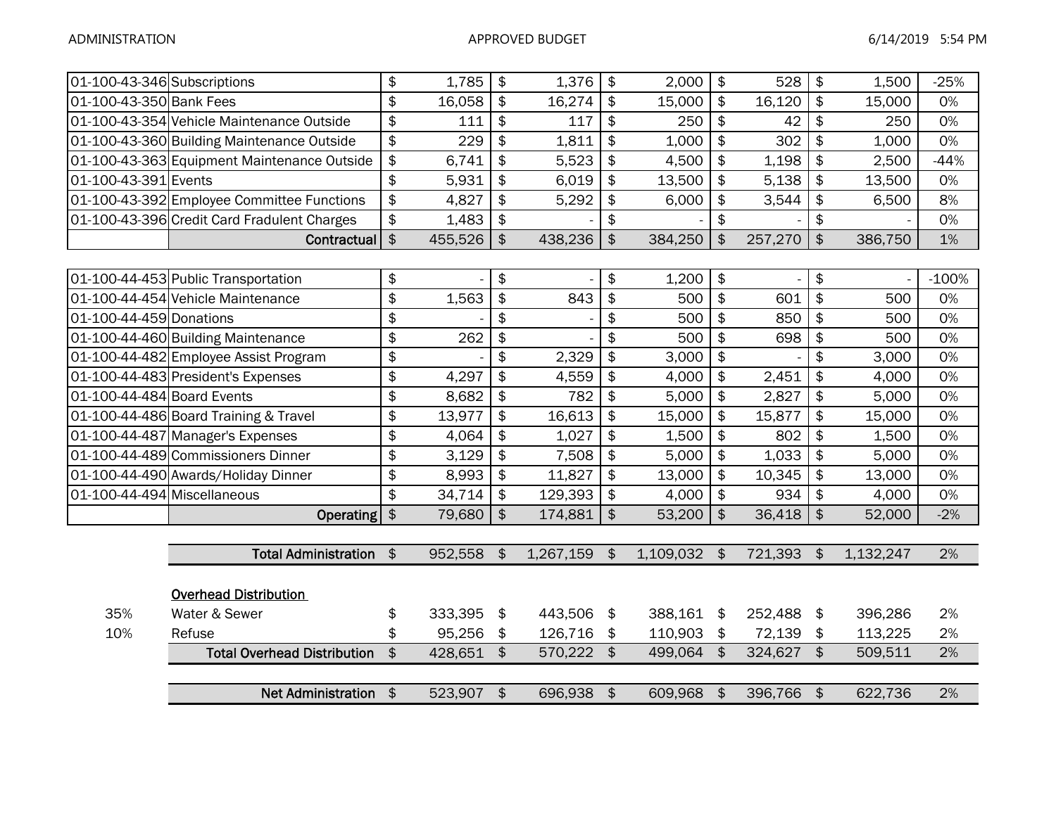| | | | | | | | |
|---|---|---|---|---|---|---|---|
| 01-100-43-346 | Subscriptions | $ 1,785 | $ 1,376 | $ 2,000 | $ 528 | $ 1,500 | -25% |
| 01-100-43-350 | Bank Fees | $ 16,058 | $ 16,274 | $ 15,000 | $ 16,120 | $ 15,000 | 0% |
| 01-100-43-354 | Vehicle Maintenance Outside | $ 111 | $ 117 | $ 250 | $ 42 | $ 250 | 0% |
| 01-100-43-360 | Building Maintenance Outside | $ 229 | $ 1,811 | $ 1,000 | $ 302 | $ 1,000 | 0% |
| 01-100-43-363 | Equipment Maintenance Outside | $ 6,741 | $ 5,523 | $ 4,500 | $ 1,198 | $ 2,500 | -44% |
| 01-100-43-391 | Events | $ 5,931 | $ 6,019 | $ 13,500 | $ 5,138 | $ 13,500 | 0% |
| 01-100-43-392 | Employee Committee Functions | $ 4,827 | $ 5,292 | $ 6,000 | $ 3,544 | $ 6,500 | 8% |
| 01-100-43-396 | Credit Card Fradulent Charges | $ 1,483 | $ - | $ - | $ - | $ - | 0% |
| | **Contractual** | $ 455,526 | $ 438,236 | $ 384,250 | $ 257,270 | $ 386,750 | 1% |
| | | | | | | | |
| 01-100-44-453 | Public Transportation | $ - | $ - | $ 1,200 | $ - | $ - | -100% |
| 01-100-44-454 | Vehicle Maintenance | $ 1,563 | $ 843 | $ 500 | $ 601 | $ 500 | 0% |
| 01-100-44-459 | Donations | $ - | $ - | $ 500 | $ 850 | $ 500 | 0% |
| 01-100-44-460 | Building Maintenance | $ 262 | $ - | $ 500 | $ 698 | $ 500 | 0% |
| 01-100-44-482 | Employee Assist Program | $ - | $ 2,329 | $ 3,000 | $ - | $ 3,000 | 0% |
| 01-100-44-483 | President's Expenses | $ 4,297 | $ 4,559 | $ 4,000 | $ 2,451 | $ 4,000 | 0% |
| 01-100-44-484 | Board Events | $ 8,682 | $ 782 | $ 5,000 | $ 2,827 | $ 5,000 | 0% |
| 01-100-44-486 | Board Training & Travel | $ 13,977 | $ 16,613 | $ 15,000 | $ 15,877 | $ 15,000 | 0% |
| 01-100-44-487 | Manager's Expenses | $ 4,064 | $ 1,027 | $ 1,500 | $ 802 | $ 1,500 | 0% |
| 01-100-44-489 | Commissioners Dinner | $ 3,129 | $ 7,508 | $ 5,000 | $ 1,033 | $ 5,000 | 0% |
| 01-100-44-490 | Awards/Holiday Dinner | $ 8,993 | $ 11,827 | $ 13,000 | $ 10,345 | $ 13,000 | 0% |
| 01-100-44-494 | Miscellaneous | $ 34,714 | $ 129,393 | $ 4,000 | $ 934 | $ 4,000 | 0% |
| | **Operating** | $ 79,680 | $ 174,881 | $ 53,200 | $ 36,418 | $ 52,000 | -2% |
| | | | | | | | |
| | **Total Administration** | $ 952,558 | $ 1,267,159 | $ 1,109,032 | $ 721,393 | $ 1,132,247 | 2% |
| | | | | | | | |
| | **Overhead Distribution** | | | | | | |
| 35% | Water & Sewer | $ 333,395 | $ 443,506 | $ 388,161 | $ 252,488 | $ 396,286 | 2% |
| 10% | Refuse | $ 95,256 | $ 126,716 | $ 110,903 | $ 72,139 | $ 113,225 | 2% |
| | **Total Overhead Distribution** | $ 428,651 | $ 570,222 | $ 499,064 | $ 324,627 | $ 509,511 | 2% |
| | | | | | | | |
| | **Net Administration** | $ 523,907 | $ 696,938 | $ 609,968 | $ 396,766 | $ 622,736 | 2% |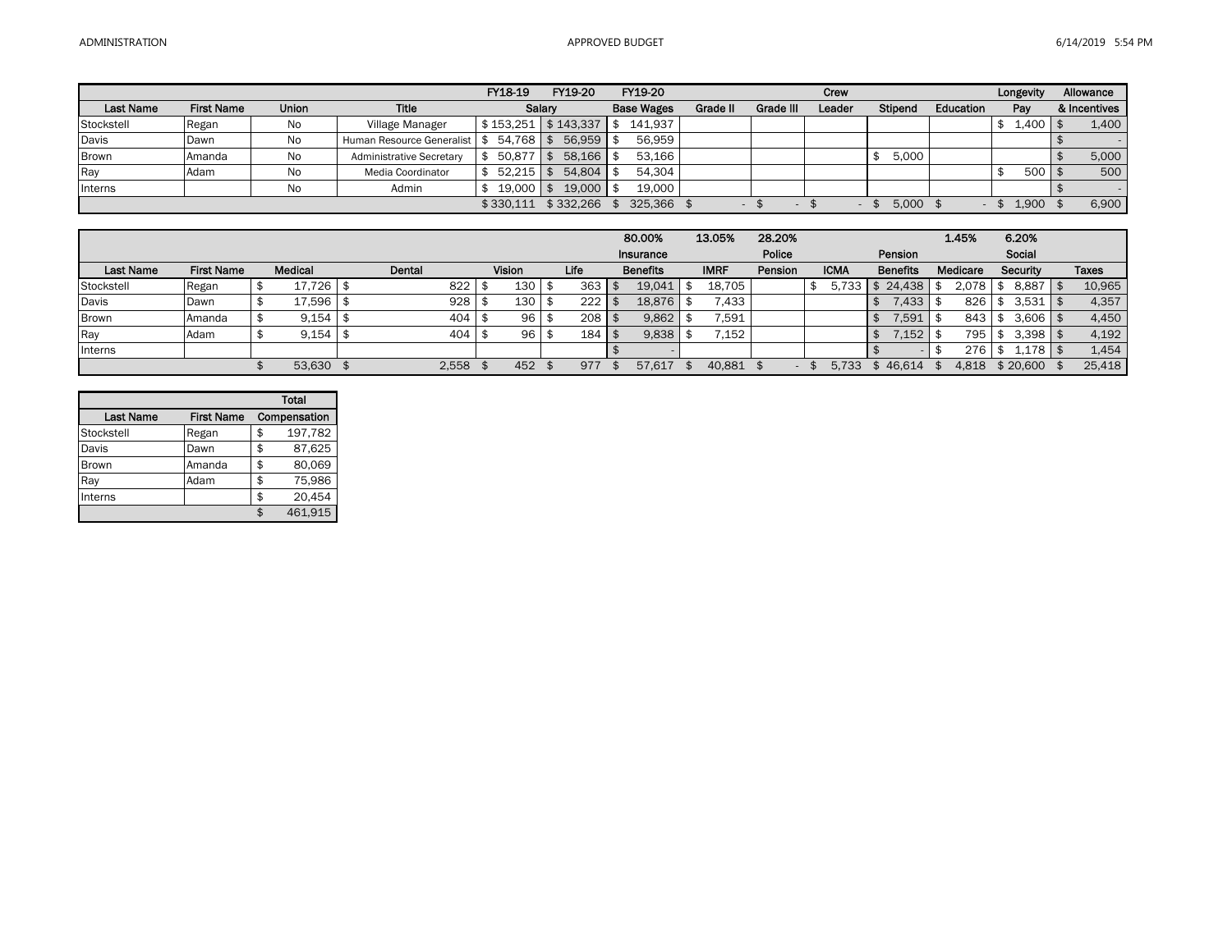| | | | | FY18-19 | FY19-20 | FY19-20 | | | Crew | | | Longevity | Allowance |
|---|---|---|---|---|---|---|---|---|---|---|---|---|---|
| Last Name | First Name | Union | Title | Salary | | Base Wages | Grade II | Grade III | Leader | Stipend | Education | Pay | & Incentives |
| Stockstell | Regan | No | Village Manager | $ 153,251 | $ 143,337 | $ 141,937 | | | | | | $ 1,400 | $ 1,400 |
| Davis | Dawn | No | Human Resource Generalist | $ 54,768 | $ 56,959 | $ 56,959 | | | | | | | $ - |
| Brown | Amanda | No | Administrative Secretary | $ 50,877 | $ 58,166 | $ 53,166 | | | | $ 5,000 | | | $ 5,000 |
| Ray | Adam | No | Media Coordinator | $ 52,215 | $ 54,804 | $ 54,304 | | | | | | $ 500 | $ 500 |
| Interns | | No | Admin | $ 19,000 | $ 19,000 | $ 19,000 | | | | | | | $ - |
| | | | | $ 330,111 | $ 332,266 | $ 325,366 | $ - | $ - | $ - | $ 5,000 | $ - | $ 1,900 | $ 6,900 |

| | | | | | | 80.00% | 13.05% | 28.20% | | | 1.45% | 6.20% | |
|---|---|---|---|---|---|---|---|---|---|---|---|---|---|
| | | | | | | Insurance | | Police | | Pension | | Social | |
| Last Name | First Name | Medical | Dental | Vision | Life | Benefits | IMRF | Pension | ICMA | Benefits | Medicare | Security | Taxes |
| Stockstell | Regan | $ 17,726 | $ 822 | $ 130 | $ 363 | $ 19,041 | $ 18,705 | | $ 5,733 | $ 24,438 | $ 2,078 | $ 8,887 | $ 10,965 |
| Davis | Dawn | $ 17,596 | $ 928 | $ 130 | $ 222 | $ 18,876 | $ 7,433 | | | $ 7,433 | $ 826 | $ 3,531 | $ 4,357 |
| Brown | Amanda | $ 9,154 | $ 404 | $ 96 | $ 208 | $ 9,862 | $ 7,591 | | | $ 7,591 | $ 843 | $ 3,606 | $ 4,450 |
| Ray | Adam | $ 9,154 | $ 404 | $ 96 | $ 184 | $ 9,838 | $ 7,152 | | | $ 7,152 | $ 795 | $ 3,398 | $ 4,192 |
| Interns | | | | | | $ - | | | | $ - | $ 276 | $ 1,178 | $ 1,454 |
| | | $ 53,630 | $ 2,558 | $ 452 | $ 977 | $ 57,617 | $ 40,881 | $ - | $ 5,733 | $ 46,614 | $ 4,818 | $ 20,600 | $ 25,418 |

| | | Total |
|---|---|---|
| Last Name | First Name | Compensation |
| Stockstell | Regan | $ 197,782 |
| Davis | Dawn | $ 87,625 |
| Brown | Amanda | $ 80,069 |
| Ray | Adam | $ 75,986 |
| Interns | | $ 20,454 |
| | | $ 461,915 |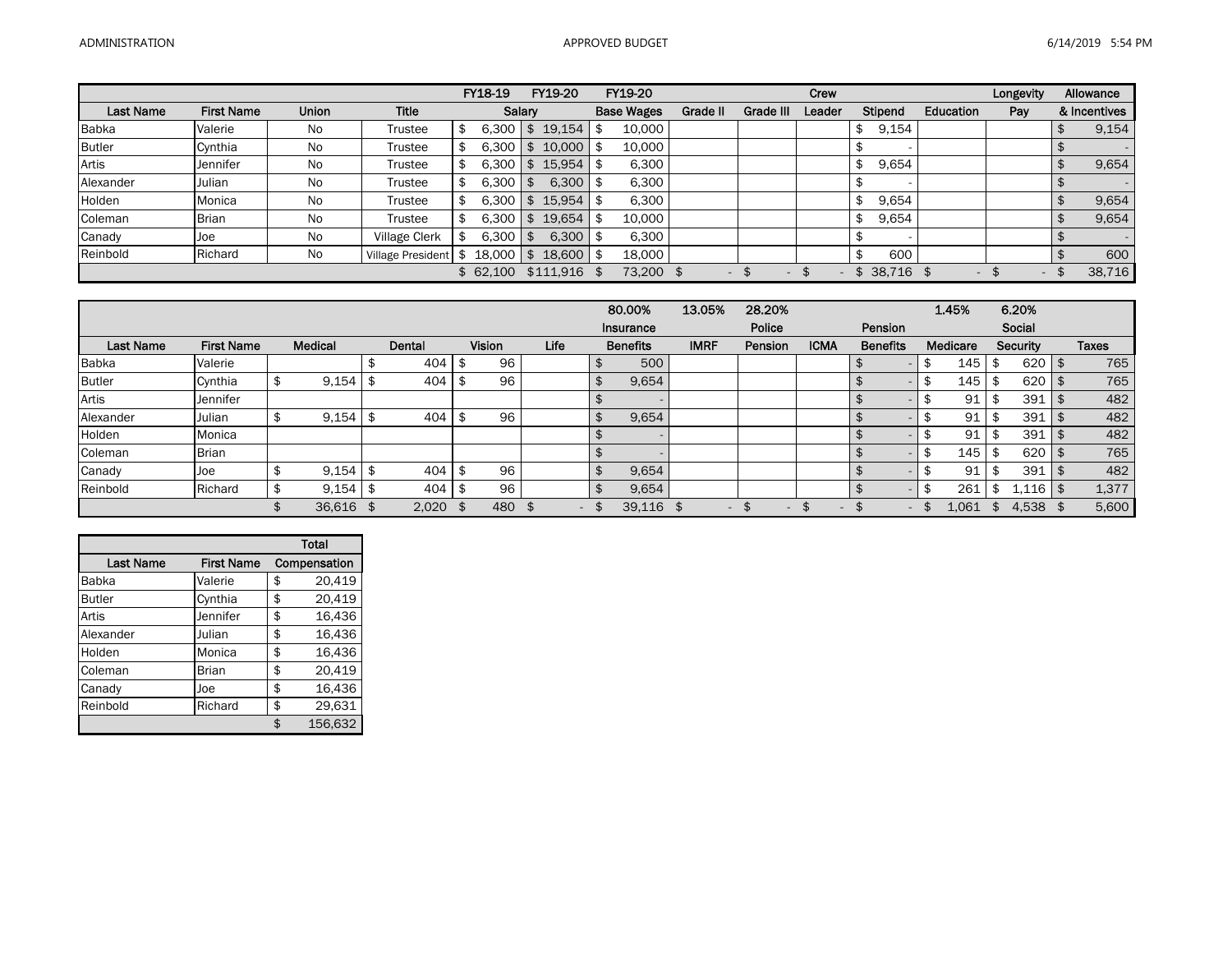ADMINISTRATION

APPROVED BUDGET

| Last Name | First Name | Union | Title | FY18-19 Salary | FY19-20 Salary | FY19-20 Base Wages | Grade II | Grade III | Crew Leader | Stipend | Education | Longevity Pay | Allowance & Incentives |
|---|---|---|---|---|---|---|---|---|---|---|---|---|---|
| Babka | Valerie | No | Trustee | $ 6,300 | $ 19,154 | $ 10,000 | | | | $ 9,154 | | | $ 9,154 |
| Butler | Cynthia | No | Trustee | $ 6,300 | $ 10,000 | $ 10,000 | | | | $ - | | | $ - |
| Artis | Jennifer | No | Trustee | $ 6,300 | $ 15,954 | $ 6,300 | | | | $ 9,654 | | | $ 9,654 |
| Alexander | Julian | No | Trustee | $ 6,300 | $ 6,300 | $ 6,300 | | | | $ - | | | $ - |
| Holden | Monica | No | Trustee | $ 6,300 | $ 15,954 | $ 6,300 | | | | $ 9,654 | | | $ 9,654 |
| Coleman | Brian | No | Trustee | $ 6,300 | $ 19,654 | $ 10,000 | | | | $ 9,654 | | | $ 9,654 |
| Canady | Joe | No | Village Clerk | $ 6,300 | $ 6,300 | $ 6,300 | | | | $ - | | | $ - |
| Reinbold | Richard | No | Village President | $ 18,000 | $ 18,600 | $ 18,000 | | | | $ 600 | | | $ 600 |
| | | | | $ 62,100 | $111,916 | $ 73,200 | $ - | $ - | $ - | $ 38,716 | $ - | $ - | $ 38,716 |

| Last Name | First Name | Medical | Dental | Vision | Life | 80.00% Insurance Benefits | 13.05% IMRF | 28.20% Police Pension | ICMA | Pension Benefits | 1.45% Medicare | 6.20% Social Security | Taxes |
|---|---|---|---|---|---|---|---|---|---|---|---|---|---|
| Babka | Valerie | | $ 404 | $ 96 | | $ 500 | | | | $ - | $ 145 | $ 620 | $ 765 |
| Butler | Cynthia | $ 9,154 | $ 404 | $ 96 | | $ 9,654 | | | | $ - | $ 145 | $ 620 | $ 765 |
| Artis | Jennifer | | | | | $ - | | | | $ - | $ 91 | $ 391 | $ 482 |
| Alexander | Julian | $ 9,154 | $ 404 | $ 96 | | $ 9,654 | | | | $ - | $ 91 | $ 391 | $ 482 |
| Holden | Monica | | | | | $ - | | | | $ - | $ 91 | $ 391 | $ 482 |
| Coleman | Brian | | | | | $ - | | | | $ - | $ 145 | $ 620 | $ 765 |
| Canady | Joe | $ 9,154 | $ 404 | $ 96 | | $ 9,654 | | | | $ - | $ 91 | $ 391 | $ 482 |
| Reinbold | Richard | $ 9,154 | $ 404 | $ 96 | | $ 9,654 | | | | $ - | $ 261 | $ 1,116 | $ 1,377 |
| | | $ 36,616 | $ 2,020 | $ 480 | $ - | $ 39,116 | $ - | $ - | $ - | $ - | $ 1,061 | $ 4,538 | $ 5,600 |

| Last Name | First Name | Total Compensation |
|---|---|---|
| Babka | Valerie | $ 20,419 |
| Butler | Cynthia | $ 20,419 |
| Artis | Jennifer | $ 16,436 |
| Alexander | Julian | $ 16,436 |
| Holden | Monica | $ 16,436 |
| Coleman | Brian | $ 20,419 |
| Canady | Joe | $ 16,436 |
| Reinbold | Richard | $ 29,631 |
| | | $ 156,632 |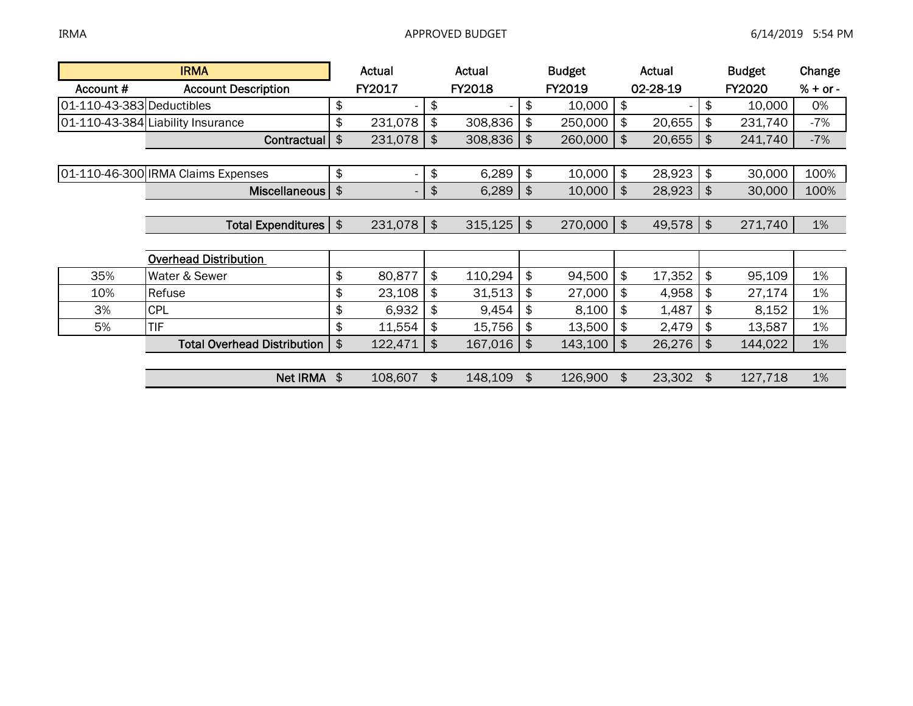| IRMA | | Actual | Actual | Budget | Actual | Budget | Change |
|---|---|---|---|---|---|---|---|
| Account # | Account Description | FY2017 | FY2018 | FY2019 | 02-28-19 | FY2020 | % + or - |
| 01-110-43-383 | Deductibles | $ - | $ - | $ 10,000 | $ - | $ 10,000 | 0% |
| 01-110-43-384 | Liability Insurance | $ 231,078 | $ 308,836 | $ 250,000 | $ 20,655 | $ 231,740 | -7% |
| | **Contractual** | $ 231,078 | $ 308,836 | $ 260,000 | $ 20,655 | $ 241,740 | -7% |
| | | | | | | | |
| 01-110-46-300 | IRMA Claims Expenses | $ - | $ 6,289 | $ 10,000 | $ 28,923 | $ 30,000 | 100% |
| | **Miscellaneous** | $ - | $ 6,289 | $ 10,000 | $ 28,923 | $ 30,000 | 100% |
| | | | | | | | |
| | **Total Expenditures** | $ 231,078 | $ 315,125 | $ 270,000 | $ 49,578 | $ 271,740 | 1% |
| | | | | | | | |
| | **Overhead Distribution** | | | | | | |
| 35% | Water & Sewer | $ 80,877 | $ 110,294 | $ 94,500 | $ 17,352 | $ 95,109 | 1% |
| 10% | Refuse | $ 23,108 | $ 31,513 | $ 27,000 | $ 4,958 | $ 27,174 | 1% |
| 3% | CPL | $ 6,932 | $ 9,454 | $ 8,100 | $ 1,487 | $ 8,152 | 1% |
| 5% | TIF | $ 11,554 | $ 15,756 | $ 13,500 | $ 2,479 | $ 13,587 | 1% |
| | **Total Overhead Distribution** | $ 122,471 | $ 167,016 | $ 143,100 | $ 26,276 | $ 144,022 | 1% |
| | | | | | | | |
| | **Net IRMA** | $ 108,607 | $ 148,109 | $ 126,900 | $ 23,302 | $ 127,718 | 1% |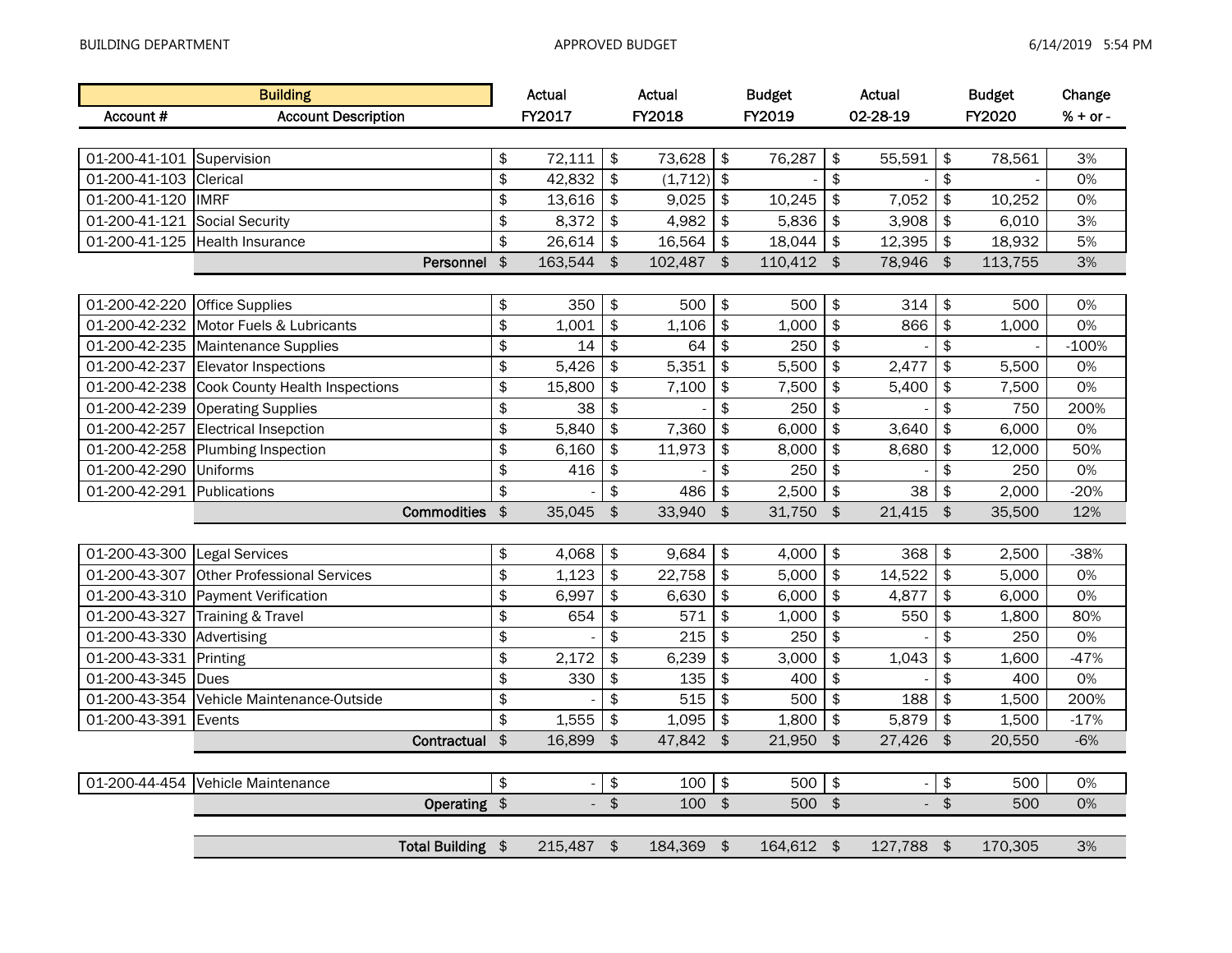BUILDING DEPARTMENT APPROVED BUDGET

| Account # | Building<br>Account Description | Actual FY2017 | Actual FY2018 | Budget FY2019 | Actual 02-28-19 | Budget FY2020 | Change % + or - |
|---|---|---|---|---|---|---|---|
| 01-200-41-101 | Supervision | $ 72,111 | $ 73,628 | $ 76,287 | $ 55,591 | $ 78,561 | 3% |
| 01-200-41-103 | Clerical | $ 42,832 | $ (1,712) | $ - | $ - | $ - | 0% |
| 01-200-41-120 | IMRF | $ 13,616 | $ 9,025 | $ 10,245 | $ 7,052 | $ 10,252 | 0% |
| 01-200-41-121 | Social Security | $ 8,372 | $ 4,982 | $ 5,836 | $ 3,908 | $ 6,010 | 3% |
| 01-200-41-125 | Health Insurance | $ 26,614 | $ 16,564 | $ 18,044 | $ 12,395 | $ 18,932 | 5% |
| | **Personnel** | $ 163,544 | $ 102,487 | $ 110,412 | $ 78,946 | $ 113,755 | 3% |
| 01-200-42-220 | Office Supplies | $ 350 | $ 500 | $ 500 | $ 314 | $ 500 | 0% |
| 01-200-42-232 | Motor Fuels & Lubricants | $ 1,001 | $ 1,106 | $ 1,000 | $ 866 | $ 1,000 | 0% |
| 01-200-42-235 | Maintenance Supplies | $ 14 | $ 64 | $ 250 | $ - | $ - | -100% |
| 01-200-42-237 | Elevator Inspections | $ 5,426 | $ 5,351 | $ 5,500 | $ 2,477 | $ 5,500 | 0% |
| 01-200-42-238 | Cook County Health Inspections | $ 15,800 | $ 7,100 | $ 7,500 | $ 5,400 | $ 7,500 | 0% |
| 01-200-42-239 | Operating Supplies | $ 38 | $ - | $ 250 | $ - | $ 750 | 200% |
| 01-200-42-257 | Electrical Insepction | $ 5,840 | $ 7,360 | $ 6,000 | $ 3,640 | $ 6,000 | 0% |
| 01-200-42-258 | Plumbing Inspection | $ 6,160 | $ 11,973 | $ 8,000 | $ 8,680 | $ 12,000 | 50% |
| 01-200-42-290 | Uniforms | $ 416 | $ - | $ 250 | $ - | $ 250 | 0% |
| 01-200-42-291 | Publications | $ - | $ 486 | $ 2,500 | $ 38 | $ 2,000 | -20% |
| | **Commodities** | $ 35,045 | $ 33,940 | $ 31,750 | $ 21,415 | $ 35,500 | 12% |
| 01-200-43-300 | Legal Services | $ 4,068 | $ 9,684 | $ 4,000 | $ 368 | $ 2,500 | -38% |
| 01-200-43-307 | Other Professional Services | $ 1,123 | $ 22,758 | $ 5,000 | $ 14,522 | $ 5,000 | 0% |
| 01-200-43-310 | Payment Verification | $ 6,997 | $ 6,630 | $ 6,000 | $ 4,877 | $ 6,000 | 0% |
| 01-200-43-327 | Training & Travel | $ 654 | $ 571 | $ 1,000 | $ 550 | $ 1,800 | 80% |
| 01-200-43-330 | Advertising | $ - | $ 215 | $ 250 | $ - | $ 250 | 0% |
| 01-200-43-331 | Printing | $ 2,172 | $ 6,239 | $ 3,000 | $ 1,043 | $ 1,600 | -47% |
| 01-200-43-345 | Dues | $ 330 | $ 135 | $ 400 | $ - | $ 400 | 0% |
| 01-200-43-354 | Vehicle Maintenance-Outside | $ - | $ 515 | $ 500 | $ 188 | $ 1,500 | 200% |
| 01-200-43-391 | Events | $ 1,555 | $ 1,095 | $ 1,800 | $ 5,879 | $ 1,500 | -17% |
| | **Contractual** | $ 16,899 | $ 47,842 | $ 21,950 | $ 27,426 | $ 20,550 | -6% |
| 01-200-44-454 | Vehicle Maintenance | $ - | $ 100 | $ 500 | $ - | $ 500 | 0% |
| | **Operating** | $ - | $ 100 | $ 500 | $ - | $ 500 | 0% |
| | **Total Building** | $ 215,487 | $ 184,369 | $ 164,612 | $ 127,788 | $ 170,305 | 3% |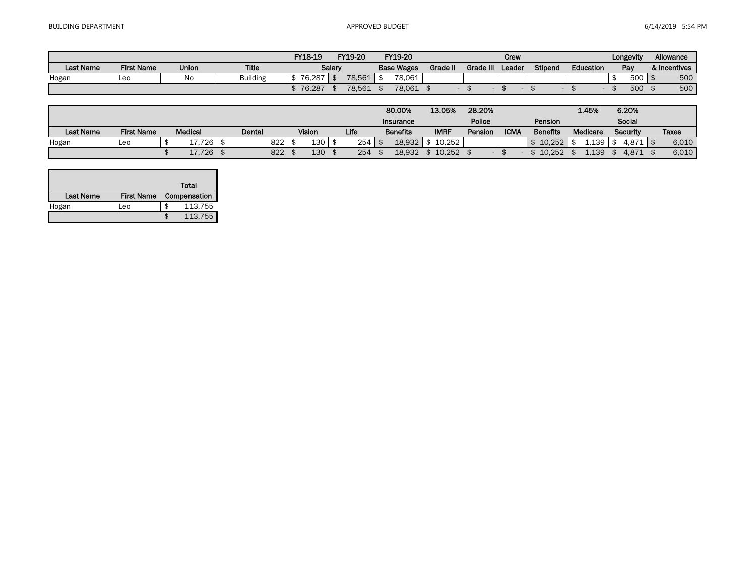| Last Name | First Name | Union | Title | FY18-19 Salary | FY19-20 Salary | FY19-20 Base Wages | Grade II | Grade III | Crew Leader | Stipend | Education | Longevity Pay | Allowance & Incentives |
|---|---|---|---|---|---|---|---|---|---|---|---|---|---|
| Hogan | Leo | No | Building | $ 76,287 | $ 78,561 | $ 78,061 | | | | | | $ 500 | $ 500 |
| | | | | $ 76,287 | $ 78,561 | $ 78,061 | $ - | $ - | $ - | $ - | $ - | $ 500 | $ 500 |

| Last Name | First Name | Medical | Dental | Vision | Life | 80.00% Insurance Benefits | 13.05% IMRF | 28.20% Police Pension | ICMA | Pension Benefits | 1.45% Medicare | 6.20% Social Security | Taxes |
|---|---|---|---|---|---|---|---|---|---|---|---|---|---|
| Hogan | Leo | $ 17,726 | $ 822 | $ 130 | $ 254 | $ 18,932 | $ 10,252 | | | $ 10,252 | $ 1,139 | $ 4,871 | $ 6,010 |
| | | $ 17,726 | $ 822 | $ 130 | $ 254 | $ 18,932 | $ 10,252 | $ - | $ - | $ 10,252 | $ 1,139 | $ 4,871 | $ 6,010 |

| Last Name | First Name | Total Compensation |
|---|---|---|
| Hogan | Leo | $ 113,755 |
| | | $ 113,755 |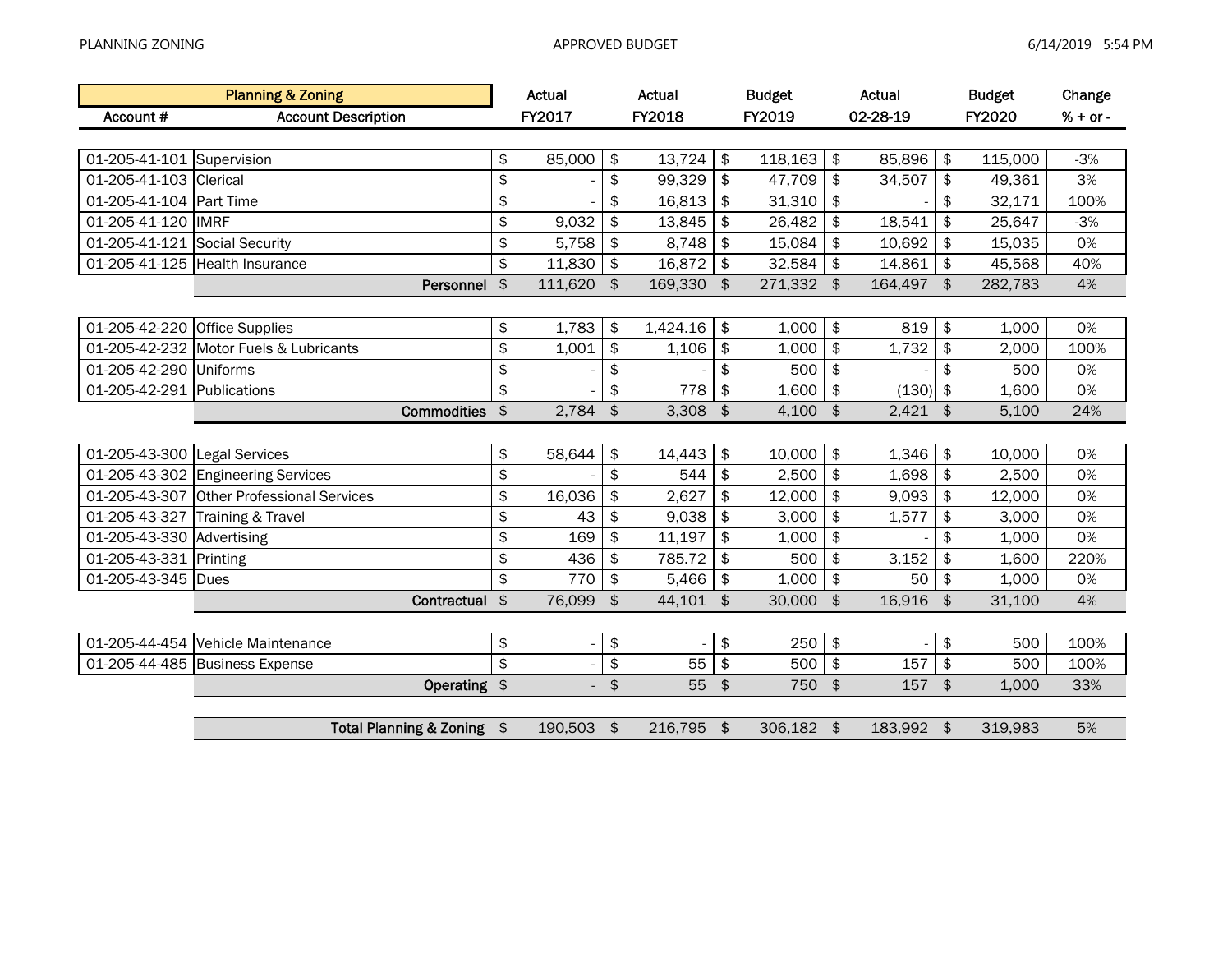PLANNING ZONING — APPROVED BUDGET — 6/14/2019 5:54 PM

| Account # | Account Description | Actual FY2017 | Actual FY2018 | Budget FY2019 | Actual 02-28-19 | Budget FY2020 | Change % + or - |
|---|---|---|---|---|---|---|---|
| 01-205-41-101 | Supervision | $ 85,000 | $ 13,724 | $ 118,163 | $ 85,896 | $ 115,000 | -3% |
| 01-205-41-103 | Clerical | $ - | $ 99,329 | $ 47,709 | $ 34,507 | $ 49,361 | 3% |
| 01-205-41-104 | Part Time | $ - | $ 16,813 | $ 31,310 | $ - | $ 32,171 | 100% |
| 01-205-41-120 | IMRF | $ 9,032 | $ 13,845 | $ 26,482 | $ 18,541 | $ 25,647 | -3% |
| 01-205-41-121 | Social Security | $ 5,758 | $ 8,748 | $ 15,084 | $ 10,692 | $ 15,035 | 0% |
| 01-205-41-125 | Health Insurance | $ 11,830 | $ 16,872 | $ 32,584 | $ 14,861 | $ 45,568 | 40% |
| | **Personnel** | $ 111,620 | $ 169,330 | $ 271,332 | $ 164,497 | $ 282,783 | 4% |
| 01-205-42-220 | Office Supplies | $ 1,783 | $ 1,424.16 | $ 1,000 | $ 819 | $ 1,000 | 0% |
| 01-205-42-232 | Motor Fuels & Lubricants | $ 1,001 | $ 1,106 | $ 1,000 | $ 1,732 | $ 2,000 | 100% |
| 01-205-42-290 | Uniforms | $ - | $ - | $ 500 | $ - | $ 500 | 0% |
| 01-205-42-291 | Publications | $ - | $ 778 | $ 1,600 | $ (130) | $ 1,600 | 0% |
| | **Commodities** | $ 2,784 | $ 3,308 | $ 4,100 | $ 2,421 | $ 5,100 | 24% |
| 01-205-43-300 | Legal Services | $ 58,644 | $ 14,443 | $ 10,000 | $ 1,346 | $ 10,000 | 0% |
| 01-205-43-302 | Engineering Services | $ - | $ 544 | $ 2,500 | $ 1,698 | $ 2,500 | 0% |
| 01-205-43-307 | Other Professional Services | $ 16,036 | $ 2,627 | $ 12,000 | $ 9,093 | $ 12,000 | 0% |
| 01-205-43-327 | Training & Travel | $ 43 | $ 9,038 | $ 3,000 | $ 1,577 | $ 3,000 | 0% |
| 01-205-43-330 | Advertising | $ 169 | $ 11,197 | $ 1,000 | $ - | $ 1,000 | 0% |
| 01-205-43-331 | Printing | $ 436 | $ 785.72 | $ 500 | $ 3,152 | $ 1,600 | 220% |
| 01-205-43-345 | Dues | $ 770 | $ 5,466 | $ 1,000 | $ 50 | $ 1,000 | 0% |
| | **Contractual** | $ 76,099 | $ 44,101 | $ 30,000 | $ 16,916 | $ 31,100 | 4% |
| 01-205-44-454 | Vehicle Maintenance | $ - | $ - | $ 250 | $ - | $ 500 | 100% |
| 01-205-44-485 | Business Expense | $ - | $ 55 | $ 500 | $ 157 | $ 500 | 100% |
| | **Operating** | $ - | $ 55 | $ 750 | $ 157 | $ 1,000 | 33% |
| | **Total Planning & Zoning** | $ 190,503 | $ 216,795 | $ 306,182 | $ 183,992 | $ 319,983 | 5% |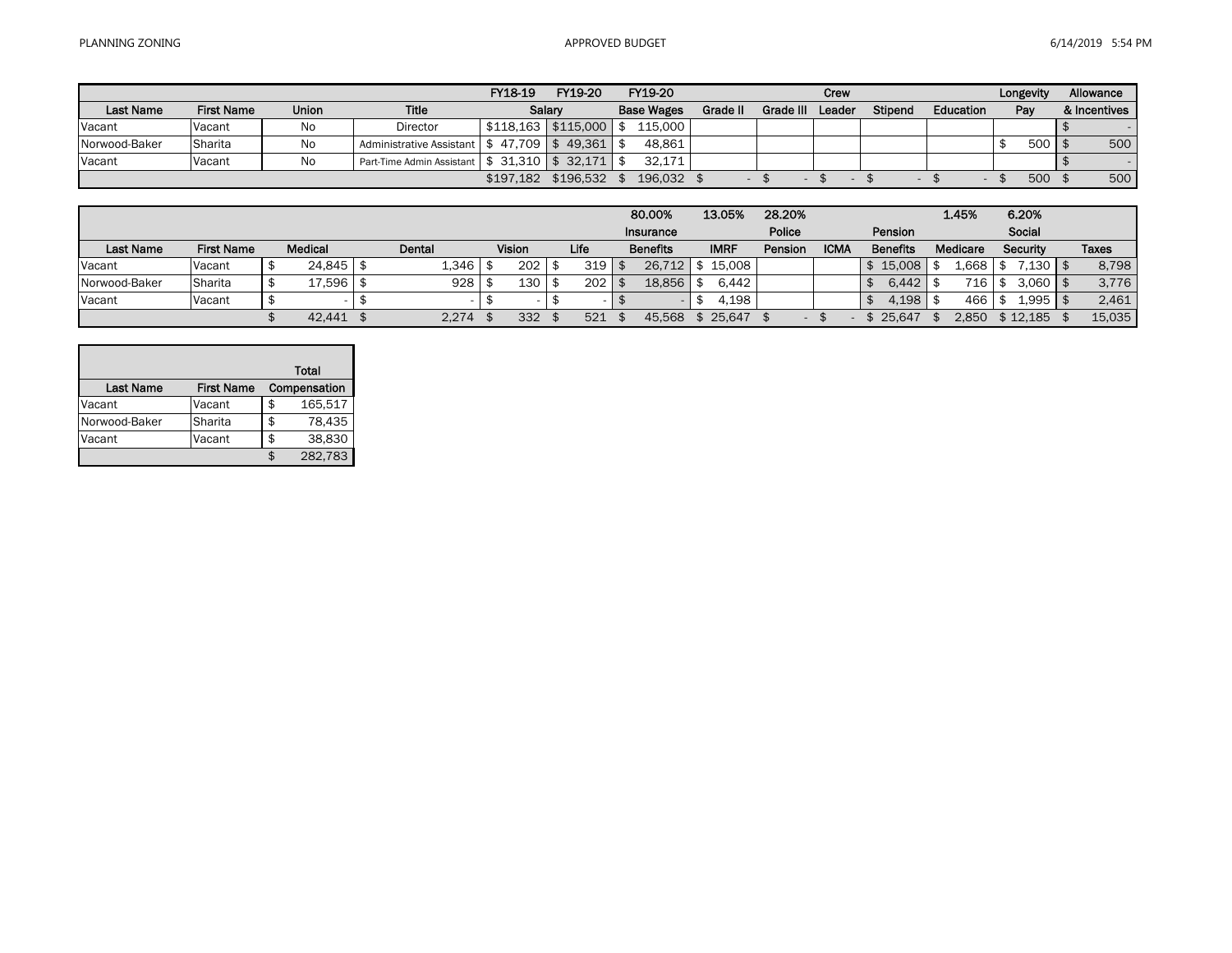| | | | | FY18-19 | FY19-20 | FY19-20 | | | Crew | | | Longevity | Allowance |
|---|---|---|---|---|---|---|---|---|---|---|---|---|---|
| Last Name | First Name | Union | Title | Salary | | Base Wages | Grade II | Grade III | Leader | Stipend | Education | Pay | & Incentives |
| Vacant | Vacant | No | Director | $118,163 | $115,000 | $ 115,000 | | | | | | | $ - |
| Norwood-Baker | Sharita | No | Administrative Assistant | $ 47,709 | $ 49,361 | $ 48,861 | | | | | | $ 500 | $ 500 |
| Vacant | Vacant | No | Part-Time Admin Assistant | $ 31,310 | $ 32,171 | $ 32,171 | | | | | | | $ - |
| | | | | $197,182 | $196,532 | $ 196,032 | $ - | $ - | $ - | $ - | $ - | $ 500 | $ 500 |

| | | | | | | 80.00% | 13.05% | 28.20% | | | 1.45% | 6.20% | |
|---|---|---|---|---|---|---|---|---|---|---|---|---|---|
| | | | | | | Insurance | | Police | | Pension | | Social | |
| Last Name | First Name | Medical | Dental | Vision | Life | Benefits | IMRF | Pension | ICMA | Benefits | Medicare | Security | Taxes |
| Vacant | Vacant | $ 24,845 | $ 1,346 | $ 202 | $ 319 | $ 26,712 | $ 15,008 | | | $ 15,008 | $ 1,668 | $ 7,130 | $ 8,798 |
| Norwood-Baker | Sharita | $ 17,596 | $ 928 | $ 130 | $ 202 | $ 18,856 | $ 6,442 | | | $ 6,442 | $ 716 | $ 3,060 | $ 3,776 |
| Vacant | Vacant | $ - | $ - | $ - | $ - | $ - | $ 4,198 | | | $ 4,198 | $ 466 | $ 1,995 | $ 2,461 |
| | | $ 42,441 | $ 2,274 | $ 332 | $ 521 | $ 45,568 | $ 25,647 | $ - | $ - | $ 25,647 | $ 2,850 | $ 12,185 | $ 15,035 |

| | | Total |
|---|---|---|
| Last Name | First Name | Compensation |
| Vacant | Vacant | $ 165,517 |
| Norwood-Baker | Sharita | $ 78,435 |
| Vacant | Vacant | $ 38,830 |
| | | $ 282,783 |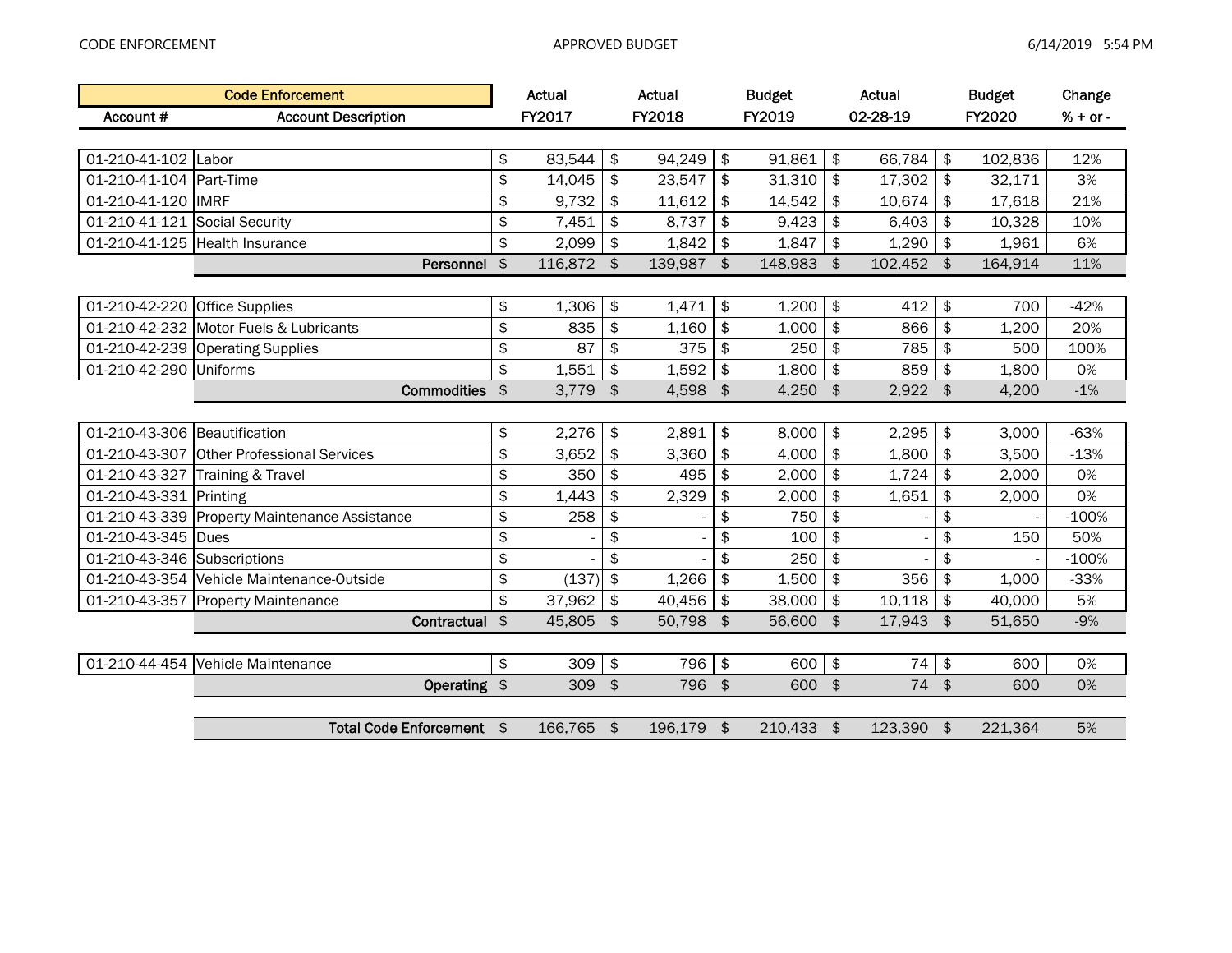| Account # | Account Description | Actual FY2017 | Actual FY2018 | Budget FY2019 | Actual 02-28-19 | Budget FY2020 | Change % + or - |
|---|---|---|---|---|---|---|---|
| 01-210-41-102 | Labor | $ 83,544 | $ 94,249 | $ 91,861 | $ 66,784 | $ 102,836 | 12% |
| 01-210-41-104 | Part-Time | $ 14,045 | $ 23,547 | $ 31,310 | $ 17,302 | $ 32,171 | 3% |
| 01-210-41-120 | IMRF | $ 9,732 | $ 11,612 | $ 14,542 | $ 10,674 | $ 17,618 | 21% |
| 01-210-41-121 | Social Security | $ 7,451 | $ 8,737 | $ 9,423 | $ 6,403 | $ 10,328 | 10% |
| 01-210-41-125 | Health Insurance | $ 2,099 | $ 1,842 | $ 1,847 | $ 1,290 | $ 1,961 | 6% |
| | **Personnel** | $ 116,872 | $ 139,987 | $ 148,983 | $ 102,452 | $ 164,914 | 11% |
| 01-210-42-220 | Office Supplies | $ 1,306 | $ 1,471 | $ 1,200 | $ 412 | $ 700 | -42% |
| 01-210-42-232 | Motor Fuels & Lubricants | $ 835 | $ 1,160 | $ 1,000 | $ 866 | $ 1,200 | 20% |
| 01-210-42-239 | Operating Supplies | $ 87 | $ 375 | $ 250 | $ 785 | $ 500 | 100% |
| 01-210-42-290 | Uniforms | $ 1,551 | $ 1,592 | $ 1,800 | $ 859 | $ 1,800 | 0% |
| | **Commodities** | $ 3,779 | $ 4,598 | $ 4,250 | $ 2,922 | $ 4,200 | -1% |
| 01-210-43-306 | Beautification | $ 2,276 | $ 2,891 | $ 8,000 | $ 2,295 | $ 3,000 | -63% |
| 01-210-43-307 | Other Professional Services | $ 3,652 | $ 3,360 | $ 4,000 | $ 1,800 | $ 3,500 | -13% |
| 01-210-43-327 | Training & Travel | $ 350 | $ 495 | $ 2,000 | $ 1,724 | $ 2,000 | 0% |
| 01-210-43-331 | Printing | $ 1,443 | $ 2,329 | $ 2,000 | $ 1,651 | $ 2,000 | 0% |
| 01-210-43-339 | Property Maintenance Assistance | $ 258 | $ - | $ 750 | $ - | $ - | -100% |
| 01-210-43-345 | Dues | $ - | $ - | $ 100 | $ - | $ 150 | 50% |
| 01-210-43-346 | Subscriptions | $ - | $ - | $ 250 | $ - | $ - | -100% |
| 01-210-43-354 | Vehicle Maintenance-Outside | $ (137) | $ 1,266 | $ 1,500 | $ 356 | $ 1,000 | -33% |
| 01-210-43-357 | Property Maintenance | $ 37,962 | $ 40,456 | $ 38,000 | $ 10,118 | $ 40,000 | 5% |
| | **Contractual** | $ 45,805 | $ 50,798 | $ 56,600 | $ 17,943 | $ 51,650 | -9% |
| 01-210-44-454 | Vehicle Maintenance | $ 309 | $ 796 | $ 600 | $ 74 | $ 600 | 0% |
| | **Operating** | $ 309 | $ 796 | $ 600 | $ 74 | $ 600 | 0% |
| | **Total Code Enforcement** | $ 166,765 | $ 196,179 | $ 210,433 | $ 123,390 | $ 221,364 | 5% |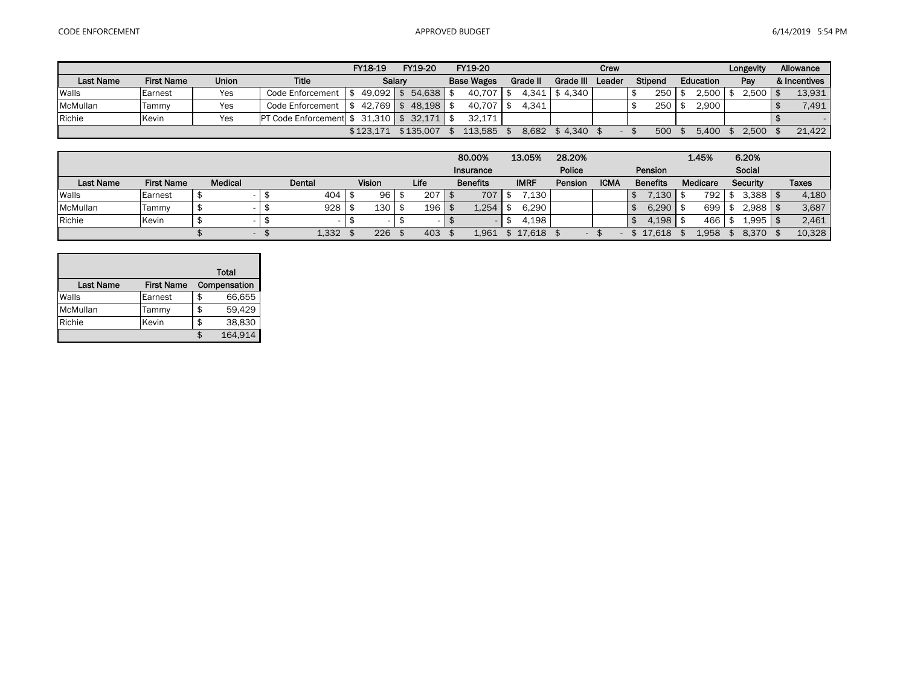| Last Name | First Name | Union | Title | FY18-19 Salary | FY19-20 Salary | FY19-20 Base Wages | Grade II | Grade III | Crew Leader | Stipend | Education | Longevity Pay | Allowance & Incentives |
|---|---|---|---|---|---|---|---|---|---|---|---|---|---|
| Walls | Earnest | Yes | Code Enforcement | $ 49,092 | $ 54,638 | $ 40,707 | $ 4,341 | $ 4,340 | | $ 250 | $ 2,500 | $ 2,500 | $ 13,931 |
| McMullan | Tammy | Yes | Code Enforcement | $ 42,769 | $ 48,198 | $ 40,707 | $ 4,341 | | | $ 250 | $ 2,900 | | $ 7,491 |
| Richie | Kevin | Yes | PT Code Enforcement | $ 31,310 | $ 32,171 | $ 32,171 | | | | | | | $ - |
| | | | | $123,171 | $135,007 | $ 113,585 | $ 8,682 | $ 4,340 | $ - | $ 500 | $ 5,400 | $ 2,500 | $ 21,422 |

| Last Name | First Name | Medical | Dental | Vision | Life | 80.00% Insurance Benefits | 13.05% IMRF | 28.20% Police Pension | ICMA | Pension Benefits | 1.45% Medicare | 6.20% Social Security | Taxes |
|---|---|---|---|---|---|---|---|---|---|---|---|---|---|
| Walls | Earnest | $ - | $ 404 | $ 96 | $ 207 | $ 707 | $ 7,130 | | | $ 7,130 | $ 792 | $ 3,388 | $ 4,180 |
| McMullan | Tammy | $ - | $ 928 | $ 130 | $ 196 | $ 1,254 | $ 6,290 | | | $ 6,290 | $ 699 | $ 2,988 | $ 3,687 |
| Richie | Kevin | $ - | $ - | $ - | $ - | $ - | $ 4,198 | | | $ 4,198 | $ 466 | $ 1,995 | $ 2,461 |
| | | $ - | $ 1,332 | $ 226 | $ 403 | $ 1,961 | $ 17,618 | $ - | $ - | $ 17,618 | $ 1,958 | $ 8,370 | $ 10,328 |

| Last Name | First Name | Total Compensation |
|---|---|---|
| Walls | Earnest | $ 66,655 |
| McMullan | Tammy | $ 59,429 |
| Richie | Kevin | $ 38,830 |
| | | $ 164,914 |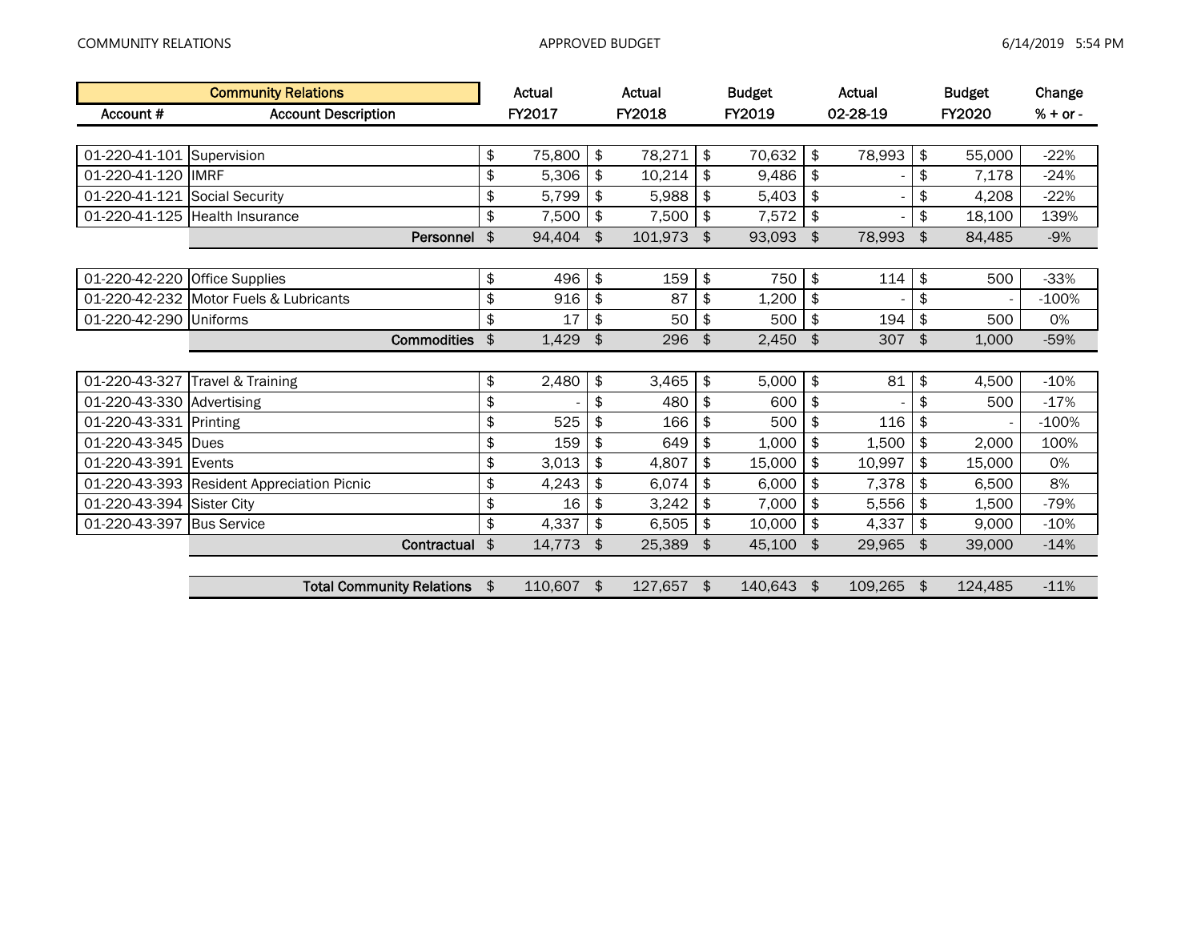| Account # | Account Description | Actual FY2017 | Actual FY2018 | Budget FY2019 | Actual 02-28-19 | Budget FY2020 | Change % + or - |
|---|---|---|---|---|---|---|---|
| 01-220-41-101 | Supervision | $ 75,800 | $ 78,271 | $ 70,632 | $ 78,993 | $ 55,000 | -22% |
| 01-220-41-120 | IMRF | $ 5,306 | $ 10,214 | $ 9,486 | $ - | $ 7,178 | -24% |
| 01-220-41-121 | Social Security | $ 5,799 | $ 5,988 | $ 5,403 | $ - | $ 4,208 | -22% |
| 01-220-41-125 | Health Insurance | $ 7,500 | $ 7,500 | $ 7,572 | $ - | $ 18,100 | 139% |
| | **Personnel** | $ 94,404 | $ 101,973 | $ 93,093 | $ 78,993 | $ 84,485 | -9% |
| 01-220-42-220 | Office Supplies | $ 496 | $ 159 | $ 750 | $ 114 | $ 500 | -33% |
| 01-220-42-232 | Motor Fuels & Lubricants | $ 916 | $ 87 | $ 1,200 | $ - | $ - | -100% |
| 01-220-42-290 | Uniforms | $ 17 | $ 50 | $ 500 | $ 194 | $ 500 | 0% |
| | **Commodities** | $ 1,429 | $ 296 | $ 2,450 | $ 307 | $ 1,000 | -59% |
| 01-220-43-327 | Travel & Training | $ 2,480 | $ 3,465 | $ 5,000 | $ 81 | $ 4,500 | -10% |
| 01-220-43-330 | Advertising | $ - | $ 480 | $ 600 | $ - | $ 500 | -17% |
| 01-220-43-331 | Printing | $ 525 | $ 166 | $ 500 | $ 116 | $ - | -100% |
| 01-220-43-345 | Dues | $ 159 | $ 649 | $ 1,000 | $ 1,500 | $ 2,000 | 100% |
| 01-220-43-391 | Events | $ 3,013 | $ 4,807 | $ 15,000 | $ 10,997 | $ 15,000 | 0% |
| 01-220-43-393 | Resident Appreciation Picnic | $ 4,243 | $ 6,074 | $ 6,000 | $ 7,378 | $ 6,500 | 8% |
| 01-220-43-394 | Sister City | $ 16 | $ 3,242 | $ 7,000 | $ 5,556 | $ 1,500 | -79% |
| 01-220-43-397 | Bus Service | $ 4,337 | $ 6,505 | $ 10,000 | $ 4,337 | $ 9,000 | -10% |
| | **Contractual** | $ 14,773 | $ 25,389 | $ 45,100 | $ 29,965 | $ 39,000 | -14% |
| | **Total Community Relations** | $ 110,607 | $ 127,657 | $ 140,643 | $ 109,265 | $ 124,485 | -11% |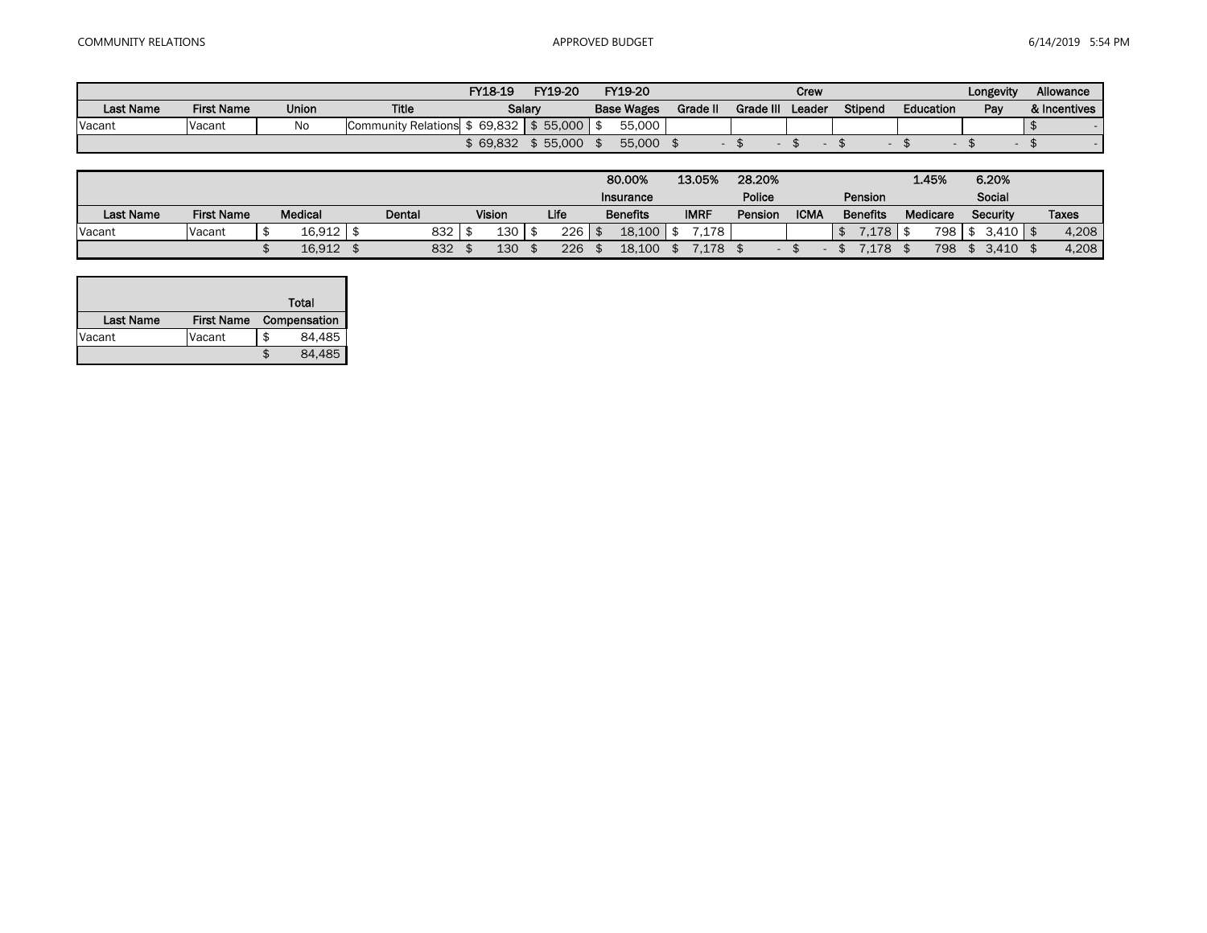| | | | | FY18-19 | FY19-20 | FY19-20 | | | Crew | | | Longevity | Allowance |
|---|---|---|---|---|---|---|---|---|---|---|---|---|---|
| Last Name | First Name | Union | Title | Salary | | Base Wages | Grade II | Grade III | Leader | Stipend | Education | Pay | & Incentives |
| Vacant | Vacant | No | Community Relations | $ 69,832 | $ 55,000 | $ 55,000 | | | | | | | $ - |
| | | | | $ 69,832 | $ 55,000 | $ 55,000 | $ - | $ - | $ - | $ - | $ - | $ - | $ - |

| | | | | | | 80.00% | 13.05% | 28.20% | | | 1.45% | 6.20% | |
|---|---|---|---|---|---|---|---|---|---|---|---|---|---|
| | | | | | | Insurance | | Police | | Pension | | Social | |
| Last Name | First Name | Medical | Dental | Vision | Life | Benefits | IMRF | Pension | ICMA | Benefits | Medicare | Security | Taxes |
| Vacant | Vacant | $ 16,912 | $ 832 | $ 130 | $ 226 | $ 18,100 | $ 7,178 | | | $ 7,178 | $ 798 | $ 3,410 | $ 4,208 |
| | | $ 16,912 | $ 832 | $ 130 | $ 226 | $ 18,100 | $ 7,178 | $ - | $ - | $ 7,178 | $ 798 | $ 3,410 | $ 4,208 |

| | | Total |
|---|---|---|
| Last Name | First Name | Compensation |
| Vacant | Vacant | $ 84,485 |
| | | $ 84,485 |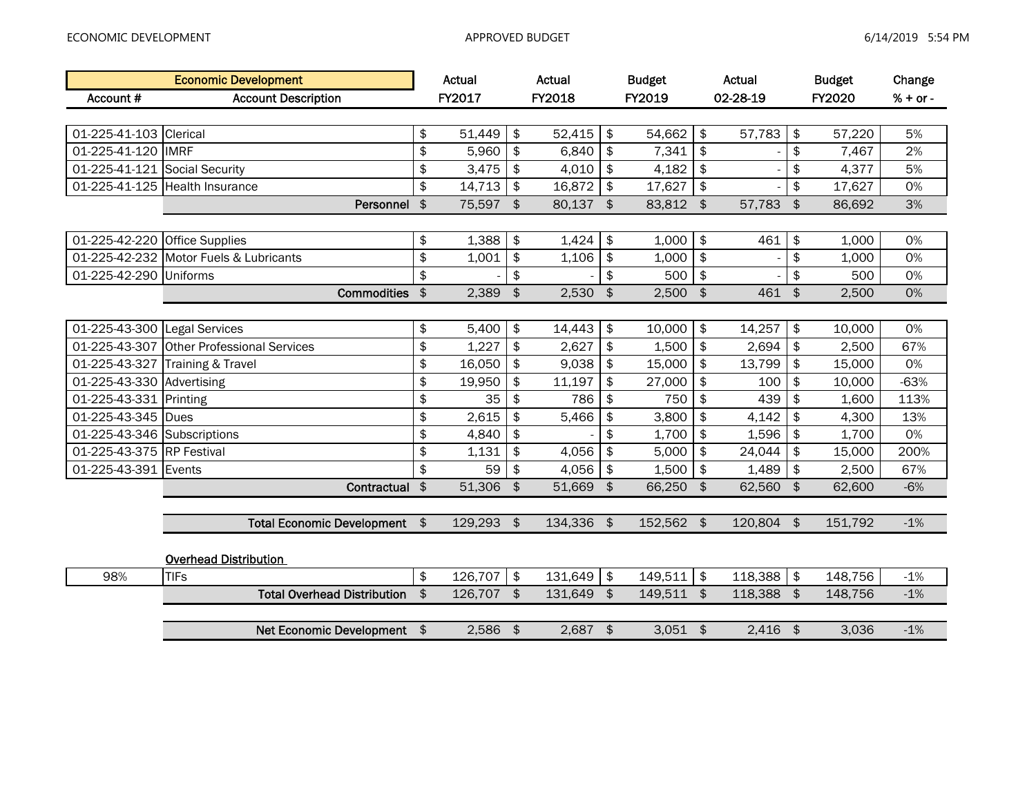| Account # | Account Description | Actual FY2017 | Actual FY2018 | Budget FY2019 | Actual 02-28-19 | Budget FY2020 | Change % + or - |
|---|---|---|---|---|---|---|---|
| 01-225-41-103 | Clerical | $ 51,449 | $ 52,415 | $ 54,662 | $ 57,783 | $ 57,220 | 5% |
| 01-225-41-120 | IMRF | $ 5,960 | $ 6,840 | $ 7,341 | $ - | $ 7,467 | 2% |
| 01-225-41-121 | Social Security | $ 3,475 | $ 4,010 | $ 4,182 | $ - | $ 4,377 | 5% |
| 01-225-41-125 | Health Insurance | $ 14,713 | $ 16,872 | $ 17,627 | $ - | $ 17,627 | 0% |
| | **Personnel** | $ 75,597 | $ 80,137 | $ 83,812 | $ 57,783 | $ 86,692 | 3% |
| 01-225-42-220 | Office Supplies | $ 1,388 | $ 1,424 | $ 1,000 | $ 461 | $ 1,000 | 0% |
| 01-225-42-232 | Motor Fuels & Lubricants | $ 1,001 | $ 1,106 | $ 1,000 | $ - | $ 1,000 | 0% |
| 01-225-42-290 | Uniforms | $ - | $ - | $ 500 | $ - | $ 500 | 0% |
| | **Commodities** | $ 2,389 | $ 2,530 | $ 2,500 | $ 461 | $ 2,500 | 0% |
| 01-225-43-300 | Legal Services | $ 5,400 | $ 14,443 | $ 10,000 | $ 14,257 | $ 10,000 | 0% |
| 01-225-43-307 | Other Professional Services | $ 1,227 | $ 2,627 | $ 1,500 | $ 2,694 | $ 2,500 | 67% |
| 01-225-43-327 | Training & Travel | $ 16,050 | $ 9,038 | $ 15,000 | $ 13,799 | $ 15,000 | 0% |
| 01-225-43-330 | Advertising | $ 19,950 | $ 11,197 | $ 27,000 | $ 100 | $ 10,000 | -63% |
| 01-225-43-331 | Printing | $ 35 | $ 786 | $ 750 | $ 439 | $ 1,600 | 113% |
| 01-225-43-345 | Dues | $ 2,615 | $ 5,466 | $ 3,800 | $ 4,142 | $ 4,300 | 13% |
| 01-225-43-346 | Subscriptions | $ 4,840 | $ - | $ 1,700 | $ 1,596 | $ 1,700 | 0% |
| 01-225-43-375 | RP Festival | $ 1,131 | $ 4,056 | $ 5,000 | $ 24,044 | $ 15,000 | 200% |
| 01-225-43-391 | Events | $ 59 | $ 4,056 | $ 1,500 | $ 1,489 | $ 2,500 | 67% |
| | **Contractual** | $ 51,306 | $ 51,669 | $ 66,250 | $ 62,560 | $ 62,600 | -6% |
| | **Total Economic Development** | $ 129,293 | $ 134,336 | $ 152,562 | $ 120,804 | $ 151,792 | -1% |
| | **Overhead Distribution** | | | | | | |
| 98% | TIFs | $ 126,707 | $ 131,649 | $ 149,511 | $ 118,388 | $ 148,756 | -1% |
| | **Total Overhead Distribution** | $ 126,707 | $ 131,649 | $ 149,511 | $ 118,388 | $ 148,756 | -1% |
| | **Net Economic Development** | $ 2,586 | $ 2,687 | $ 3,051 | $ 2,416 | $ 3,036 | -1% |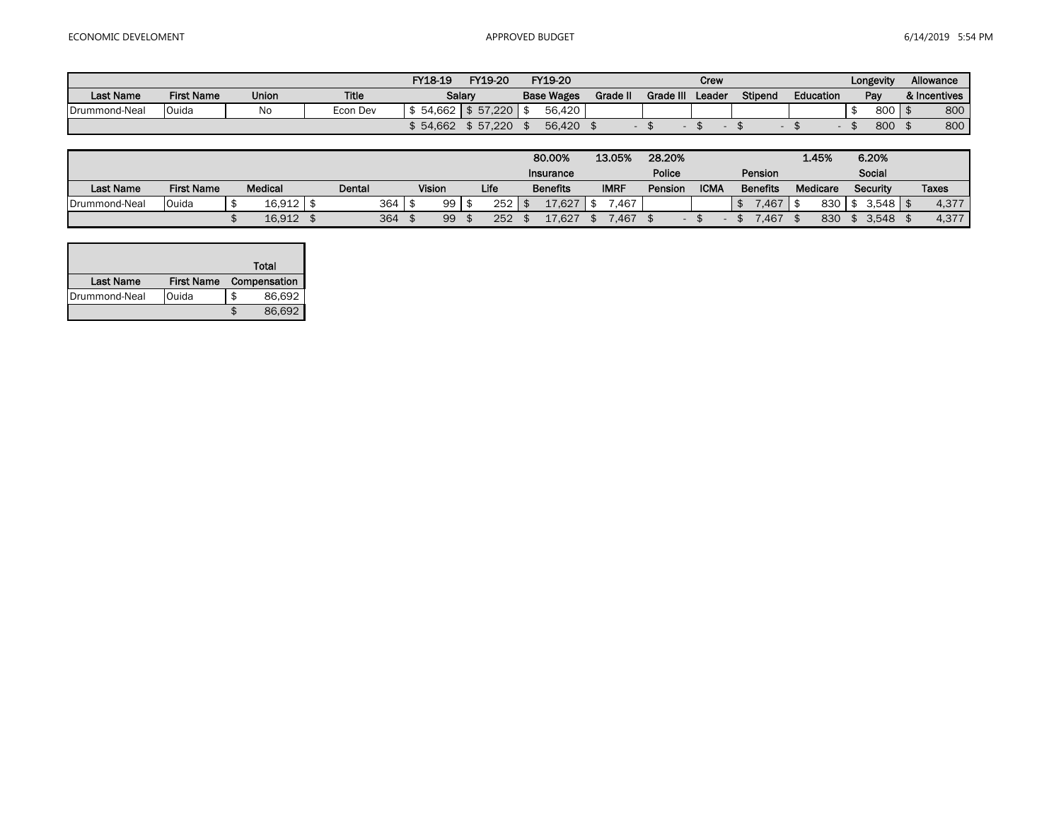| | | | | FY18-19 | FY19-20 | FY19-20 | | | Crew | | | Longevity | Allowance |
|---|---|---|---|---|---|---|---|---|---|---|---|---|---|
| Last Name | First Name | Union | Title | Salary | | Base Wages | Grade II | Grade III | Leader | Stipend | Education | Pay | & Incentives |
| Drummond-Neal | Ouida | No | Econ Dev | $ 54,662 | $ 57,220 | $ 56,420 | | | | | | $ 800 | $ 800 |
| | | | | $ 54,662 | $ 57,220 | $ 56,420 | $ - | $ - | $ - | $ - | $ - | $ 800 | $ 800 |

| | | | | | | 80.00% | 13.05% | 28.20% | | | 1.45% | 6.20% | |
|---|---|---|---|---|---|---|---|---|---|---|---|---|---|
| | | | | | | Insurance | | Police | | Pension | | Social | |
| Last Name | First Name | Medical | Dental | Vision | Life | Benefits | IMRF | Pension | ICMA | Benefits | Medicare | Security | Taxes |
| Drummond-Neal | Ouida | $ 16,912 | $ 364 | $ 99 | $ 252 | $ 17,627 | $ 7,467 | | | $ 7,467 | $ 830 | $ 3,548 | $ 4,377 |
| | | $ 16,912 | $ 364 | $ 99 | $ 252 | $ 17,627 | $ 7,467 | $ - | $ - | $ 7,467 | $ 830 | $ 3,548 | $ 4,377 |

| | | Total |
|---|---|---|
| Last Name | First Name | Compensation |
| Drummond-Neal | Ouida | $ 86,692 |
| | | $ 86,692 |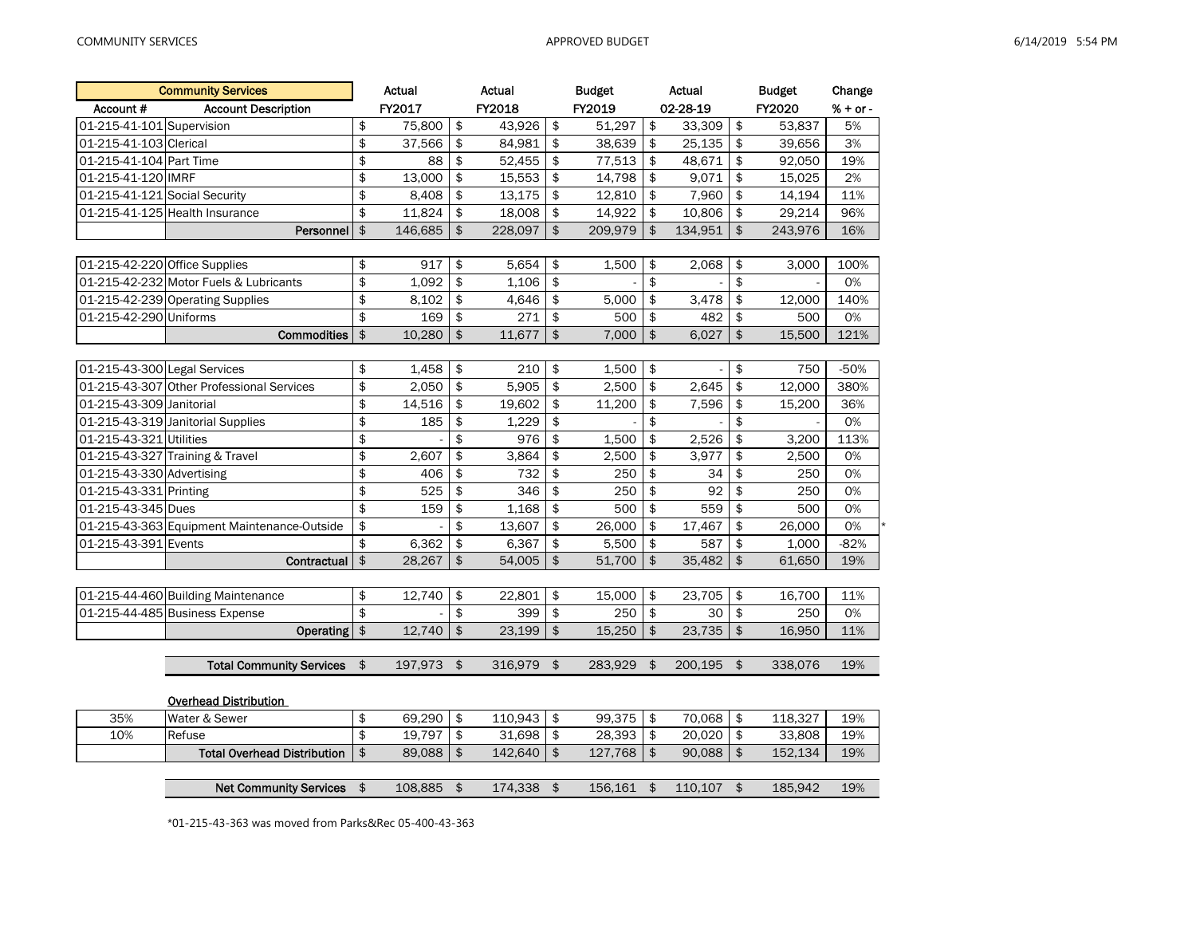COMMUNITY SERVICES — APPROVED BUDGET

| Community Services | | Actual | Actual | Budget | Actual | Budget | Change |
|---|---|---|---|---|---|---|---|
| Account # | Account Description | FY2017 | FY2018 | FY2019 | 02-28-19 | FY2020 | % + or - |
| 01-215-41-101 | Supervision | $ 75,800 | $ 43,926 | $ 51,297 | $ 33,309 | $ 53,837 | 5% |
| 01-215-41-103 | Clerical | $ 37,566 | $ 84,981 | $ 38,639 | $ 25,135 | $ 39,656 | 3% |
| 01-215-41-104 | Part Time | $ 88 | $ 52,455 | $ 77,513 | $ 48,671 | $ 92,050 | 19% |
| 01-215-41-120 | IMRF | $ 13,000 | $ 15,553 | $ 14,798 | $ 9,071 | $ 15,025 | 2% |
| 01-215-41-121 | Social Security | $ 8,408 | $ 13,175 | $ 12,810 | $ 7,960 | $ 14,194 | 11% |
| 01-215-41-125 | Health Insurance | $ 11,824 | $ 18,008 | $ 14,922 | $ 10,806 | $ 29,214 | 96% |
| | **Personnel** | $ 146,685 | $ 228,097 | $ 209,979 | $ 134,951 | $ 243,976 | 16% |
| 01-215-42-220 | Office Supplies | $ 917 | $ 5,654 | $ 1,500 | $ 2,068 | $ 3,000 | 100% |
| 01-215-42-232 | Motor Fuels & Lubricants | $ 1,092 | $ 1,106 | $ - | $ - | $ - | 0% |
| 01-215-42-239 | Operating Supplies | $ 8,102 | $ 4,646 | $ 5,000 | $ 3,478 | $ 12,000 | 140% |
| 01-215-42-290 | Uniforms | $ 169 | $ 271 | $ 500 | $ 482 | $ 500 | 0% |
| | **Commodities** | $ 10,280 | $ 11,677 | $ 7,000 | $ 6,027 | $ 15,500 | 121% |
| 01-215-43-300 | Legal Services | $ 1,458 | $ 210 | $ 1,500 | $ - | $ 750 | -50% |
| 01-215-43-307 | Other Professional Services | $ 2,050 | $ 5,905 | $ 2,500 | $ 2,645 | $ 12,000 | 380% |
| 01-215-43-309 | Janitorial | $ 14,516 | $ 19,602 | $ 11,200 | $ 7,596 | $ 15,200 | 36% |
| 01-215-43-319 | Janitorial Supplies | $ 185 | $ 1,229 | $ - | $ - | $ - | 0% |
| 01-215-43-321 | Utilities | $ - | $ 976 | $ 1,500 | $ 2,526 | $ 3,200 | 113% |
| 01-215-43-327 | Training & Travel | $ 2,607 | $ 3,864 | $ 2,500 | $ 3,977 | $ 2,500 | 0% |
| 01-215-43-330 | Advertising | $ 406 | $ 732 | $ 250 | $ 34 | $ 250 | 0% |
| 01-215-43-331 | Printing | $ 525 | $ 346 | $ 250 | $ 92 | $ 250 | 0% |
| 01-215-43-345 | Dues | $ 159 | $ 1,168 | $ 500 | $ 559 | $ 500 | 0% |
| 01-215-43-363 | Equipment Maintenance-Outside | $ - | $ 13,607 | $ 26,000 | $ 17,467 | $ 26,000 | 0% * |
| 01-215-43-391 | Events | $ 6,362 | $ 6,367 | $ 5,500 | $ 587 | $ 1,000 | -82% |
| | **Contractual** | $ 28,267 | $ 54,005 | $ 51,700 | $ 35,482 | $ 61,650 | 19% |
| 01-215-44-460 | Building Maintenance | $ 12,740 | $ 22,801 | $ 15,000 | $ 23,705 | $ 16,700 | 11% |
| 01-215-44-485 | Business Expense | $ - | $ 399 | $ 250 | $ 30 | $ 250 | 0% |
| | **Operating** | $ 12,740 | $ 23,199 | $ 15,250 | $ 23,735 | $ 16,950 | 11% |
| | **Total Community Services** | $ 197,973 | $ 316,979 | $ 283,929 | $ 200,195 | $ 338,076 | 19% |
| | **Overhead Distribution** | | | | | | |
| 35% | Water & Sewer | $ 69,290 | $ 110,943 | $ 99,375 | $ 70,068 | $ 118,327 | 19% |
| 10% | Refuse | $ 19,797 | $ 31,698 | $ 28,393 | $ 20,020 | $ 33,808 | 19% |
| | **Total Overhead Distribution** | $ 89,088 | $ 142,640 | $ 127,768 | $ 90,088 | $ 152,134 | 19% |
| | **Net Community Services** | $ 108,885 | $ 174,338 | $ 156,161 | $ 110,107 | $ 185,942 | 19% |

*01-215-43-363 was moved from Parks&Rec 05-400-43-363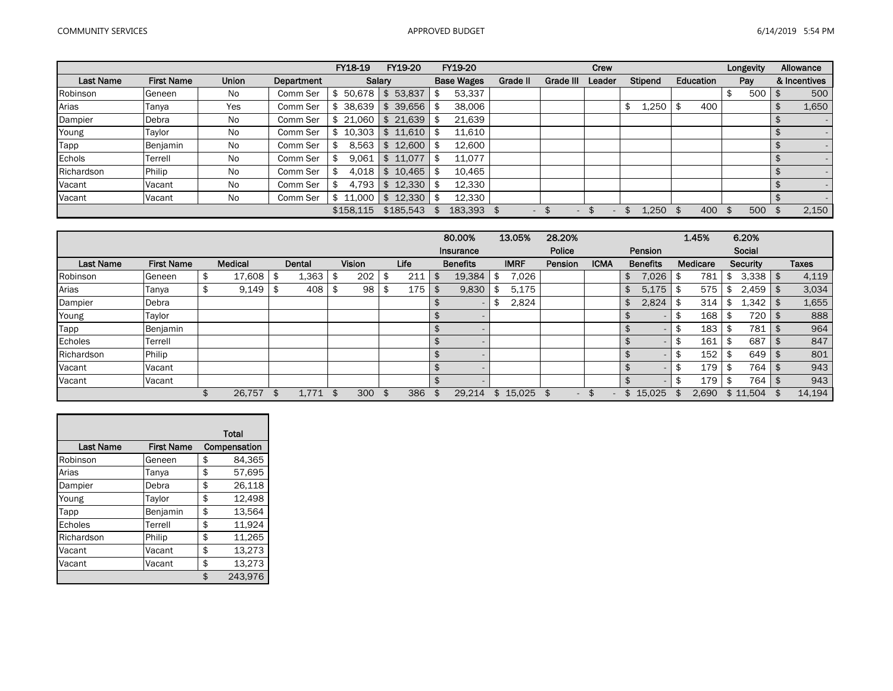COMMUNITY SERVICES — APPROVED BUDGET — 6/14/2019 5:54 PM

| Last Name | First Name | Union | Department | FY18-19 Salary | FY19-20 Salary | FY19-20 Base Wages | Grade II | Grade III | Crew Leader | Stipend | Education | Longevity Pay | Allowance & Incentives |
|---|---|---|---|---|---|---|---|---|---|---|---|---|---|
| Robinson | Geneen | No | Comm Ser | $ 50,678 | $ 53,837 | $ 53,337 | | | | | | $ 500 | $ 500 |
| Arias | Tanya | Yes | Comm Ser | $ 38,639 | $ 39,656 | $ 38,006 | | | | $ 1,250 | $ 400 | | $ 1,650 |
| Dampier | Debra | No | Comm Ser | $ 21,060 | $ 21,639 | $ 21,639 | | | | | | | $ - |
| Young | Taylor | No | Comm Ser | $ 10,303 | $ 11,610 | $ 11,610 | | | | | | | $ - |
| Tapp | Benjamin | No | Comm Ser | $ 8,563 | $ 12,600 | $ 12,600 | | | | | | | $ - |
| Echols | Terrell | No | Comm Ser | $ 9,061 | $ 11,077 | $ 11,077 | | | | | | | $ - |
| Richardson | Philip | No | Comm Ser | $ 4,018 | $ 10,465 | $ 10,465 | | | | | | | $ - |
| Vacant | Vacant | No | Comm Ser | $ 4,793 | $ 12,330 | $ 12,330 | | | | | | | $ - |
| Vacant | Vacant | No | Comm Ser | $ 11,000 | $ 12,330 | $ 12,330 | | | | | | | $ - |
| | | | | $158,115 | $185,543 | $ 183,393 | $ - | $ - | $ - | $ 1,250 | $ 400 | $ 500 | $ 2,150 |

| Last Name | First Name | Medical | Dental | Vision | Life | 80.00% Insurance Benefits | 13.05% IMRF | 28.20% Police Pension | ICMA | Pension Benefits | 1.45% Medicare | 6.20% Social Security | Taxes |
|---|---|---|---|---|---|---|---|---|---|---|---|---|---|
| Robinson | Geneen | $ 17,608 | $ 1,363 | $ 202 | $ 211 | $ 19,384 | $ 7,026 | | | $ 7,026 | $ 781 | $ 3,338 | $ 4,119 |
| Arias | Tanya | $ 9,149 | $ 408 | $ 98 | $ 175 | $ 9,830 | $ 5,175 | | | $ 5,175 | $ 575 | $ 2,459 | $ 3,034 |
| Dampier | Debra | | | | | $ - | $ 2,824 | | | $ 2,824 | $ 314 | $ 1,342 | $ 1,655 |
| Young | Taylor | | | | | $ - | | | | $ - | $ 168 | $ 720 | $ 888 |
| Tapp | Benjamin | | | | | $ - | | | | $ - | $ 183 | $ 781 | $ 964 |
| Echoles | Terrell | | | | | $ - | | | | $ - | $ 161 | $ 687 | $ 847 |
| Richardson | Philip | | | | | $ - | | | | $ - | $ 152 | $ 649 | $ 801 |
| Vacant | Vacant | | | | | $ - | | | | $ - | $ 179 | $ 764 | $ 943 |
| Vacant | Vacant | | | | | $ - | | | | $ - | $ 179 | $ 764 | $ 943 |
| | | $ 26,757 | $ 1,771 | $ 300 | $ 386 | $ 29,214 | $ 15,025 | $ - | $ - | $ 15,025 | $ 2,690 | $ 11,504 | $ 14,194 |

| Last Name | First Name | Total Compensation |
|---|---|---|
| Robinson | Geneen | $ 84,365 |
| Arias | Tanya | $ 57,695 |
| Dampier | Debra | $ 26,118 |
| Young | Taylor | $ 12,498 |
| Tapp | Benjamin | $ 13,564 |
| Echoles | Terrell | $ 11,924 |
| Richardson | Philip | $ 11,265 |
| Vacant | Vacant | $ 13,273 |
| Vacant | Vacant | $ 13,273 |
| | | $ 243,976 |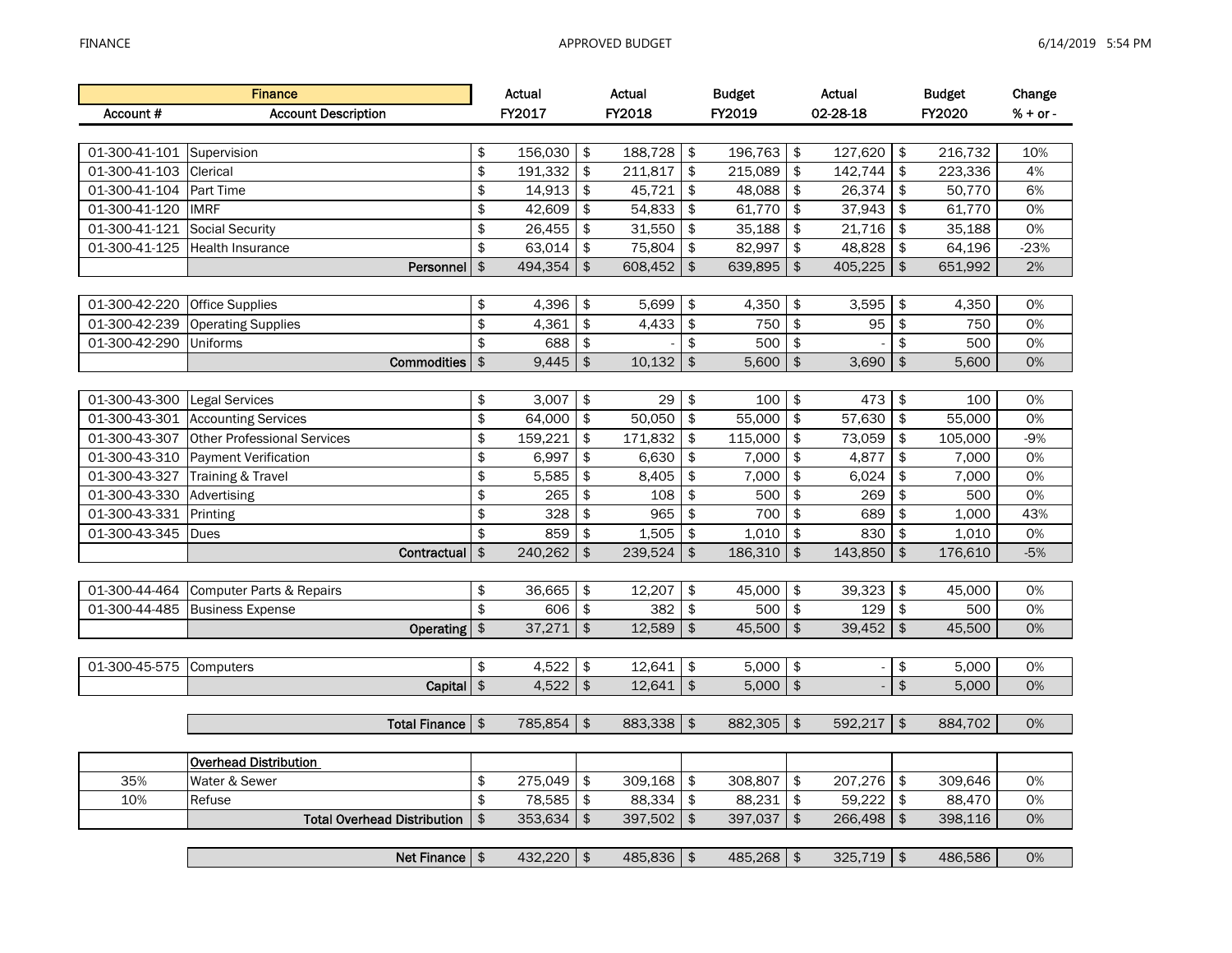| Account # | Account Description | Actual FY2017 | Actual FY2018 | Budget FY2019 | Actual 02-28-18 | Budget FY2020 | Change % + or - |
|---|---|---|---|---|---|---|---|
| | **Finance** | | | | | | |
| 01-300-41-101 | Supervision | $ 156,030 | $ 188,728 | $ 196,763 | $ 127,620 | $ 216,732 | 10% |
| 01-300-41-103 | Clerical | $ 191,332 | $ 211,817 | $ 215,089 | $ 142,744 | $ 223,336 | 4% |
| 01-300-41-104 | Part Time | $ 14,913 | $ 45,721 | $ 48,088 | $ 26,374 | $ 50,770 | 6% |
| 01-300-41-120 | IMRF | $ 42,609 | $ 54,833 | $ 61,770 | $ 37,943 | $ 61,770 | 0% |
| 01-300-41-121 | Social Security | $ 26,455 | $ 31,550 | $ 35,188 | $ 21,716 | $ 35,188 | 0% |
| 01-300-41-125 | Health Insurance | $ 63,014 | $ 75,804 | $ 82,997 | $ 48,828 | $ 64,196 | -23% |
| | **Personnel** | $ 494,354 | $ 608,452 | $ 639,895 | $ 405,225 | $ 651,992 | 2% |
| 01-300-42-220 | Office Supplies | $ 4,396 | $ 5,699 | $ 4,350 | $ 3,595 | $ 4,350 | 0% |
| 01-300-42-239 | Operating Supplies | $ 4,361 | $ 4,433 | $ 750 | $ 95 | $ 750 | 0% |
| 01-300-42-290 | Uniforms | $ 688 | $ - | $ 500 | $ - | $ 500 | 0% |
| | **Commodities** | $ 9,445 | $ 10,132 | $ 5,600 | $ 3,690 | $ 5,600 | 0% |
| 01-300-43-300 | Legal Services | $ 3,007 | $ 29 | $ 100 | $ 473 | $ 100 | 0% |
| 01-300-43-301 | Accounting Services | $ 64,000 | $ 50,050 | $ 55,000 | $ 57,630 | $ 55,000 | 0% |
| 01-300-43-307 | Other Professional Services | $ 159,221 | $ 171,832 | $ 115,000 | $ 73,059 | $ 105,000 | -9% |
| 01-300-43-310 | Payment Verification | $ 6,997 | $ 6,630 | $ 7,000 | $ 4,877 | $ 7,000 | 0% |
| 01-300-43-327 | Training & Travel | $ 5,585 | $ 8,405 | $ 7,000 | $ 6,024 | $ 7,000 | 0% |
| 01-300-43-330 | Advertising | $ 265 | $ 108 | $ 500 | $ 269 | $ 500 | 0% |
| 01-300-43-331 | Printing | $ 328 | $ 965 | $ 700 | $ 689 | $ 1,000 | 43% |
| 01-300-43-345 | Dues | $ 859 | $ 1,505 | $ 1,010 | $ 830 | $ 1,010 | 0% |
| | **Contractual** | $ 240,262 | $ 239,524 | $ 186,310 | $ 143,850 | $ 176,610 | -5% |
| 01-300-44-464 | Computer Parts & Repairs | $ 36,665 | $ 12,207 | $ 45,000 | $ 39,323 | $ 45,000 | 0% |
| 01-300-44-485 | Business Expense | $ 606 | $ 382 | $ 500 | $ 129 | $ 500 | 0% |
| | **Operating** | $ 37,271 | $ 12,589 | $ 45,500 | $ 39,452 | $ 45,500 | 0% |
| 01-300-45-575 | Computers | $ 4,522 | $ 12,641 | $ 5,000 | $ - | $ 5,000 | 0% |
| | **Capital** | $ 4,522 | $ 12,641 | $ 5,000 | $ - | $ 5,000 | 0% |
| | **Total Finance** | $ 785,854 | $ 883,338 | $ 882,305 | $ 592,217 | $ 884,702 | 0% |
| | **Overhead Distribution** | | | | | | |
| 35% | Water & Sewer | $ 275,049 | $ 309,168 | $ 308,807 | $ 207,276 | $ 309,646 | 0% |
| 10% | Refuse | $ 78,585 | $ 88,334 | $ 88,231 | $ 59,222 | $ 88,470 | 0% |
| | **Total Overhead Distribution** | $ 353,634 | $ 397,502 | $ 397,037 | $ 266,498 | $ 398,116 | 0% |
| | **Net Finance** | $ 432,220 | $ 485,836 | $ 485,268 | $ 325,719 | $ 486,586 | 0% |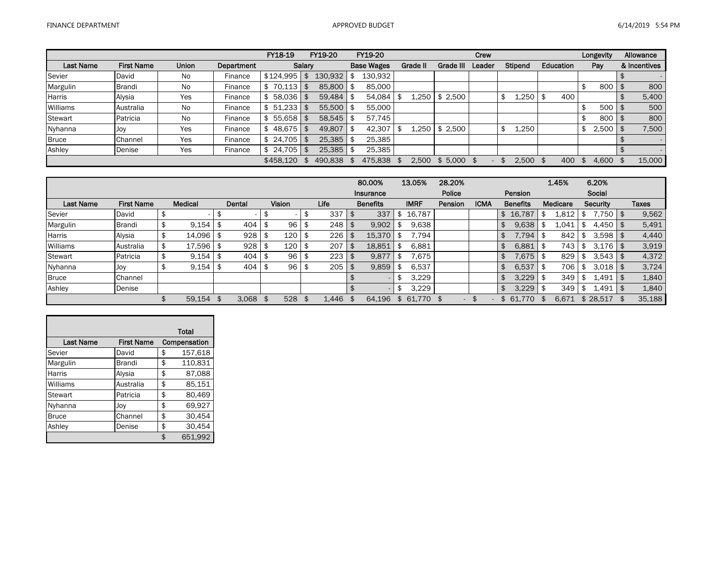FINANCE DEPARTMENT — APPROVED BUDGET — 6/14/2019 5:54 PM

| Last Name | First Name | Union | Department | FY18-19 Salary | FY19-20 Salary | FY19-20 Base Wages | Grade II | Grade III | Crew Leader | Stipend | Education | Longevity Pay | Allowance & Incentives |
|---|---|---|---|---|---|---|---|---|---|---|---|---|---|
| Sevier | David | No | Finance | $124,995 | $ 130,932 | $ 130,932 | | | | | | | $ - |
| Margulin | Brandi | No | Finance | $ 70,113 | $ 85,800 | $ 85,000 | | | | | | $ 800 | $ 800 |
| Harris | Alysia | Yes | Finance | $ 58,036 | $ 59,484 | $ 54,084 | $ 1,250 | $ 2,500 | | $ 1,250 | $ 400 | | $ 5,400 |
| Williams | Australia | No | Finance | $ 51,233 | $ 55,500 | $ 55,000 | | | | | | $ 500 | $ 500 |
| Stewart | Patricia | No | Finance | $ 55,658 | $ 58,545 | $ 57,745 | | | | | | $ 800 | $ 800 |
| Nyhanna | Joy | Yes | Finance | $ 48,675 | $ 49,807 | $ 42,307 | $ 1,250 | $ 2,500 | | $ 1,250 | | $ 2,500 | $ 7,500 |
| Bruce | Channel | Yes | Finance | $ 24,705 | $ 25,385 | $ 25,385 | | | | | | | $ - |
| Ashley | Denise | Yes | Finance | $ 24,705 | $ 25,385 | $ 25,385 | | | | | | | $ - |
| | | | | $458,120 | $ 490,838 | $ 475,838 | $ 2,500 | $ 5,000 | $ - | $ 2,500 | $ 400 | $ 4,600 | $ 15,000 |

| Last Name | First Name | Medical | Dental | Vision | Life | 80.00% Insurance Benefits | 13.05% IMRF | 28.20% Police Pension | ICMA | Pension Benefits | 1.45% Medicare | 6.20% Social Security | Taxes |
|---|---|---|---|---|---|---|---|---|---|---|---|---|---|
| Sevier | David | $ - | $ - | $ - | $ 337 | $ 337 | $ 16,787 | | | $ 16,787 | $ 1,812 | $ 7,750 | $ 9,562 |
| Margulin | Brandi | $ 9,154 | $ 404 | $ 96 | $ 248 | $ 9,902 | $ 9,638 | | | $ 9,638 | $ 1,041 | $ 4,450 | $ 5,491 |
| Harris | Alysia | $ 14,096 | $ 928 | $ 120 | $ 226 | $ 15,370 | $ 7,794 | | | $ 7,794 | $ 842 | $ 3,598 | $ 4,440 |
| Williams | Australia | $ 17,596 | $ 928 | $ 120 | $ 207 | $ 18,851 | $ 6,881 | | | $ 6,881 | $ 743 | $ 3,176 | $ 3,919 |
| Stewart | Patricia | $ 9,154 | $ 404 | $ 96 | $ 223 | $ 9,877 | $ 7,675 | | | $ 7,675 | $ 829 | $ 3,543 | $ 4,372 |
| Nyhanna | Joy | $ 9,154 | $ 404 | $ 96 | $ 205 | $ 9,859 | $ 6,537 | | | $ 6,537 | $ 706 | $ 3,018 | $ 3,724 |
| Bruce | Channel | | | | | $ - | $ 3,229 | | | $ 3,229 | $ 349 | $ 1,491 | $ 1,840 |
| Ashley | Denise | | | | | $ - | $ 3,229 | | | $ 3,229 | $ 349 | $ 1,491 | $ 1,840 |
| | | $ 59,154 | $ 3,068 | $ 528 | $ 1,446 | $ 64,196 | $ 61,770 | $ - | $ - | $ 61,770 | $ 6,671 | $ 28,517 | $ 35,188 |

| Last Name | First Name | Total Compensation |
|---|---|---|
| Sevier | David | $ 157,618 |
| Margulin | Brandi | $ 110,831 |
| Harris | Alysia | $ 87,088 |
| Williams | Australia | $ 85,151 |
| Stewart | Patricia | $ 80,469 |
| Nyhanna | Joy | $ 69,927 |
| Bruce | Channel | $ 30,454 |
| Ashley | Denise | $ 30,454 |
| | | $ 651,992 |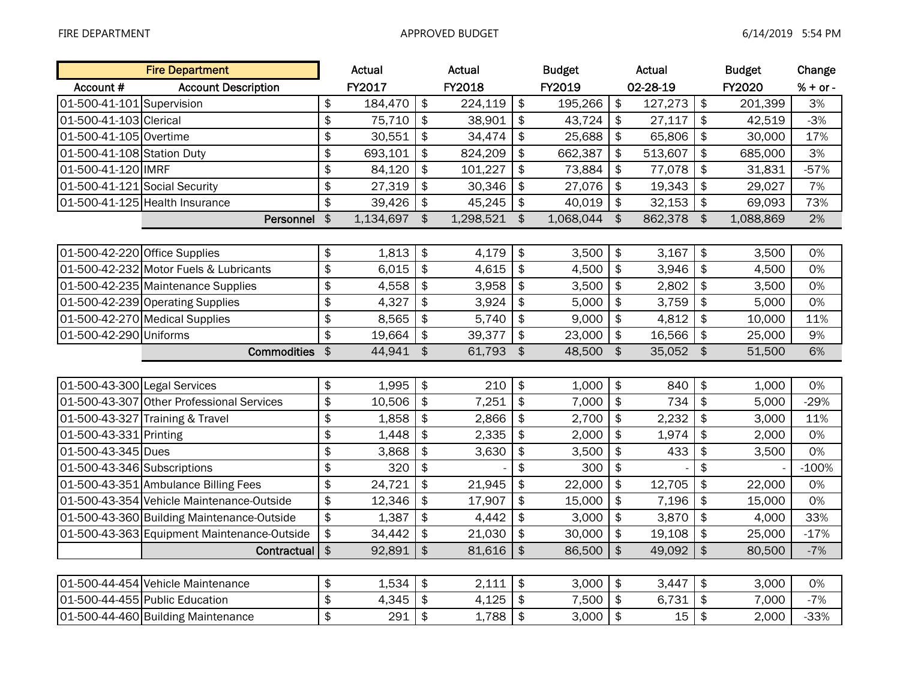FIRE DEPARTMENT APPROVED BUDGET 6/14/2019 5:54 PM

| Fire Department | | Actual | Actual | Budget | Actual | Budget | Change |
|---|---|---|---|---|---|---|---|
| Account # | Account Description | FY2017 | FY2018 | FY2019 | 02-28-19 | FY2020 | % + or - |
| 01-500-41-101 | Supervision | $ 184,470 | $ 224,119 | $ 195,266 | $ 127,273 | $ 201,399 | 3% |
| 01-500-41-103 | Clerical | $ 75,710 | $ 38,901 | $ 43,724 | $ 27,117 | $ 42,519 | -3% |
| 01-500-41-105 | Overtime | $ 30,551 | $ 34,474 | $ 25,688 | $ 65,806 | $ 30,000 | 17% |
| 01-500-41-108 | Station Duty | $ 693,101 | $ 824,209 | $ 662,387 | $ 513,607 | $ 685,000 | 3% |
| 01-500-41-120 | IMRF | $ 84,120 | $ 101,227 | $ 73,884 | $ 77,078 | $ 31,831 | -57% |
| 01-500-41-121 | Social Security | $ 27,319 | $ 30,346 | $ 27,076 | $ 19,343 | $ 29,027 | 7% |
| 01-500-41-125 | Health Insurance | $ 39,426 | $ 45,245 | $ 40,019 | $ 32,153 | $ 69,093 | 73% |
| | **Personnel** | $ 1,134,697 | $ 1,298,521 | $ 1,068,044 | $ 862,378 | $ 1,088,869 | 2% |
| 01-500-42-220 | Office Supplies | $ 1,813 | $ 4,179 | $ 3,500 | $ 3,167 | $ 3,500 | 0% |
| 01-500-42-232 | Motor Fuels & Lubricants | $ 6,015 | $ 4,615 | $ 4,500 | $ 3,946 | $ 4,500 | 0% |
| 01-500-42-235 | Maintenance Supplies | $ 4,558 | $ 3,958 | $ 3,500 | $ 2,802 | $ 3,500 | 0% |
| 01-500-42-239 | Operating Supplies | $ 4,327 | $ 3,924 | $ 5,000 | $ 3,759 | $ 5,000 | 0% |
| 01-500-42-270 | Medical Supplies | $ 8,565 | $ 5,740 | $ 9,000 | $ 4,812 | $ 10,000 | 11% |
| 01-500-42-290 | Uniforms | $ 19,664 | $ 39,377 | $ 23,000 | $ 16,566 | $ 25,000 | 9% |
| | **Commodities** | $ 44,941 | $ 61,793 | $ 48,500 | $ 35,052 | $ 51,500 | 6% |
| 01-500-43-300 | Legal Services | $ 1,995 | $ 210 | $ 1,000 | $ 840 | $ 1,000 | 0% |
| 01-500-43-307 | Other Professional Services | $ 10,506 | $ 7,251 | $ 7,000 | $ 734 | $ 5,000 | -29% |
| 01-500-43-327 | Training & Travel | $ 1,858 | $ 2,866 | $ 2,700 | $ 2,232 | $ 3,000 | 11% |
| 01-500-43-331 | Printing | $ 1,448 | $ 2,335 | $ 2,000 | $ 1,974 | $ 2,000 | 0% |
| 01-500-43-345 | Dues | $ 3,868 | $ 3,630 | $ 3,500 | $ 433 | $ 3,500 | 0% |
| 01-500-43-346 | Subscriptions | $ 320 | $ - | $ 300 | $ - | $ - | -100% |
| 01-500-43-351 | Ambulance Billing Fees | $ 24,721 | $ 21,945 | $ 22,000 | $ 12,705 | $ 22,000 | 0% |
| 01-500-43-354 | Vehicle Maintenance-Outside | $ 12,346 | $ 17,907 | $ 15,000 | $ 7,196 | $ 15,000 | 0% |
| 01-500-43-360 | Building Maintenance-Outside | $ 1,387 | $ 4,442 | $ 3,000 | $ 3,870 | $ 4,000 | 33% |
| 01-500-43-363 | Equipment Maintenance-Outside | $ 34,442 | $ 21,030 | $ 30,000 | $ 19,108 | $ 25,000 | -17% |
| | **Contractual** | $ 92,891 | $ 81,616 | $ 86,500 | $ 49,092 | $ 80,500 | -7% |
| 01-500-44-454 | Vehicle Maintenance | $ 1,534 | $ 2,111 | $ 3,000 | $ 3,447 | $ 3,000 | 0% |
| 01-500-44-455 | Public Education | $ 4,345 | $ 4,125 | $ 7,500 | $ 6,731 | $ 7,000 | -7% |
| 01-500-44-460 | Building Maintenance | $ 291 | $ 1,788 | $ 3,000 | $ 15 | $ 2,000 | -33% |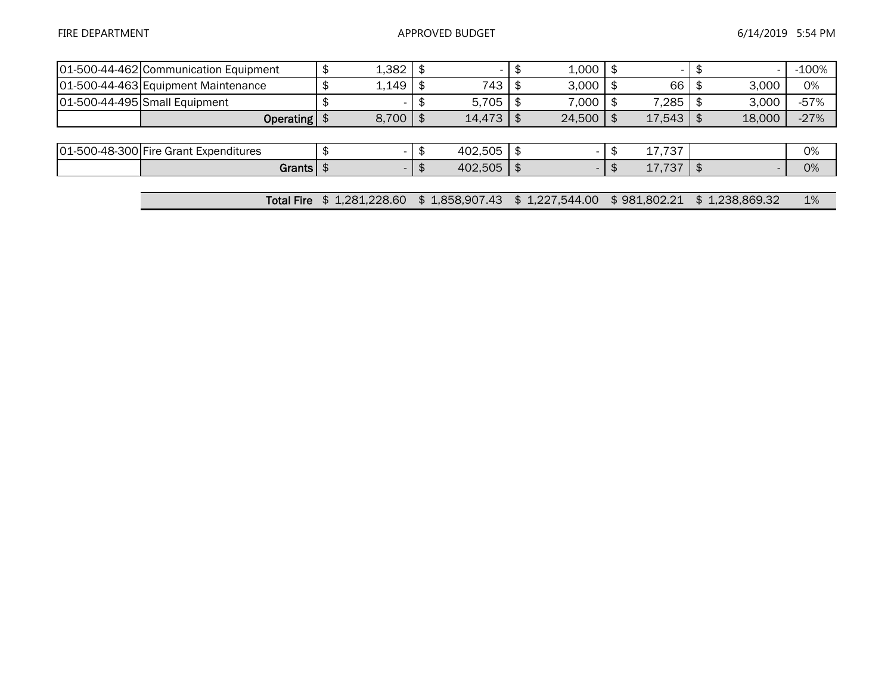| | | | | | | | |
|---|---|---|---|---|---|---|---|
| 01-500-44-462 | Communication Equipment | $ 1,382 | $ - | $ 1,000 | $ - | $ - | -100% |
| 01-500-44-463 | Equipment Maintenance | $ 1,149 | $ 743 | $ 3,000 | $ 66 | $ 3,000 | 0% |
| 01-500-44-495 | Small Equipment | $ - | $ 5,705 | $ 7,000 | $ 7,285 | $ 3,000 | -57% |
| | **Operating** | $ 8,700 | $ 14,473 | $ 24,500 | $ 17,543 | $ 18,000 | -27% |
| | | | | | | | |
| 01-500-48-300 | Fire Grant Expenditures | $ - | $ 402,505 | $ - | $ 17,737 | | 0% |
| | **Grants** | $ - | $ 402,505 | $ - | $ 17,737 | $ - | 0% |
| | | | | | | | |
| | **Total Fire** | $ 1,281,228.60 | $ 1,858,907.43 | $ 1,227,544.00 | $ 981,802.21 | $ 1,238,869.32 | 1% |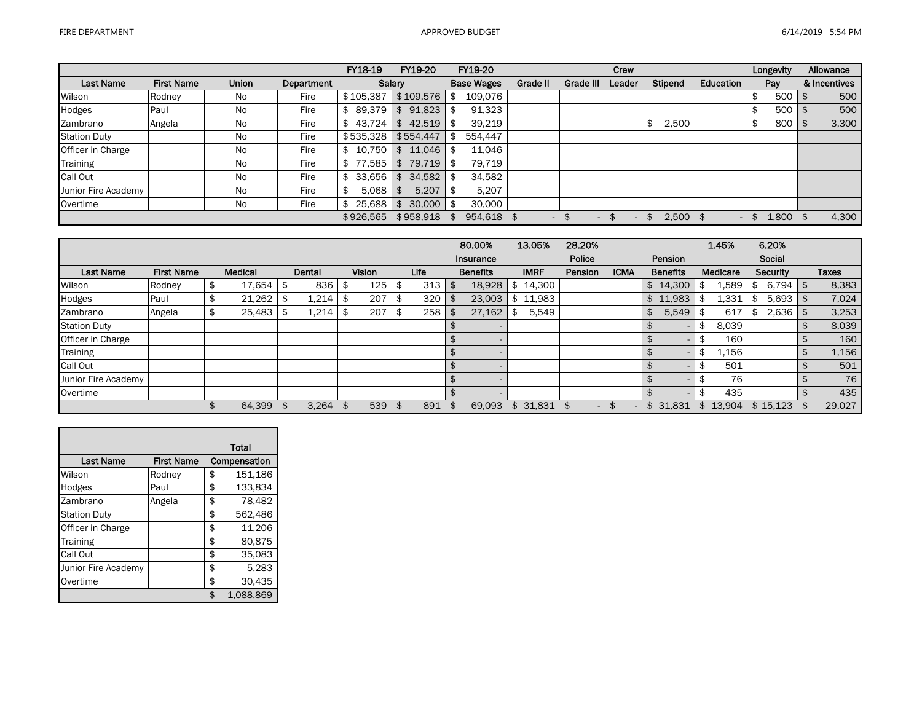FIRE DEPARTMENT

APPROVED BUDGET

| Last Name | First Name | Union | Department | FY18-19 Salary | FY19-20 Salary | FY19-20 Base Wages | Grade II | Grade III | Crew Leader | Stipend | Education | Longevity Pay | Allowance & Incentives |
|---|---|---|---|---|---|---|---|---|---|---|---|---|---|
| Wilson | Rodney | No | Fire | $ 105,387 | $ 109,576 | $ 109,076 | | | | | | $ 500 | $ 500 |
| Hodges | Paul | No | Fire | $ 89,379 | $ 91,823 | $ 91,323 | | | | | | $ 500 | $ 500 |
| Zambrano | Angela | No | Fire | $ 43,724 | $ 42,519 | $ 39,219 | | | | $ 2,500 | | $ 800 | $ 3,300 |
| Station Duty | | No | Fire | $ 535,328 | $ 554,447 | $ 554,447 | | | | | | | |
| Officer in Charge | | No | Fire | $ 10,750 | $ 11,046 | $ 11,046 | | | | | | | |
| Training | | No | Fire | $ 77,585 | $ 79,719 | $ 79,719 | | | | | | | |
| Call Out | | No | Fire | $ 33,656 | $ 34,582 | $ 34,582 | | | | | | | |
| Junior Fire Academy | | No | Fire | $ 5,068 | $ 5,207 | $ 5,207 | | | | | | | |
| Overtime | | No | Fire | $ 25,688 | $ 30,000 | $ 30,000 | | | | | | | |
| | | | | $ 926,565 | $ 958,918 | $ 954,618 | $ - | $ - | $ - | $ 2,500 | $ - | $ 1,800 | $ 4,300 |

| Last Name | First Name | Medical | Dental | Vision | Life | 80.00% Insurance Benefits | 13.05% IMRF | 28.20% Police Pension | ICMA | Pension Benefits | 1.45% Medicare | 6.20% Social Security | Taxes |
|---|---|---|---|---|---|---|---|---|---|---|---|---|---|
| Wilson | Rodney | $ 17,654 | $ 836 | $ 125 | $ 313 | $ 18,928 | $ 14,300 | | | $ 14,300 | $ 1,589 | $ 6,794 | $ 8,383 |
| Hodges | Paul | $ 21,262 | $ 1,214 | $ 207 | $ 320 | $ 23,003 | $ 11,983 | | | $ 11,983 | $ 1,331 | $ 5,693 | $ 7,024 |
| Zambrano | Angela | $ 25,483 | $ 1,214 | $ 207 | $ 258 | $ 27,162 | $ 5,549 | | | $ 5,549 | $ 617 | $ 2,636 | $ 3,253 |
| Station Duty | | | | | | $ - | | | | $ - | $ 8,039 | | $ 8,039 |
| Officer in Charge | | | | | | $ - | | | | $ - | $ 160 | | $ 160 |
| Training | | | | | | $ - | | | | $ - | $ 1,156 | | $ 1,156 |
| Call Out | | | | | | $ - | | | | $ - | $ 501 | | $ 501 |
| Junior Fire Academy | | | | | | $ - | | | | $ - | $ 76 | | $ 76 |
| Overtime | | | | | | $ - | | | | $ - | $ 435 | | $ 435 |
| | | $ 64,399 | $ 3,264 | $ 539 | $ 891 | $ 69,093 | $ 31,831 | $ - | $ - | $ 31,831 | $ 13,904 | $ 15,123 | $ 29,027 |

| Last Name | First Name | Total Compensation |
|---|---|---|
| Wilson | Rodney | $ 151,186 |
| Hodges | Paul | $ 133,834 |
| Zambrano | Angela | $ 78,482 |
| Station Duty | | $ 562,486 |
| Officer in Charge | | $ 11,206 |
| Training | | $ 80,875 |
| Call Out | | $ 35,083 |
| Junior Fire Academy | | $ 5,283 |
| Overtime | | $ 30,435 |
| | | $ 1,088,869 |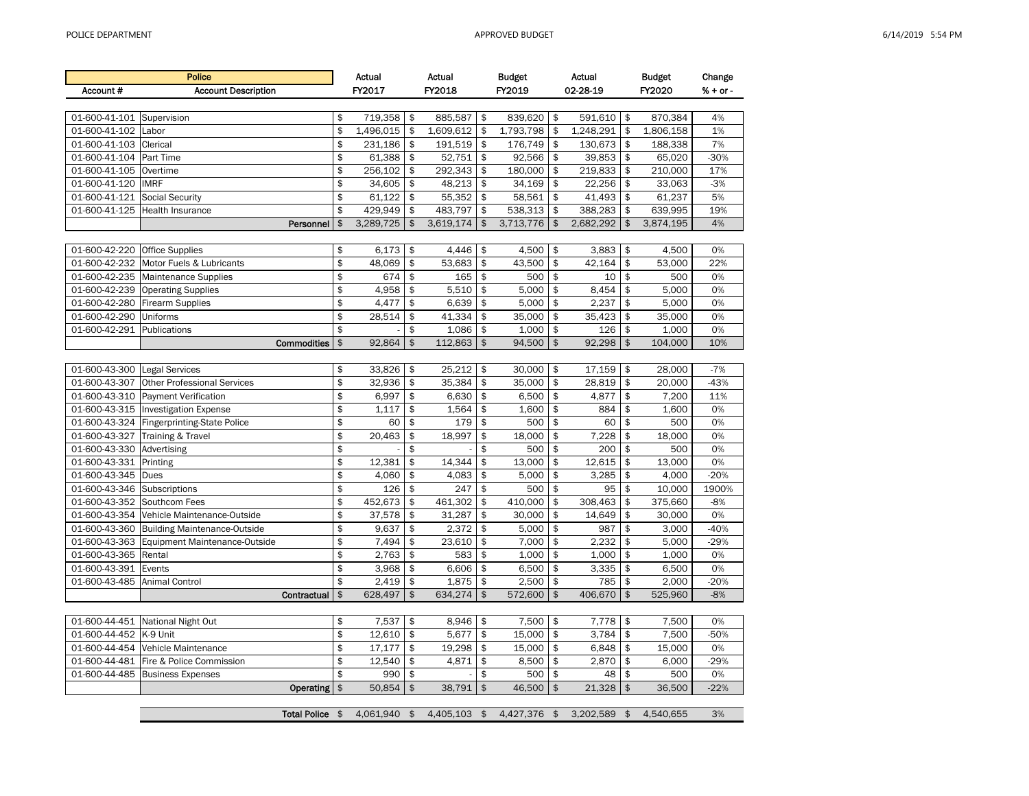| Police | | Actual | Actual | Budget | Actual | Budget | Change |
|---|---|---|---|---|---|---|---|
| Account # | Account Description | FY2017 | FY2018 | FY2019 | 02-28-19 | FY2020 | % + or - |
| 01-600-41-101 | Supervision | $ 719,358 | $ 885,587 | $ 839,620 | $ 591,610 | $ 870,384 | 4% |
| 01-600-41-102 | Labor | $ 1,496,015 | $ 1,609,612 | $ 1,793,798 | $ 1,248,291 | $ 1,806,158 | 1% |
| 01-600-41-103 | Clerical | $ 231,186 | $ 191,519 | $ 176,749 | $ 130,673 | $ 188,338 | 7% |
| 01-600-41-104 | Part Time | $ 61,388 | $ 52,751 | $ 92,566 | $ 39,853 | $ 65,020 | -30% |
| 01-600-41-105 | Overtime | $ 256,102 | $ 292,343 | $ 180,000 | $ 219,833 | $ 210,000 | 17% |
| 01-600-41-120 | IMRF | $ 34,605 | $ 48,213 | $ 34,169 | $ 22,256 | $ 33,063 | -3% |
| 01-600-41-121 | Social Security | $ 61,122 | $ 55,352 | $ 58,561 | $ 41,493 | $ 61,237 | 5% |
| 01-600-41-125 | Health Insurance | $ 429,949 | $ 483,797 | $ 538,313 | $ 388,283 | $ 639,995 | 19% |
| | **Personnel** | $ 3,289,725 | $ 3,619,174 | $ 3,713,776 | $ 2,682,292 | $ 3,874,195 | 4% |
| | | | | | | | |
| 01-600-42-220 | Office Supplies | $ 6,173 | $ 4,446 | $ 4,500 | $ 3,883 | $ 4,500 | 0% |
| 01-600-42-232 | Motor Fuels & Lubricants | $ 48,069 | $ 53,683 | $ 43,500 | $ 42,164 | $ 53,000 | 22% |
| 01-600-42-235 | Maintenance Supplies | $ 674 | $ 165 | $ 500 | $ 10 | $ 500 | 0% |
| 01-600-42-239 | Operating Supplies | $ 4,958 | $ 5,510 | $ 5,000 | $ 8,454 | $ 5,000 | 0% |
| 01-600-42-280 | Firearm Supplies | $ 4,477 | $ 6,639 | $ 5,000 | $ 2,237 | $ 5,000 | 0% |
| 01-600-42-290 | Uniforms | $ 28,514 | $ 41,334 | $ 35,000 | $ 35,423 | $ 35,000 | 0% |
| 01-600-42-291 | Publications | $ - | $ 1,086 | $ 1,000 | $ 126 | $ 1,000 | 0% |
| | **Commodities** | $ 92,864 | $ 112,863 | $ 94,500 | $ 92,298 | $ 104,000 | 10% |
| | | | | | | | |
| 01-600-43-300 | Legal Services | $ 33,826 | $ 25,212 | $ 30,000 | $ 17,159 | $ 28,000 | -7% |
| 01-600-43-307 | Other Professional Services | $ 32,936 | $ 35,384 | $ 35,000 | $ 28,819 | $ 20,000 | -43% |
| 01-600-43-310 | Payment Verification | $ 6,997 | $ 6,630 | $ 6,500 | $ 4,877 | $ 7,200 | 11% |
| 01-600-43-315 | Investigation Expense | $ 1,117 | $ 1,564 | $ 1,600 | $ 884 | $ 1,600 | 0% |
| 01-600-43-324 | Fingerprinting-State Police | $ 60 | $ 179 | $ 500 | $ 60 | $ 500 | 0% |
| 01-600-43-327 | Training & Travel | $ 20,463 | $ 18,997 | $ 18,000 | $ 7,228 | $ 18,000 | 0% |
| 01-600-43-330 | Advertising | $ - | $ - | $ 500 | $ 200 | $ 500 | 0% |
| 01-600-43-331 | Printing | $ 12,381 | $ 14,344 | $ 13,000 | $ 12,615 | $ 13,000 | 0% |
| 01-600-43-345 | Dues | $ 4,060 | $ 4,083 | $ 5,000 | $ 3,285 | $ 4,000 | -20% |
| 01-600-43-346 | Subscriptions | $ 126 | $ 247 | $ 500 | $ 95 | $ 10,000 | 1900% |
| 01-600-43-352 | Southcom Fees | $ 452,673 | $ 461,302 | $ 410,000 | $ 308,463 | $ 375,660 | -8% |
| 01-600-43-354 | Vehicle Maintenance-Outside | $ 37,578 | $ 31,287 | $ 30,000 | $ 14,649 | $ 30,000 | 0% |
| 01-600-43-360 | Building Maintenance-Outside | $ 9,637 | $ 2,372 | $ 5,000 | $ 987 | $ 3,000 | -40% |
| 01-600-43-363 | Equipment Maintenance-Outside | $ 7,494 | $ 23,610 | $ 7,000 | $ 2,232 | $ 5,000 | -29% |
| 01-600-43-365 | Rental | $ 2,763 | $ 583 | $ 1,000 | $ 1,000 | $ 1,000 | 0% |
| 01-600-43-391 | Events | $ 3,968 | $ 6,606 | $ 6,500 | $ 3,335 | $ 6,500 | 0% |
| 01-600-43-485 | Animal Control | $ 2,419 | $ 1,875 | $ 2,500 | $ 785 | $ 2,000 | -20% |
| | **Contractual** | $ 628,497 | $ 634,274 | $ 572,600 | $ 406,670 | $ 525,960 | -8% |
| | | | | | | | |
| 01-600-44-451 | National Night Out | $ 7,537 | $ 8,946 | $ 7,500 | $ 7,778 | $ 7,500 | 0% |
| 01-600-44-452 | K-9 Unit | $ 12,610 | $ 5,677 | $ 15,000 | $ 3,784 | $ 7,500 | -50% |
| 01-600-44-454 | Vehicle Maintenance | $ 17,177 | $ 19,298 | $ 15,000 | $ 6,848 | $ 15,000 | 0% |
| 01-600-44-481 | Fire & Police Commission | $ 12,540 | $ 4,871 | $ 8,500 | $ 2,870 | $ 6,000 | -29% |
| 01-600-44-485 | Business Expenses | $ 990 | $ - | $ 500 | $ 48 | $ 500 | 0% |
| | **Operating** | $ 50,854 | $ 38,791 | $ 46,500 | $ 21,328 | $ 36,500 | -22% |
| | | | | | | | |
| | **Total Police** | $ 4,061,940 | $ 4,405,103 | $ 4,427,376 | $ 3,202,589 | $ 4,540,655 | 3% |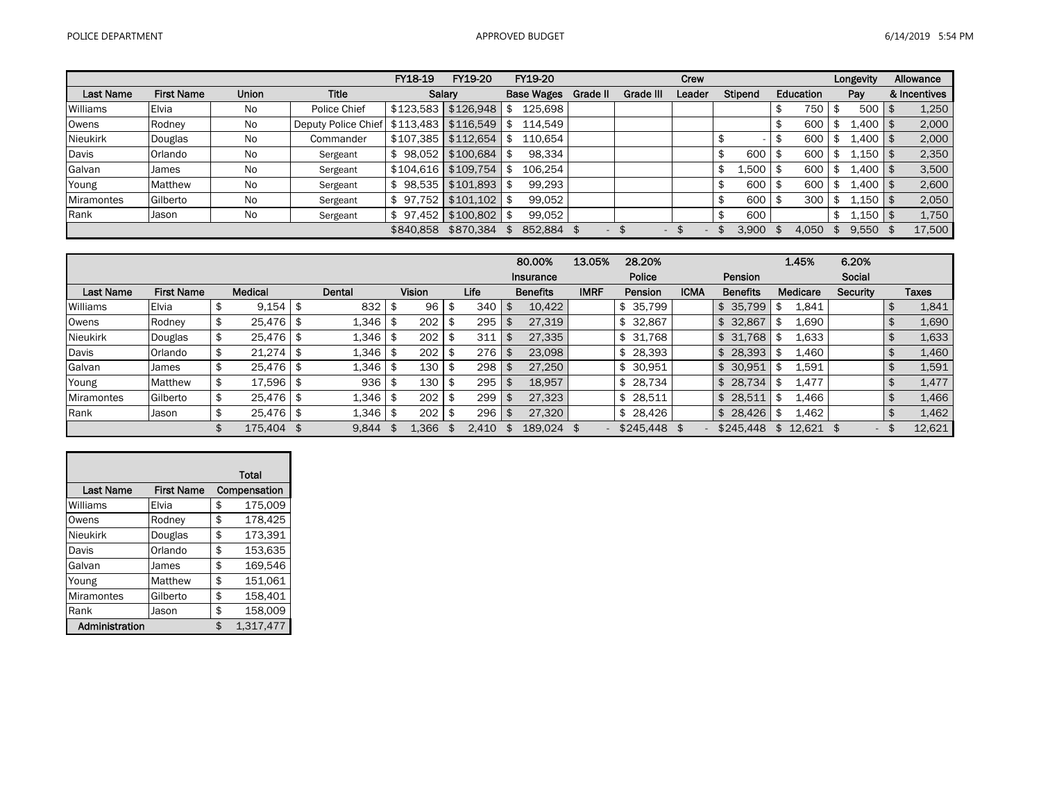| | | | | FY18-19 | FY19-20 | FY19-20 | | | Crew | | | Longevity | Allowance |
|---|---|---|---|---|---|---|---|---|---|---|---|---|---|
| Last Name | First Name | Union | Title | Salary | | Base Wages | Grade II | Grade III | Leader | Stipend | Education | Pay | & Incentives |
| Williams | Elvia | No | Police Chief | $123,583 | $126,948 | $ 125,698 | | | | | $ 750 | $ 500 | $ 1,250 |
| Owens | Rodney | No | Deputy Police Chief | $113,483 | $116,549 | $ 114,549 | | | | | $ 600 | $ 1,400 | $ 2,000 |
| Nieukirk | Douglas | No | Commander | $107,385 | $112,654 | $ 110,654 | | | | $ - | $ 600 | $ 1,400 | $ 2,000 |
| Davis | Orlando | No | Sergeant | $ 98,052 | $100,684 | $ 98,334 | | | | $ 600 | $ 600 | $ 1,150 | $ 2,350 |
| Galvan | James | No | Sergeant | $104,616 | $109,754 | $ 106,254 | | | | $ 1,500 | $ 600 | $ 1,400 | $ 3,500 |
| Young | Matthew | No | Sergeant | $ 98,535 | $101,893 | $ 99,293 | | | | $ 600 | $ 600 | $ 1,400 | $ 2,600 |
| Miramontes | Gilberto | No | Sergeant | $ 97,752 | $101,102 | $ 99,052 | | | | $ 600 | $ 300 | $ 1,150 | $ 2,050 |
| Rank | Jason | No | Sergeant | $ 97,452 | $100,802 | $ 99,052 | | | | $ 600 | | $ 1,150 | $ 1,750 |
| | | | | $840,858 | $870,384 | $ 852,884 | $ - | $ - | $ - | $ 3,900 | $ 4,050 | $ 9,550 | $ 17,500 |

| | | | | | | 80.00% | 13.05% | 28.20% | | | 1.45% | 6.20% | |
|---|---|---|---|---|---|---|---|---|---|---|---|---|---|
| | | | | | | Insurance | | Police | | Pension | | Social | |
| Last Name | First Name | Medical | Dental | Vision | Life | Benefits | IMRF | Pension | ICMA | Benefits | Medicare | Security | Taxes |
| Williams | Elvia | $ 9,154 | $ 832 | $ 96 | $ 340 | $ 10,422 | | $ 35,799 | | $ 35,799 | $ 1,841 | | $ 1,841 |
| Owens | Rodney | $ 25,476 | $ 1,346 | $ 202 | $ 295 | $ 27,319 | | $ 32,867 | | $ 32,867 | $ 1,690 | | $ 1,690 |
| Nieukirk | Douglas | $ 25,476 | $ 1,346 | $ 202 | $ 311 | $ 27,335 | | $ 31,768 | | $ 31,768 | $ 1,633 | | $ 1,633 |
| Davis | Orlando | $ 21,274 | $ 1,346 | $ 202 | $ 276 | $ 23,098 | | $ 28,393 | | $ 28,393 | $ 1,460 | | $ 1,460 |
| Galvan | James | $ 25,476 | $ 1,346 | $ 130 | $ 298 | $ 27,250 | | $ 30,951 | | $ 30,951 | $ 1,591 | | $ 1,591 |
| Young | Matthew | $ 17,596 | $ 936 | $ 130 | $ 295 | $ 18,957 | | $ 28,734 | | $ 28,734 | $ 1,477 | | $ 1,477 |
| Miramontes | Gilberto | $ 25,476 | $ 1,346 | $ 202 | $ 299 | $ 27,323 | | $ 28,511 | | $ 28,511 | $ 1,466 | | $ 1,466 |
| Rank | Jason | $ 25,476 | $ 1,346 | $ 202 | $ 296 | $ 27,320 | | $ 28,426 | | $ 28,426 | $ 1,462 | | $ 1,462 |
| | | $ 175,404 | $ 9,844 | $ 1,366 | $ 2,410 | $ 189,024 | $ - | $245,448 | $ - | $245,448 | $ 12,621 | $ - | $ 12,621 |

| | | Total |
|---|---|---|
| Last Name | First Name | Compensation |
| Williams | Elvia | $ 175,009 |
| Owens | Rodney | $ 178,425 |
| Nieukirk | Douglas | $ 173,391 |
| Davis | Orlando | $ 153,635 |
| Galvan | James | $ 169,546 |
| Young | Matthew | $ 151,061 |
| Miramontes | Gilberto | $ 158,401 |
| Rank | Jason | $ 158,009 |
| Administration | | $ 1,317,477 |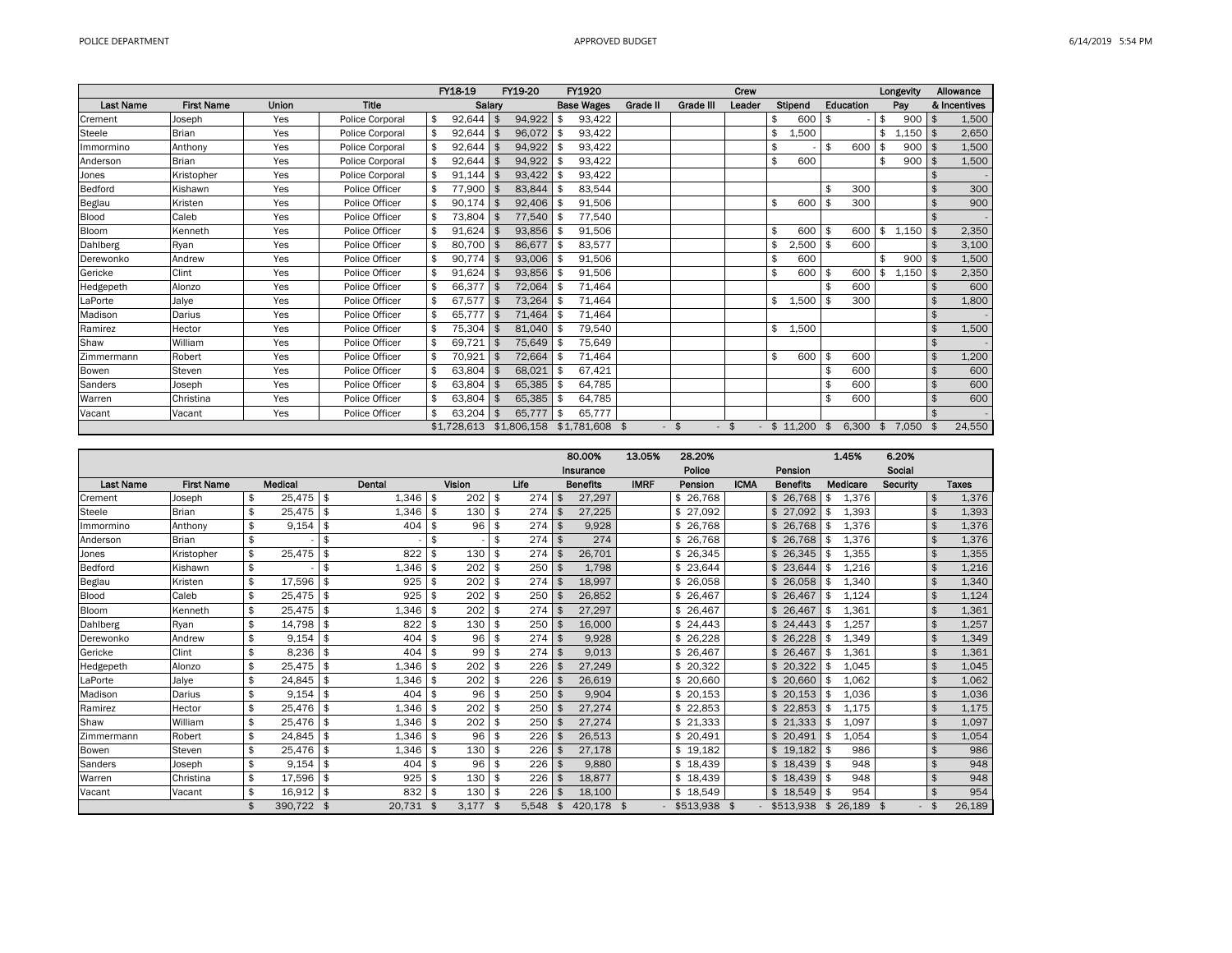| Last Name | First Name | Union | Title | FY18-19 Salary | FY19-20 Salary | FY1920 Base Wages | Grade II | Grade III | Crew Leader | Stipend | Education | Longevity Pay | Allowance & Incentives |
|---|---|---|---|---|---|---|---|---|---|---|---|---|---|
| Crement | Joseph | Yes | Police Corporal | $ 92,644 | $ 94,922 | $ 93,422 | | | | $ 600 | $ - | $ 900 | $ 1,500 |
| Steele | Brian | Yes | Police Corporal | $ 92,644 | $ 96,072 | $ 93,422 | | | | $ 1,500 | | $ 1,150 | $ 2,650 |
| Immormino | Anthony | Yes | Police Corporal | $ 92,644 | $ 94,922 | $ 93,422 | | | | $ - | $ 600 | $ 900 | $ 1,500 |
| Anderson | Brian | Yes | Police Corporal | $ 92,644 | $ 94,922 | $ 93,422 | | | | $ 600 | | $ 900 | $ 1,500 |
| Jones | Kristopher | Yes | Police Corporal | $ 91,144 | $ 93,422 | $ 93,422 | | | | | | | $ - |
| Bedford | Kishawn | Yes | Police Officer | $ 77,900 | $ 83,844 | $ 83,544 | | | | | $ 300 | | $ 300 |
| Beglau | Kristen | Yes | Police Officer | $ 90,174 | $ 92,406 | $ 91,506 | | | | $ 600 | $ 300 | | $ 900 |
| Blood | Caleb | Yes | Police Officer | $ 73,804 | $ 77,540 | $ 77,540 | | | | | | | $ - |
| Bloom | Kenneth | Yes | Police Officer | $ 91,624 | $ 93,856 | $ 91,506 | | | | $ 600 | $ 600 | $ 1,150 | $ 2,350 |
| Dahlberg | Ryan | Yes | Police Officer | $ 80,700 | $ 86,677 | $ 83,577 | | | | $ 2,500 | $ 600 | | $ 3,100 |
| Derewonko | Andrew | Yes | Police Officer | $ 90,774 | $ 93,006 | $ 91,506 | | | | $ 600 | | $ 900 | $ 1,500 |
| Gericke | Clint | Yes | Police Officer | $ 91,624 | $ 93,856 | $ 91,506 | | | | $ 600 | $ 600 | $ 1,150 | $ 2,350 |
| Hedgepeth | Alonzo | Yes | Police Officer | $ 66,377 | $ 72,064 | $ 71,464 | | | | | $ 600 | | $ 600 |
| LaPorte | Jalye | Yes | Police Officer | $ 67,577 | $ 73,264 | $ 71,464 | | | | $ 1,500 | $ 300 | | $ 1,800 |
| Madison | Darius | Yes | Police Officer | $ 65,777 | $ 71,464 | $ 71,464 | | | | | | | $ - |
| Ramirez | Hector | Yes | Police Officer | $ 75,304 | $ 81,040 | $ 79,540 | | | | $ 1,500 | | | $ 1,500 |
| Shaw | William | Yes | Police Officer | $ 69,721 | $ 75,649 | $ 75,649 | | | | | | | $ - |
| Zimmermann | Robert | Yes | Police Officer | $ 70,921 | $ 72,664 | $ 71,464 | | | | $ 600 | $ 600 | | $ 1,200 |
| Bowen | Steven | Yes | Police Officer | $ 63,804 | $ 68,021 | $ 67,421 | | | | | $ 600 | | $ 600 |
| Sanders | Joseph | Yes | Police Officer | $ 63,804 | $ 65,385 | $ 64,785 | | | | | $ 600 | | $ 600 |
| Warren | Christina | Yes | Police Officer | $ 63,804 | $ 65,385 | $ 64,785 | | | | | $ 600 | | $ 600 |
| Vacant | Vacant | Yes | Police Officer | $ 63,204 | $ 65,777 | $ 65,777 | | | | | | | $ - |
| | | | | $1,728,613 | $1,806,158 | $1,781,608 | $ - | $ - | $ - | $ 11,200 | $ 6,300 | $ 7,050 | $ 24,550 |

| Last Name | First Name | Medical | Dental | Vision | Life | 80.00% Insurance Benefits | 13.05% IMRF | 28.20% Police Pension | ICMA | Pension Benefits | 1.45% Medicare | 6.20% Social Security | Taxes |
|---|---|---|---|---|---|---|---|---|---|---|---|---|---|
| Crement | Joseph | $ 25,475 | $ 1,346 | $ 202 | $ 274 | $ 27,297 | | $ 26,768 | | $ 26,768 | $ 1,376 | | $ 1,376 |
| Steele | Brian | $ 25,475 | $ 1,346 | $ 130 | $ 274 | $ 27,225 | | $ 27,092 | | $ 27,092 | $ 1,393 | | $ 1,393 |
| Immormino | Anthony | $ 9,154 | $ 404 | $ 96 | $ 274 | $ 9,928 | | $ 26,768 | | $ 26,768 | $ 1,376 | | $ 1,376 |
| Anderson | Brian | $ - | $ - | $ - | $ 274 | $ 274 | | $ 26,768 | | $ 26,768 | $ 1,376 | | $ 1,376 |
| Jones | Kristopher | $ 25,475 | $ 822 | $ 130 | $ 274 | $ 26,701 | | $ 26,345 | | $ 26,345 | $ 1,355 | | $ 1,355 |
| Bedford | Kishawn | $ - | $ 1,346 | $ 202 | $ 250 | $ 1,798 | | $ 23,644 | | $ 23,644 | $ 1,216 | | $ 1,216 |
| Beglau | Kristen | $ 17,596 | $ 925 | $ 202 | $ 274 | $ 18,997 | | $ 26,058 | | $ 26,058 | $ 1,340 | | $ 1,340 |
| Blood | Caleb | $ 25,475 | $ 925 | $ 202 | $ 250 | $ 26,852 | | $ 26,467 | | $ 26,467 | $ 1,124 | | $ 1,124 |
| Bloom | Kenneth | $ 25,475 | $ 1,346 | $ 202 | $ 274 | $ 27,297 | | $ 26,467 | | $ 26,467 | $ 1,361 | | $ 1,361 |
| Dahlberg | Ryan | $ 14,798 | $ 822 | $ 130 | $ 250 | $ 16,000 | | $ 24,443 | | $ 24,443 | $ 1,257 | | $ 1,257 |
| Derewonko | Andrew | $ 9,154 | $ 404 | $ 96 | $ 274 | $ 9,928 | | $ 26,228 | | $ 26,228 | $ 1,349 | | $ 1,349 |
| Gericke | Clint | $ 8,236 | $ 404 | $ 99 | $ 274 | $ 9,013 | | $ 26,467 | | $ 26,467 | $ 1,361 | | $ 1,361 |
| Hedgepeth | Alonzo | $ 25,475 | $ 1,346 | $ 202 | $ 226 | $ 27,249 | | $ 20,322 | | $ 20,322 | $ 1,045 | | $ 1,045 |
| LaPorte | Jalye | $ 24,845 | $ 1,346 | $ 202 | $ 226 | $ 26,619 | | $ 20,660 | | $ 20,660 | $ 1,062 | | $ 1,062 |
| Madison | Darius | $ 9,154 | $ 404 | $ 96 | $ 250 | $ 9,904 | | $ 20,153 | | $ 20,153 | $ 1,036 | | $ 1,036 |
| Ramirez | Hector | $ 25,476 | $ 1,346 | $ 202 | $ 250 | $ 27,274 | | $ 22,853 | | $ 22,853 | $ 1,175 | | $ 1,175 |
| Shaw | William | $ 25,476 | $ 1,346 | $ 202 | $ 250 | $ 27,274 | | $ 21,333 | | $ 21,333 | $ 1,097 | | $ 1,097 |
| Zimmermann | Robert | $ 24,845 | $ 1,346 | $ 96 | $ 226 | $ 26,513 | | $ 20,491 | | $ 20,491 | $ 1,054 | | $ 1,054 |
| Bowen | Steven | $ 25,476 | $ 1,346 | $ 130 | $ 226 | $ 27,178 | | $ 19,182 | | $ 19,182 | $ 986 | | $ 986 |
| Sanders | Joseph | $ 9,154 | $ 404 | $ 96 | $ 226 | $ 9,880 | | $ 18,439 | | $ 18,439 | $ 948 | | $ 948 |
| Warren | Christina | $ 17,596 | $ 925 | $ 130 | $ 226 | $ 18,877 | | $ 18,439 | | $ 18,439 | $ 948 | | $ 948 |
| Vacant | Vacant | $ 16,912 | $ 832 | $ 130 | $ 226 | $ 18,100 | | $ 18,549 | | $ 18,549 | $ 954 | | $ 954 |
| | | $ 390,722 | $ 20,731 | $ 3,177 | $ 5,548 | $ 420,178 | $ - | $513,938 | $ - | $513,938 | $ 26,189 | $ - | $ 26,189 |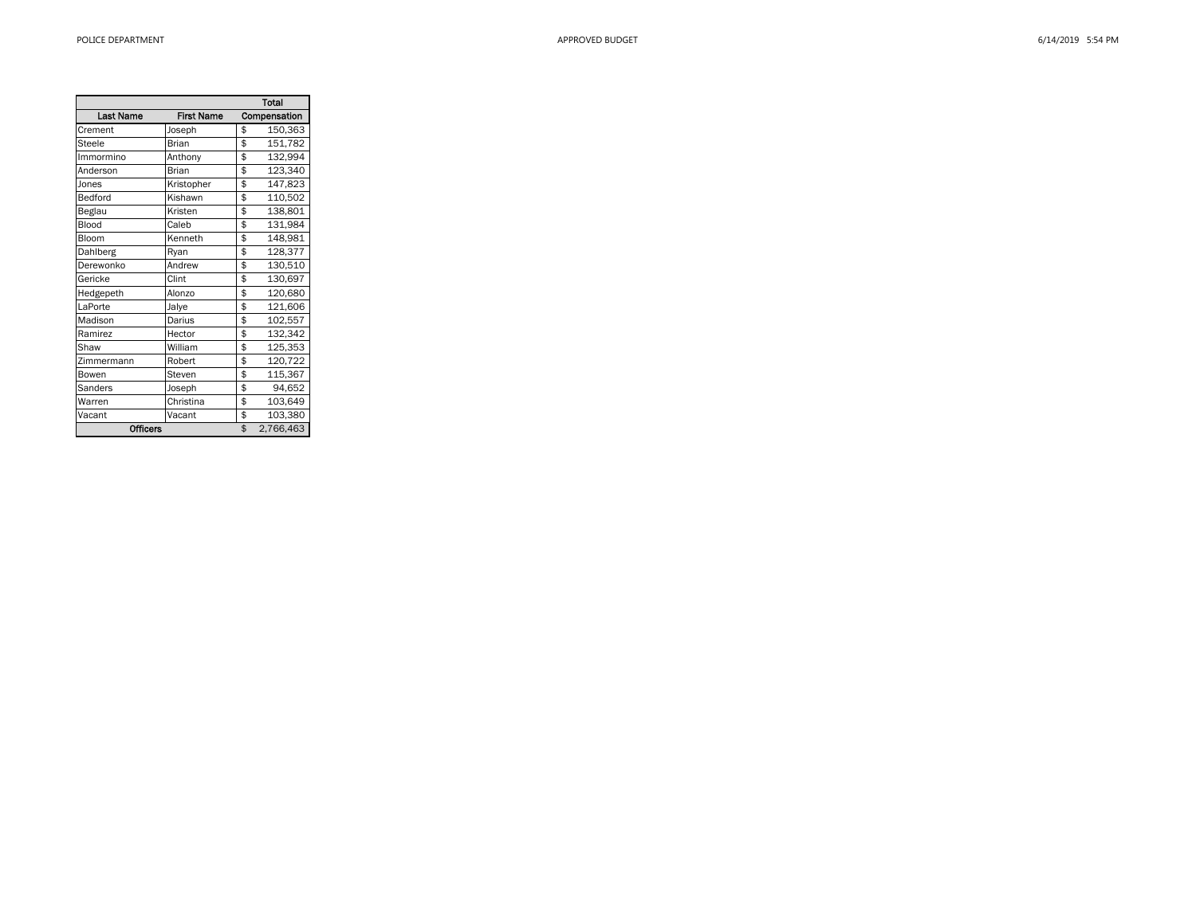| Last Name | First Name | Total Compensation |
|---|---|---|
| Crement | Joseph | $ 150,363 |
| Steele | Brian | $ 151,782 |
| Immormino | Anthony | $ 132,994 |
| Anderson | Brian | $ 123,340 |
| Jones | Kristopher | $ 147,823 |
| Bedford | Kishawn | $ 110,502 |
| Beglau | Kristen | $ 138,801 |
| Blood | Caleb | $ 131,984 |
| Bloom | Kenneth | $ 148,981 |
| Dahlberg | Ryan | $ 128,377 |
| Derewonko | Andrew | $ 130,510 |
| Gericke | Clint | $ 130,697 |
| Hedgepeth | Alonzo | $ 120,680 |
| LaPorte | Jalye | $ 121,606 |
| Madison | Darius | $ 102,557 |
| Ramirez | Hector | $ 132,342 |
| Shaw | William | $ 125,353 |
| Zimmermann | Robert | $ 120,722 |
| Bowen | Steven | $ 115,367 |
| Sanders | Joseph | $ 94,652 |
| Warren | Christina | $ 103,649 |
| Vacant | Vacant | $ 103,380 |
| **Officers** | | $ 2,766,463 |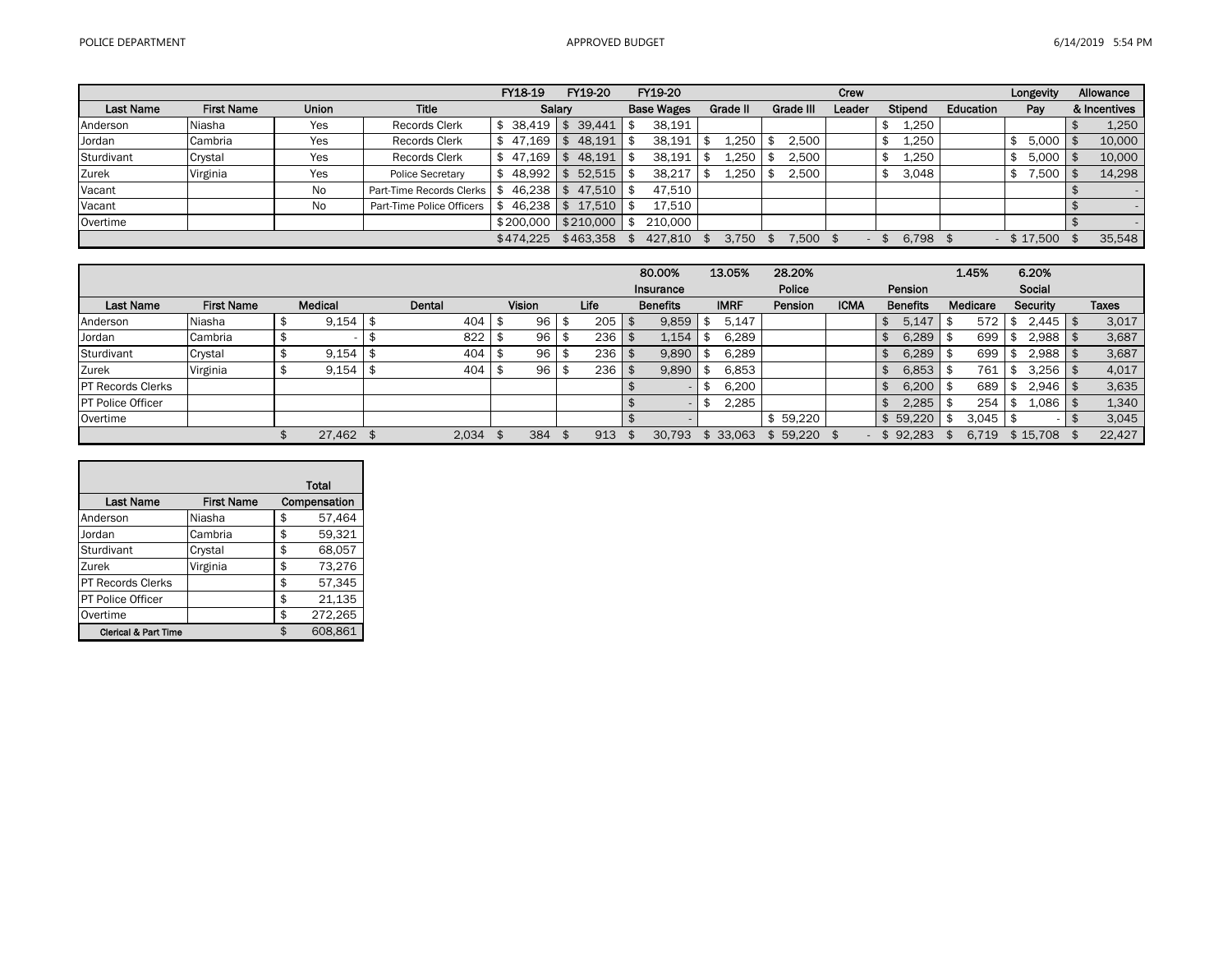| | | | | FY18-19 | FY19-20 | FY19-20 | | | Crew | | | Longevity | Allowance |
|---|---|---|---|---|---|---|---|---|---|---|---|---|---|
| Last Name | First Name | Union | Title | Salary | | Base Wages | Grade II | Grade III | Leader | Stipend | Education | Pay | & Incentives |
| Anderson | Niasha | Yes | Records Clerk | $ 38,419 | $ 39,441 | $ 38,191 | | | | $ 1,250 | | | $ 1,250 |
| Jordan | Cambria | Yes | Records Clerk | $ 47,169 | $ 48,191 | $ 38,191 | $ 1,250 | $ 2,500 | | $ 1,250 | | $ 5,000 | $ 10,000 |
| Sturdivant | Crystal | Yes | Records Clerk | $ 47,169 | $ 48,191 | $ 38,191 | $ 1,250 | $ 2,500 | | $ 1,250 | | $ 5,000 | $ 10,000 |
| Zurek | Virginia | Yes | Police Secretary | $ 48,992 | $ 52,515 | $ 38,217 | $ 1,250 | $ 2,500 | | $ 3,048 | | $ 7,500 | $ 14,298 |
| Vacant | | No | Part-Time Records Clerks | $ 46,238 | $ 47,510 | $ 47,510 | | | | | | | $ - |
| Vacant | | No | Part-Time Police Officers | $ 46,238 | $ 17,510 | $ 17,510 | | | | | | | $ - |
| Overtime | | | | $200,000 | $210,000 | $ 210,000 | | | | | | | $ - |
| | | | | $474,225 | $463,358 | $ 427,810 | $ 3,750 | $ 7,500 | $ - | $ 6,798 | $ - | $ 17,500 | $ 35,548 |

| | | | | | | 80.00% | 13.05% | 28.20% | | | 1.45% | 6.20% | |
|---|---|---|---|---|---|---|---|---|---|---|---|---|---|
| | | | | | | Insurance | | Police | | Pension | | Social | |
| Last Name | First Name | Medical | Dental | Vision | Life | Benefits | IMRF | Pension | ICMA | Benefits | Medicare | Security | Taxes |
| Anderson | Niasha | $ 9,154 | $ 404 | $ 96 | $ 205 | $ 9,859 | $ 5,147 | | | $ 5,147 | $ 572 | $ 2,445 | $ 3,017 |
| Jordan | Cambria | $ - | $ 822 | $ 96 | $ 236 | $ 1,154 | $ 6,289 | | | $ 6,289 | $ 699 | $ 2,988 | $ 3,687 |
| Sturdivant | Crystal | $ 9,154 | $ 404 | $ 96 | $ 236 | $ 9,890 | $ 6,289 | | | $ 6,289 | $ 699 | $ 2,988 | $ 3,687 |
| Zurek | Virginia | $ 9,154 | $ 404 | $ 96 | $ 236 | $ 9,890 | $ 6,853 | | | $ 6,853 | $ 761 | $ 3,256 | $ 4,017 |
| PT Records Clerks | | | | | | $ - | $ 6,200 | | | $ 6,200 | $ 689 | $ 2,946 | $ 3,635 |
| PT Police Officer | | | | | | $ - | $ 2,285 | | | $ 2,285 | $ 254 | $ 1,086 | $ 1,340 |
| Overtime | | | | | | $ - | | $ 59,220 | | $ 59,220 | $ 3,045 | $ - | $ 3,045 |
| | | $ 27,462 | $ 2,034 | $ 384 | $ 913 | $ 30,793 | $ 33,063 | $ 59,220 | $ - | $ 92,283 | $ 6,719 | $ 15,708 | $ 22,427 |

| | | Total |
|---|---|---|
| Last Name | First Name | Compensation |
| Anderson | Niasha | $ 57,464 |
| Jordan | Cambria | $ 59,321 |
| Sturdivant | Crystal | $ 68,057 |
| Zurek | Virginia | $ 73,276 |
| PT Records Clerks | | $ 57,345 |
| PT Police Officer | | $ 21,135 |
| Overtime | | $ 272,265 |
| Clerical & Part Time | | $ 608,861 |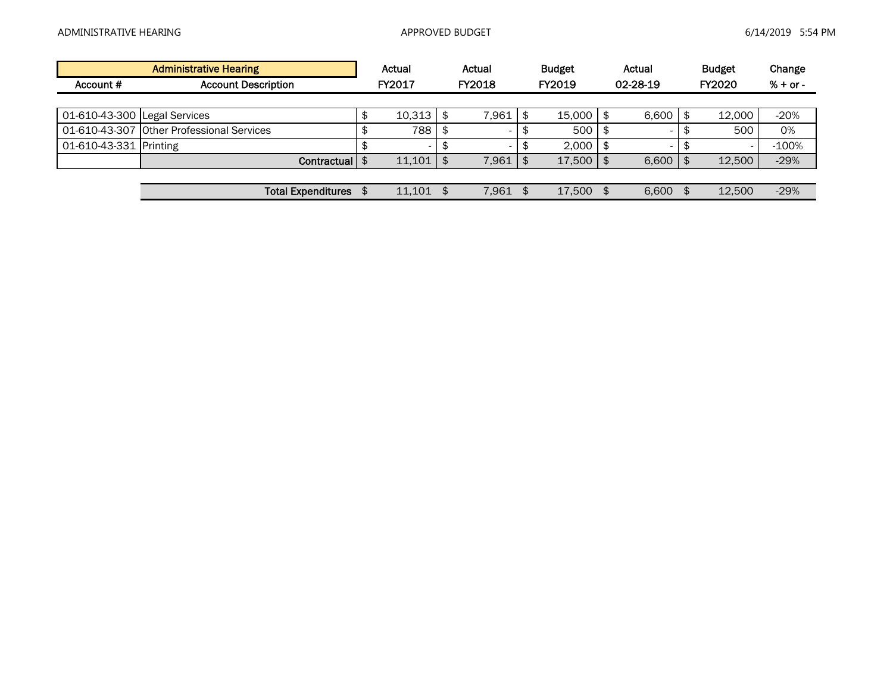| Administrative Hearing | | Actual | Actual | Budget | Actual | Budget | Change |
|---|---|---|---|---|---|---|---|
| Account # | Account Description | FY2017 | FY2018 | FY2019 | 02-28-19 | FY2020 | % + or - |
| 01-610-43-300 | Legal Services | $ 10,313 | $ 7,961 | $ 15,000 | $ 6,600 | $ 12,000 | -20% |
| 01-610-43-307 | Other Professional Services | $ 788 | $ - | $ 500 | $ - | $ 500 | 0% |
| 01-610-43-331 | Printing | $ - | $ - | $ 2,000 | $ - | $ - | -100% |
| | **Contractual** | $ 11,101 | $ 7,961 | $ 17,500 | $ 6,600 | $ 12,500 | -29% |
| | **Total Expenditures** | $ 11,101 | $ 7,961 | $ 17,500 | $ 6,600 | $ 12,500 | -29% |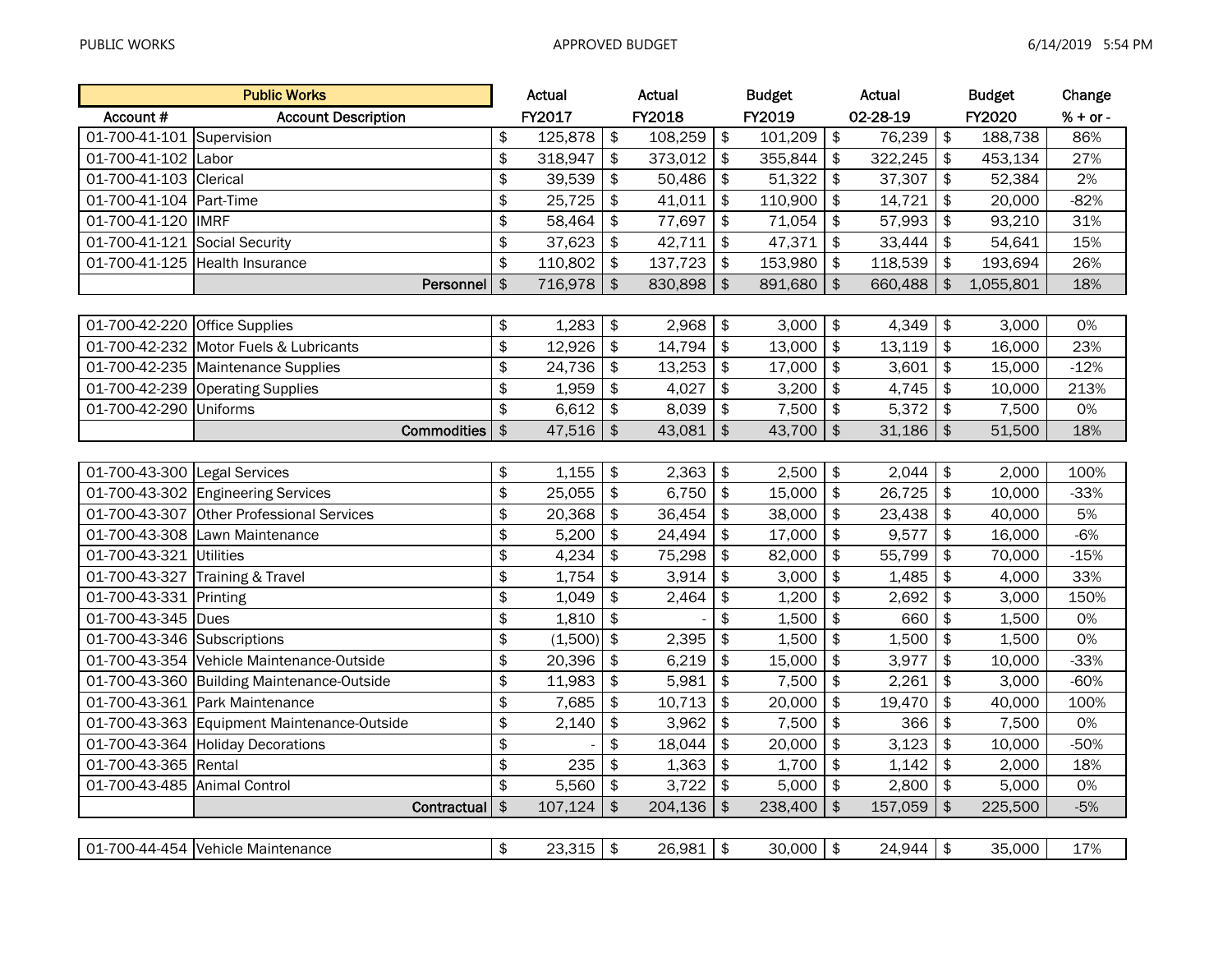| Public Works | | Actual | Actual | Budget | Actual | Budget | Change |
|---|---|---|---|---|---|---|---|
| Account # | Account Description | FY2017 | FY2018 | FY2019 | 02-28-19 | FY2020 | % + or - |
| 01-700-41-101 | Supervision | $ 125,878 | $ 108,259 | $ 101,209 | $ 76,239 | $ 188,738 | 86% |
| 01-700-41-102 | Labor | $ 318,947 | $ 373,012 | $ 355,844 | $ 322,245 | $ 453,134 | 27% |
| 01-700-41-103 | Clerical | $ 39,539 | $ 50,486 | $ 51,322 | $ 37,307 | $ 52,384 | 2% |
| 01-700-41-104 | Part-Time | $ 25,725 | $ 41,011 | $ 110,900 | $ 14,721 | $ 20,000 | -82% |
| 01-700-41-120 | IMRF | $ 58,464 | $ 77,697 | $ 71,054 | $ 57,993 | $ 93,210 | 31% |
| 01-700-41-121 | Social Security | $ 37,623 | $ 42,711 | $ 47,371 | $ 33,444 | $ 54,641 | 15% |
| 01-700-41-125 | Health Insurance | $ 110,802 | $ 137,723 | $ 153,980 | $ 118,539 | $ 193,694 | 26% |
| | **Personnel** | $ 716,978 | $ 830,898 | $ 891,680 | $ 660,488 | $ 1,055,801 | 18% |
| | | | | | | | |
| 01-700-42-220 | Office Supplies | $ 1,283 | $ 2,968 | $ 3,000 | $ 4,349 | $ 3,000 | 0% |
| 01-700-42-232 | Motor Fuels & Lubricants | $ 12,926 | $ 14,794 | $ 13,000 | $ 13,119 | $ 16,000 | 23% |
| 01-700-42-235 | Maintenance Supplies | $ 24,736 | $ 13,253 | $ 17,000 | $ 3,601 | $ 15,000 | -12% |
| 01-700-42-239 | Operating Supplies | $ 1,959 | $ 4,027 | $ 3,200 | $ 4,745 | $ 10,000 | 213% |
| 01-700-42-290 | Uniforms | $ 6,612 | $ 8,039 | $ 7,500 | $ 5,372 | $ 7,500 | 0% |
| | **Commodities** | $ 47,516 | $ 43,081 | $ 43,700 | $ 31,186 | $ 51,500 | 18% |
| | | | | | | | |
| 01-700-43-300 | Legal Services | $ 1,155 | $ 2,363 | $ 2,500 | $ 2,044 | $ 2,000 | 100% |
| 01-700-43-302 | Engineering Services | $ 25,055 | $ 6,750 | $ 15,000 | $ 26,725 | $ 10,000 | -33% |
| 01-700-43-307 | Other Professional Services | $ 20,368 | $ 36,454 | $ 38,000 | $ 23,438 | $ 40,000 | 5% |
| 01-700-43-308 | Lawn Maintenance | $ 5,200 | $ 24,494 | $ 17,000 | $ 9,577 | $ 16,000 | -6% |
| 01-700-43-321 | Utilities | $ 4,234 | $ 75,298 | $ 82,000 | $ 55,799 | $ 70,000 | -15% |
| 01-700-43-327 | Training & Travel | $ 1,754 | $ 3,914 | $ 3,000 | $ 1,485 | $ 4,000 | 33% |
| 01-700-43-331 | Printing | $ 1,049 | $ 2,464 | $ 1,200 | $ 2,692 | $ 3,000 | 150% |
| 01-700-43-345 | Dues | $ 1,810 | $ - | $ 1,500 | $ 660 | $ 1,500 | 0% |
| 01-700-43-346 | Subscriptions | $ (1,500) | $ 2,395 | $ 1,500 | $ 1,500 | $ 1,500 | 0% |
| 01-700-43-354 | Vehicle Maintenance-Outside | $ 20,396 | $ 6,219 | $ 15,000 | $ 3,977 | $ 10,000 | -33% |
| 01-700-43-360 | Building Maintenance-Outside | $ 11,983 | $ 5,981 | $ 7,500 | $ 2,261 | $ 3,000 | -60% |
| 01-700-43-361 | Park Maintenance | $ 7,685 | $ 10,713 | $ 20,000 | $ 19,470 | $ 40,000 | 100% |
| 01-700-43-363 | Equipment Maintenance-Outside | $ 2,140 | $ 3,962 | $ 7,500 | $ 366 | $ 7,500 | 0% |
| 01-700-43-364 | Holiday Decorations | $ - | $ 18,044 | $ 20,000 | $ 3,123 | $ 10,000 | -50% |
| 01-700-43-365 | Rental | $ 235 | $ 1,363 | $ 1,700 | $ 1,142 | $ 2,000 | 18% |
| 01-700-43-485 | Animal Control | $ 5,560 | $ 3,722 | $ 5,000 | $ 2,800 | $ 5,000 | 0% |
| | **Contractual** | $ 107,124 | $ 204,136 | $ 238,400 | $ 157,059 | $ 225,500 | -5% |
| | | | | | | | |
| 01-700-44-454 | Vehicle Maintenance | $ 23,315 | $ 26,981 | $ 30,000 | $ 24,944 | $ 35,000 | 17% |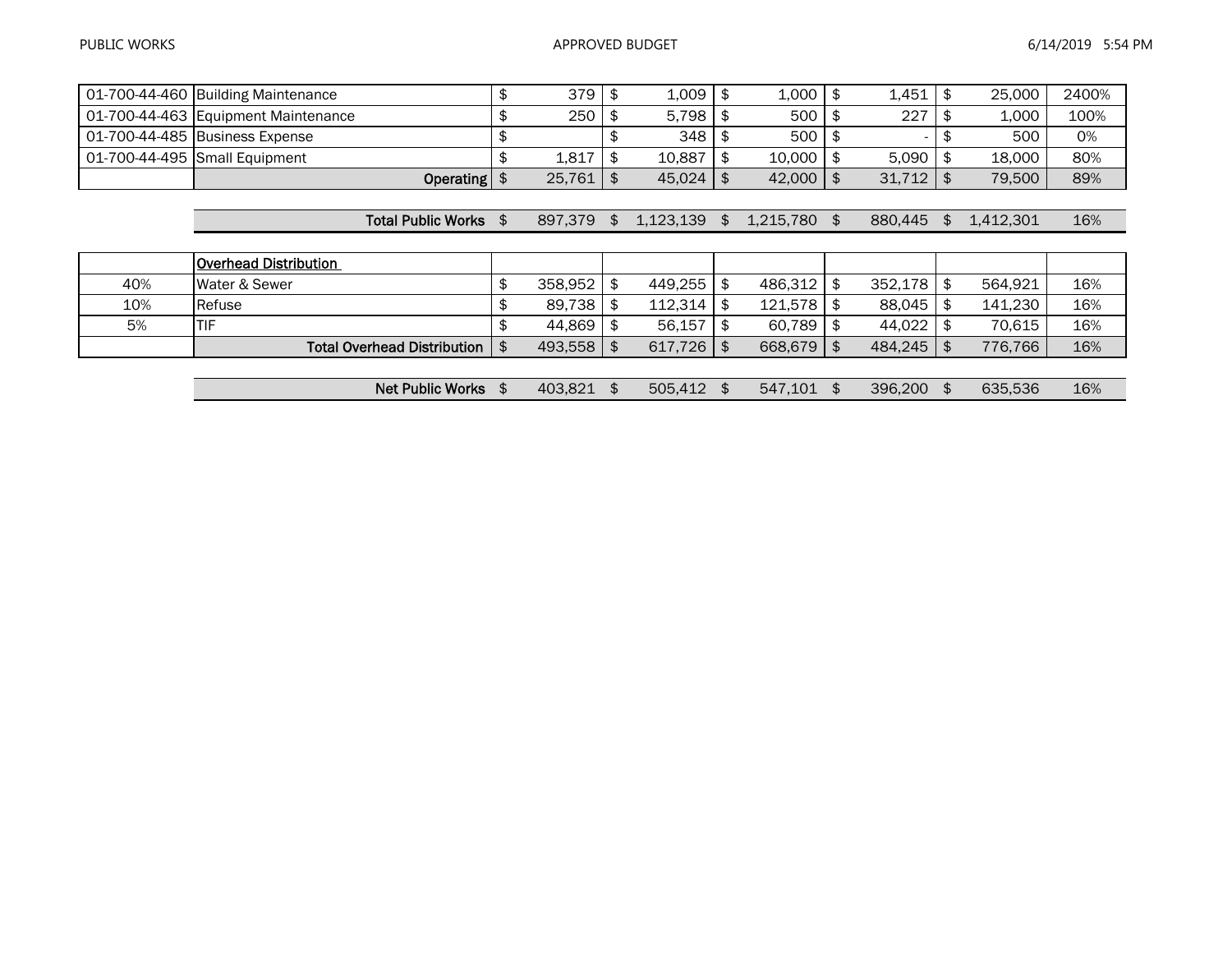| | | | | | | | |
|---|---|---|---|---|---|---|---|
| 01-700-44-460 | Building Maintenance | $ 379 | $ 1,009 | $ 1,000 | $ 1,451 | $ 25,000 | 2400% |
| 01-700-44-463 | Equipment Maintenance | $ 250 | $ 5,798 | $ 500 | $ 227 | $ 1,000 | 100% |
| 01-700-44-485 | Business Expense | $ | $ 348 | $ 500 | $ - | $ 500 | 0% |
| 01-700-44-495 | Small Equipment | $ 1,817 | $ 10,887 | $ 10,000 | $ 5,090 | $ 18,000 | 80% |
| | **Operating** | $ 25,761 | $ 45,024 | $ 42,000 | $ 31,712 | $ 79,500 | 89% |

| | | | | | | |
|---|---|---|---|---|---|---|
| **Total Public Works** | $ 897,379 | $ 1,123,139 | $ 1,215,780 | $ 880,445 | $ 1,412,301 | 16% |

| | | | | | | | |
|---|---|---|---|---|---|---|---|
| | **Overhead Distribution** | | | | | | |
| 40% | Water & Sewer | $ 358,952 | $ 449,255 | $ 486,312 | $ 352,178 | $ 564,921 | 16% |
| 10% | Refuse | $ 89,738 | $ 112,314 | $ 121,578 | $ 88,045 | $ 141,230 | 16% |
| 5% | TIF | $ 44,869 | $ 56,157 | $ 60,789 | $ 44,022 | $ 70,615 | 16% |
| | **Total Overhead Distribution** | $ 493,558 | $ 617,726 | $ 668,679 | $ 484,245 | $ 776,766 | 16% |

| | | | | | | |
|---|---|---|---|---|---|---|
| **Net Public Works** | $ 403,821 | $ 505,412 | $ 547,101 | $ 396,200 | $ 635,536 | 16% |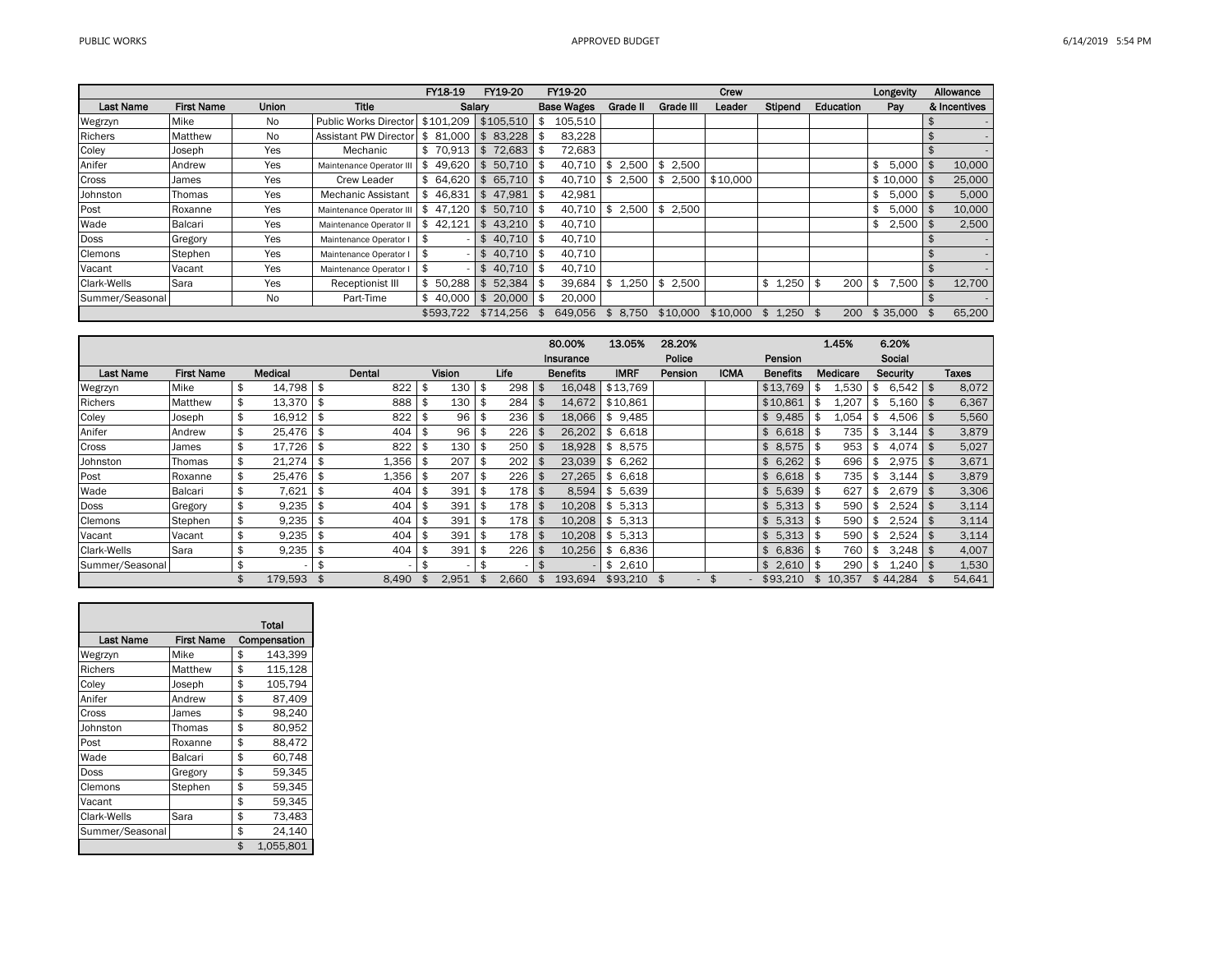| | | | | FY18-19 | FY19-20 | FY19-20 | | | Crew | | | Longevity | Allowance |
|---|---|---|---|---|---|---|---|---|---|---|---|---|---|
| Last Name | First Name | Union | Title | Salary | | Base Wages | Grade II | Grade III | Leader | Stipend | Education | Pay | & Incentives |
| Wegrzyn | Mike | No | Public Works Director | $101,209 | $105,510 | $ 105,510 | | | | | | | $ - |
| Richers | Matthew | No | Assistant PW Director | $ 81,000 | $ 83,228 | $ 83,228 | | | | | | | $ - |
| Coley | Joseph | Yes | Mechanic | $ 70,913 | $ 72,683 | $ 72,683 | | | | | | | $ - |
| Anifer | Andrew | Yes | Maintenance Operator III | $ 49,620 | $ 50,710 | $ 40,710 | $ 2,500 | $ 2,500 | | | | $ 5,000 | $ 10,000 |
| Cross | James | Yes | Crew Leader | $ 64,620 | $ 65,710 | $ 40,710 | $ 2,500 | $ 2,500 | $10,000 | | | $ 10,000 | $ 25,000 |
| Johnston | Thomas | Yes | Mechanic Assistant | $ 46,831 | $ 47,981 | $ 42,981 | | | | | | $ 5,000 | $ 5,000 |
| Post | Roxanne | Yes | Maintenance Operator III | $ 47,120 | $ 50,710 | $ 40,710 | $ 2,500 | $ 2,500 | | | | $ 5,000 | $ 10,000 |
| Wade | Balcari | Yes | Maintenance Operator II | $ 42,121 | $ 43,210 | $ 40,710 | | | | | | $ 2,500 | $ 2,500 |
| Doss | Gregory | Yes | Maintenance Operator I | $ - | $ 40,710 | $ 40,710 | | | | | | | $ - |
| Clemons | Stephen | Yes | Maintenance Operator I | $ - | $ 40,710 | $ 40,710 | | | | | | | $ - |
| Vacant | Vacant | Yes | Maintenance Operator I | $ - | $ 40,710 | $ 40,710 | | | | | | | $ - |
| Clark-Wells | Sara | Yes | Receptionist III | $ 50,288 | $ 52,384 | $ 39,684 | $ 1,250 | $ 2,500 | | $ 1,250 | $ 200 | $ 7,500 | $ 12,700 |
| Summer/Seasonal | | No | Part-Time | $ 40,000 | $ 20,000 | $ 20,000 | | | | | | | $ - |
| | | | | $593,722 | $714,256 | $ 649,056 | $ 8,750 | $10,000 | $10,000 | $ 1,250 | $ 200 | $ 35,000 | $ 65,200 |

| | | | | | | 80.00% | 13.05% | 28.20% | | | 1.45% | 6.20% | |
|---|---|---|---|---|---|---|---|---|---|---|---|---|---|
| | | | | | | Insurance | | Police | | Pension | | Social | |
| Last Name | First Name | Medical | Dental | Vision | Life | Benefits | IMRF | Pension | ICMA | Benefits | Medicare | Security | Taxes |
| Wegrzyn | Mike | $ 14,798 | $ 822 | $ 130 | $ 298 | $ 16,048 | $13,769 | | | $13,769 | $ 1,530 | $ 6,542 | $ 8,072 |
| Richers | Matthew | $ 13,370 | $ 888 | $ 130 | $ 284 | $ 14,672 | $10,861 | | | $10,861 | $ 1,207 | $ 5,160 | $ 6,367 |
| Coley | Joseph | $ 16,912 | $ 822 | $ 96 | $ 236 | $ 18,066 | $ 9,485 | | | $ 9,485 | $ 1,054 | $ 4,506 | $ 5,560 |
| Anifer | Andrew | $ 25,476 | $ 404 | $ 96 | $ 226 | $ 26,202 | $ 6,618 | | | $ 6,618 | $ 735 | $ 3,144 | $ 3,879 |
| Cross | James | $ 17,726 | $ 822 | $ 130 | $ 250 | $ 18,928 | $ 8,575 | | | $ 8,575 | $ 953 | $ 4,074 | $ 5,027 |
| Johnston | Thomas | $ 21,274 | $ 1,356 | $ 207 | $ 202 | $ 23,039 | $ 6,262 | | | $ 6,262 | $ 696 | $ 2,975 | $ 3,671 |
| Post | Roxanne | $ 25,476 | $ 1,356 | $ 207 | $ 226 | $ 27,265 | $ 6,618 | | | $ 6,618 | $ 735 | $ 3,144 | $ 3,879 |
| Wade | Balcari | $ 7,621 | $ 404 | $ 391 | $ 178 | $ 8,594 | $ 5,639 | | | $ 5,639 | $ 627 | $ 2,679 | $ 3,306 |
| Doss | Gregory | $ 9,235 | $ 404 | $ 391 | $ 178 | $ 10,208 | $ 5,313 | | | $ 5,313 | $ 590 | $ 2,524 | $ 3,114 |
| Clemons | Stephen | $ 9,235 | $ 404 | $ 391 | $ 178 | $ 10,208 | $ 5,313 | | | $ 5,313 | $ 590 | $ 2,524 | $ 3,114 |
| Vacant | Vacant | $ 9,235 | $ 404 | $ 391 | $ 178 | $ 10,208 | $ 5,313 | | | $ 5,313 | $ 590 | $ 2,524 | $ 3,114 |
| Clark-Wells | Sara | $ 9,235 | $ 404 | $ 391 | $ 226 | $ 10,256 | $ 6,836 | | | $ 6,836 | $ 760 | $ 3,248 | $ 4,007 |
| Summer/Seasonal | | $ - | $ - | $ - | $ - | $ - | $ 2,610 | | | $ 2,610 | $ 290 | $ 1,240 | $ 1,530 |
| | | $ 179,593 | $ 8,490 | $ 2,951 | $ 2,660 | $ 193,694 | $93,210 | $ - | $ - | $93,210 | $ 10,357 | $ 44,284 | $ 54,641 |

| | | Total |
|---|---|---|
| Last Name | First Name | Compensation |
| Wegrzyn | Mike | $ 143,399 |
| Richers | Matthew | $ 115,128 |
| Coley | Joseph | $ 105,794 |
| Anifer | Andrew | $ 87,409 |
| Cross | James | $ 98,240 |
| Johnston | Thomas | $ 80,952 |
| Post | Roxanne | $ 88,472 |
| Wade | Balcari | $ 60,748 |
| Doss | Gregory | $ 59,345 |
| Clemons | Stephen | $ 59,345 |
| Vacant | | $ 59,345 |
| Clark-Wells | Sara | $ 73,483 |
| Summer/Seasonal | | $ 24,140 |
| | | $ 1,055,801 |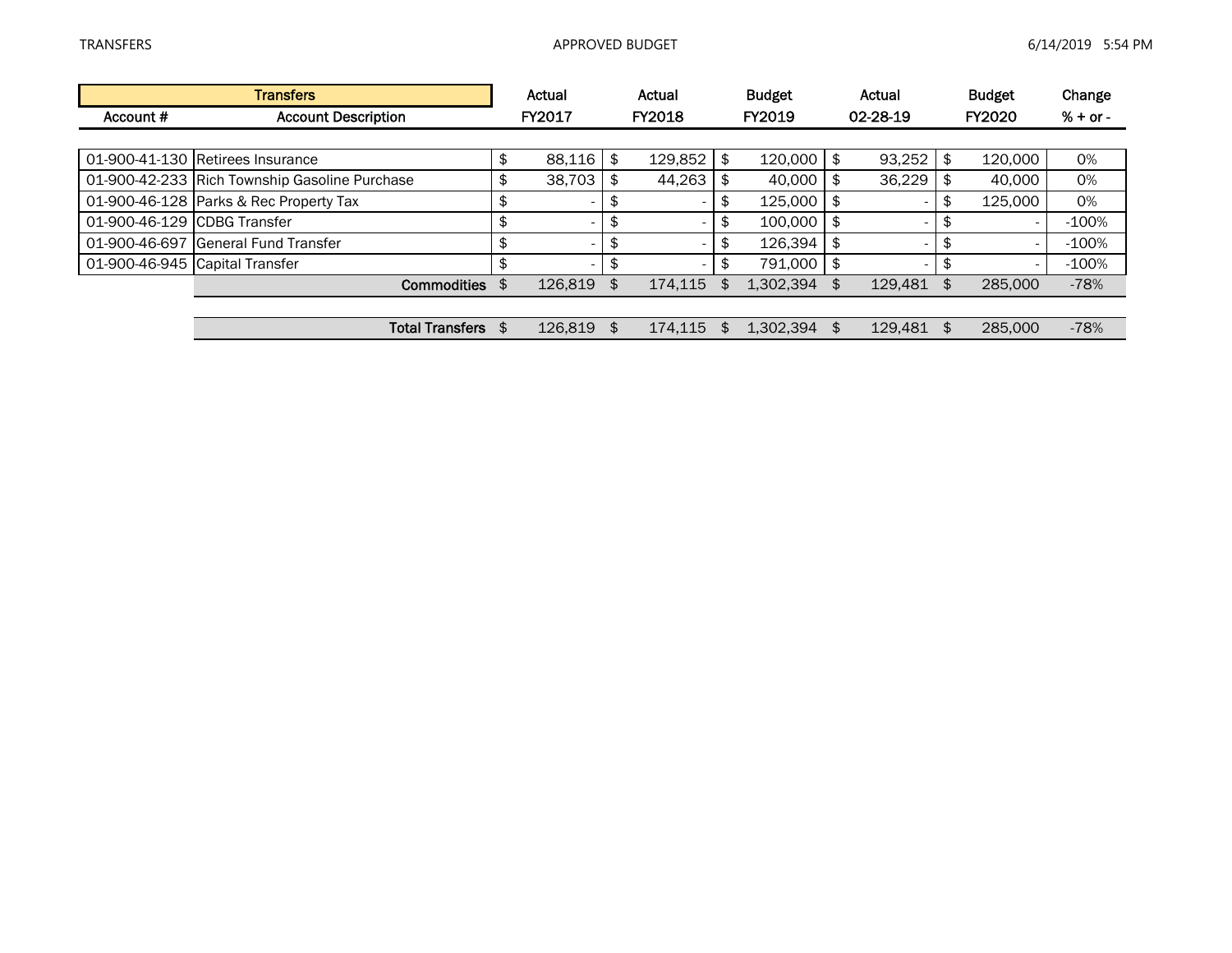| Transfers | | Actual | Actual | Budget | Actual | Budget | Change |
|---|---|---|---|---|---|---|---|
| Account # | Account Description | FY2017 | FY2018 | FY2019 | 02-28-19 | FY2020 | % + or - |
| 01-900-41-130 | Retirees Insurance | $ 88,116 | $ 129,852 | $ 120,000 | $ 93,252 | $ 120,000 | 0% |
| 01-900-42-233 | Rich Township Gasoline Purchase | $ 38,703 | $ 44,263 | $ 40,000 | $ 36,229 | $ 40,000 | 0% |
| 01-900-46-128 | Parks & Rec Property Tax | $ - | $ - | $ 125,000 | $ - | $ 125,000 | 0% |
| 01-900-46-129 | CDBG Transfer | $ - | $ - | $ 100,000 | $ - | $ - | -100% |
| 01-900-46-697 | General Fund Transfer | $ - | $ - | $ 126,394 | $ - | $ - | -100% |
| 01-900-46-945 | Capital Transfer | $ - | $ - | $ 791,000 | $ - | $ - | -100% |
| | **Commodities** | $ 126,819 | $ 174,115 | $ 1,302,394 | $ 129,481 | $ 285,000 | -78% |
| | **Total Transfers** | $ 126,819 | $ 174,115 | $ 1,302,394 | $ 129,481 | $ 285,000 | -78% |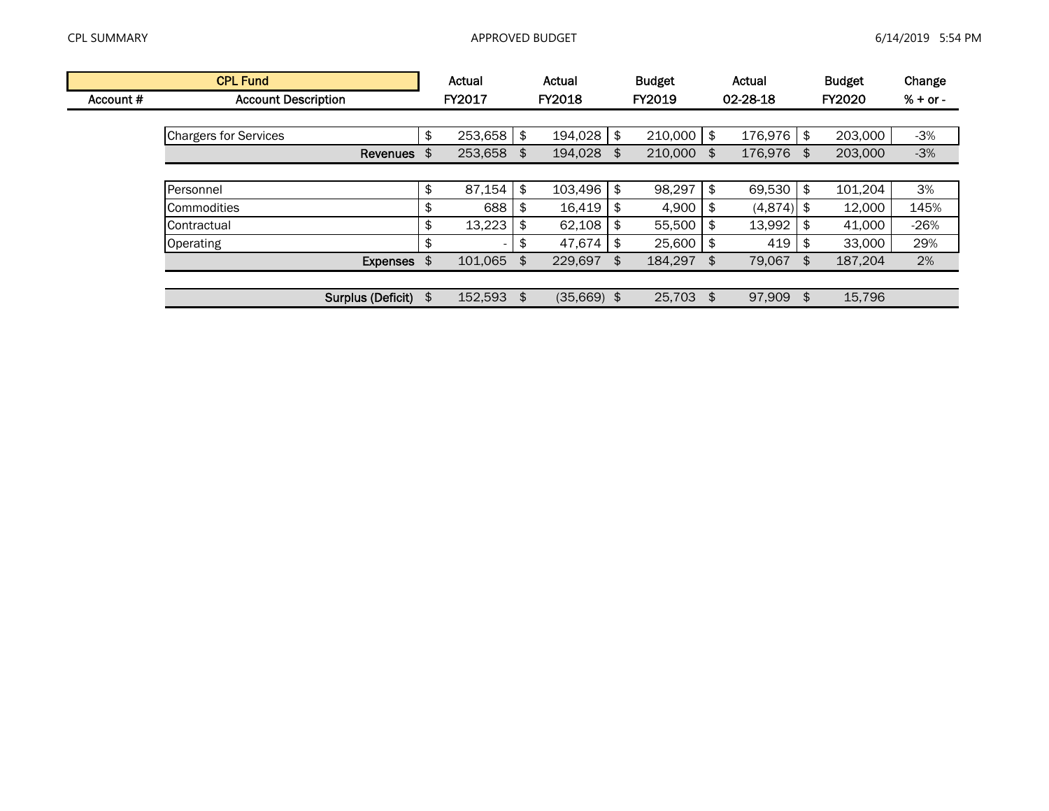| CPL Fund | | Actual | Actual | Budget | Actual | Budget | Change |
|---|---|---|---|---|---|---|---|
| Account # | Account Description | FY2017 | FY2018 | FY2019 | 02-28-18 | FY2020 | % + or - |
| | Chargers for Services | $ 253,658 | $ 194,028 | $ 210,000 | $ 176,976 | $ 203,000 | -3% |
| | **Revenues** | $ 253,658 | $ 194,028 | $ 210,000 | $ 176,976 | $ 203,000 | -3% |
| | Personnel | $ 87,154 | $ 103,496 | $ 98,297 | $ 69,530 | $ 101,204 | 3% |
| | Commodities | $ 688 | $ 16,419 | $ 4,900 | $ (4,874) | $ 12,000 | 145% |
| | Contractual | $ 13,223 | $ 62,108 | $ 55,500 | $ 13,992 | $ 41,000 | -26% |
| | Operating | $ - | $ 47,674 | $ 25,600 | $ 419 | $ 33,000 | 29% |
| | **Expenses** | $ 101,065 | $ 229,697 | $ 184,297 | $ 79,067 | $ 187,204 | 2% |
| | **Surplus (Deficit)** | $ 152,593 | $ (35,669) | $ 25,703 | $ 97,909 | $ 15,796 | |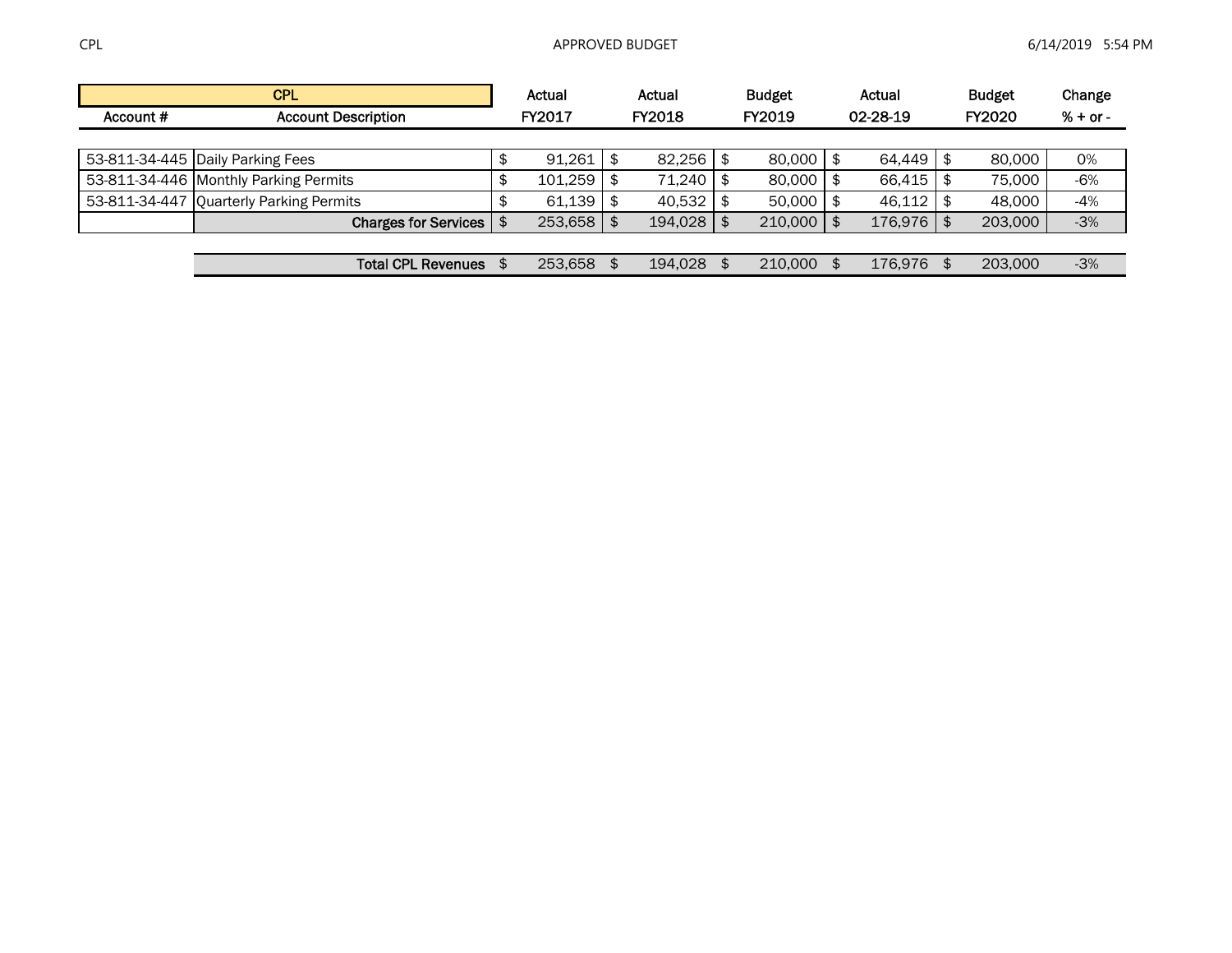| CPL | | | | | | | |
|---|---|---|---|---|---|---|---|
| Account # | Account Description | Actual FY2017 | Actual FY2018 | Budget FY2019 | Actual 02-28-19 | Budget FY2020 | Change % + or - |
| 53-811-34-445 | Daily Parking Fees | $ 91,261 | $ 82,256 | $ 80,000 | $ 64,449 | $ 80,000 | 0% |
| 53-811-34-446 | Monthly Parking Permits | $ 101,259 | $ 71,240 | $ 80,000 | $ 66,415 | $ 75,000 | -6% |
| 53-811-34-447 | Quarterly Parking Permits | $ 61,139 | $ 40,532 | $ 50,000 | $ 46,112 | $ 48,000 | -4% |
| | **Charges for Services** | $ 253,658 | $ 194,028 | $ 210,000 | $ 176,976 | $ 203,000 | -3% |
| | **Total CPL Revenues** | $ 253,658 | $ 194,028 | $ 210,000 | $ 176,976 | $ 203,000 | -3% |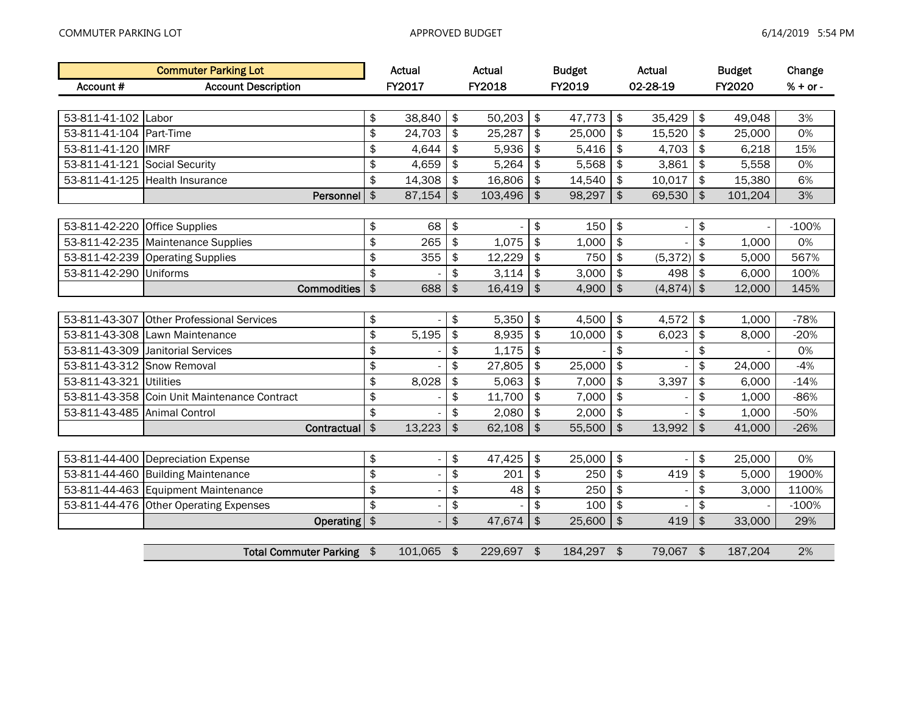| Account # | Account Description | Actual FY2017 | Actual FY2018 | Budget FY2019 | Actual 02-28-19 | Budget FY2020 | Change % + or - |
|---|---|---|---|---|---|---|---|
| **Commuter Parking Lot** | | | | | | | |
| 53-811-41-102 | Labor | $ 38,840 | $ 50,203 | $ 47,773 | $ 35,429 | $ 49,048 | 3% |
| 53-811-41-104 | Part-Time | $ 24,703 | $ 25,287 | $ 25,000 | $ 15,520 | $ 25,000 | 0% |
| 53-811-41-120 | IMRF | $ 4,644 | $ 5,936 | $ 5,416 | $ 4,703 | $ 6,218 | 15% |
| 53-811-41-121 | Social Security | $ 4,659 | $ 5,264 | $ 5,568 | $ 3,861 | $ 5,558 | 0% |
| 53-811-41-125 | Health Insurance | $ 14,308 | $ 16,806 | $ 14,540 | $ 10,017 | $ 15,380 | 6% |
| | **Personnel** | $ 87,154 | $ 103,496 | $ 98,297 | $ 69,530 | $ 101,204 | 3% |
| 53-811-42-220 | Office Supplies | $ 68 | $ - | $ 150 | $ - | $ - | -100% |
| 53-811-42-235 | Maintenance Supplies | $ 265 | $ 1,075 | $ 1,000 | $ - | $ 1,000 | 0% |
| 53-811-42-239 | Operating Supplies | $ 355 | $ 12,229 | $ 750 | $ (5,372) | $ 5,000 | 567% |
| 53-811-42-290 | Uniforms | $ - | $ 3,114 | $ 3,000 | $ 498 | $ 6,000 | 100% |
| | **Commodities** | $ 688 | $ 16,419 | $ 4,900 | $ (4,874) | $ 12,000 | 145% |
| 53-811-43-307 | Other Professional Services | $ - | $ 5,350 | $ 4,500 | $ 4,572 | $ 1,000 | -78% |
| 53-811-43-308 | Lawn Maintenance | $ 5,195 | $ 8,935 | $ 10,000 | $ 6,023 | $ 8,000 | -20% |
| 53-811-43-309 | Janitorial Services | $ - | $ 1,175 | $ - | $ - | $ - | 0% |
| 53-811-43-312 | Snow Removal | $ - | $ 27,805 | $ 25,000 | $ - | $ 24,000 | -4% |
| 53-811-43-321 | Utilities | $ 8,028 | $ 5,063 | $ 7,000 | $ 3,397 | $ 6,000 | -14% |
| 53-811-43-358 | Coin Unit Maintenance Contract | $ - | $ 11,700 | $ 7,000 | $ - | $ 1,000 | -86% |
| 53-811-43-485 | Animal Control | $ - | $ 2,080 | $ 2,000 | $ - | $ 1,000 | -50% |
| | **Contractual** | $ 13,223 | $ 62,108 | $ 55,500 | $ 13,992 | $ 41,000 | -26% |
| 53-811-44-400 | Depreciation Expense | $ - | $ 47,425 | $ 25,000 | $ - | $ 25,000 | 0% |
| 53-811-44-460 | Building Maintenance | $ - | $ 201 | $ 250 | $ 419 | $ 5,000 | 1900% |
| 53-811-44-463 | Equipment Maintenance | $ - | $ 48 | $ 250 | $ - | $ 3,000 | 1100% |
| 53-811-44-476 | Other Operating Expenses | $ - | $ - | $ 100 | $ - | $ - | -100% |
| | **Operating** | $ - | $ 47,674 | $ 25,600 | $ 419 | $ 33,000 | 29% |
| | **Total Commuter Parking** | $ 101,065 | $ 229,697 | $ 184,297 | $ 79,067 | $ 187,204 | 2% |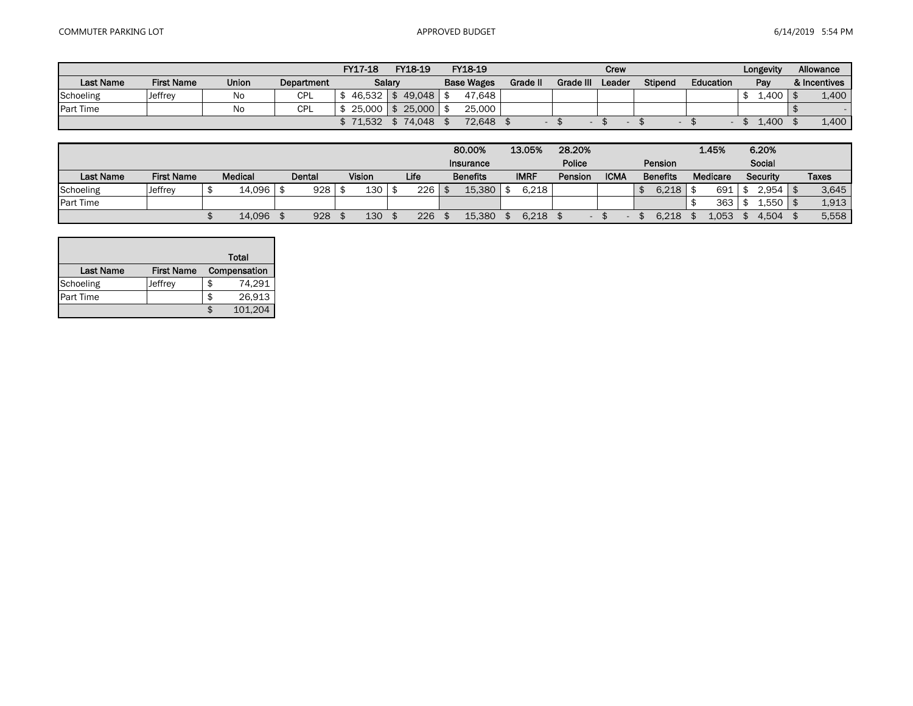| Last Name | First Name | Union | Department | FY17-18 Salary | FY18-19 Salary | FY18-19 Base Wages | Grade II | Grade III | Crew Leader | Stipend | Education | Longevity Pay | Allowance & Incentives |
|---|---|---|---|---|---|---|---|---|---|---|---|---|---|
| Schoeling | Jeffrey | No | CPL | $ 46,532 | $ 49,048 | $ 47,648 | | | | | | $ 1,400 | $ 1,400 |
| Part Time | | No | CPL | $ 25,000 | $ 25,000 | $ 25,000 | | | | | | | $ - |
| | | | | $ 71,532 | $ 74,048 | $ 72,648 | $ - | $ - | $ - | $ - | $ - | $ 1,400 | $ 1,400 |

| Last Name | First Name | Medical | Dental | Vision | Life | 80.00% Insurance Benefits | 13.05% IMRF | 28.20% Police Pension | ICMA | Pension Benefits | 1.45% Medicare | 6.20% Social Security | Taxes |
|---|---|---|---|---|---|---|---|---|---|---|---|---|---|
| Schoeling | Jeffrey | $ 14,096 | $ 928 | $ 130 | $ 226 | $ 15,380 | $ 6,218 | | | $ 6,218 | $ 691 | $ 2,954 | $ 3,645 |
| Part Time | | | | | | | | | | | $ 363 | $ 1,550 | $ 1,913 |
| | | $ 14,096 | $ 928 | $ 130 | $ 226 | $ 15,380 | $ 6,218 | $ - | $ - | $ 6,218 | $ 1,053 | $ 4,504 | $ 5,558 |

| Last Name | First Name | Total Compensation |
|---|---|---|
| Schoeling | Jeffrey | $ 74,291 |
| Part Time | | $ 26,913 |
| | | $ 101,204 |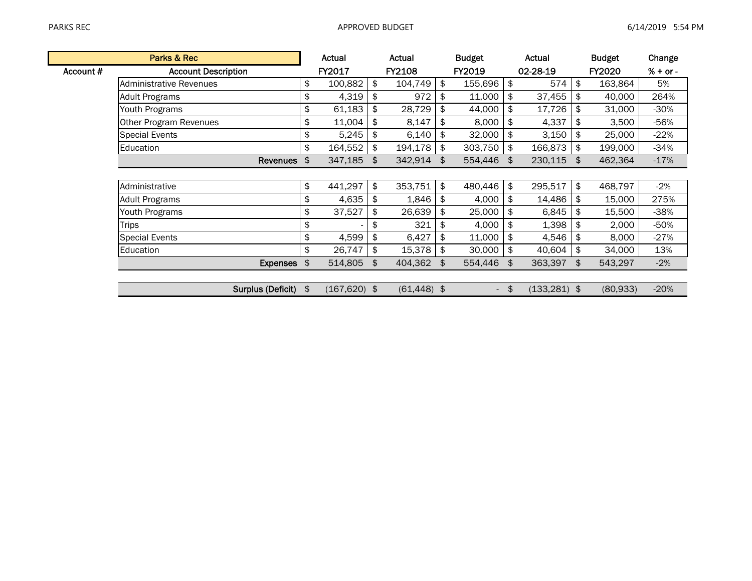| Parks & Rec | | Actual | Actual | Budget | Actual | Budget | Change |
|---|---|---|---|---|---|---|---|
| Account # | Account Description | FY2017 | FY2108 | FY2019 | 02-28-19 | FY2020 | % + or - |
| | Administrative Revenues | $ 100,882 | $ 104,749 | $ 155,696 | $ 574 | $ 163,864 | 5% |
| | Adult Programs | $ 4,319 | $ 972 | $ 11,000 | $ 37,455 | $ 40,000 | 264% |
| | Youth Programs | $ 61,183 | $ 28,729 | $ 44,000 | $ 17,726 | $ 31,000 | -30% |
| | Other Program Revenues | $ 11,004 | $ 8,147 | $ 8,000 | $ 4,337 | $ 3,500 | -56% |
| | Special Events | $ 5,245 | $ 6,140 | $ 32,000 | $ 3,150 | $ 25,000 | -22% |
| | Education | $ 164,552 | $ 194,178 | $ 303,750 | $ 166,873 | $ 199,000 | -34% |
| | **Revenues** | $ 347,185 | $ 342,914 | $ 554,446 | $ 230,115 | $ 462,364 | -17% |
| | | | | | | | |
| | Administrative | $ 441,297 | $ 353,751 | $ 480,446 | $ 295,517 | $ 468,797 | -2% |
| | Adult Programs | $ 4,635 | $ 1,846 | $ 4,000 | $ 14,486 | $ 15,000 | 275% |
| | Youth Programs | $ 37,527 | $ 26,639 | $ 25,000 | $ 6,845 | $ 15,500 | -38% |
| | Trips | $ - | $ 321 | $ 4,000 | $ 1,398 | $ 2,000 | -50% |
| | Special Events | $ 4,599 | $ 6,427 | $ 11,000 | $ 4,546 | $ 8,000 | -27% |
| | Education | $ 26,747 | $ 15,378 | $ 30,000 | $ 40,604 | $ 34,000 | 13% |
| | **Expenses** | $ 514,805 | $ 404,362 | $ 554,446 | $ 363,397 | $ 543,297 | -2% |
| | | | | | | | |
| | **Surplus (Deficit)** | $ (167,620) | $ (61,448) | $ - | $ (133,281) | $ (80,933) | -20% |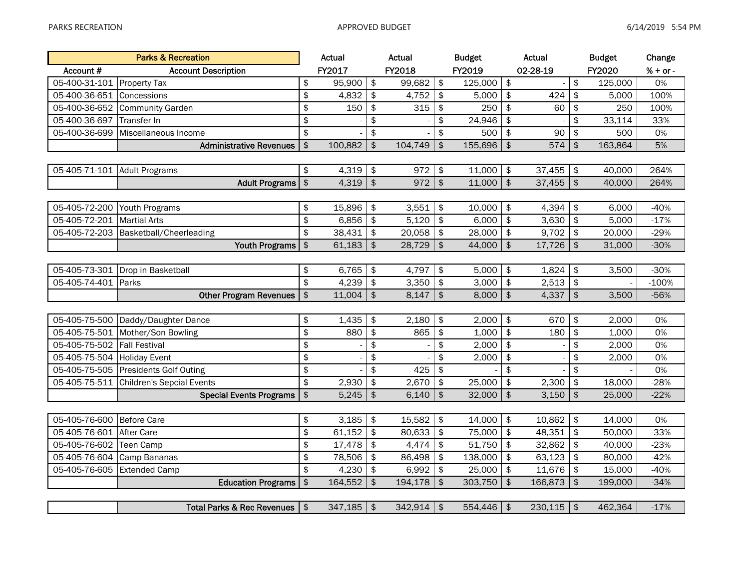| Account # | Parks & Recreation<br>Account Description | Actual<br>FY2017 | Actual<br>FY2018 | Budget<br>FY2019 | Actual<br>02-28-19 | Budget<br>FY2020 | Change<br>% + or - |
|---|---|---|---|---|---|---|---|
| 05-400-31-101 | Property Tax | $ 95,900 | $ 99,682 | $ 125,000 | $ - | $ 125,000 | 0% |
| 05-400-36-651 | Concessions | $ 4,832 | $ 4,752 | $ 5,000 | $ 424 | $ 5,000 | 100% |
| 05-400-36-652 | Community Garden | $ 150 | $ 315 | $ 250 | $ 60 | $ 250 | 100% |
| 05-400-36-697 | Transfer In | $ - | $ - | $ 24,946 | $ - | $ 33,114 | 33% |
| 05-400-36-699 | Miscellaneous Income | $ - | $ - | $ 500 | $ 90 | $ 500 | 0% |
| | **Administrative Revenues** | $ 100,882 | $ 104,749 | $ 155,696 | $ 574 | $ 163,864 | 5% |
| | | | | | | | |
| 05-405-71-101 | Adult Programs | $ 4,319 | $ 972 | $ 11,000 | $ 37,455 | $ 40,000 | 264% |
| | **Adult Programs** | $ 4,319 | $ 972 | $ 11,000 | $ 37,455 | $ 40,000 | 264% |
| | | | | | | | |
| 05-405-72-200 | Youth Programs | $ 15,896 | $ 3,551 | $ 10,000 | $ 4,394 | $ 6,000 | -40% |
| 05-405-72-201 | Martial Arts | $ 6,856 | $ 5,120 | $ 6,000 | $ 3,630 | $ 5,000 | -17% |
| 05-405-72-203 | Basketball/Cheerleading | $ 38,431 | $ 20,058 | $ 28,000 | $ 9,702 | $ 20,000 | -29% |
| | **Youth Programs** | $ 61,183 | $ 28,729 | $ 44,000 | $ 17,726 | $ 31,000 | -30% |
| | | | | | | | |
| 05-405-73-301 | Drop in Basketball | $ 6,765 | $ 4,797 | $ 5,000 | $ 1,824 | $ 3,500 | -30% |
| 05-405-74-401 | Parks | $ 4,239 | $ 3,350 | $ 3,000 | $ 2,513 | $ - | -100% |
| | **Other Program Revenues** | $ 11,004 | $ 8,147 | $ 8,000 | $ 4,337 | $ 3,500 | -56% |
| | | | | | | | |
| 05-405-75-500 | Daddy/Daughter Dance | $ 1,435 | $ 2,180 | $ 2,000 | $ 670 | $ 2,000 | 0% |
| 05-405-75-501 | Mother/Son Bowling | $ 880 | $ 865 | $ 1,000 | $ 180 | $ 1,000 | 0% |
| 05-405-75-502 | Fall Festival | $ - | $ - | $ 2,000 | $ - | $ 2,000 | 0% |
| 05-405-75-504 | Holiday Event | $ - | $ - | $ 2,000 | $ - | $ 2,000 | 0% |
| 05-405-75-505 | Presidents Golf Outing | $ - | $ 425 | $ - | $ - | $ - | 0% |
| 05-405-75-511 | Children's Sepcial Events | $ 2,930 | $ 2,670 | $ 25,000 | $ 2,300 | $ 18,000 | -28% |
| | **Special Events Programs** | $ 5,245 | $ 6,140 | $ 32,000 | $ 3,150 | $ 25,000 | -22% |
| | | | | | | | |
| 05-405-76-600 | Before Care | $ 3,185 | $ 15,582 | $ 14,000 | $ 10,862 | $ 14,000 | 0% |
| 05-405-76-601 | After Care | $ 61,152 | $ 80,633 | $ 75,000 | $ 48,351 | $ 50,000 | -33% |
| 05-405-76-602 | Teen Camp | $ 17,478 | $ 4,474 | $ 51,750 | $ 32,862 | $ 40,000 | -23% |
| 05-405-76-604 | Camp Bananas | $ 78,506 | $ 86,498 | $ 138,000 | $ 63,123 | $ 80,000 | -42% |
| 05-405-76-605 | Extended Camp | $ 4,230 | $ 6,992 | $ 25,000 | $ 11,676 | $ 15,000 | -40% |
| | **Education Programs** | $ 164,552 | $ 194,178 | $ 303,750 | $ 166,873 | $ 199,000 | -34% |
| | | | | | | | |
| | **Total Parks & Rec Revenues** | $ 347,185 | $ 342,914 | $ 554,446 | $ 230,115 | $ 462,364 | -17% |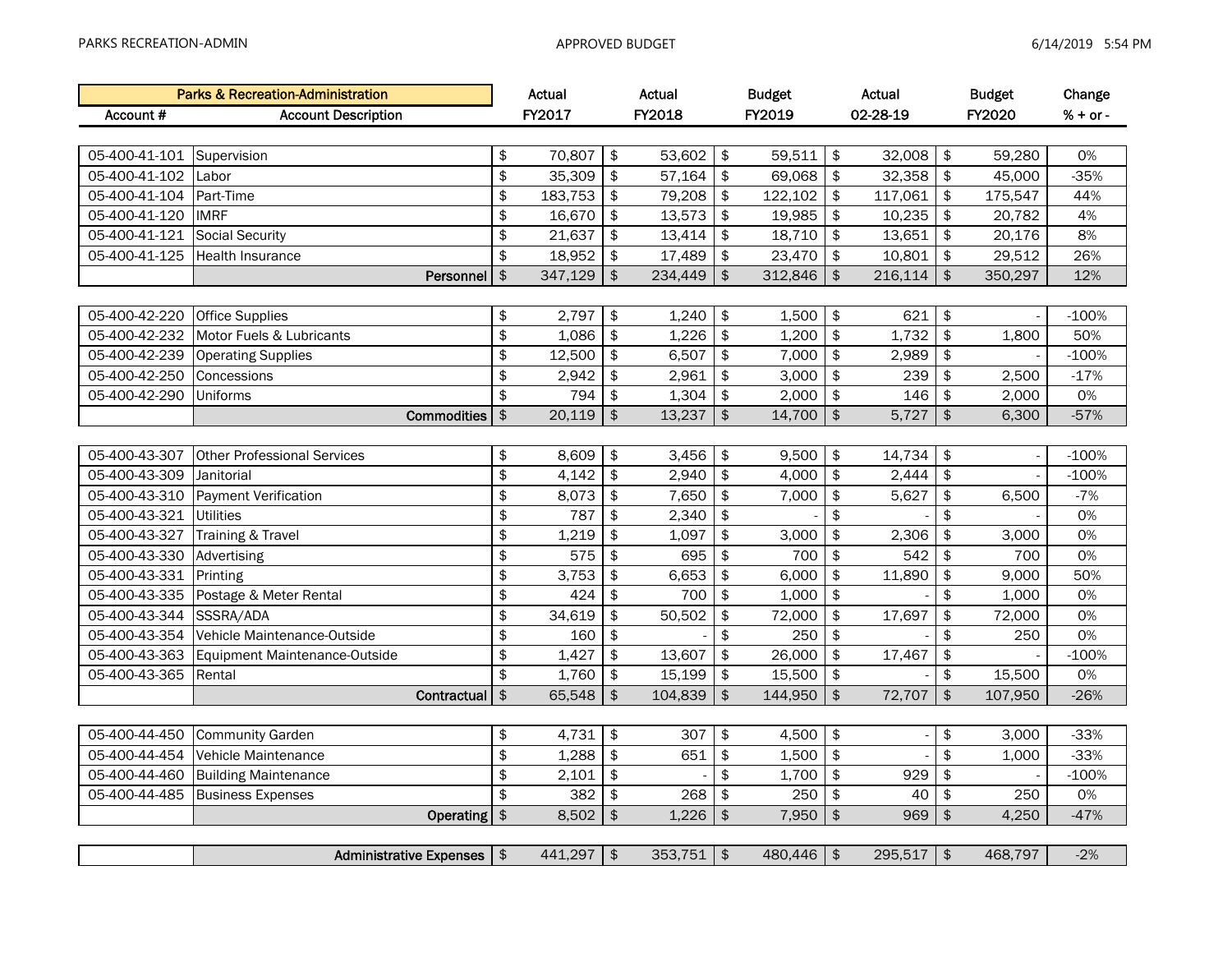| Parks & Recreation-Administration | | Actual | Actual | Budget | Actual | Budget | Change |
|---|---|---|---|---|---|---|---|
| Account # | Account Description | FY2017 | FY2018 | FY2019 | 02-28-19 | FY2020 | % + or - |
| 05-400-41-101 | Supervision | $ 70,807 | $ 53,602 | $ 59,511 | $ 32,008 | $ 59,280 | 0% |
| 05-400-41-102 | Labor | $ 35,309 | $ 57,164 | $ 69,068 | $ 32,358 | $ 45,000 | -35% |
| 05-400-41-104 | Part-Time | $ 183,753 | $ 79,208 | $ 122,102 | $ 117,061 | $ 175,547 | 44% |
| 05-400-41-120 | IMRF | $ 16,670 | $ 13,573 | $ 19,985 | $ 10,235 | $ 20,782 | 4% |
| 05-400-41-121 | Social Security | $ 21,637 | $ 13,414 | $ 18,710 | $ 13,651 | $ 20,176 | 8% |
| 05-400-41-125 | Health Insurance | $ 18,952 | $ 17,489 | $ 23,470 | $ 10,801 | $ 29,512 | 26% |
| | **Personnel** | $ 347,129 | $ 234,449 | $ 312,846 | $ 216,114 | $ 350,297 | 12% |
| 05-400-42-220 | Office Supplies | $ 2,797 | $ 1,240 | $ 1,500 | $ 621 | $ - | -100% |
| 05-400-42-232 | Motor Fuels & Lubricants | $ 1,086 | $ 1,226 | $ 1,200 | $ 1,732 | $ 1,800 | 50% |
| 05-400-42-239 | Operating Supplies | $ 12,500 | $ 6,507 | $ 7,000 | $ 2,989 | $ - | -100% |
| 05-400-42-250 | Concessions | $ 2,942 | $ 794 | $ 2,961 | $ 3,000 | $ 239 | $ 2,500 | -17% |
| 05-400-42-290 | Uniforms | $ 794 | $ 1,304 | $ 2,000 | $ 146 | $ 2,000 | 0% |
| | **Commodities** | $ 20,119 | $ 13,237 | $ 14,700 | $ 5,727 | $ 6,300 | -57% |
| 05-400-43-307 | Other Professional Services | $ 8,609 | $ 3,456 | $ 9,500 | $ 14,734 | $ - | -100% |
| 05-400-43-309 | Janitorial | $ 4,142 | $ 2,940 | $ 4,000 | $ 2,444 | $ - | -100% |
| 05-400-43-310 | Payment Verification | $ 8,073 | $ 7,650 | $ 7,000 | $ 5,627 | $ 6,500 | -7% |
| 05-400-43-321 | Utilities | $ 787 | $ 2,340 | $ - | $ - | $ - | 0% |
| 05-400-43-327 | Training & Travel | $ 1,219 | $ 1,097 | $ 3,000 | $ 2,306 | $ 3,000 | 0% |
| 05-400-43-330 | Advertising | $ 575 | $ 695 | $ 700 | $ 542 | $ 700 | 0% |
| 05-400-43-331 | Printing | $ 3,753 | $ 6,653 | $ 6,000 | $ 11,890 | $ 9,000 | 50% |
| 05-400-43-335 | Postage & Meter Rental | $ 424 | $ 700 | $ 1,000 | $ - | $ 1,000 | 0% |
| 05-400-43-344 | SSSRA/ADA | $ 34,619 | $ 50,502 | $ 72,000 | $ 17,697 | $ 72,000 | 0% |
| 05-400-43-354 | Vehicle Maintenance-Outside | $ 160 | $ - | $ 250 | $ - | $ 250 | 0% |
| 05-400-43-363 | Equipment Maintenance-Outside | $ 1,427 | $ 13,607 | $ 26,000 | $ 17,467 | $ - | -100% |
| 05-400-43-365 | Rental | $ 1,760 | $ 15,199 | $ 15,500 | $ - | $ 15,500 | 0% |
| | **Contractual** | $ 65,548 | $ 104,839 | $ 144,950 | $ 72,707 | $ 107,950 | -26% |
| 05-400-44-450 | Community Garden | $ 4,731 | $ 307 | $ 4,500 | $ - | $ 3,000 | -33% |
| 05-400-44-454 | Vehicle Maintenance | $ 1,288 | $ 651 | $ 1,500 | $ - | $ 1,000 | -33% |
| 05-400-44-460 | Building Maintenance | $ 2,101 | $ - | $ 1,700 | $ 929 | $ - | -100% |
| 05-400-44-485 | Business Expenses | $ 382 | $ 268 | $ 250 | $ 40 | $ 250 | 0% |
| | **Operating** | $ 8,502 | $ 1,226 | $ 7,950 | $ 969 | $ 4,250 | -47% |
| | **Administrative Expenses** | $ 441,297 | $ 353,751 | $ 480,446 | $ 295,517 | $ 468,797 | -2% |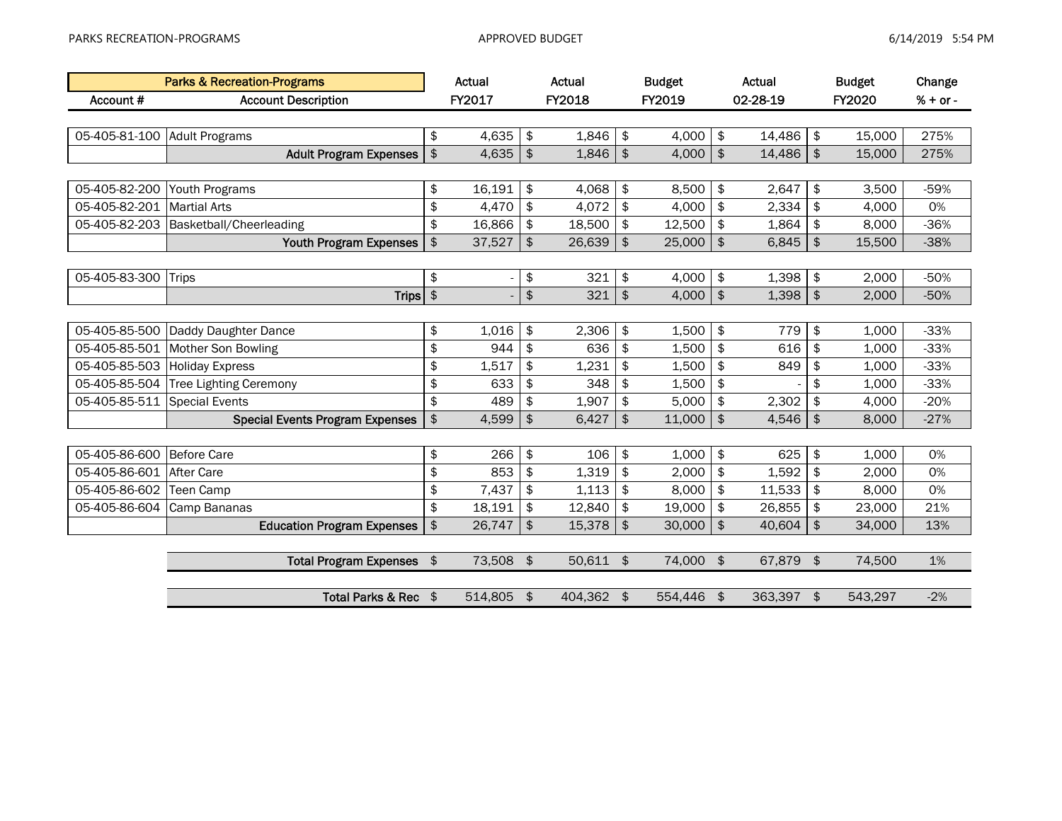| Parks & Recreation-Programs | | Actual | Actual | Budget | Actual | Budget | Change |
|---|---|---|---|---|---|---|---|
| Account # | Account Description | FY2017 | FY2018 | FY2019 | 02-28-19 | FY2020 | % + or - |
| 05-405-81-100 | Adult Programs | $ 4,635 | $ 1,846 | $ 4,000 | $ 14,486 | $ 15,000 | 275% |
| | **Adult Program Expenses** | $ 4,635 | $ 1,846 | $ 4,000 | $ 14,486 | $ 15,000 | 275% |
| 05-405-82-200 | Youth Programs | $ 16,191 | $ 4,068 | $ 8,500 | $ 2,647 | $ 3,500 | -59% |
| 05-405-82-201 | Martial Arts | $ 4,470 | $ 4,072 | $ 4,000 | $ 2,334 | $ 4,000 | 0% |
| 05-405-82-203 | Basketball/Cheerleading | $ 16,866 | $ 18,500 | $ 12,500 | $ 1,864 | $ 8,000 | -36% |
| | **Youth Program Expenses** | $ 37,527 | $ 26,639 | $ 25,000 | $ 6,845 | $ 15,500 | -38% |
| 05-405-83-300 | Trips | $ - | $ 321 | $ 4,000 | $ 1,398 | $ 2,000 | -50% |
| | **Trips** | $ - | $ 321 | $ 4,000 | $ 1,398 | $ 2,000 | -50% |
| 05-405-85-500 | Daddy Daughter Dance | $ 1,016 | $ 2,306 | $ 1,500 | $ 779 | $ 1,000 | -33% |
| 05-405-85-501 | Mother Son Bowling | $ 944 | $ 636 | $ 1,500 | $ 616 | $ 1,000 | -33% |
| 05-405-85-503 | Holiday Express | $ 1,517 | $ 1,231 | $ 1,500 | $ 849 | $ 1,000 | -33% |
| 05-405-85-504 | Tree Lighting Ceremony | $ 633 | $ 348 | $ 1,500 | $ - | $ 1,000 | -33% |
| 05-405-85-511 | Special Events | $ 489 | $ 1,907 | $ 5,000 | $ 2,302 | $ 4,000 | -20% |
| | **Special Events Program Expenses** | $ 4,599 | $ 6,427 | $ 11,000 | $ 4,546 | $ 8,000 | -27% |
| 05-405-86-600 | Before Care | $ 266 | $ 106 | $ 1,000 | $ 625 | $ 1,000 | 0% |
| 05-405-86-601 | After Care | $ 853 | $ 1,319 | $ 2,000 | $ 1,592 | $ 2,000 | 0% |
| 05-405-86-602 | Teen Camp | $ 7,437 | $ 1,113 | $ 8,000 | $ 11,533 | $ 8,000 | 0% |
| 05-405-86-604 | Camp Bananas | $ 18,191 | $ 12,840 | $ 19,000 | $ 26,855 | $ 23,000 | 21% |
| | **Education Program Expenses** | $ 26,747 | $ 15,378 | $ 30,000 | $ 40,604 | $ 34,000 | 13% |
| | **Total Program Expenses** | $ 73,508 | $ 50,611 | $ 74,000 | $ 67,879 | $ 74,500 | 1% |
| | **Total Parks & Rec** | $ 514,805 | $ 404,362 | $ 554,446 | $ 363,397 | $ 543,297 | -2% |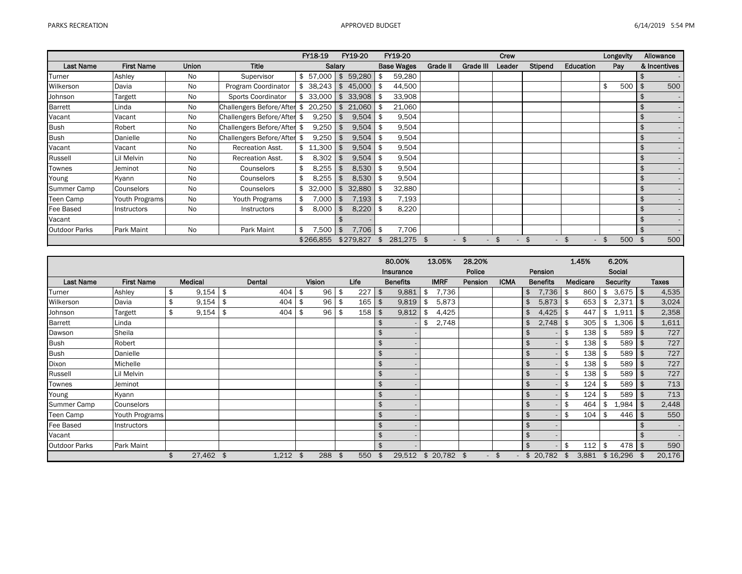| | | | | FY18-19 | FY19-20 | FY19-20 | | | Crew | | | Longevity | Allowance |
|---|---|---|---|---|---|---|---|---|---|---|---|---|---|
| Last Name | First Name | Union | Title | Salary | | Base Wages | Grade II | Grade III | Leader | Stipend | Education | Pay | & Incentives |
| Turner | Ashley | No | Supervisor | $ 57,000 | $ 59,280 | $ 59,280 | | | | | | | $ - |
| Wilkerson | Davia | No | Program Coordinator | $ 38,243 | $ 45,000 | $ 44,500 | | | | | | $ 500 | $ 500 |
| Johnson | Targett | No | Sports Coordinator | $ 33,000 | $ 33,908 | $ 33,908 | | | | | | | $ - |
| Barrett | Linda | No | Challengers Before/After | $ 20,250 | $ 21,060 | $ 21,060 | | | | | | | $ - |
| Vacant | Vacant | No | Challengers Before/After | $ 9,250 | $ 9,504 | $ 9,504 | | | | | | | $ - |
| Bush | Robert | No | Challengers Before/After | $ 9,250 | $ 9,504 | $ 9,504 | | | | | | | $ - |
| Bush | Danielle | No | Challengers Before/After | $ 9,250 | $ 9,504 | $ 9,504 | | | | | | | $ - |
| Vacant | Vacant | No | Recreation Asst. | $ 11,300 | $ 9,504 | $ 9,504 | | | | | | | $ - |
| Russell | Lil Melvin | No | Recreation Asst. | $ 8,302 | $ 9,504 | $ 9,504 | | | | | | | $ - |
| Townes | Jeminot | No | Counselors | $ 8,255 | $ 8,530 | $ 9,504 | | | | | | | $ - |
| Young | Kyann | No | Counselors | $ 8,255 | $ 8,530 | $ 9,504 | | | | | | | $ - |
| Summer Camp | Counselors | No | Counselors | $ 32,000 | $ 32,880 | $ 32,880 | | | | | | | $ - |
| Teen Camp | Youth Programs | No | Youth Programs | $ 7,000 | $ 7,193 | $ 7,193 | | | | | | | $ - |
| Fee Based | Instructors | No | Instructors | $ 8,000 | $ 8,220 | $ 8,220 | | | | | | | $ - |
| Vacant | | | | | $ - | | | | | | | | $ - |
| Outdoor Parks | Park Maint | No | Park Maint | $ 7,500 | $ 7,706 | $ 7,706 | | | | | | | $ - |
| | | | | $266,855 | $279,827 | $ 281,275 | $ - | $ - | $ - | $ - | $ - | $ 500 | $ 500 |

| | | | | | | 80.00% | 13.05% | 28.20% | | | 1.45% | 6.20% | |
|---|---|---|---|---|---|---|---|---|---|---|---|---|---|
| | | | | | | Insurance | | Police | | Pension | | Social | |
| Last Name | First Name | Medical | Dental | Vision | Life | Benefits | IMRF | Pension | ICMA | Benefits | Medicare | Security | Taxes |
| Turner | Ashley | $ 9,154 | $ 404 | $ 96 | $ 227 | $ 9,881 | $ 7,736 | | | $ 7,736 | $ 860 | $ 3,675 | $ 4,535 |
| Wilkerson | Davia | $ 9,154 | $ 404 | $ 96 | $ 165 | $ 9,819 | $ 5,873 | | | $ 5,873 | $ 653 | $ 2,371 | $ 3,024 |
| Johnson | Targett | $ 9,154 | $ 404 | $ 96 | $ 158 | $ 9,812 | $ 4,425 | | | $ 4,425 | $ 447 | $ 1,911 | $ 2,358 |
| Barrett | Linda | | | | | $ - | $ 2,748 | | | $ 2,748 | $ 305 | $ 1,306 | $ 1,611 |
| Dawson | Sheila | | | | | $ - | | | | $ - | $ 138 | $ 589 | $ 727 |
| Bush | Robert | | | | | $ - | | | | $ - | $ 138 | $ 589 | $ 727 |
| Bush | Danielle | | | | | $ - | | | | $ - | $ 138 | $ 589 | $ 727 |
| Dixon | Michelle | | | | | $ - | | | | $ - | $ 138 | $ 589 | $ 727 |
| Russell | Lil Melvin | | | | | $ - | | | | $ - | $ 138 | $ 589 | $ 727 |
| Townes | Jeminot | | | | | $ - | | | | $ - | $ 124 | $ 589 | $ 713 |
| Young | Kyann | | | | | $ - | | | | $ - | $ 124 | $ 589 | $ 713 |
| Summer Camp | Counselors | | | | | $ - | | | | $ - | $ 464 | $ 1,984 | $ 2,448 |
| Teen Camp | Youth Programs | | | | | $ - | | | | $ - | $ 104 | $ 446 | $ 550 |
| Fee Based | Instructors | | | | | $ - | | | | $ - | | | $ - |
| Vacant | | | | | | $ - | | | | $ - | | | $ - |
| Outdoor Parks | Park Maint | | | | | $ - | | | | $ - | $ 112 | $ 478 | $ 590 |
| | | $ 27,462 | $ 1,212 | $ 288 | $ 550 | $ 29,512 | $ 20,782 | $ - | $ - | $ 20,782 | $ 3,881 | $ 16,296 | $ 20,176 |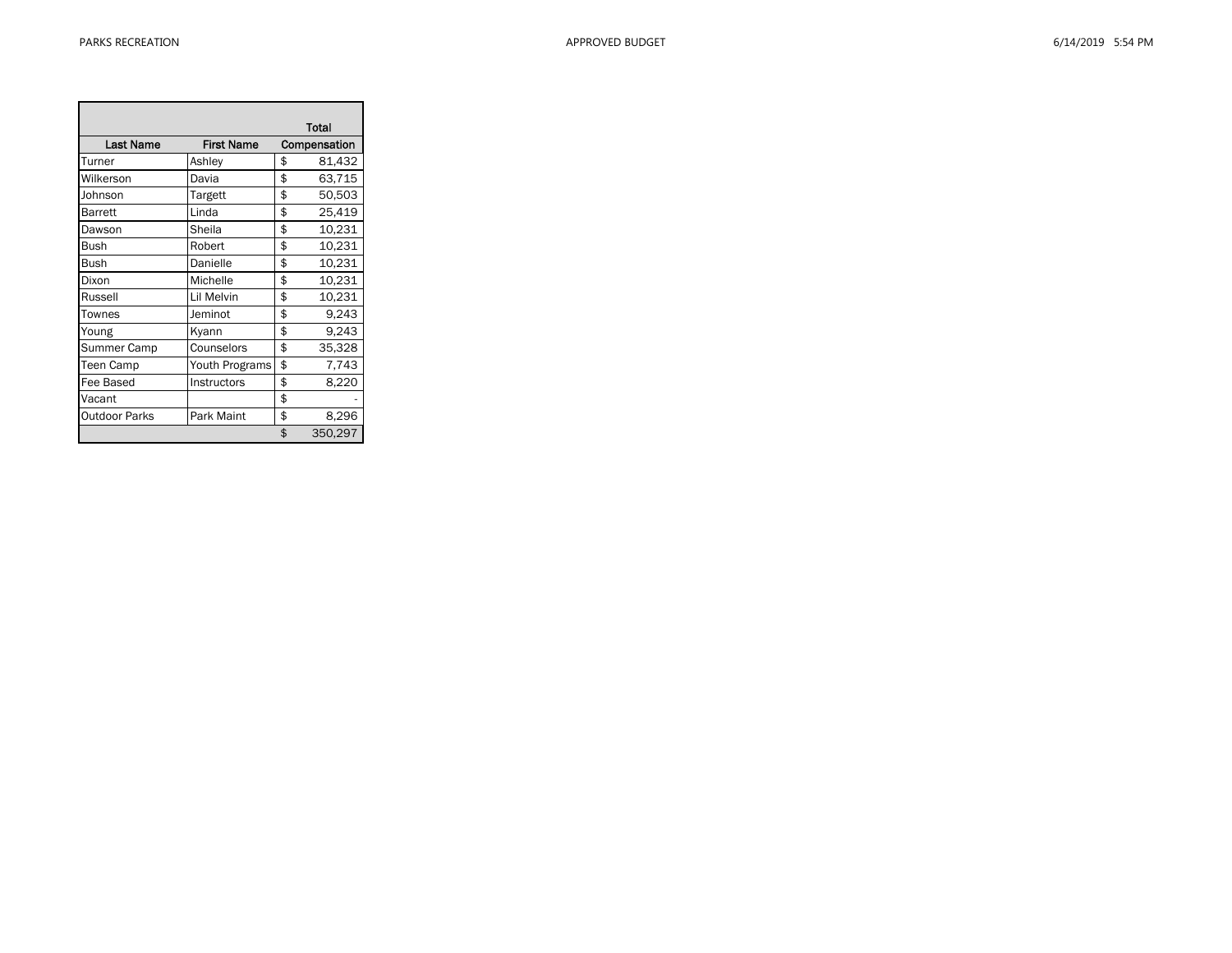| Last Name | First Name | Total Compensation |
|---|---|---|
| Turner | Ashley | $ 81,432 |
| Wilkerson | Davia | $ 63,715 |
| Johnson | Targett | $ 50,503 |
| Barrett | Linda | $ 25,419 |
| Dawson | Sheila | $ 10,231 |
| Bush | Robert | $ 10,231 |
| Bush | Danielle | $ 10,231 |
| Dixon | Michelle | $ 10,231 |
| Russell | Lil Melvin | $ 10,231 |
| Townes | Jeminot | $ 9,243 |
| Young | Kyann | $ 9,243 |
| Summer Camp | Counselors | $ 35,328 |
| Teen Camp | Youth Programs | $ 7,743 |
| Fee Based | Instructors | $ 8,220 |
| Vacant | | $ - |
| Outdoor Parks | Park Maint | $ 8,296 |
| | | $ 350,297 |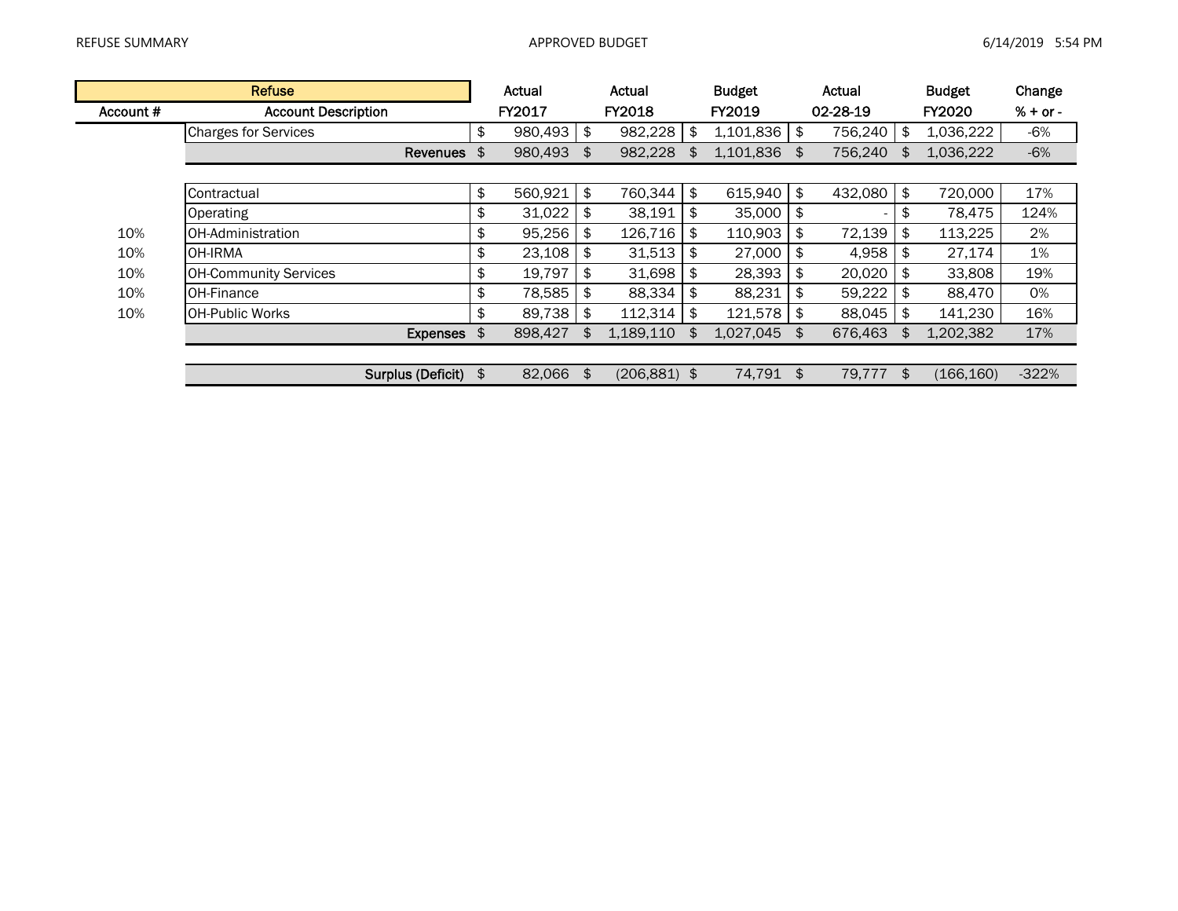| Account # | Account Description | Actual FY2017 | Actual FY2018 | Budget FY2019 | Actual 02-28-19 | Budget FY2020 | Change % + or - |
|---|---|---|---|---|---|---|---|
| | **Refuse** | | | | | | |
| | Charges for Services | $ 980,493 | $ 982,228 | $ 1,101,836 | $ 756,240 | $ 1,036,222 | -6% |
| | **Revenues** | $ 980,493 | $ 982,228 | $ 1,101,836 | $ 756,240 | $ 1,036,222 | -6% |
| | | | | | | | |
| | Contractual | $ 560,921 | $ 760,344 | $ 615,940 | $ 432,080 | $ 720,000 | 17% |
| | Operating | $ 31,022 | $ 38,191 | $ 35,000 | $ - | $ 78,475 | 124% |
| 10% | OH-Administration | $ 95,256 | $ 126,716 | $ 110,903 | $ 72,139 | $ 113,225 | 2% |
| 10% | OH-IRMA | $ 23,108 | $ 31,513 | $ 27,000 | $ 4,958 | $ 27,174 | 1% |
| 10% | OH-Community Services | $ 19,797 | $ 31,698 | $ 28,393 | $ 20,020 | $ 33,808 | 19% |
| 10% | OH-Finance | $ 78,585 | $ 88,334 | $ 88,231 | $ 59,222 | $ 88,470 | 0% |
| 10% | OH-Public Works | $ 89,738 | $ 112,314 | $ 121,578 | $ 88,045 | $ 141,230 | 16% |
| | **Expenses** | $ 898,427 | $ 1,189,110 | $ 1,027,045 | $ 676,463 | $ 1,202,382 | 17% |
| | | | | | | | |
| | **Surplus (Deficit)** | $ 82,066 | $ (206,881) | $ 74,791 | $ 79,777 | $ (166,160) | -322% |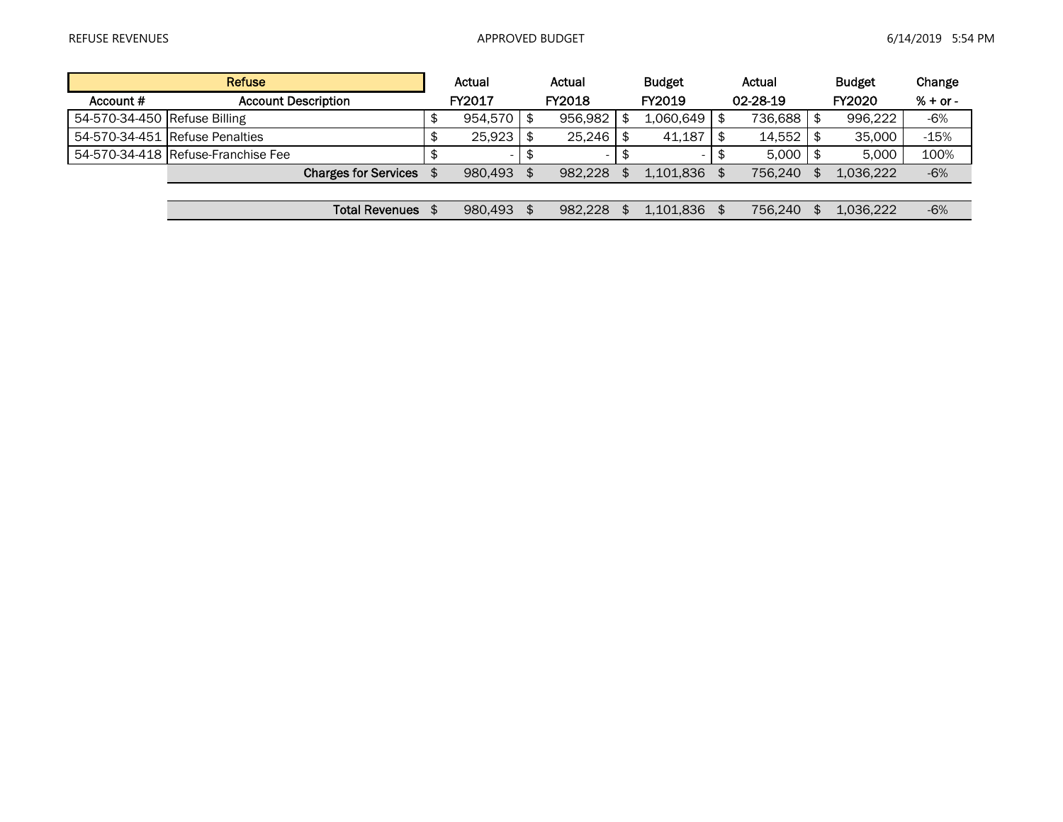| Refuse | | Actual | Actual | Budget | Actual | Budget | Change |
|---|---|---|---|---|---|---|---|
| Account # | Account Description | FY2017 | FY2018 | FY2019 | 02-28-19 | FY2020 | % + or - |
| 54-570-34-450 | Refuse Billing | $ 954,570 | $ 956,982 | $ 1,060,649 | $ 736,688 | $ 996,222 | -6% |
| 54-570-34-451 | Refuse Penalties | $ 25,923 | $ 25,246 | $ 41,187 | $ 14,552 | $ 35,000 | -15% |
| 54-570-34-418 | Refuse-Franchise Fee | $ - | $ - | $ - | $ 5,000 | $ 5,000 | 100% |
| | **Charges for Services** | $ 980,493 | $ 982,228 | $ 1,101,836 | $ 756,240 | $ 1,036,222 | -6% |
| | | | | | | | |
| | **Total Revenues** | $ 980,493 | $ 982,228 | $ 1,101,836 | $ 756,240 | $ 1,036,222 | -6% |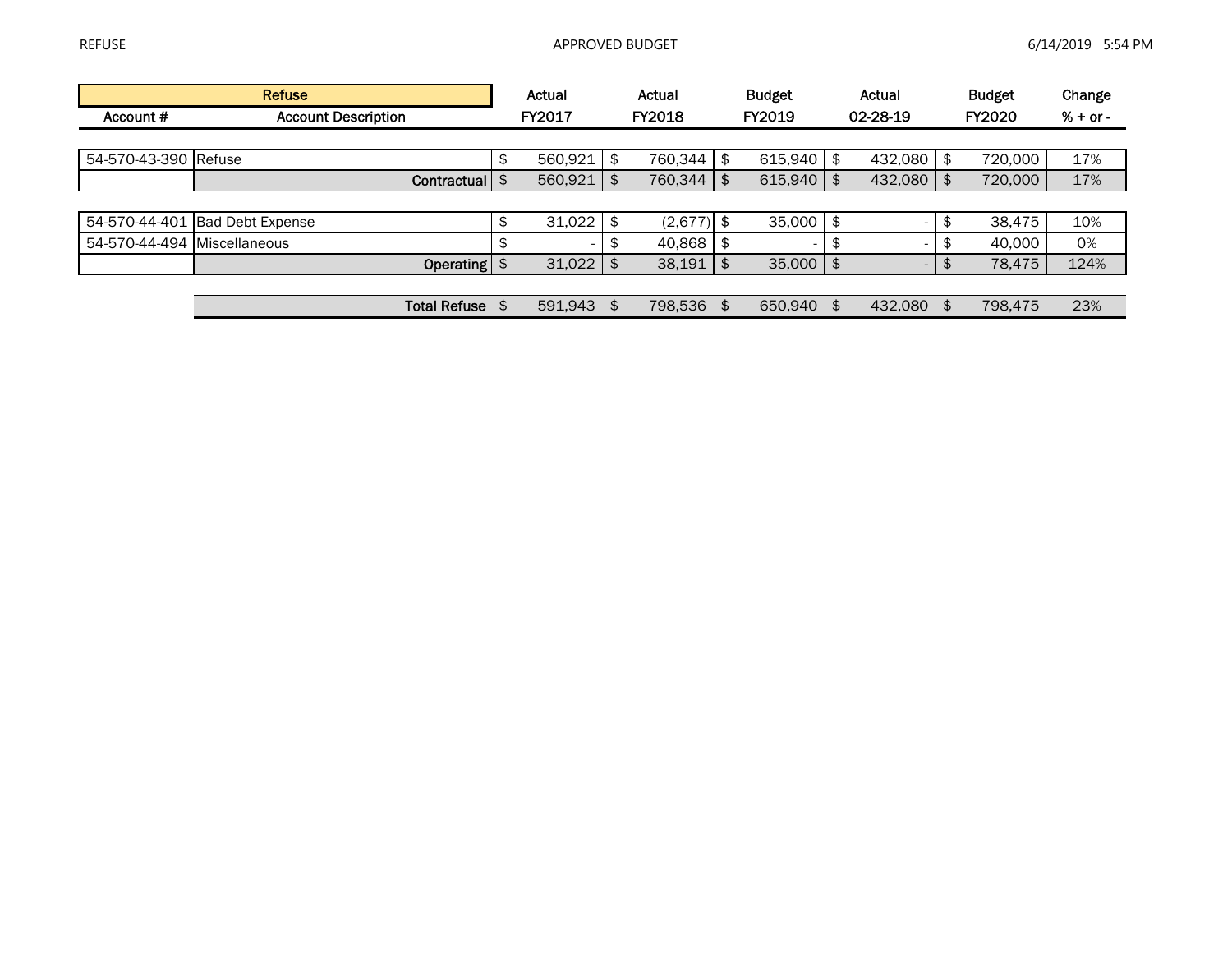| Account # | Account Description | Actual FY2017 | Actual FY2018 | Budget FY2019 | Actual 02-28-19 | Budget FY2020 | Change % + or - |
|---|---|---|---|---|---|---|---|
| | **Refuse** | | | | | | |
| 54-570-43-390 | Refuse | $ 560,921 | $ 760,344 | $ 615,940 | $ 432,080 | $ 720,000 | 17% |
| | **Contractual** | $ 560,921 | $ 760,344 | $ 615,940 | $ 432,080 | $ 720,000 | 17% |
| 54-570-44-401 | Bad Debt Expense | $ 31,022 | $ (2,677) | $ 35,000 | $ - | $ 38,475 | 10% |
| 54-570-44-494 | Miscellaneous | $ - | $ 40,868 | $ - | $ - | $ 40,000 | 0% |
| | **Operating** | $ 31,022 | $ 38,191 | $ 35,000 | $ - | $ 78,475 | 124% |
| | **Total Refuse** | $ 591,943 | $ 798,536 | $ 650,940 | $ 432,080 | $ 798,475 | 23% |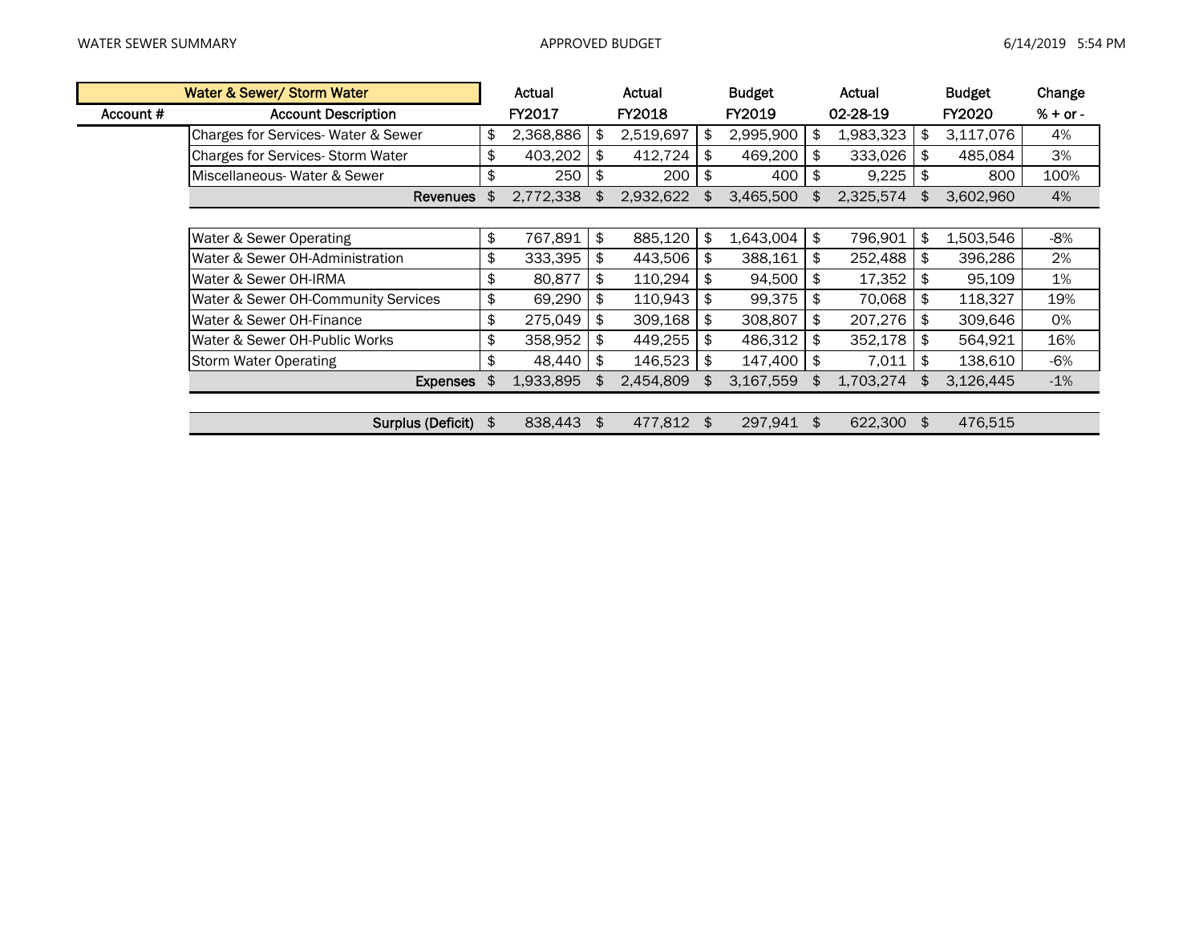WATER SEWER SUMMARY — APPROVED BUDGET — 6/14/2019 5:54 PM

| Account # | Water & Sewer/ Storm Water<br>Account Description | Actual<br>FY2017 | Actual<br>FY2018 | Budget<br>FY2019 | Actual<br>02-28-19 | Budget<br>FY2020 | Change<br>% + or - |
|---|---|---|---|---|---|---|---|
| | Charges for Services- Water & Sewer | $ 2,368,886 | $ 2,519,697 | $ 2,995,900 | $ 1,983,323 | $ 3,117,076 | 4% |
| | Charges for Services- Storm Water | $ 403,202 | $ 412,724 | $ 469,200 | $ 333,026 | $ 485,084 | 3% |
| | Miscellaneous- Water & Sewer | $ 250 | $ 200 | $ 400 | $ 9,225 | $ 800 | 100% |
| | **Revenues** | $ 2,772,338 | $ 2,932,622 | $ 3,465,500 | $ 2,325,574 | $ 3,602,960 | 4% |
| | | | | | | | |
| | Water & Sewer Operating | $ 767,891 | $ 885,120 | $ 1,643,004 | $ 796,901 | $ 1,503,546 | -8% |
| | Water & Sewer OH-Administration | $ 333,395 | $ 443,506 | $ 388,161 | $ 252,488 | $ 396,286 | 2% |
| | Water & Sewer OH-IRMA | $ 80,877 | $ 110,294 | $ 94,500 | $ 17,352 | $ 95,109 | 1% |
| | Water & Sewer OH-Community Services | $ 69,290 | $ 110,943 | $ 99,375 | $ 70,068 | $ 118,327 | 19% |
| | Water & Sewer OH-Finance | $ 275,049 | $ 309,168 | $ 308,807 | $ 207,276 | $ 309,646 | 0% |
| | Water & Sewer OH-Public Works | $ 358,952 | $ 449,255 | $ 486,312 | $ 352,178 | $ 564,921 | 16% |
| | Storm Water Operating | $ 48,440 | $ 146,523 | $ 147,400 | $ 7,011 | $ 138,610 | -6% |
| | **Expenses** | $ 1,933,895 | $ 2,454,809 | $ 3,167,559 | $ 1,703,274 | $ 3,126,445 | -1% |
| | | | | | | | |
| | **Surplus (Deficit)** | $ 838,443 | $ 477,812 | $ 297,941 | $ 622,300 | $ 476,515 | |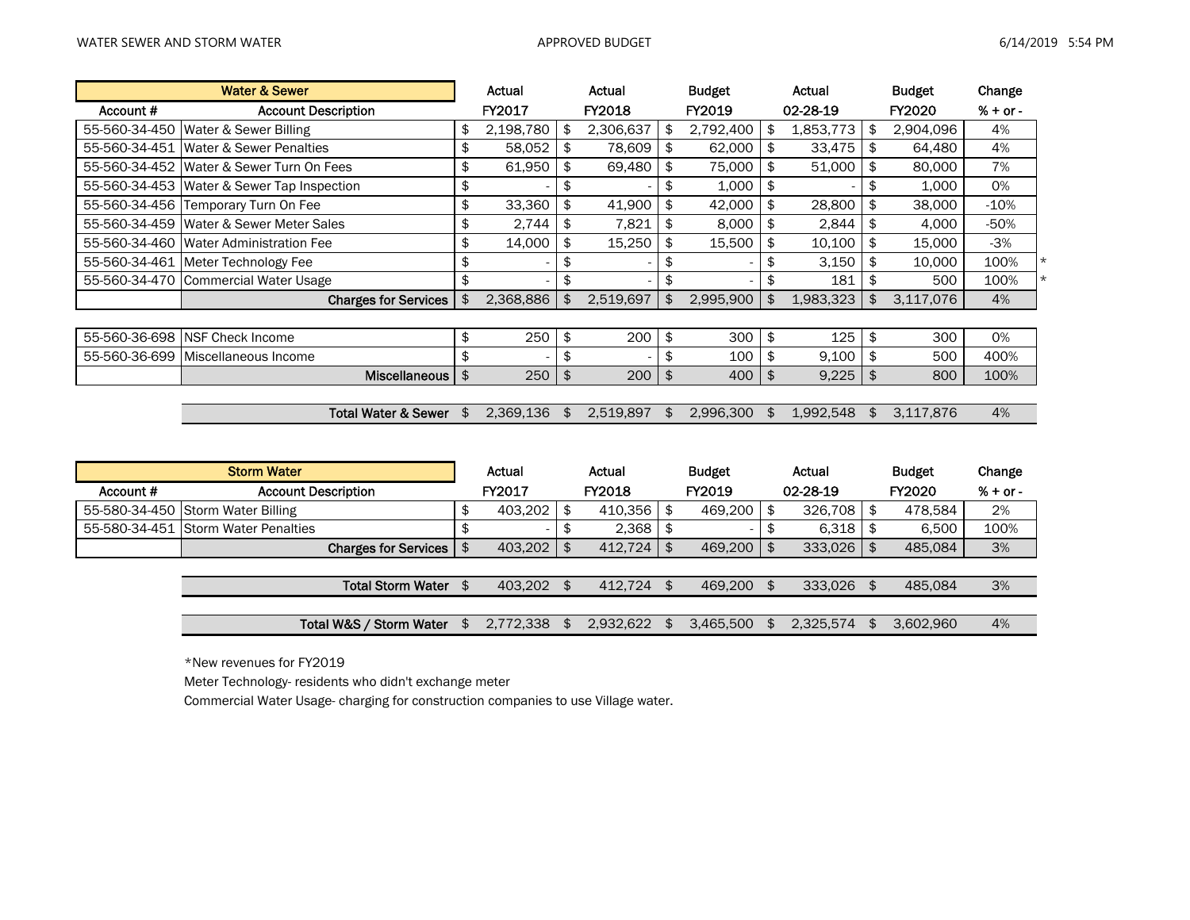WATER SEWER AND STORM WATER — APPROVED BUDGET

| Water & Sewer | | Actual | Actual | Budget | Actual | Budget | Change | |
|---|---|---|---|---|---|---|---|---|
| Account # | Account Description | FY2017 | FY2018 | FY2019 | 02-28-19 | FY2020 | % + or - | |
| 55-560-34-450 | Water & Sewer Billing | $ 2,198,780 | $ 2,306,637 | $ 2,792,400 | $ 1,853,773 | $ 2,904,096 | 4% | |
| 55-560-34-451 | Water & Sewer Penalties | $ 58,052 | $ 78,609 | $ 62,000 | $ 33,475 | $ 64,480 | 4% | |
| 55-560-34-452 | Water & Sewer Turn On Fees | $ 61,950 | $ 69,480 | $ 75,000 | $ 51,000 | $ 80,000 | 7% | |
| 55-560-34-453 | Water & Sewer Tap Inspection | $ - | $ - | $ 1,000 | $ - | $ 1,000 | 0% | |
| 55-560-34-456 | Temporary Turn On Fee | $ 33,360 | $ 41,900 | $ 42,000 | $ 28,800 | $ 38,000 | -10% | |
| 55-560-34-459 | Water & Sewer Meter Sales | $ 2,744 | $ 7,821 | $ 8,000 | $ 2,844 | $ 4,000 | -50% | |
| 55-560-34-460 | Water Administration Fee | $ 14,000 | $ 15,250 | $ 15,500 | $ 10,100 | $ 15,000 | -3% | |
| 55-560-34-461 | Meter Technology Fee | $ - | $ - | $ - | $ 3,150 | $ 10,000 | 100% | * |
| 55-560-34-470 | Commercial Water Usage | $ - | $ - | $ - | $ 181 | $ 500 | 100% | * |
| | **Charges for Services** | $ 2,368,886 | $ 2,519,697 | $ 2,995,900 | $ 1,983,323 | $ 3,117,076 | 4% | |
| 55-560-36-698 | NSF Check Income | $ 250 | $ 200 | $ 300 | $ 125 | $ 300 | 0% | |
| 55-560-36-699 | Miscellaneous Income | $ - | $ - | $ 100 | $ 9,100 | $ 500 | 400% | |
| | **Miscellaneous** | $ 250 | $ 200 | $ 400 | $ 9,225 | $ 800 | 100% | |
| | **Total Water & Sewer** | $ 2,369,136 | $ 2,519,897 | $ 2,996,300 | $ 1,992,548 | $ 3,117,876 | 4% | |

| Storm Water | | Actual | Actual | Budget | Actual | Budget | Change |
|---|---|---|---|---|---|---|---|
| Account # | Account Description | FY2017 | FY2018 | FY2019 | 02-28-19 | FY2020 | % + or - |
| 55-580-34-450 | Storm Water Billing | $ 403,202 | $ 410,356 | $ 469,200 | $ 326,708 | $ 478,584 | 2% |
| 55-580-34-451 | Storm Water Penalties | $ - | $ 2,368 | $ - | $ 6,318 | $ 6,500 | 100% |
| | **Charges for Services** | $ 403,202 | $ 412,724 | $ 469,200 | $ 333,026 | $ 485,084 | 3% |
| | **Total Storm Water** | $ 403,202 | $ 412,724 | $ 469,200 | $ 333,026 | $ 485,084 | 3% |
| | **Total W&S / Storm Water** | $ 2,772,338 | $ 2,932,622 | $ 3,465,500 | $ 2,325,574 | $ 3,602,960 | 4% |

*New revenues for FY2019

Meter Technology- residents who didn't exchange meter

Commercial Water Usage- charging for construction companies to use Village water.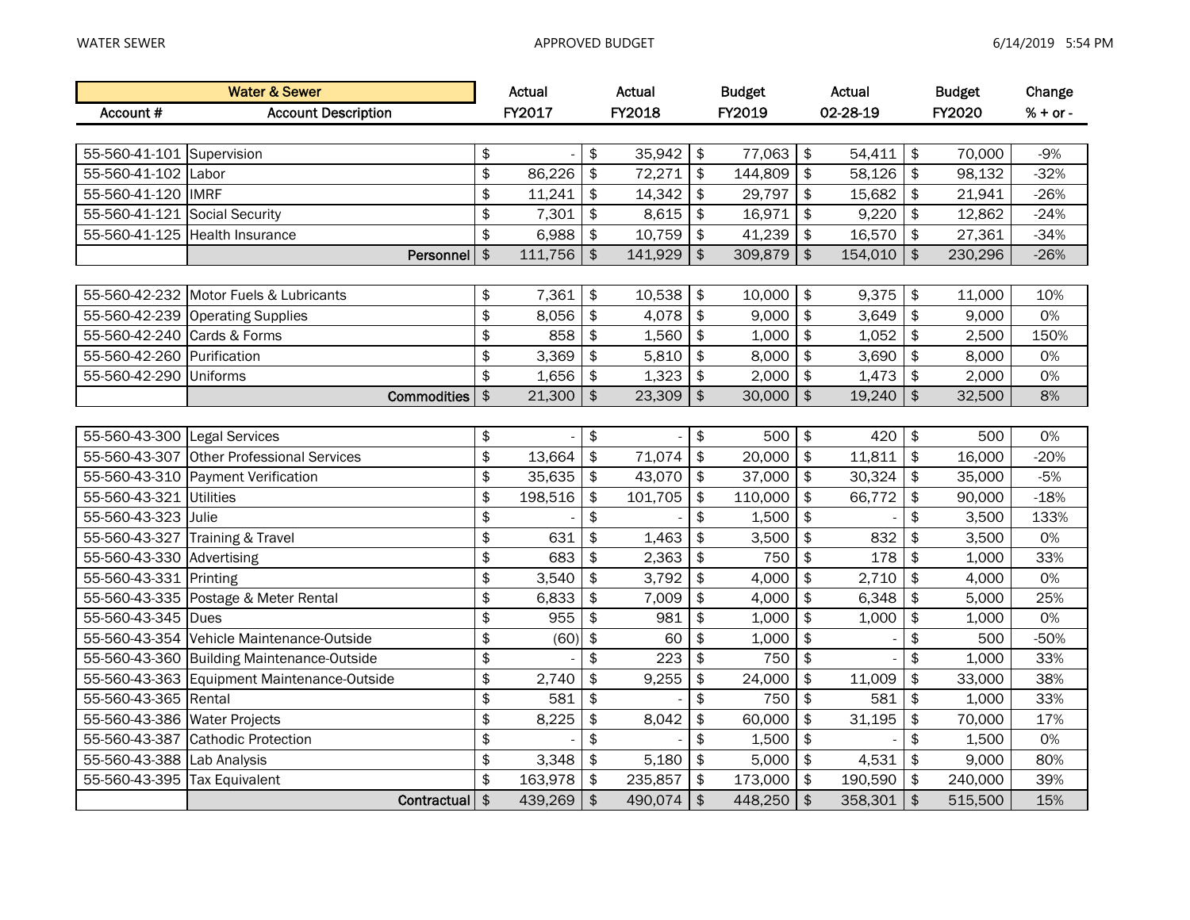| Water & Sewer | | Actual | Actual | Budget | Actual | Budget | Change |
|---|---|---|---|---|---|---|---|
| Account # | Account Description | FY2017 | FY2018 | FY2019 | 02-28-19 | FY2020 | % + or - |
| 55-560-41-101 | Supervision | $ - | $ 35,942 | $ 77,063 | $ 54,411 | $ 70,000 | -9% |
| 55-560-41-102 | Labor | $ 86,226 | $ 72,271 | $ 144,809 | $ 58,126 | $ 98,132 | -32% |
| 55-560-41-120 | IMRF | $ 11,241 | $ 14,342 | $ 29,797 | $ 15,682 | $ 21,941 | -26% |
| 55-560-41-121 | Social Security | $ 7,301 | $ 8,615 | $ 16,971 | $ 9,220 | $ 12,862 | -24% |
| 55-560-41-125 | Health Insurance | $ 6,988 | $ 10,759 | $ 41,239 | $ 16,570 | $ 27,361 | -34% |
| | **Personnel** | $ 111,756 | $ 141,929 | $ 309,879 | $ 154,010 | $ 230,296 | -26% |
| 55-560-42-232 | Motor Fuels & Lubricants | $ 7,361 | $ 10,538 | $ 10,000 | $ 9,375 | $ 11,000 | 10% |
| 55-560-42-239 | Operating Supplies | $ 8,056 | $ 4,078 | $ 9,000 | $ 3,649 | $ 9,000 | 0% |
| 55-560-42-240 | Cards & Forms | $ 858 | $ 1,560 | $ 1,000 | $ 1,052 | $ 2,500 | 150% |
| 55-560-42-260 | Purification | $ 3,369 | $ 5,810 | $ 8,000 | $ 3,690 | $ 8,000 | 0% |
| 55-560-42-290 | Uniforms | $ 1,656 | $ 1,323 | $ 2,000 | $ 1,473 | $ 2,000 | 0% |
| | **Commodities** | $ 21,300 | $ 23,309 | $ 30,000 | $ 19,240 | $ 32,500 | 8% |
| 55-560-43-300 | Legal Services | $ - | $ - | $ 500 | $ 420 | $ 500 | 0% |
| 55-560-43-307 | Other Professional Services | $ 13,664 | $ 71,074 | $ 20,000 | $ 11,811 | $ 16,000 | -20% |
| 55-560-43-310 | Payment Verification | $ 35,635 | $ 43,070 | $ 37,000 | $ 30,324 | $ 35,000 | -5% |
| 55-560-43-321 | Utilities | $ 198,516 | $ 101,705 | $ 110,000 | $ 66,772 | $ 90,000 | -18% |
| 55-560-43-323 | Julie | $ - | $ - | $ 1,500 | $ - | $ 3,500 | 133% |
| 55-560-43-327 | Training & Travel | $ 631 | $ 1,463 | $ 3,500 | $ 832 | $ 3,500 | 0% |
| 55-560-43-330 | Advertising | $ 683 | $ 2,363 | $ 750 | $ 178 | $ 1,000 | 33% |
| 55-560-43-331 | Printing | $ 3,540 | $ 3,792 | $ 4,000 | $ 2,710 | $ 4,000 | 0% |
| 55-560-43-335 | Postage & Meter Rental | $ 6,833 | $ 7,009 | $ 4,000 | $ 6,348 | $ 5,000 | 25% |
| 55-560-43-345 | Dues | $ 955 | $ 981 | $ 1,000 | $ 1,000 | $ 1,000 | 0% |
| 55-560-43-354 | Vehicle Maintenance-Outside | $ (60) | $ 60 | $ 1,000 | $ - | $ 500 | -50% |
| 55-560-43-360 | Building Maintenance-Outside | $ - | $ 223 | $ 750 | $ - | $ 1,000 | 33% |
| 55-560-43-363 | Equipment Maintenance-Outside | $ 2,740 | $ 9,255 | $ 24,000 | $ 11,009 | $ 33,000 | 38% |
| 55-560-43-365 | Rental | $ 581 | $ - | $ 750 | $ 581 | $ 1,000 | 33% |
| 55-560-43-386 | Water Projects | $ 8,225 | $ 8,042 | $ 60,000 | $ 31,195 | $ 70,000 | 17% |
| 55-560-43-387 | Cathodic Protection | $ - | $ - | $ 1,500 | $ - | $ 1,500 | 0% |
| 55-560-43-388 | Lab Analysis | $ 3,348 | $ 5,180 | $ 5,000 | $ 4,531 | $ 9,000 | 80% |
| 55-560-43-395 | Tax Equivalent | $ 163,978 | $ 235,857 | $ 173,000 | $ 190,590 | $ 240,000 | 39% |
| | **Contractual** | $ 439,269 | $ 490,074 | $ 448,250 | $ 358,301 | $ 515,500 | 15% |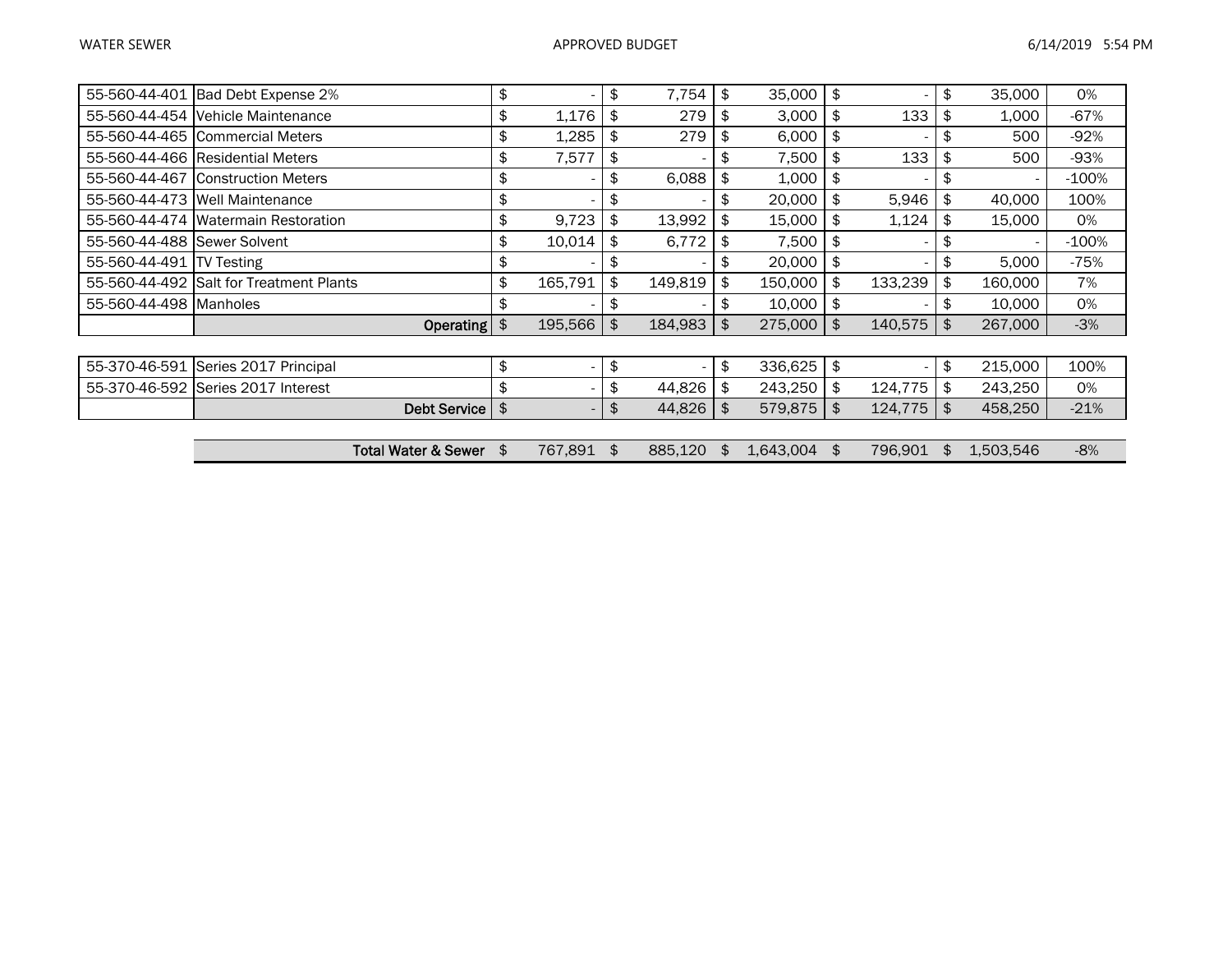| Account | Description | | | | | | % |
|---|---|---|---|---|---|---|---|
| 55-560-44-401 | Bad Debt Expense 2% | $ - | $ 7,754 | $ 35,000 | $ - | $ 35,000 | 0% |
| 55-560-44-454 | Vehicle Maintenance | $ 1,176 | $ 279 | $ 3,000 | $ 133 | $ 1,000 | -67% |
| 55-560-44-465 | Commercial Meters | $ 1,285 | $ 279 | $ 6,000 | $ - | $ 500 | -92% |
| 55-560-44-466 | Residential Meters | $ 7,577 | $ - | $ 7,500 | $ 133 | $ 500 | -93% |
| 55-560-44-467 | Construction Meters | $ - | $ 6,088 | $ 1,000 | $ - | $ - | -100% |
| 55-560-44-473 | Well Maintenance | $ - | $ - | $ 20,000 | $ 5,946 | $ 40,000 | 100% |
| 55-560-44-474 | Watermain Restoration | $ 9,723 | $ 13,992 | $ 15,000 | $ 1,124 | $ 15,000 | 0% |
| 55-560-44-488 | Sewer Solvent | $ 10,014 | $ 6,772 | $ 7,500 | $ - | $ - | -100% |
| 55-560-44-491 | TV Testing | $ - | $ - | $ 20,000 | $ - | $ 5,000 | -75% |
| 55-560-44-492 | Salt for Treatment Plants | $ 165,791 | $ 149,819 | $ 150,000 | $ 133,239 | $ 160,000 | 7% |
| 55-560-44-498 | Manholes | $ - | $ - | $ 10,000 | $ - | $ 10,000 | 0% |
| | **Operating** | $ 195,566 | $ 184,983 | $ 275,000 | $ 140,575 | $ 267,000 | -3% |

| Account | Description | | | | | | % |
|---|---|---|---|---|---|---|---|
| 55-370-46-591 | Series 2017 Principal | $ - | $ - | $ 336,625 | $ - | $ 215,000 | 100% |
| 55-370-46-592 | Series 2017 Interest | $ - | $ 44,826 | $ 243,250 | $ 124,775 | $ 243,250 | 0% |
| | **Debt Service** | $ - | $ 44,826 | $ 579,875 | $ 124,775 | $ 458,250 | -21% |

| | | | | | | % |
|---|---|---|---|---|---|---|
| **Total Water & Sewer** | $ 767,891 | $ 885,120 | $ 1,643,004 | $ 796,901 | $ 1,503,546 | -8% |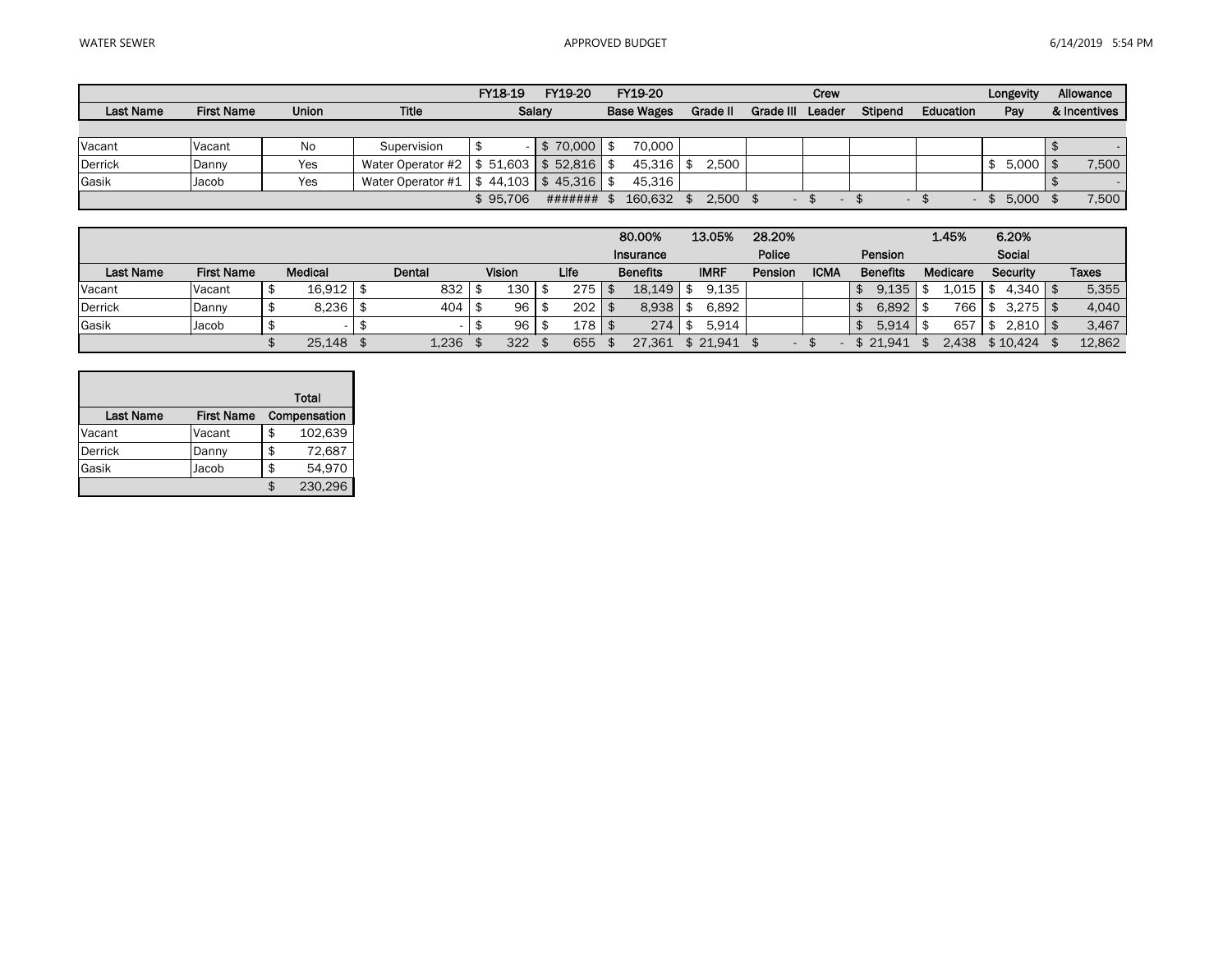| | | | | FY18-19 | FY19-20 | FY19-20 | | | Crew | | | Longevity | Allowance |
|---|---|---|---|---|---|---|---|---|---|---|---|---|---|
| Last Name | First Name | Union | Title | Salary | | Base Wages | Grade II | Grade III | Leader | Stipend | Education | Pay | & Incentives |
| Vacant | Vacant | No | Supervision | $ - | $ 70,000 | $ 70,000 | | | | | | | $ - |
| Derrick | Danny | Yes | Water Operator #2 | $ 51,603 | $ 52,816 | $ 45,316 | $ 2,500 | | | | | $ 5,000 | $ 7,500 |
| Gasik | Jacob | Yes | Water Operator #1 | $ 44,103 | $ 45,316 | $ 45,316 | | | | | | | $ - |
| | | | | $ 95,706 | ####### | $ 160,632 | $ 2,500 | $ - | $ - | $ - | $ - | $ 5,000 | $ 7,500 |

| | | | | | | 80.00% | 13.05% | 28.20% | | | 1.45% | 6.20% | |
|---|---|---|---|---|---|---|---|---|---|---|---|---|---|
| | | | | | | Insurance | | Police | | Pension | | Social | |
| Last Name | First Name | Medical | Dental | Vision | Life | Benefits | IMRF | Pension | ICMA | Benefits | Medicare | Security | Taxes |
| Vacant | Vacant | $ 16,912 | $ 832 | $ 130 | $ 275 | $ 18,149 | $ 9,135 | | | $ 9,135 | $ 1,015 | $ 4,340 | $ 5,355 |
| Derrick | Danny | $ 8,236 | $ 404 | $ 96 | $ 202 | $ 8,938 | $ 6,892 | | | $ 6,892 | $ 766 | $ 3,275 | $ 4,040 |
| Gasik | Jacob | $ - | $ - | $ 96 | $ 178 | $ 274 | $ 5,914 | | | $ 5,914 | $ 657 | $ 2,810 | $ 3,467 |
| | | $ 25,148 | $ 1,236 | $ 322 | $ 655 | $ 27,361 | $ 21,941 | $ - | $ - | $ 21,941 | $ 2,438 | $ 10,424 | $ 12,862 |

| | | Total |
|---|---|---|
| Last Name | First Name | Compensation |
| Vacant | Vacant | $ 102,639 |
| Derrick | Danny | $ 72,687 |
| Gasik | Jacob | $ 54,970 |
| | | $ 230,296 |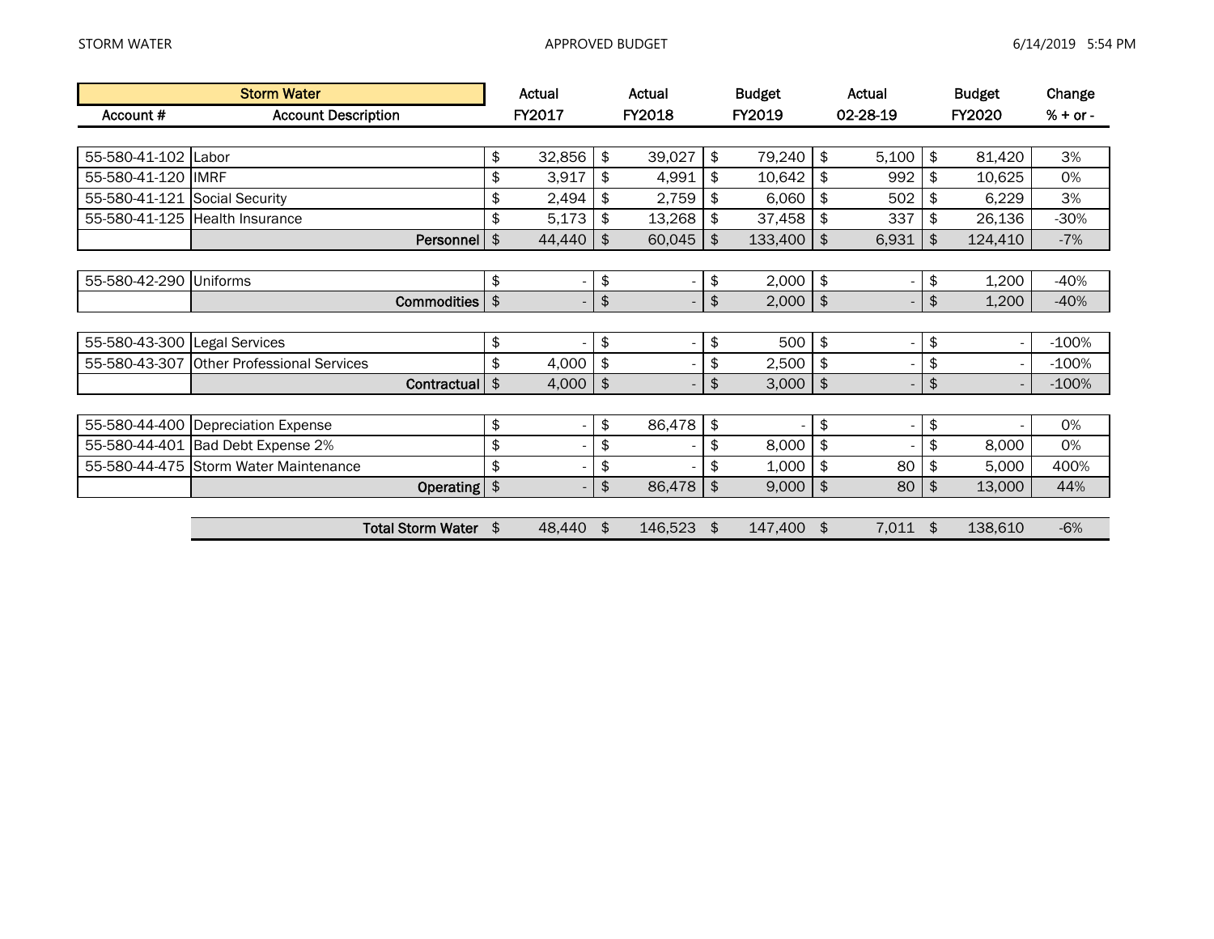| Storm Water | | Actual | Actual | Budget | Actual | Budget | Change |
|---|---|---|---|---|---|---|---|
| Account # | Account Description | FY2017 | FY2018 | FY2019 | 02-28-19 | FY2020 | % + or - |
| 55-580-41-102 | Labor | $ 32,856 | $ 39,027 | $ 79,240 | $ 5,100 | $ 81,420 | 3% |
| 55-580-41-120 | IMRF | $ 3,917 | $ 4,991 | $ 10,642 | $ 992 | $ 10,625 | 0% |
| 55-580-41-121 | Social Security | $ 2,494 | $ 2,759 | $ 6,060 | $ 502 | $ 6,229 | 3% |
| 55-580-41-125 | Health Insurance | $ 5,173 | $ 13,268 | $ 37,458 | $ 337 | $ 26,136 | -30% |
| | **Personnel** | $ 44,440 | $ 60,045 | $ 133,400 | $ 6,931 | $ 124,410 | -7% |
| 55-580-42-290 | Uniforms | $ - | $ - | $ 2,000 | $ - | $ 1,200 | -40% |
| | **Commodities** | $ - | $ - | $ 2,000 | $ - | $ 1,200 | -40% |
| 55-580-43-300 | Legal Services | $ - | $ - | $ 500 | $ - | $ - | -100% |
| 55-580-43-307 | Other Professional Services | $ 4,000 | $ - | $ 2,500 | $ - | $ - | -100% |
| | **Contractual** | $ 4,000 | $ - | $ 3,000 | $ - | $ - | -100% |
| 55-580-44-400 | Depreciation Expense | $ - | $ 86,478 | $ - | $ - | $ - | 0% |
| 55-580-44-401 | Bad Debt Expense 2% | $ - | $ - | $ 8,000 | $ - | $ 8,000 | 0% |
| 55-580-44-475 | Storm Water Maintenance | $ - | $ - | $ 1,000 | $ 80 | $ 5,000 | 400% |
| | **Operating** | $ - | $ 86,478 | $ 9,000 | $ 80 | $ 13,000 | 44% |
| | **Total Storm Water** | $ 48,440 | $ 146,523 | $ 147,400 | $ 7,011 | $ 138,610 | -6% |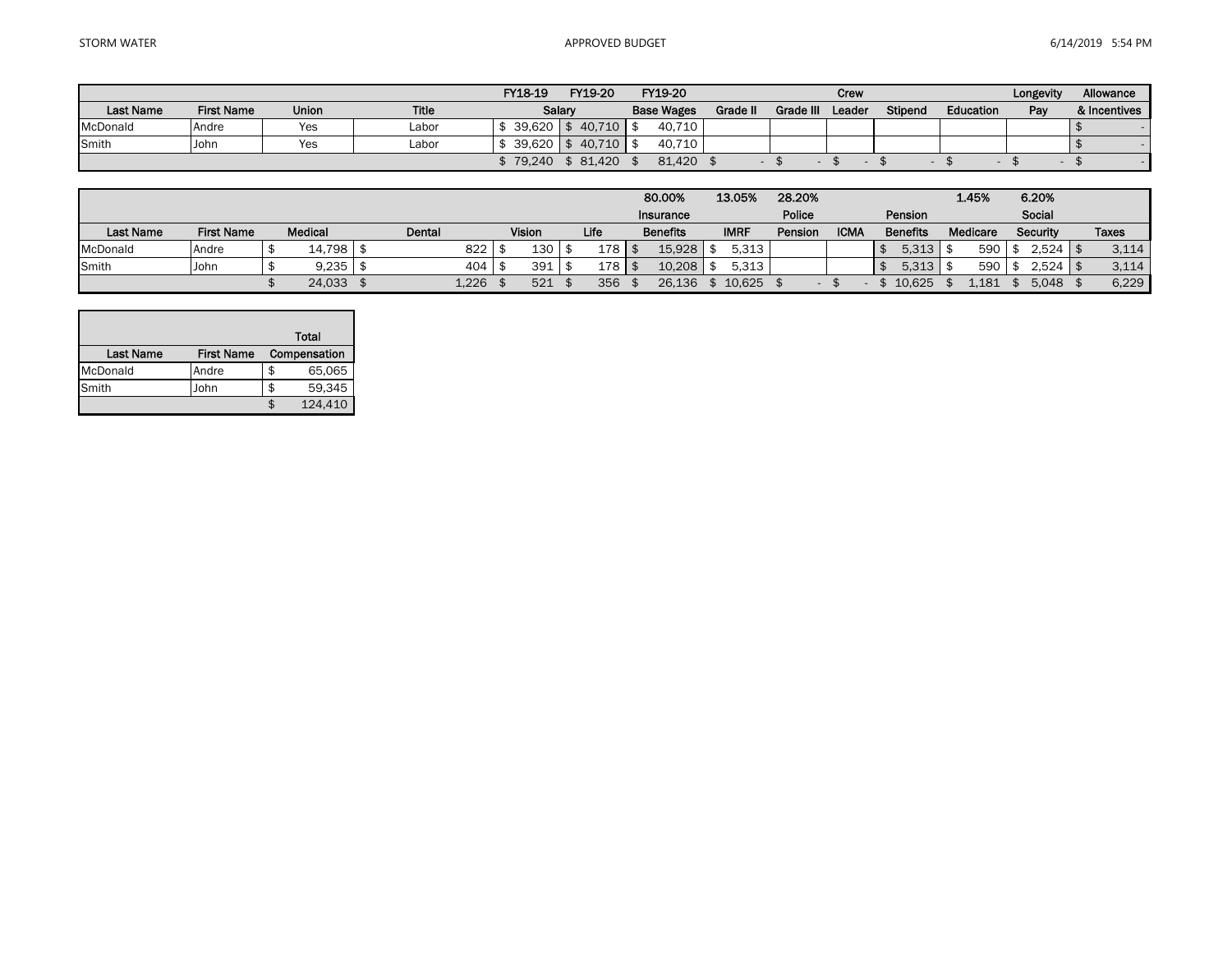STORM WATER

APPROVED BUDGET

6/14/2019 5:54 PM

| | | | | FY18-19 | FY19-20 | FY19-20 | | | Crew | | | Longevity | Allowance |
|---|---|---|---|---|---|---|---|---|---|---|---|---|---|
| Last Name | First Name | Union | Title | Salary | | Base Wages | Grade II | Grade III | Leader | Stipend | Education | Pay | & Incentives |
| McDonald | Andre | Yes | Labor | $ 39,620 | $ 40,710 | $ 40,710 | | | | | | | $ - |
| Smith | John | Yes | Labor | $ 39,620 | $ 40,710 | $ 40,710 | | | | | | | $ - |
| | | | | $ 79,240 | $ 81,420 | $ 81,420 | $ - | $ - | $ - | $ - | $ - | $ - | $ - |

| | | | | | | 80.00% | 13.05% | 28.20% | | | 1.45% | 6.20% | |
|---|---|---|---|---|---|---|---|---|---|---|---|---|---|
| | | | | | | Insurance | | Police | | Pension | | Social | |
| Last Name | First Name | Medical | Dental | Vision | Life | Benefits | IMRF | Pension | ICMA | Benefits | Medicare | Security | Taxes |
| McDonald | Andre | $ 14,798 | $ 822 | $ 130 | $ 178 | $ 15,928 | $ 5,313 | | | $ 5,313 | $ 590 | $ 2,524 | $ 3,114 |
| Smith | John | $ 9,235 | $ 404 | $ 391 | $ 178 | $ 10,208 | $ 5,313 | | | $ 5,313 | $ 590 | $ 2,524 | $ 3,114 |
| | | $ 24,033 | $ 1,226 | $ 521 | $ 356 | $ 26,136 | $ 10,625 | $ - | $ - | $ 10,625 | $ 1,181 | $ 5,048 | $ 6,229 |

| | | Total |
|---|---|---|
| Last Name | First Name | Compensation |
| McDonald | Andre | $ 65,065 |
| Smith | John | $ 59,345 |
| | | $ 124,410 |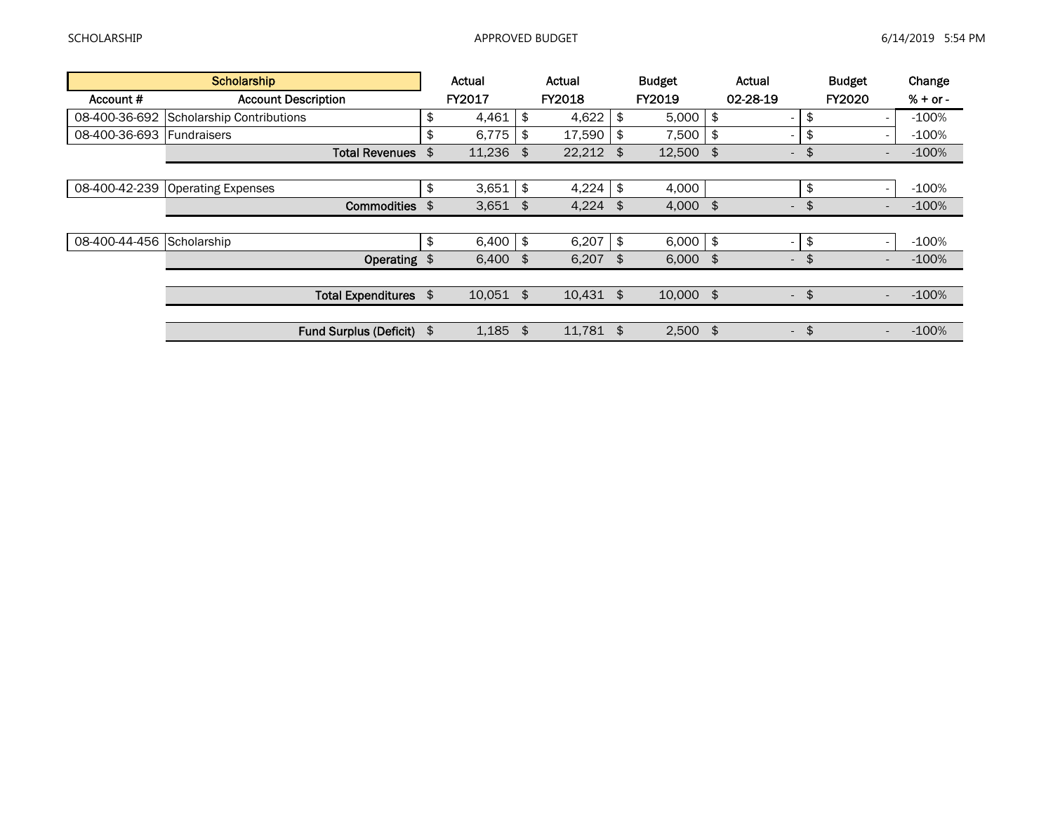SCHOLARSHIP — APPROVED BUDGET — 6/14/2019 5:54 PM

| Scholarship | | Actual | Actual | Budget | Actual | Budget | Change |
|---|---|---|---|---|---|---|---|
| Account # | Account Description | FY2017 | FY2018 | FY2019 | 02-28-19 | FY2020 | % + or - |
| 08-400-36-692 | Scholarship Contributions | $ 4,461 | $ 4,622 | $ 5,000 | $ - | $ - | -100% |
| 08-400-36-693 | Fundraisers | $ 6,775 | $ 17,590 | $ 7,500 | $ - | $ - | -100% |
| | **Total Revenues** | $ 11,236 | $ 22,212 | $ 12,500 | $ - | $ - | -100% |
| | | | | | | | |
| 08-400-42-239 | Operating Expenses | $ 3,651 | $ 4,224 | $ 4,000 | | $ - | -100% |
| | **Commodities** | $ 3,651 | $ 4,224 | $ 4,000 | $ - | $ - | -100% |
| | | | | | | | |
| 08-400-44-456 | Scholarship | $ 6,400 | $ 6,207 | $ 6,000 | $ - | $ - | -100% |
| | **Operating** | $ 6,400 | $ 6,207 | $ 6,000 | $ - | $ - | -100% |
| | | | | | | | |
| | **Total Expenditures** | $ 10,051 | $ 10,431 | $ 10,000 | $ - | $ - | -100% |
| | | | | | | | |
| | **Fund Surplus (Deficit)** | $ 1,185 | $ 11,781 | $ 2,500 | $ - | $ - | -100% |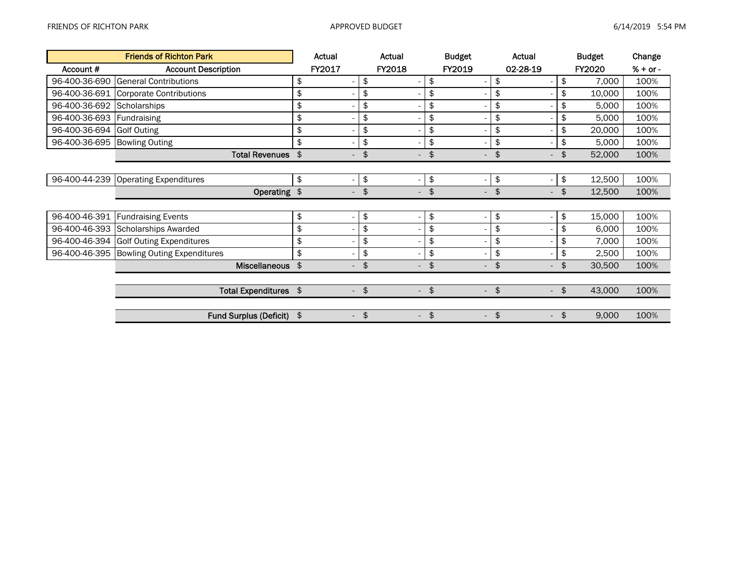| Friends of Richton Park | | Actual | Actual | Budget | Actual | Budget | Change |
|---|---|---|---|---|---|---|---|
| Account # | Account Description | FY2017 | FY2018 | FY2019 | 02-28-19 | FY2020 | % + or - |
| 96-400-36-690 | General Contributions | $ - | $ - | $ - | $ - | $ 7,000 | 100% |
| 96-400-36-691 | Corporate Contributions | $ - | $ - | $ - | $ - | $ 10,000 | 100% |
| 96-400-36-692 | Scholarships | $ - | $ - | $ - | $ - | $ 5,000 | 100% |
| 96-400-36-693 | Fundraising | $ - | $ - | $ - | $ - | $ 5,000 | 100% |
| 96-400-36-694 | Golf Outing | $ - | $ - | $ - | $ - | $ 20,000 | 100% |
| 96-400-36-695 | Bowling Outing | $ - | $ - | $ - | $ - | $ 5,000 | 100% |
| | **Total Revenues** | $ - | $ - | $ - | $ - | $ 52,000 | 100% |
| | | | | | | | |
| 96-400-44-239 | Operating Expenditures | $ - | $ - | $ - | $ - | $ 12,500 | 100% |
| | **Operating** | $ - | $ - | $ - | $ - | $ 12,500 | 100% |
| | | | | | | | |
| 96-400-46-391 | Fundraising Events | $ - | $ - | $ - | $ - | $ 15,000 | 100% |
| 96-400-46-393 | Scholarships Awarded | $ - | $ - | $ - | $ - | $ 6,000 | 100% |
| 96-400-46-394 | Golf Outing Expenditures | $ - | $ - | $ - | $ - | $ 7,000 | 100% |
| 96-400-46-395 | Bowling Outing Expenditures | $ - | $ - | $ - | $ - | $ 2,500 | 100% |
| | **Miscellaneous** | $ - | $ - | $ - | $ - | $ 30,500 | 100% |
| | | | | | | | |
| | **Total Expenditures** | $ - | $ - | $ - | $ - | $ 43,000 | 100% |
| | | | | | | | |
| | **Fund Surplus (Deficit)** | $ - | $ - | $ - | $ - | $ 9,000 | 100% |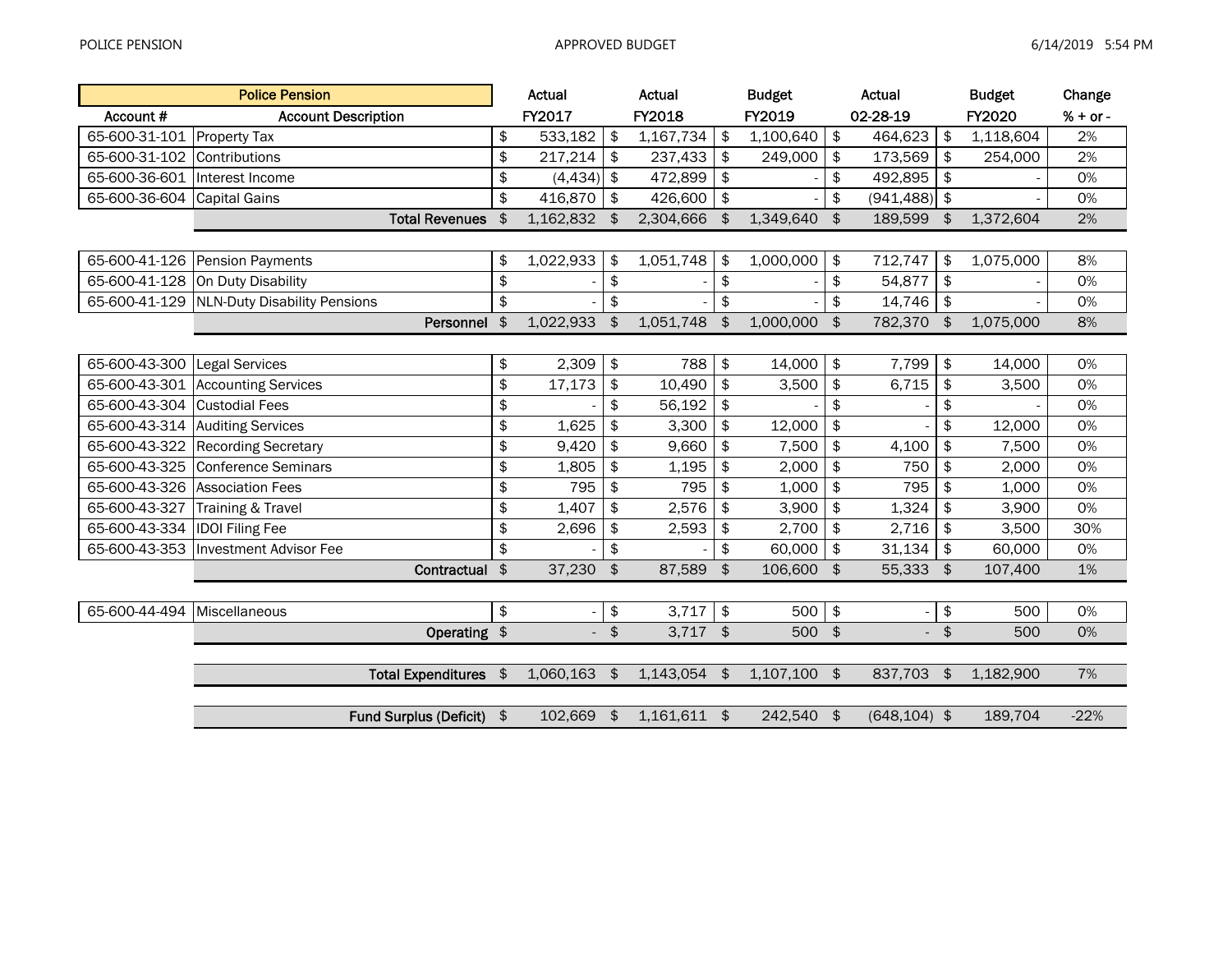| Account # | Account Description | Actual FY2017 | Actual FY2018 | Budget FY2019 | Actual 02-28-19 | Budget FY2020 | Change % + or - |
|---|---|---|---|---|---|---|---|
| | **Police Pension** | | | | | | |
| 65-600-31-101 | Property Tax | $ 533,182 | $ 1,167,734 | $ 1,100,640 | $ 464,623 | $ 1,118,604 | 2% |
| 65-600-31-102 | Contributions | $ 217,214 | $ 237,433 | $ 249,000 | $ 173,569 | $ 254,000 | 2% |
| 65-600-36-601 | Interest Income | $ (4,434) | $ 472,899 | $ - | $ 492,895 | $ - | 0% |
| 65-600-36-604 | Capital Gains | $ 416,870 | $ 426,600 | $ - | $ (941,488) | $ - | 0% |
| | **Total Revenues** | $ 1,162,832 | $ 2,304,666 | $ 1,349,640 | $ 189,599 | $ 1,372,604 | 2% |
| 65-600-41-126 | Pension Payments | $ 1,022,933 | $ 1,051,748 | $ 1,000,000 | $ 712,747 | $ 1,075,000 | 8% |
| 65-600-41-128 | On Duty Disability | $ - | $ - | $ - | $ 54,877 | $ - | 0% |
| 65-600-41-129 | NLN-Duty Disability Pensions | $ - | $ - | $ - | $ 14,746 | $ - | 0% |
| | **Personnel** | $ 1,022,933 | $ 1,051,748 | $ 1,000,000 | $ 782,370 | $ 1,075,000 | 8% |
| 65-600-43-300 | Legal Services | $ 2,309 | $ 788 | $ 14,000 | $ 7,799 | $ 14,000 | 0% |
| 65-600-43-301 | Accounting Services | $ 17,173 | $ 10,490 | $ 3,500 | $ 6,715 | $ 3,500 | 0% |
| 65-600-43-304 | Custodial Fees | $ - | $ 56,192 | $ - | $ - | $ - | 0% |
| 65-600-43-314 | Auditing Services | $ 1,625 | $ 3,300 | $ 12,000 | $ - | $ 12,000 | 0% |
| 65-600-43-322 | Recording Secretary | $ 9,420 | $ 9,660 | $ 7,500 | $ 4,100 | $ 7,500 | 0% |
| 65-600-43-325 | Conference Seminars | $ 1,805 | $ 1,195 | $ 2,000 | $ 750 | $ 2,000 | 0% |
| 65-600-43-326 | Association Fees | $ 795 | $ 795 | $ 1,000 | $ 795 | $ 1,000 | 0% |
| 65-600-43-327 | Training & Travel | $ 1,407 | $ 2,576 | $ 3,900 | $ 1,324 | $ 3,900 | 0% |
| 65-600-43-334 | IDOI Filing Fee | $ 2,696 | $ 2,593 | $ 2,700 | $ 2,716 | $ 3,500 | 30% |
| 65-600-43-353 | Investment Advisor Fee | $ - | $ - | $ 60,000 | $ 31,134 | $ 60,000 | 0% |
| | **Contractual** | $ 37,230 | $ 87,589 | $ 106,600 | $ 55,333 | $ 107,400 | 1% |
| 65-600-44-494 | Miscellaneous | $ - | $ 3,717 | $ 500 | $ - | $ 500 | 0% |
| | **Operating** | $ - | $ 3,717 | $ 500 | $ - | $ 500 | 0% |
| | **Total Expenditures** | $ 1,060,163 | $ 1,143,054 | $ 1,107,100 | $ 837,703 | $ 1,182,900 | 7% |
| | **Fund Surplus (Deficit)** | $ 102,669 | $ 1,161,611 | $ 242,540 | $ (648,104) | $ 189,704 | -22% |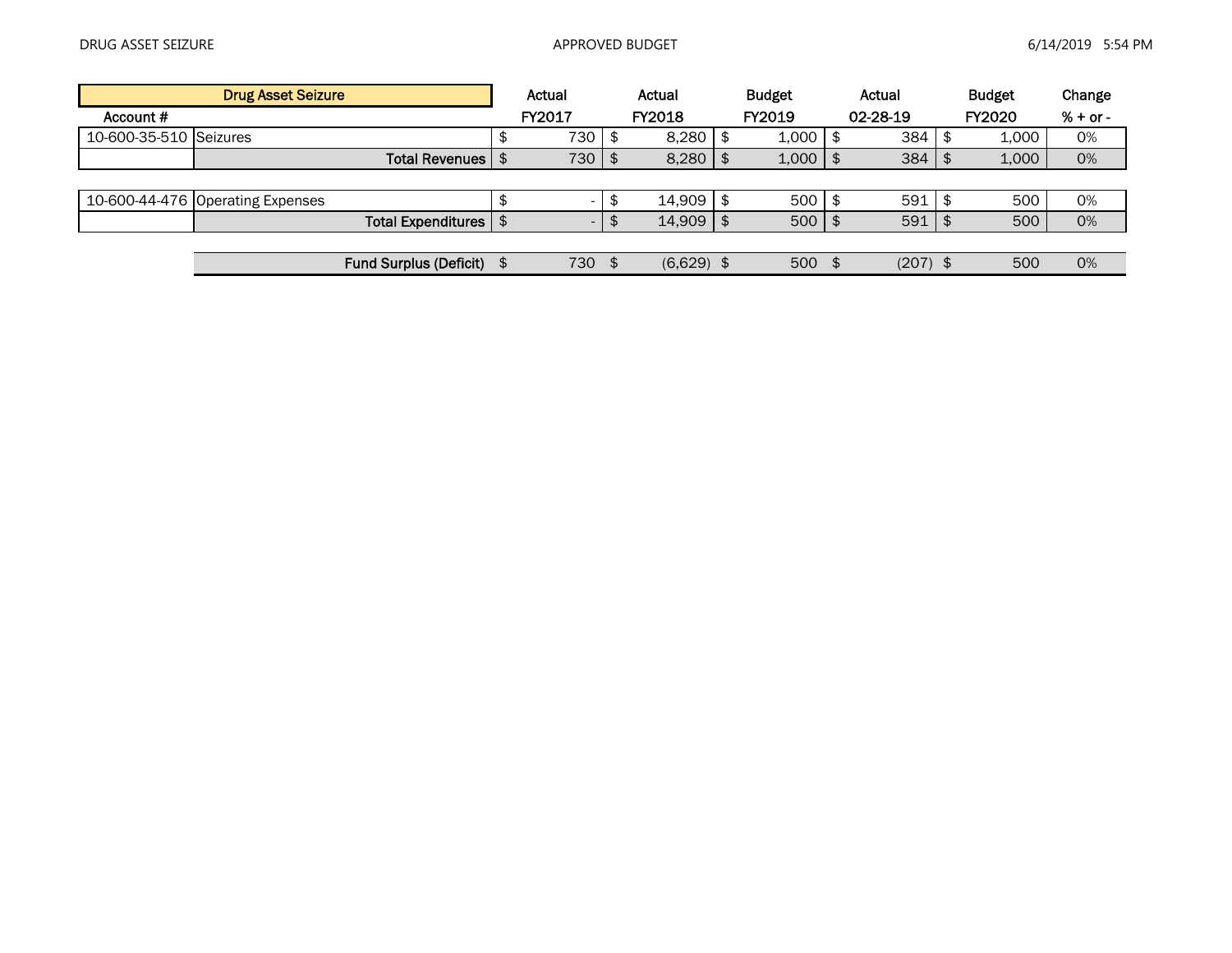| Account # | Drug Asset Seizure | Actual FY2017 | Actual FY2018 | Budget FY2019 | Actual 02-28-19 | Budget FY2020 | Change % + or - |
|---|---|---|---|---|---|---|---|
| 10-600-35-510 | Seizures | $ 730 | $ 8,280 | $ 1,000 | $ 384 | $ 1,000 | 0% |
| | **Total Revenues** | $ 730 | $ 8,280 | $ 1,000 | $ 384 | $ 1,000 | 0% |
| | | | | | | | |
| 10-600-44-476 | Operating Expenses | $ - | $ 14,909 | $ 500 | $ 591 | $ 500 | 0% |
| | **Total Expenditures** | $ - | $ 14,909 | $ 500 | $ 591 | $ 500 | 0% |
| | | | | | | | |
| | **Fund Surplus (Deficit)** | $ 730 | $ (6,629) | $ 500 | $ (207) | $ 500 | 0% |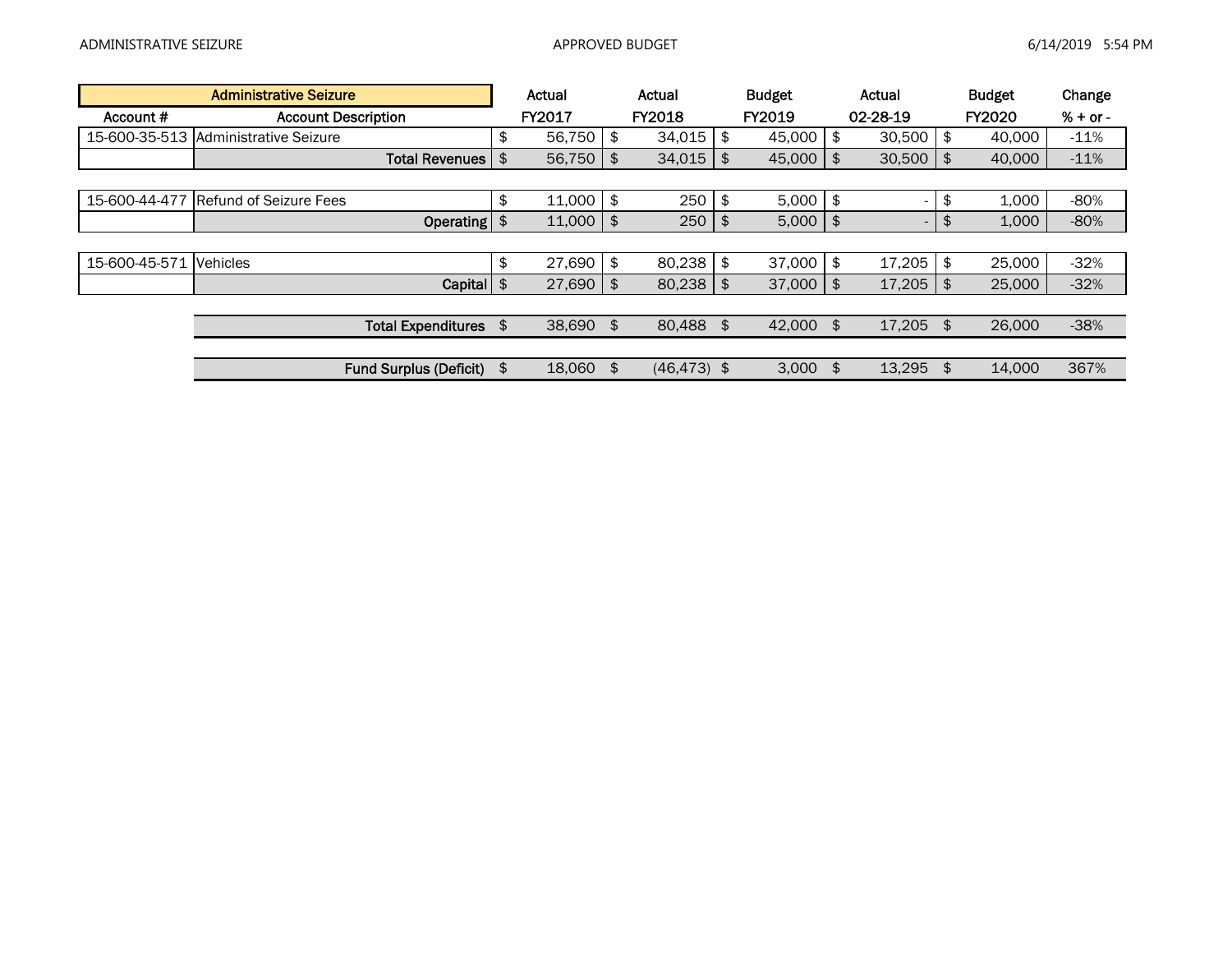| Administrative Seizure | | Actual | Actual | Budget | Actual | Budget | Change |
|---|---|---|---|---|---|---|---|
| Account # | Account Description | FY2017 | FY2018 | FY2019 | 02-28-19 | FY2020 | % + or - |
| 15-600-35-513 | Administrative Seizure | $ 56,750 | $ 34,015 | $ 45,000 | $ 30,500 | $ 40,000 | -11% |
| | **Total Revenues** | $ 56,750 | $ 34,015 | $ 45,000 | $ 30,500 | $ 40,000 | -11% |
| | | | | | | | |
| 15-600-44-477 | Refund of Seizure Fees | $ 11,000 | $ 250 | $ 5,000 | $ - | $ 1,000 | -80% |
| | **Operating** | $ 11,000 | $ 250 | $ 5,000 | $ - | $ 1,000 | -80% |
| | | | | | | | |
| 15-600-45-571 | Vehicles | $ 27,690 | $ 80,238 | $ 37,000 | $ 17,205 | $ 25,000 | -32% |
| | **Capital** | $ 27,690 | $ 80,238 | $ 37,000 | $ 17,205 | $ 25,000 | -32% |
| | | | | | | | |
| | **Total Expenditures** | $ 38,690 | $ 80,488 | $ 42,000 | $ 17,205 | $ 26,000 | -38% |
| | | | | | | | |
| | **Fund Surplus (Deficit)** | $ 18,060 | $ (46,473) | $ 3,000 | $ 13,295 | $ 14,000 | 367% |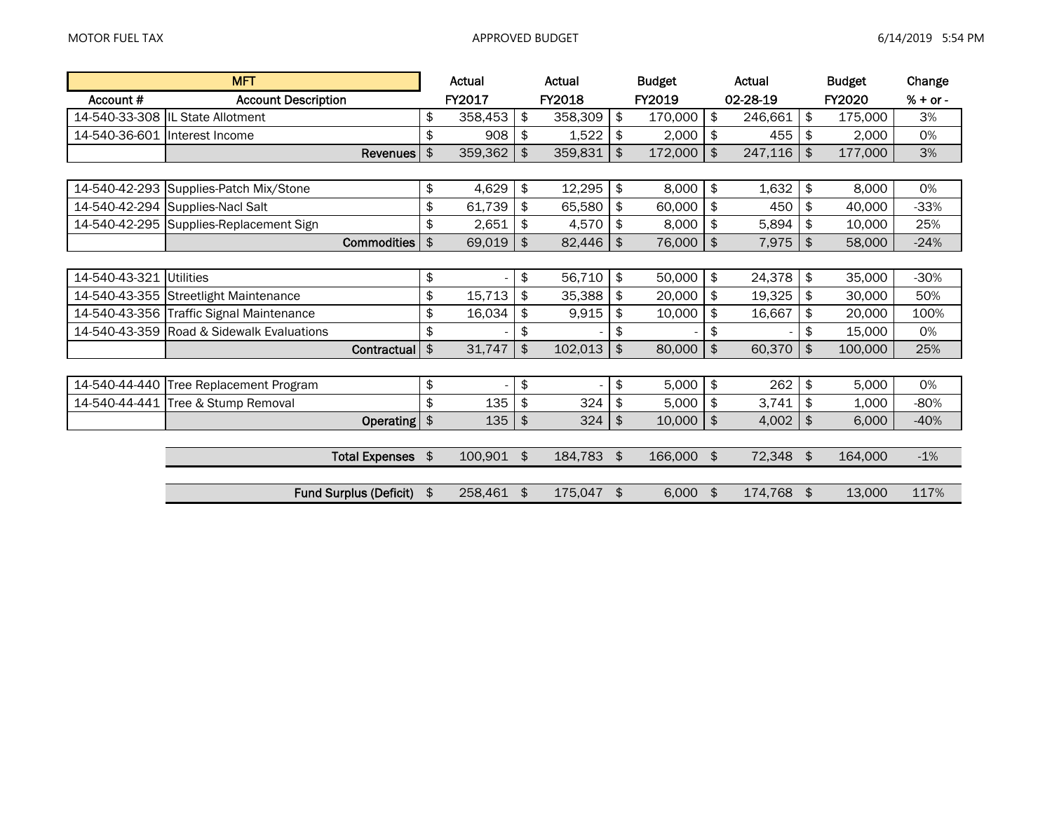MOTOR FUEL TAX APPROVED BUDGET 6/14/2019 5:54 PM

| MFT | | Actual | Actual | Budget | Actual | Budget | Change |
|---|---|---|---|---|---|---|---|
| Account # | Account Description | FY2017 | FY2018 | FY2019 | 02-28-19 | FY2020 | % + or - |
| 14-540-33-308 | IL State Allotment | $ 358,453 | $ 358,309 | $ 170,000 | $ 246,661 | $ 175,000 | 3% |
| 14-540-36-601 | Interest Income | $ 908 | $ 1,522 | $ 2,000 | $ 455 | $ 2,000 | 0% |
| | **Revenues** | $ 359,362 | $ 359,831 | $ 172,000 | $ 247,116 | $ 177,000 | 3% |
| | | | | | | | |
| 14-540-42-293 | Supplies-Patch Mix/Stone | $ 4,629 | $ 12,295 | $ 8,000 | $ 1,632 | $ 8,000 | 0% |
| 14-540-42-294 | Supplies-Nacl Salt | $ 61,739 | $ 65,580 | $ 60,000 | $ 450 | $ 40,000 | -33% |
| 14-540-42-295 | Supplies-Replacement Sign | $ 2,651 | $ 4,570 | $ 8,000 | $ 5,894 | $ 10,000 | 25% |
| | **Commodities** | $ 69,019 | $ 82,446 | $ 76,000 | $ 7,975 | $ 58,000 | -24% |
| | | | | | | | |
| 14-540-43-321 | Utilities | $ - | $ 56,710 | $ 50,000 | $ 24,378 | $ 35,000 | -30% |
| 14-540-43-355 | Streetlight Maintenance | $ 15,713 | $ 35,388 | $ 20,000 | $ 19,325 | $ 30,000 | 50% |
| 14-540-43-356 | Traffic Signal Maintenance | $ 16,034 | $ 9,915 | $ 10,000 | $ 16,667 | $ 20,000 | 100% |
| 14-540-43-359 | Road & Sidewalk Evaluations | $ - | $ - | $ - | $ - | $ 15,000 | 0% |
| | **Contractual** | $ 31,747 | $ 102,013 | $ 80,000 | $ 60,370 | $ 100,000 | 25% |
| | | | | | | | |
| 14-540-44-440 | Tree Replacement Program | $ - | $ - | $ 5,000 | $ 262 | $ 5,000 | 0% |
| 14-540-44-441 | Tree & Stump Removal | $ 135 | $ 324 | $ 5,000 | $ 3,741 | $ 1,000 | -80% |
| | **Operating** | $ 135 | $ 324 | $ 10,000 | $ 4,002 | $ 6,000 | -40% |
| | | | | | | | |
| | **Total Expenses** | $ 100,901 | $ 184,783 | $ 166,000 | $ 72,348 | $ 164,000 | -1% |
| | | | | | | | |
| | **Fund Surplus (Deficit)** | $ 258,461 | $ 175,047 | $ 6,000 | $ 174,768 | $ 13,000 | 117% |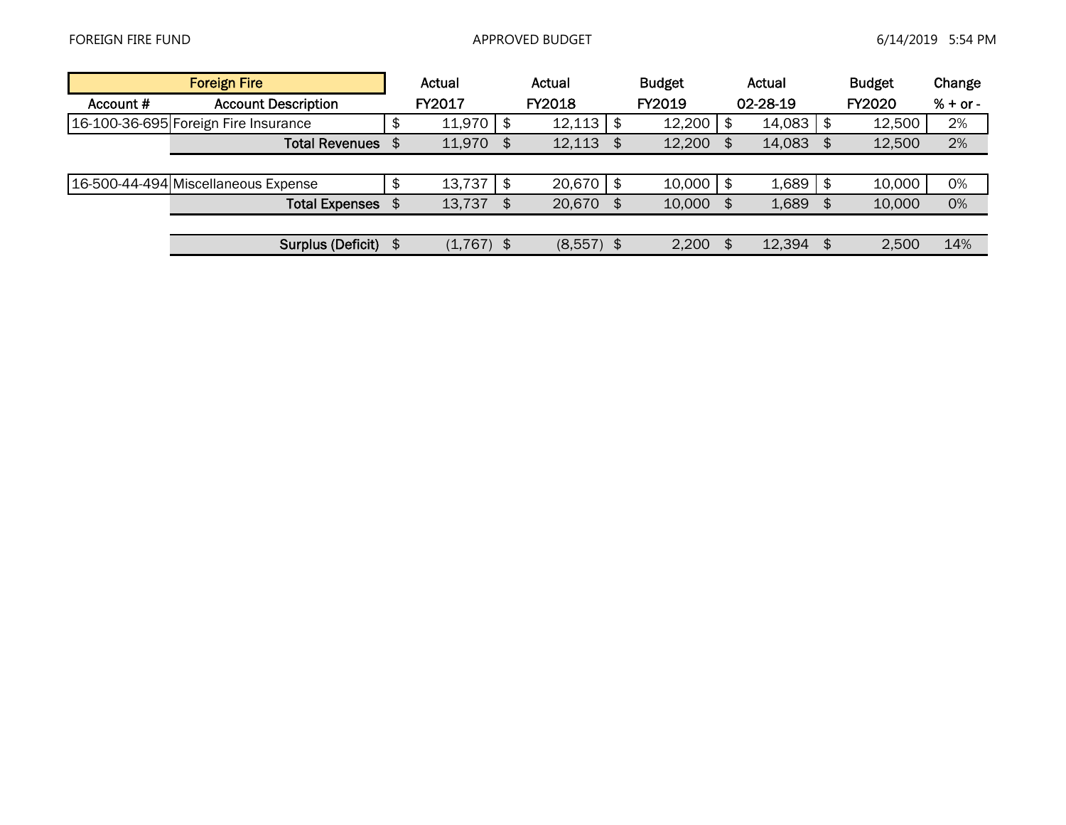FOREIGN FIRE FUND — APPROVED BUDGET — 6/14/2019 5:54 PM

| Account # | Account Description | Actual FY2017 | Actual FY2018 | Budget FY2019 | Actual 02-28-19 | Budget FY2020 | Change % + or - |
|---|---|---|---|---|---|---|---|
| | **Foreign Fire** | | | | | | |
| 16-100-36-695 | Foreign Fire Insurance | $ 11,970 | $ 12,113 | $ 12,200 | $ 14,083 | $ 12,500 | 2% |
| | **Total Revenues** | $ 11,970 | $ 12,113 | $ 12,200 | $ 14,083 | $ 12,500 | 2% |
| 16-500-44-494 | Miscellaneous Expense | $ 13,737 | $ 20,670 | $ 10,000 | $ 1,689 | $ 10,000 | 0% |
| | **Total Expenses** | $ 13,737 | $ 20,670 | $ 10,000 | $ 1,689 | $ 10,000 | 0% |
| | **Surplus (Deficit)** | $ (1,767) | $ (8,557) | $ 2,200 | $ 12,394 | $ 2,500 | 14% |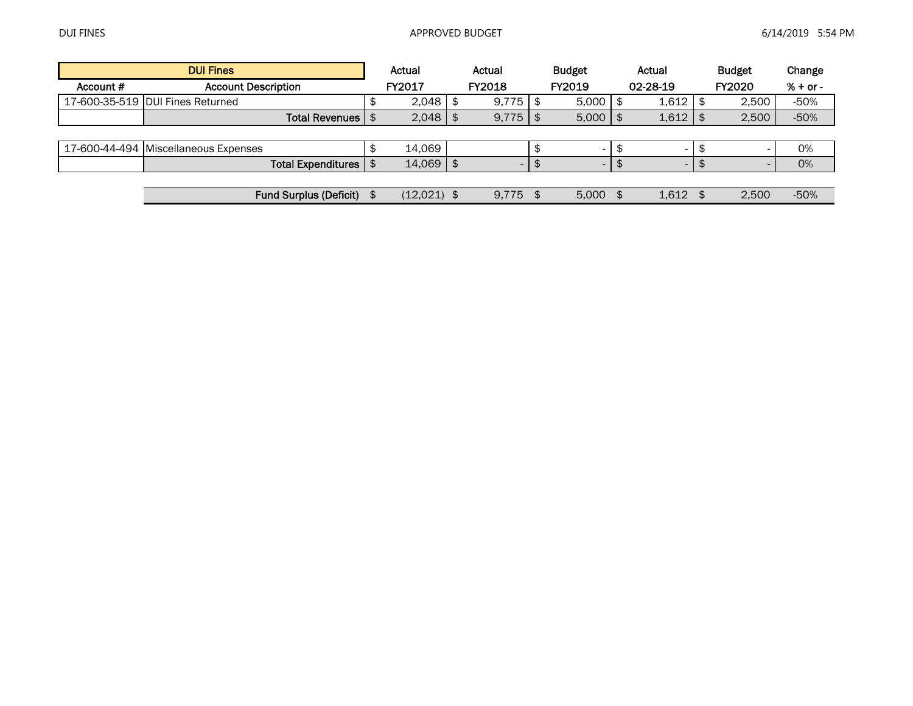| DUI Fines | | Actual | Actual | Budget | Actual | Budget | Change |
|---|---|---|---|---|---|---|---|
| Account # | Account Description | FY2017 | FY2018 | FY2019 | 02-28-19 | FY2020 | % + or - |
| 17-600-35-519 | DUI Fines Returned | $ 2,048 | $ 9,775 | $ 5,000 | $ 1,612 | $ 2,500 | -50% |
| | **Total Revenues** | $ 2,048 | $ 9,775 | $ 5,000 | $ 1,612 | $ 2,500 | -50% |
| | | | | | | | |
| 17-600-44-494 | Miscellaneous Expenses | $ 14,069 | | $ - | $ - | $ - | 0% |
| | **Total Expenditures** | $ 14,069 | $ - | $ - | $ - | $ - | 0% |
| | | | | | | | |
| | **Fund Surplus (Deficit)** | $ (12,021) | $ 9,775 | $ 5,000 | $ 1,612 | $ 2,500 | -50% |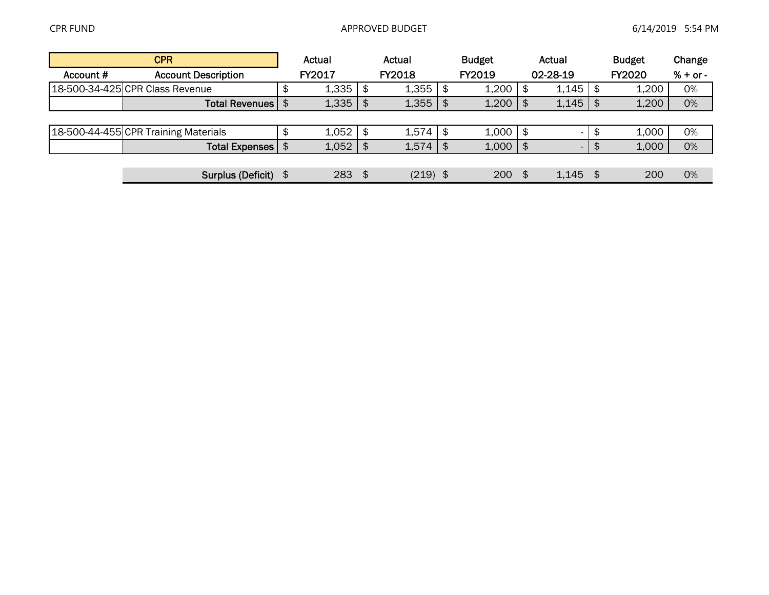CPR FUND APPROVED BUDGET 6/14/2019 5:54 PM

| CPR | | Actual | Actual | Budget | Actual | Budget | Change |
|---|---|---|---|---|---|---|---|
| Account # | Account Description | FY2017 | FY2018 | FY2019 | 02-28-19 | FY2020 | % + or - |
| 18-500-34-425 | CPR Class Revenue | $ 1,335 | $ 1,355 | $ 1,200 | $ 1,145 | $ 1,200 | 0% |
| | **Total Revenues** | $ 1,335 | $ 1,355 | $ 1,200 | $ 1,145 | $ 1,200 | 0% |
| | | | | | | | |
| 18-500-44-455 | CPR Training Materials | $ 1,052 | $ 1,574 | $ 1,000 | $ - | $ 1,000 | 0% |
| | **Total Expenses** | $ 1,052 | $ 1,574 | $ 1,000 | $ - | $ 1,000 | 0% |
| | | | | | | | |
| | **Surplus (Deficit)** | $ 283 | $ (219) | $ 200 | $ 1,145 | $ 200 | 0% |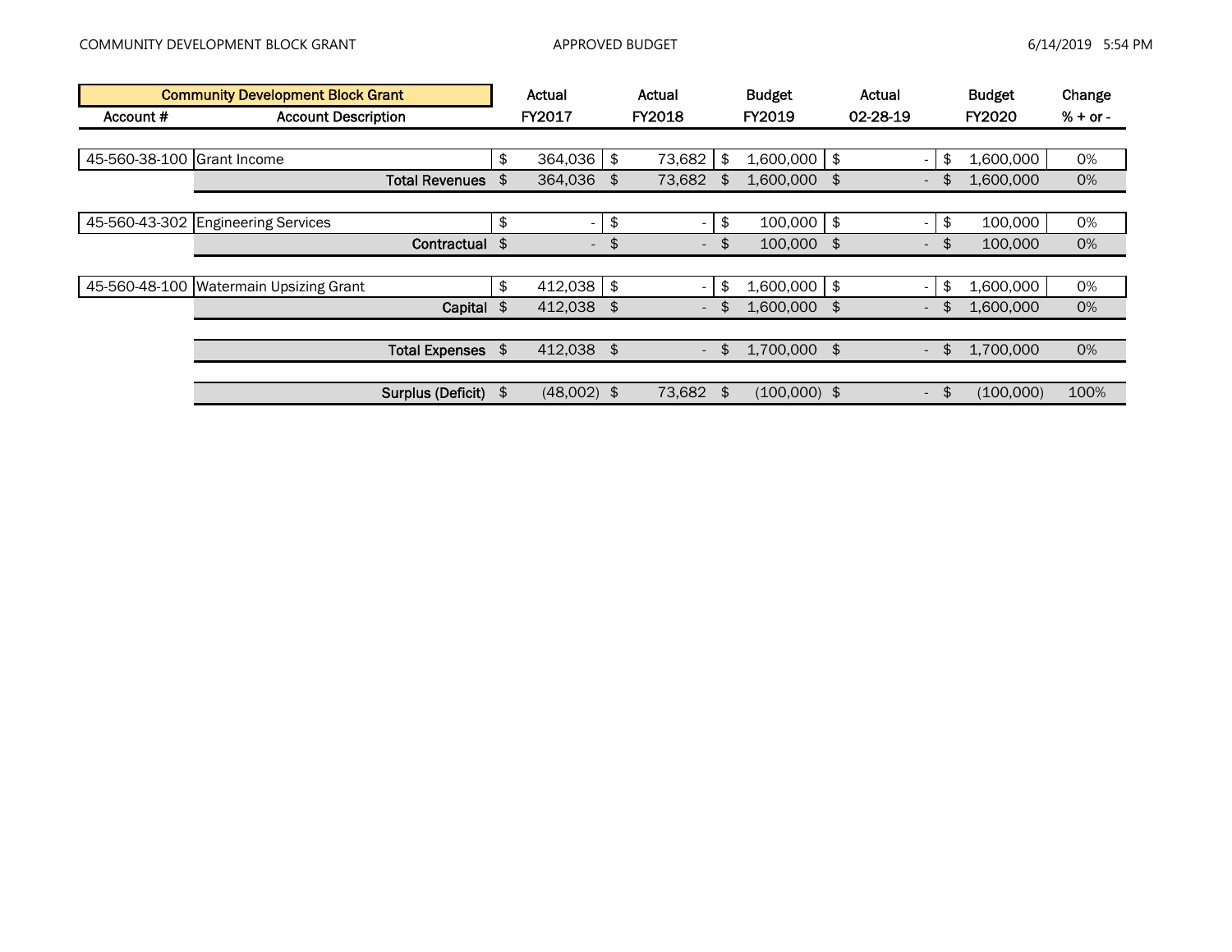| Community Development Block Grant | | Actual | Actual | Budget | Actual | Budget | Change |
|---|---|---|---|---|---|---|---|
| Account # | Account Description | FY2017 | FY2018 | FY2019 | 02-28-19 | FY2020 | % + or - |
| 45-560-38-100 | Grant Income | $ 364,036 | $ 73,682 | $ 1,600,000 | $ - | $ 1,600,000 | 0% |
| | **Total Revenues** | $ 364,036 | $ 73,682 | $ 1,600,000 | $ - | $ 1,600,000 | 0% |
| 45-560-43-302 | Engineering Services | $ - | $ - | $ 100,000 | $ - | $ 100,000 | 0% |
| | **Contractual** | $ - | $ - | $ 100,000 | $ - | $ 100,000 | 0% |
| 45-560-48-100 | Watermain Upsizing Grant | $ 412,038 | $ - | $ 1,600,000 | $ - | $ 1,600,000 | 0% |
| | **Capital** | $ 412,038 | $ - | $ 1,600,000 | $ - | $ 1,600,000 | 0% |
| | **Total Expenses** | $ 412,038 | $ - | $ 1,700,000 | $ - | $ 1,700,000 | 0% |
| | **Surplus (Deficit)** | $ (48,002) | $ 73,682 | $ (100,000) | $ - | $ (100,000) | 100% |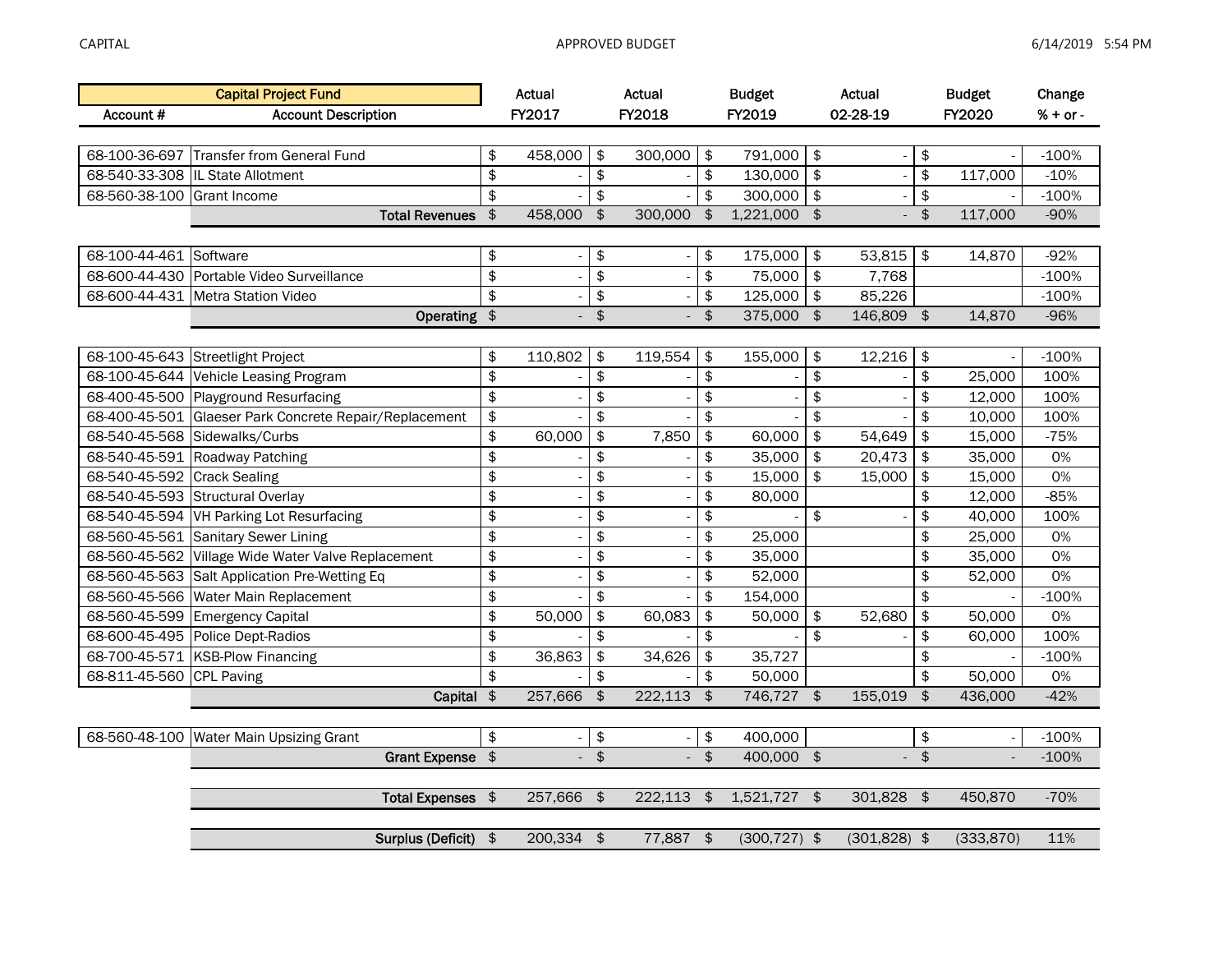| Capital Project Fund | | Actual | Actual | Budget | Actual | Budget | Change |
|---|---|---|---|---|---|---|---|
| Account # | Account Description | FY2017 | FY2018 | FY2019 | 02-28-19 | FY2020 | % + or - |
| 68-100-36-697 | Transfer from General Fund | $ 458,000 | $ 300,000 | $ 791,000 | $ - | $ - | -100% |
| 68-540-33-308 | IL State Allotment | $ - | $ - | $ 130,000 | $ - | $ 117,000 | -10% |
| 68-560-38-100 | Grant Income | $ - | $ - | $ 300,000 | $ - | $ - | -100% |
| | **Total Revenues** | $ 458,000 | $ 300,000 | $ 1,221,000 | $ - | $ 117,000 | -90% |
| 68-100-44-461 | Software | $ - | $ - | $ 175,000 | $ 53,815 | $ 14,870 | -92% |
| 68-600-44-430 | Portable Video Surveillance | $ - | $ - | $ 75,000 | $ 7,768 | | -100% |
| 68-600-44-431 | Metra Station Video | $ - | $ - | $ 125,000 | $ 85,226 | | -100% |
| | **Operating** | $ - | $ - | $ 375,000 | $ 146,809 | $ 14,870 | -96% |
| 68-100-45-643 | Streetlight Project | $ 110,802 | $ 119,554 | $ 155,000 | $ 12,216 | $ - | -100% |
| 68-100-45-644 | Vehicle Leasing Program | $ - | $ - | $ - | $ - | $ 25,000 | 100% |
| 68-400-45-500 | Playground Resurfacing | $ - | $ - | $ - | $ - | $ 12,000 | 100% |
| 68-400-45-501 | Glaeser Park Concrete Repair/Replacement | $ - | $ - | $ - | $ - | $ 10,000 | 100% |
| 68-540-45-568 | Sidewalks/Curbs | $ 60,000 | $ 7,850 | $ 60,000 | $ 54,649 | $ 15,000 | -75% |
| 68-540-45-591 | Roadway Patching | $ - | $ - | $ 35,000 | $ 20,473 | $ 35,000 | 0% |
| 68-540-45-592 | Crack Sealing | $ - | $ - | $ 15,000 | $ 15,000 | $ 15,000 | 0% |
| 68-540-45-593 | Structural Overlay | $ - | $ - | $ 80,000 | | $ 12,000 | -85% |
| 68-540-45-594 | VH Parking Lot Resurfacing | $ - | $ - | $ - | $ - | $ 40,000 | 100% |
| 68-560-45-561 | Sanitary Sewer Lining | $ - | $ - | $ 25,000 | | $ 25,000 | 0% |
| 68-560-45-562 | Village Wide Water Valve Replacement | $ - | $ - | $ 35,000 | | $ 35,000 | 0% |
| 68-560-45-563 | Salt Application Pre-Wetting Eq | $ - | $ - | $ 52,000 | | $ 52,000 | 0% |
| 68-560-45-566 | Water Main Replacement | $ - | $ - | $ 154,000 | | $ - | -100% |
| 68-560-45-599 | Emergency Capital | $ 50,000 | $ 60,083 | $ 50,000 | $ 52,680 | $ 50,000 | 0% |
| 68-600-45-495 | Police Dept-Radios | $ - | $ - | $ - | $ - | $ 60,000 | 100% |
| 68-700-45-571 | KSB-Plow Financing | $ 36,863 | $ 34,626 | $ 35,727 | | $ - | -100% |
| 68-811-45-560 | CPL Paving | $ - | $ - | $ 50,000 | | $ 50,000 | 0% |
| | **Capital** | $ 257,666 | $ 222,113 | $ 746,727 | $ 155,019 | $ 436,000 | -42% |
| 68-560-48-100 | Water Main Upsizing Grant | $ - | $ - | $ 400,000 | | $ - | -100% |
| | **Grant Expense** | $ - | $ - | $ 400,000 | $ - | $ - | -100% |
| | **Total Expenses** | $ 257,666 | $ 222,113 | $ 1,521,727 | $ 301,828 | $ 450,870 | -70% |
| | **Surplus (Deficit)** | $ 200,334 | $ 77,887 | $ (300,727) | $ (301,828) | $ (333,870) | 11% |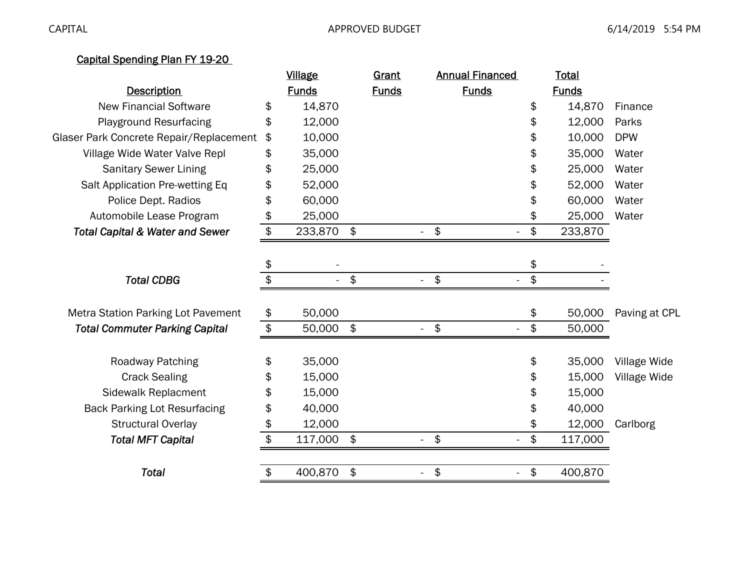CAPITAL APPROVED BUDGET 6/14/2019 5:54 PM

## Capital Spending Plan FY 19-20

| Description | Village Funds | Grant Funds | Annual Financed Funds | Total Funds | |
|---|---|---|---|---|---|
| New Financial Software | $ 14,870 | | | $ 14,870 | Finance |
| Playground Resurfacing | $ 12,000 | | | $ 12,000 | Parks |
| Glaser Park Concrete Repair/Replacement | $ 10,000 | | | $ 10,000 | DPW |
| Village Wide Water Valve Repl | $ 35,000 | | | $ 35,000 | Water |
| Sanitary Sewer Lining | $ 25,000 | | | $ 25,000 | Water |
| Salt Application Pre-wetting Eq | $ 52,000 | | | $ 52,000 | Water |
| Police Dept. Radios | $ 60,000 | | | $ 60,000 | Water |
| Automobile Lease Program | $ 25,000 | | | $ 25,000 | Water |
| ***Total Capital & Water and Sewer*** | $ 233,870 | $ - | $ - | $ 233,870 | |
| | | | | | |
| | $ - | | | $ - | |
| ***Total CDBG*** | $ - | $ - | $ - | $ - | |
| | | | | | |
| Metra Station Parking Lot Pavement | $ 50,000 | | | $ 50,000 | Paving at CPL |
| ***Total Commuter Parking Capital*** | $ 50,000 | $ - | $ - | $ 50,000 | |
| | | | | | |
| Roadway Patching | $ 35,000 | | | $ 35,000 | Village Wide |
| Crack Sealing | $ 15,000 | | | $ 15,000 | Village Wide |
| Sidewalk Replacment | $ 15,000 | | | $ 15,000 | |
| Back Parking Lot Resurfacing | $ 40,000 | | | $ 40,000 | |
| Structural Overlay | $ 12,000 | | | $ 12,000 | Carlborg |
| ***Total MFT Capital*** | $ 117,000 | $ - | $ - | $ 117,000 | |
| | | | | | |
| ***Total*** | $ 400,870 | $ - | $ - | $ 400,870 | |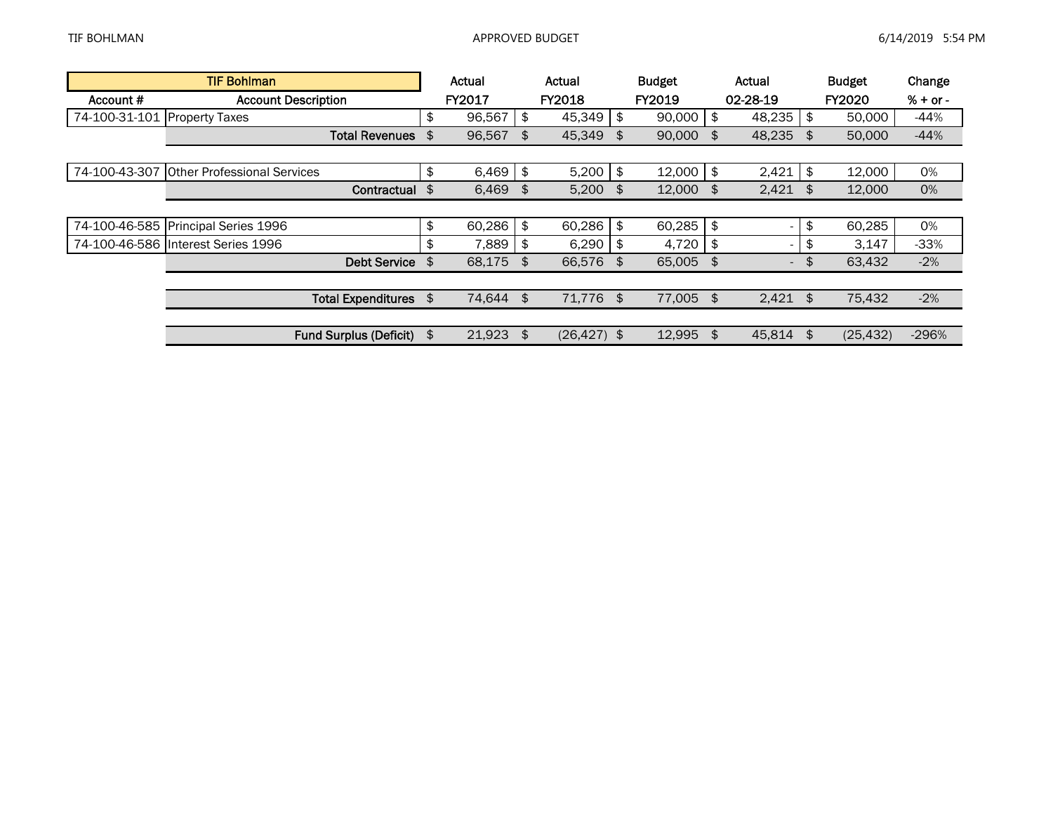| TIF Bohlman | | Actual | Actual | Budget | Actual | Budget | Change |
|---|---|---|---|---|---|---|---|
| Account # | Account Description | FY2017 | FY2018 | FY2019 | 02-28-19 | FY2020 | % + or - |
| 74-100-31-101 | Property Taxes | $ 96,567 | $ 45,349 | $ 90,000 | $ 48,235 | $ 50,000 | -44% |
| | **Total Revenues** | $ 96,567 | $ 45,349 | $ 90,000 | $ 48,235 | $ 50,000 | -44% |
| | | | | | | | |
| 74-100-43-307 | Other Professional Services | $ 6,469 | $ 5,200 | $ 12,000 | $ 2,421 | $ 12,000 | 0% |
| | **Contractual** | $ 6,469 | $ 5,200 | $ 12,000 | $ 2,421 | $ 12,000 | 0% |
| | | | | | | | |
| 74-100-46-585 | Principal Series 1996 | $ 60,286 | $ 60,286 | $ 60,285 | $ - | $ 60,285 | 0% |
| 74-100-46-586 | Interest Series 1996 | $ 7,889 | $ 6,290 | $ 4,720 | $ - | $ 3,147 | -33% |
| | **Debt Service** | $ 68,175 | $ 66,576 | $ 65,005 | $ - | $ 63,432 | -2% |
| | | | | | | | |
| | **Total Expenditures** | $ 74,644 | $ 71,776 | $ 77,005 | $ 2,421 | $ 75,432 | -2% |
| | | | | | | | |
| | **Fund Surplus (Deficit)** | $ 21,923 | $ (26,427) | $ 12,995 | $ 45,814 | $ (25,432) | -296% |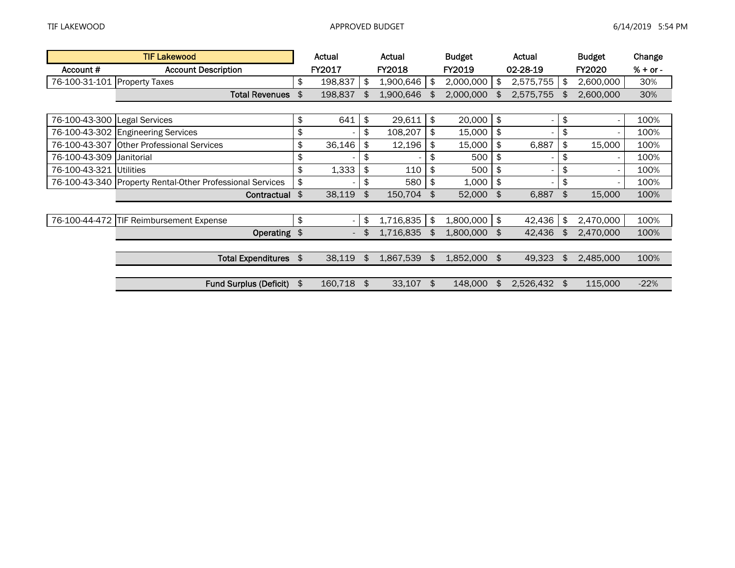TIF LAKEWOOD

APPROVED BUDGET

| Account # | Account Description | Actual FY2017 | Actual FY2018 | Budget FY2019 | Actual 02-28-19 | Budget FY2020 | Change % + or - |
|---|---|---|---|---|---|---|---|
| | **TIF Lakewood** | | | | | | |
| 76-100-31-101 | Property Taxes | $ 198,837 | $ 1,900,646 | $ 2,000,000 | $ 2,575,755 | $ 2,600,000 | 30% |
| | **Total Revenues** | $ 198,837 | $ 1,900,646 | $ 2,000,000 | $ 2,575,755 | $ 2,600,000 | 30% |
| | | | | | | | |
| 76-100-43-300 | Legal Services | $ 641 | $ 29,611 | $ 20,000 | $ - | $ - | 100% |
| 76-100-43-302 | Engineering Services | $ - | $ 108,207 | $ 15,000 | $ - | $ - | 100% |
| 76-100-43-307 | Other Professional Services | $ 36,146 | $ 12,196 | $ 15,000 | $ 6,887 | $ 15,000 | 100% |
| 76-100-43-309 | Janitorial | $ - | $ - | $ 500 | $ - | $ - | 100% |
| 76-100-43-321 | Utilities | $ 1,333 | $ 110 | $ 500 | $ - | $ - | 100% |
| 76-100-43-340 | Property Rental-Other Professional Services | $ - | $ 580 | $ 1,000 | $ - | $ - | 100% |
| | **Contractual** | $ 38,119 | $ 150,704 | $ 52,000 | $ 6,887 | $ 15,000 | 100% |
| | | | | | | | |
| 76-100-44-472 | TIF Reimbursement Expense | $ - | $ 1,716,835 | $ 1,800,000 | $ 42,436 | $ 2,470,000 | 100% |
| | **Operating** | $ - | $ 1,716,835 | $ 1,800,000 | $ 42,436 | $ 2,470,000 | 100% |
| | | | | | | | |
| | **Total Expenditures** | $ 38,119 | $ 1,867,539 | $ 1,852,000 | $ 49,323 | $ 2,485,000 | 100% |
| | | | | | | | |
| | **Fund Surplus (Deficit)** | $ 160,718 | $ 33,107 | $ 148,000 | $ 2,526,432 | $ 115,000 | -22% |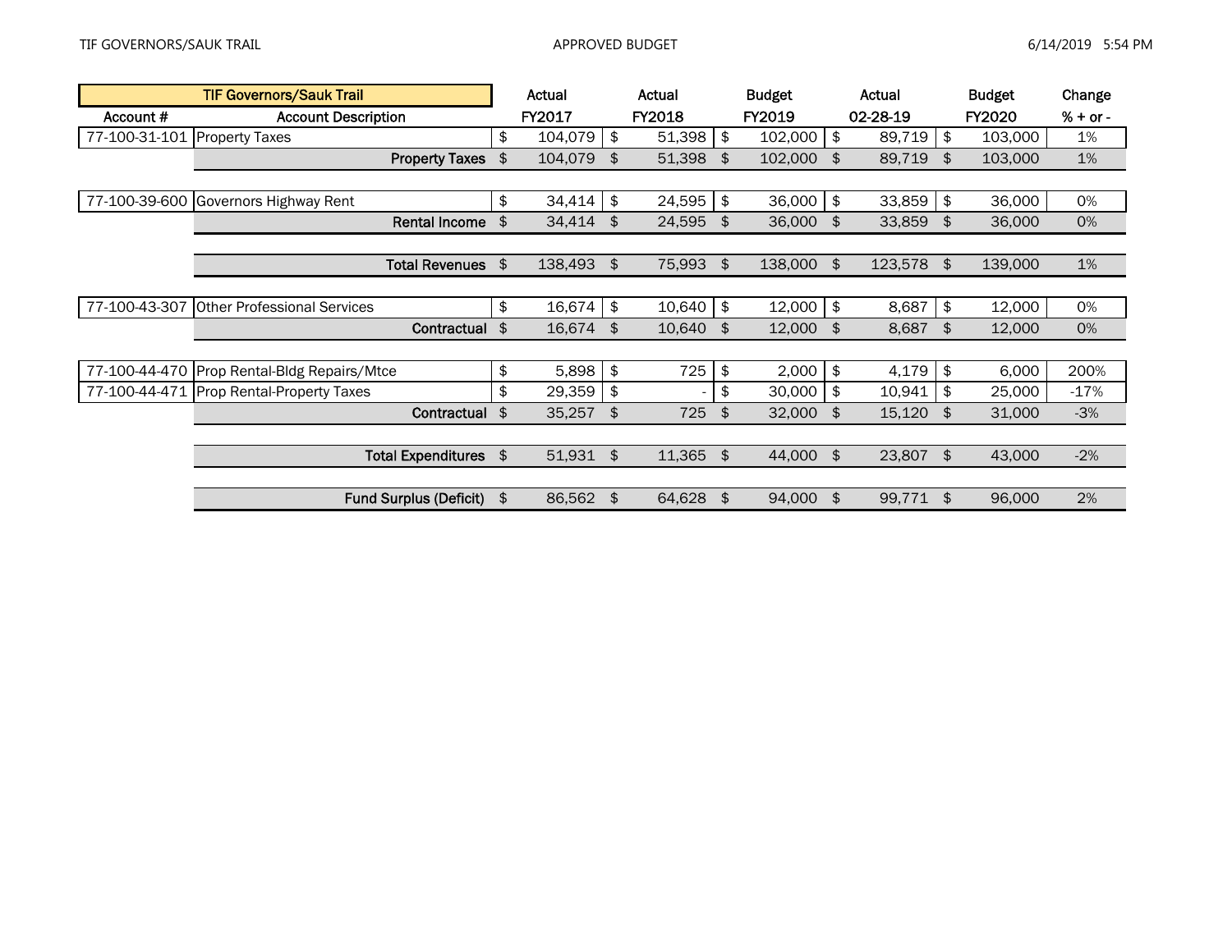| TIF Governors/Sauk Trail | | Actual | Actual | Budget | Actual | Budget | Change |
|---|---|---|---|---|---|---|---|
| Account # | Account Description | FY2017 | FY2018 | FY2019 | 02-28-19 | FY2020 | % + or - |
| 77-100-31-101 | Property Taxes | $ 104,079 | $ 51,398 | $ 102,000 | $ 89,719 | $ 103,000 | 1% |
| | **Property Taxes** | $ 104,079 | $ 51,398 | $ 102,000 | $ 89,719 | $ 103,000 | 1% |
| | | | | | | | |
| 77-100-39-600 | Governors Highway Rent | $ 34,414 | $ 24,595 | $ 36,000 | $ 33,859 | $ 36,000 | 0% |
| | **Rental Income** | $ 34,414 | $ 24,595 | $ 36,000 | $ 33,859 | $ 36,000 | 0% |
| | | | | | | | |
| | **Total Revenues** | $ 138,493 | $ 75,993 | $ 138,000 | $ 123,578 | $ 139,000 | 1% |
| | | | | | | | |
| 77-100-43-307 | Other Professional Services | $ 16,674 | $ 10,640 | $ 12,000 | $ 8,687 | $ 12,000 | 0% |
| | **Contractual** | $ 16,674 | $ 10,640 | $ 12,000 | $ 8,687 | $ 12,000 | 0% |
| | | | | | | | |
| 77-100-44-470 | Prop Rental-Bldg Repairs/Mtce | $ 5,898 | $ 725 | $ 2,000 | $ 4,179 | $ 6,000 | 200% |
| 77-100-44-471 | Prop Rental-Property Taxes | $ 29,359 | $ - | $ 30,000 | $ 10,941 | $ 25,000 | -17% |
| | **Contractual** | $ 35,257 | $ 725 | $ 32,000 | $ 15,120 | $ 31,000 | -3% |
| | | | | | | | |
| | **Total Expenditures** | $ 51,931 | $ 11,365 | $ 44,000 | $ 23,807 | $ 43,000 | -2% |
| | | | | | | | |
| | **Fund Surplus (Deficit)** | $ 86,562 | $ 64,628 | $ 94,000 | $ 99,771 | $ 96,000 | 2% |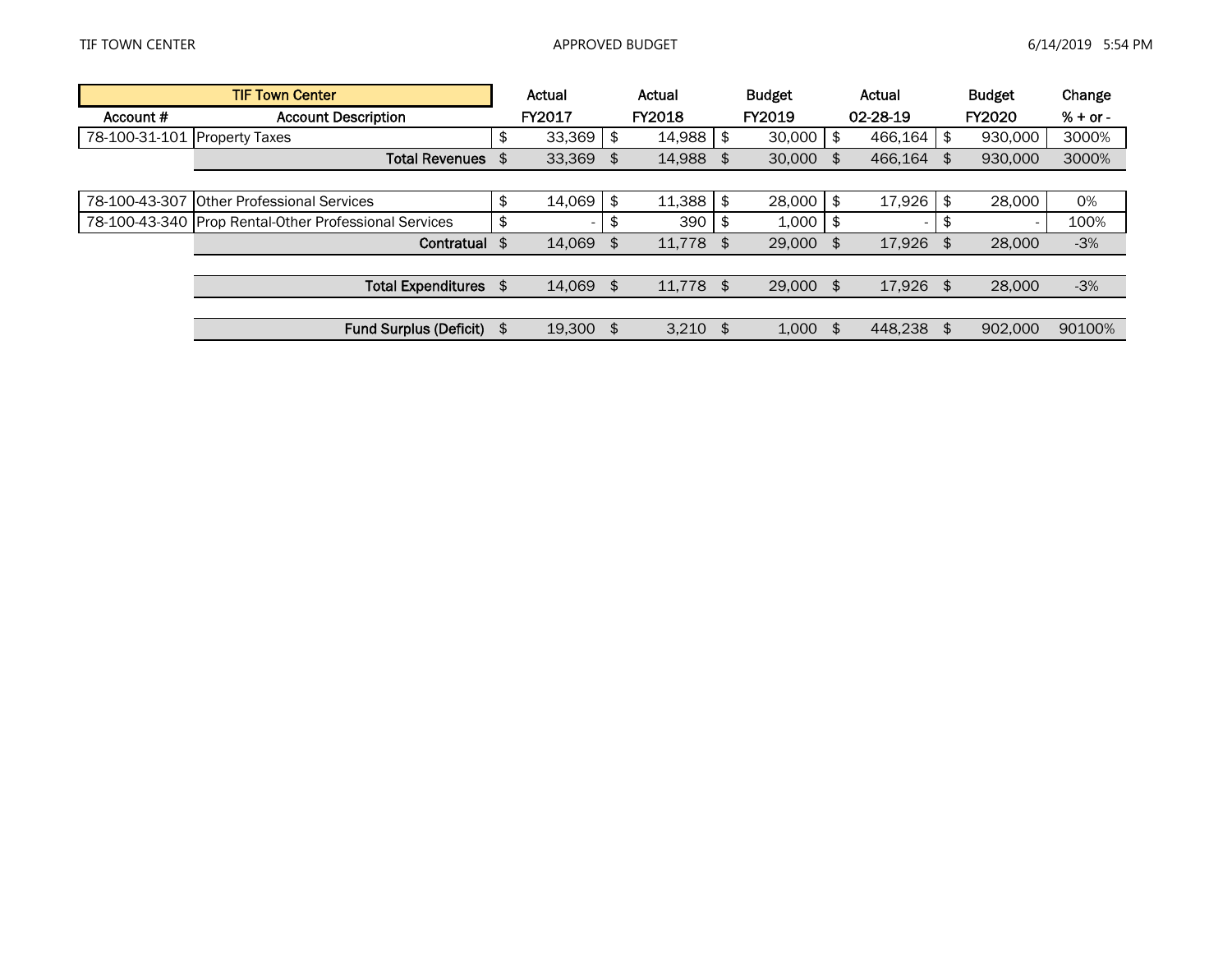| TIF Town Center | | Actual | Actual | Budget | Actual | Budget | Change |
|---|---|---|---|---|---|---|---|
| Account # | Account Description | FY2017 | FY2018 | FY2019 | 02-28-19 | FY2020 | % + or - |
| 78-100-31-101 | Property Taxes | $ 33,369 | $ 14,988 | $ 30,000 | $ 466,164 | $ 930,000 | 3000% |
| | **Total Revenues** | $ 33,369 | $ 14,988 | $ 30,000 | $ 466,164 | $ 930,000 | 3000% |
| | | | | | | | |
| 78-100-43-307 | Other Professional Services | $ 14,069 | $ 11,388 | $ 28,000 | $ 17,926 | $ 28,000 | 0% |
| 78-100-43-340 | Prop Rental-Other Professional Services | $ - | $ 390 | $ 1,000 | $ - | $ - | 100% |
| | **Contratual** | $ 14,069 | $ 11,778 | $ 29,000 | $ 17,926 | $ 28,000 | -3% |
| | | | | | | | |
| | **Total Expenditures** | $ 14,069 | $ 11,778 | $ 29,000 | $ 17,926 | $ 28,000 | -3% |
| | | | | | | | |
| | **Fund Surplus (Deficit)** | $ 19,300 | $ 3,210 | $ 1,000 | $ 448,238 | $ 902,000 | 90100% |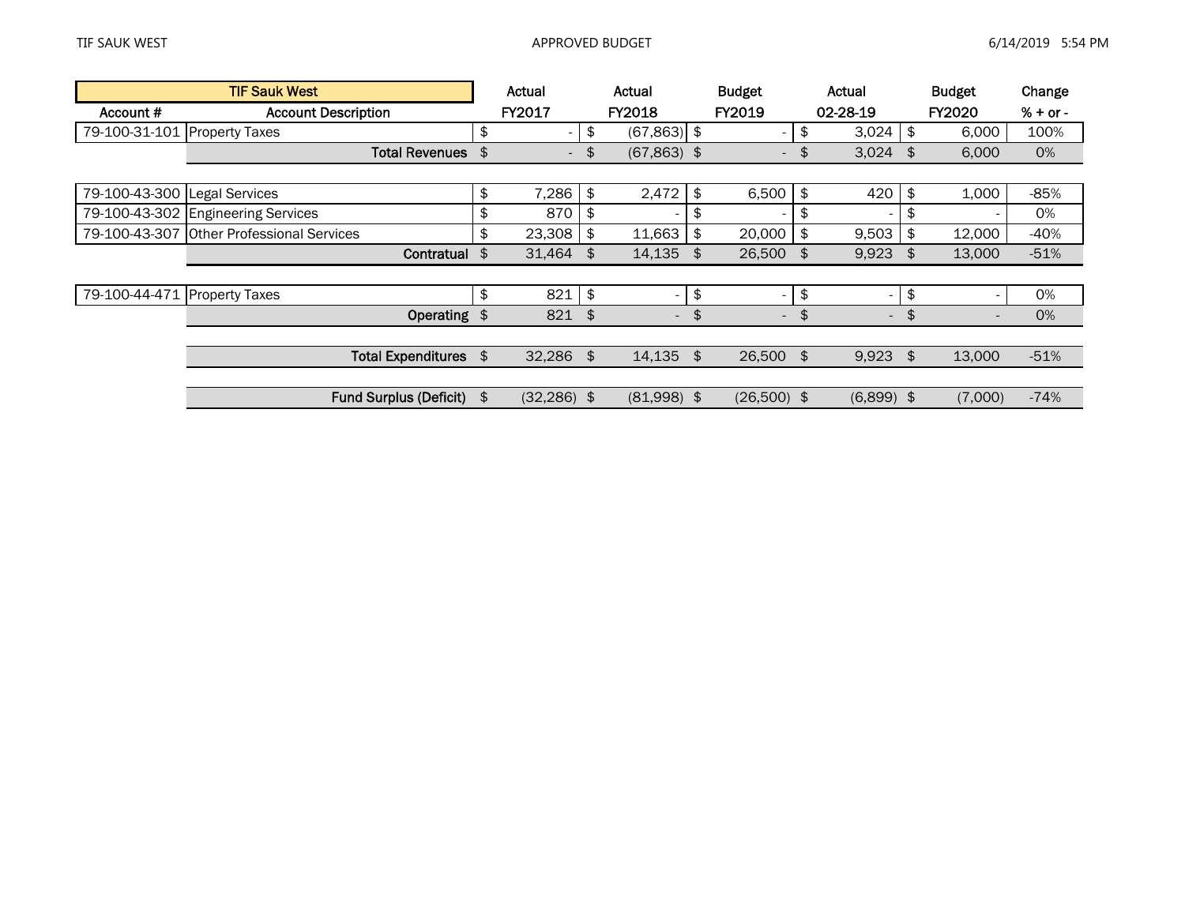| TIF Sauk West | | Actual | Actual | Budget | Actual | Budget | Change |
|---|---|---|---|---|---|---|---|
| Account # | Account Description | FY2017 | FY2018 | FY2019 | 02-28-19 | FY2020 | % + or - |
| 79-100-31-101 | Property Taxes | $ - | $ (67,863) | $ - | $ 3,024 | $ 6,000 | 100% |
| | **Total Revenues** | $ - | $ (67,863) | $ - | $ 3,024 | $ 6,000 | 0% |
| | | | | | | | |
| 79-100-43-300 | Legal Services | $ 7,286 | $ 2,472 | $ 6,500 | $ 420 | $ 1,000 | -85% |
| 79-100-43-302 | Engineering Services | $ 870 | $ - | $ - | $ - | $ - | 0% |
| 79-100-43-307 | Other Professional Services | $ 23,308 | $ 11,663 | $ 20,000 | $ 9,503 | $ 12,000 | -40% |
| | **Contratual** | $ 31,464 | $ 14,135 | $ 26,500 | $ 9,923 | $ 13,000 | -51% |
| | | | | | | | |
| 79-100-44-471 | Property Taxes | $ 821 | $ - | $ - | $ - | $ - | 0% |
| | **Operating** | $ 821 | $ - | $ - | $ - | $ - | 0% |
| | | | | | | | |
| | **Total Expenditures** | $ 32,286 | $ 14,135 | $ 26,500 | $ 9,923 | $ 13,000 | -51% |
| | | | | | | | |
| | **Fund Surplus (Deficit)** | $ (32,286) | $ (81,998) | $ (26,500) | $ (6,899) | $ (7,000) | -74% |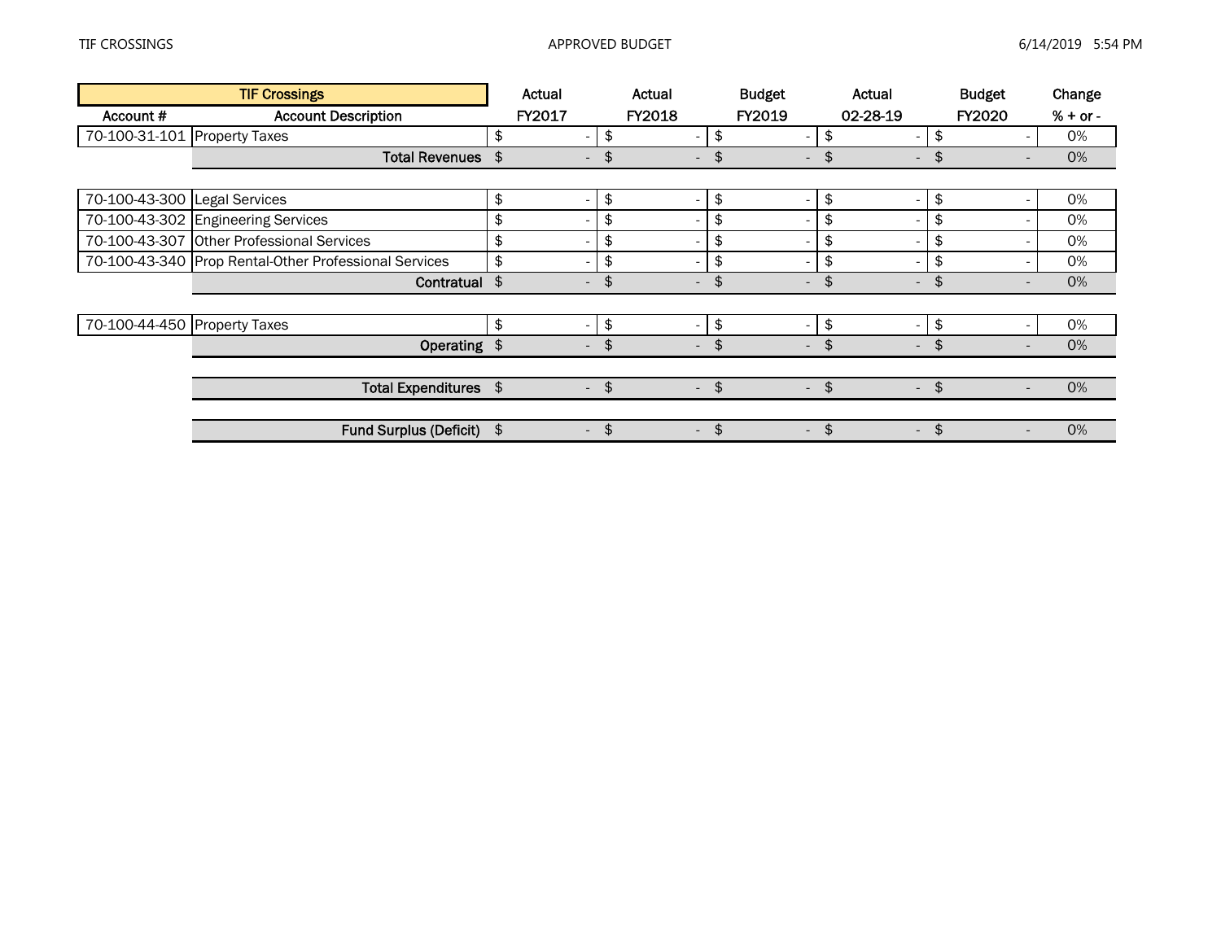| TIF Crossings | | Actual | Actual | Budget | Actual | Budget | Change |
|---|---|---|---|---|---|---|---|
| Account # | Account Description | FY2017 | FY2018 | FY2019 | 02-28-19 | FY2020 | % + or - |
| 70-100-31-101 | Property Taxes | $ - | $ - | $ - | $ - | $ - | 0% |
| | **Total Revenues** | $ - | $ - | $ - | $ - | $ - | 0% |
| | | | | | | | |
| 70-100-43-300 | Legal Services | $ - | $ - | $ - | $ - | $ - | 0% |
| 70-100-43-302 | Engineering Services | $ - | $ - | $ - | $ - | $ - | 0% |
| 70-100-43-307 | Other Professional Services | $ - | $ - | $ - | $ - | $ - | 0% |
| 70-100-43-340 | Prop Rental-Other Professional Services | $ - | $ - | $ - | $ - | $ - | 0% |
| | **Contratual** | $ - | $ - | $ - | $ - | $ - | 0% |
| | | | | | | | |
| 70-100-44-450 | Property Taxes | $ - | $ - | $ - | $ - | $ - | 0% |
| | **Operating** | $ - | $ - | $ - | $ - | $ - | 0% |
| | | | | | | | |
| | **Total Expenditures** | $ - | $ - | $ - | $ - | $ - | 0% |
| | | | | | | | |
| | **Fund Surplus (Deficit)** | $ - | $ - | $ - | $ - | $ - | 0% |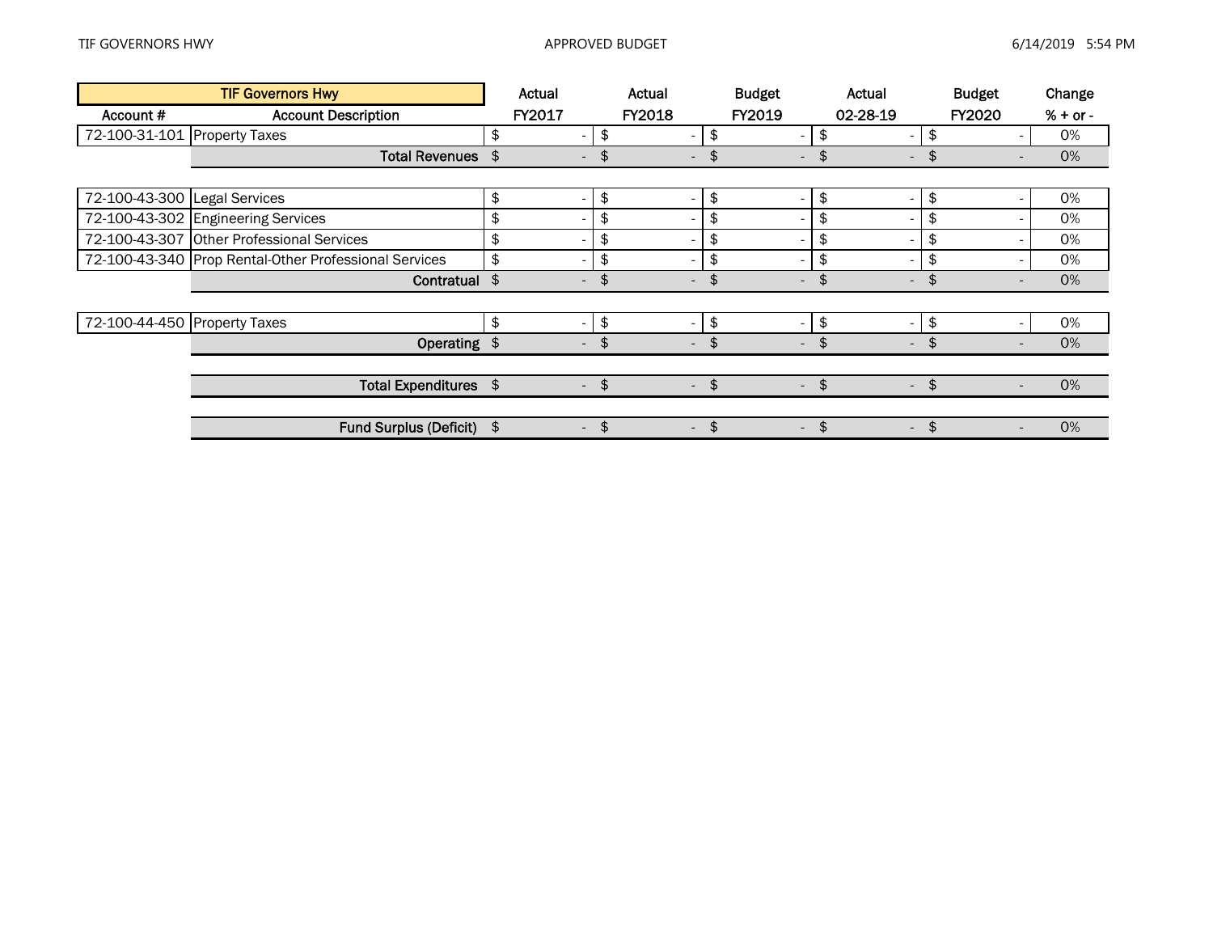| TIF Governors Hwy | | Actual | Actual | Budget | Actual | Budget | Change |
|---|---|---|---|---|---|---|---|
| Account # | Account Description | FY2017 | FY2018 | FY2019 | 02-28-19 | FY2020 | % + or - |
| 72-100-31-101 | Property Taxes | $ - | $ - | $ - | $ - | $ - | 0% |
| | **Total Revenues** | $ - | $ - | $ - | $ - | $ - | 0% |
| | | | | | | | |
| 72-100-43-300 | Legal Services | $ - | $ - | $ - | $ - | $ - | 0% |
| 72-100-43-302 | Engineering Services | $ - | $ - | $ - | $ - | $ - | 0% |
| 72-100-43-307 | Other Professional Services | $ - | $ - | $ - | $ - | $ - | 0% |
| 72-100-43-340 | Prop Rental-Other Professional Services | $ - | $ - | $ - | $ - | $ - | 0% |
| | **Contratual** | $ - | $ - | $ - | $ - | $ - | 0% |
| | | | | | | | |
| 72-100-44-450 | Property Taxes | $ - | $ - | $ - | $ - | $ - | 0% |
| | **Operating** | $ - | $ - | $ - | $ - | $ - | 0% |
| | | | | | | | |
| | **Total Expenditures** | $ - | $ - | $ - | $ - | $ - | 0% |
| | | | | | | | |
| | **Fund Surplus (Deficit)** | $ - | $ - | $ - | $ - | $ - | 0% |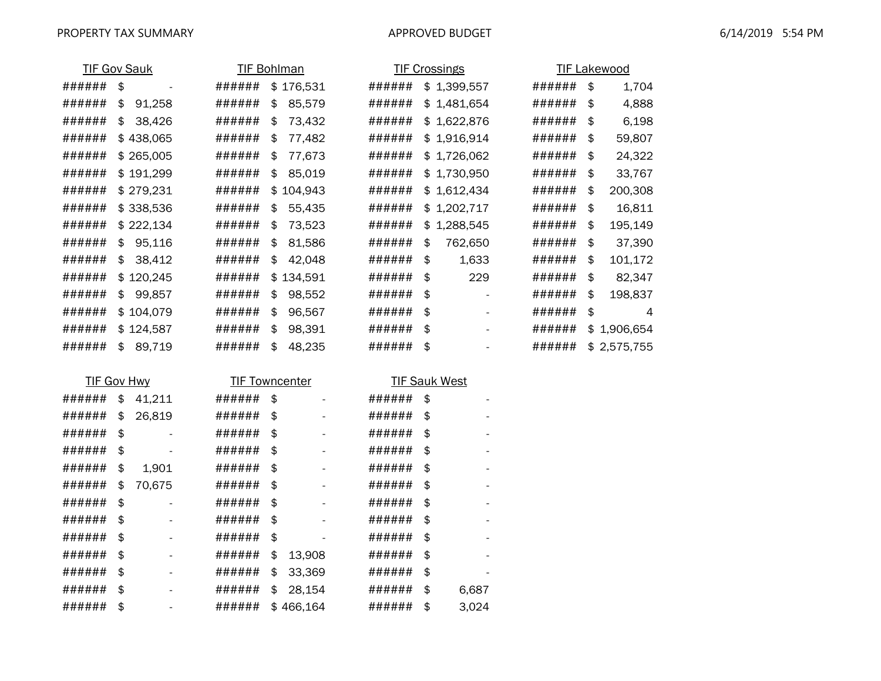PROPERTY TAX SUMMARY APPROVED BUDGET 6/14/2019 5:54 PM

| TIF Gov Sauk | | TIF Bohlman | | TIF Crossings | | TIF Lakewood | |
|---|---|---|---|---|---|---|---|
| ###### | $ - | ###### | $ 176,531 | ###### | $ 1,399,557 | ###### | $ 1,704 |
| ###### | $ 91,258 | ###### | $ 85,579 | ###### | $ 1,481,654 | ###### | $ 4,888 |
| ###### | $ 38,426 | ###### | $ 73,432 | ###### | $ 1,622,876 | ###### | $ 6,198 |
| ###### | $ 438,065 | ###### | $ 77,482 | ###### | $ 1,916,914 | ###### | $ 59,807 |
| ###### | $ 265,005 | ###### | $ 77,673 | ###### | $ 1,726,062 | ###### | $ 24,322 |
| ###### | $ 191,299 | ###### | $ 85,019 | ###### | $ 1,730,950 | ###### | $ 33,767 |
| ###### | $ 279,231 | ###### | $ 104,943 | ###### | $ 1,612,434 | ###### | $ 200,308 |
| ###### | $ 338,536 | ###### | $ 55,435 | ###### | $ 1,202,717 | ###### | $ 16,811 |
| ###### | $ 222,134 | ###### | $ 73,523 | ###### | $ 1,288,545 | ###### | $ 195,149 |
| ###### | $ 95,116 | ###### | $ 81,586 | ###### | $ 762,650 | ###### | $ 37,390 |
| ###### | $ 38,412 | ###### | $ 42,048 | ###### | $ 1,633 | ###### | $ 101,172 |
| ###### | $ 120,245 | ###### | $ 134,591 | ###### | $ 229 | ###### | $ 82,347 |
| ###### | $ 99,857 | ###### | $ 98,552 | ###### | $ - | ###### | $ 198,837 |
| ###### | $ 104,079 | ###### | $ 96,567 | ###### | $ - | ###### | $ 4 |
| ###### | $ 124,587 | ###### | $ 98,391 | ###### | $ - | ###### | $ 1,906,654 |
| ###### | $ 89,719 | ###### | $ 48,235 | ###### | $ - | ###### | $ 2,575,755 |

| TIF Gov Hwy | | TIF Towncenter | | TIF Sauk West | |
|---|---|---|---|---|---|
| ###### | $ 41,211 | ###### | $ - | ###### | $ - |
| ###### | $ 26,819 | ###### | $ - | ###### | $ - |
| ###### | $ - | ###### | $ - | ###### | $ - |
| ###### | $ - | ###### | $ - | ###### | $ - |
| ###### | $ 1,901 | ###### | $ - | ###### | $ - |
| ###### | $ 70,675 | ###### | $ - | ###### | $ - |
| ###### | $ - | ###### | $ - | ###### | $ - |
| ###### | $ - | ###### | $ - | ###### | $ - |
| ###### | $ - | ###### | $ - | ###### | $ - |
| ###### | $ - | ###### | $ 13,908 | ###### | $ - |
| ###### | $ - | ###### | $ 33,369 | ###### | $ - |
| ###### | $ - | ###### | $ 28,154 | ###### | $ 6,687 |
| ###### | $ - | ###### | $ 466,164 | ###### | $ 3,024 |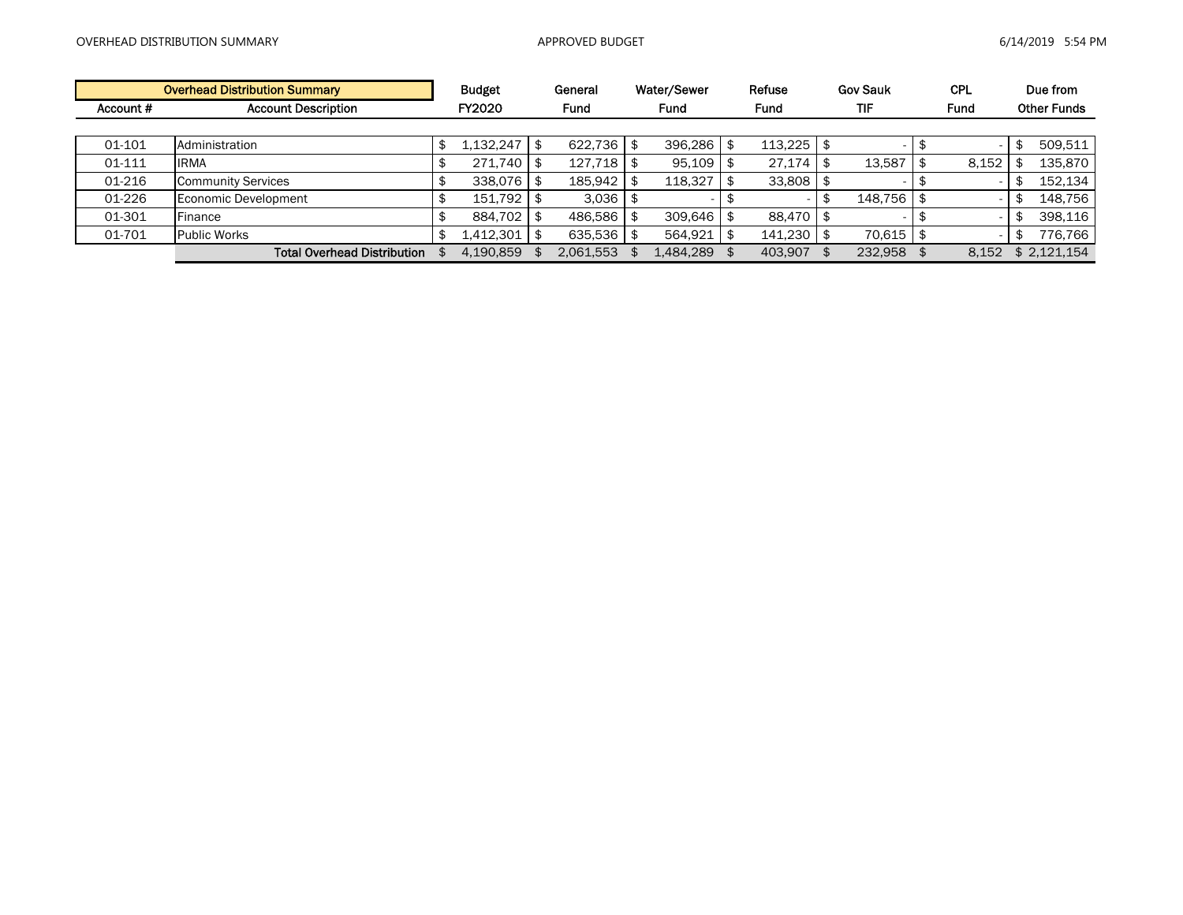| Account # | Account Description | Budget FY2020 | General Fund | Water/Sewer Fund | Refuse Fund | Gov Sauk TIF | CPL Fund | Due from Other Funds |
|---|---|---|---|---|---|---|---|---|
| | **Overhead Distribution Summary** | | | | | | | |
| 01-101 | Administration | $ 1,132,247 | $ 622,736 | $ 396,286 | $ 113,225 | $ - | $ - | $ 509,511 |
| 01-111 | IRMA | $ 271,740 | $ 127,718 | $ 95,109 | $ 27,174 | $ 13,587 | $ 8,152 | $ 135,870 |
| 01-216 | Community Services | $ 338,076 | $ 185,942 | $ 118,327 | $ 33,808 | $ - | $ - | $ 152,134 |
| 01-226 | Economic Development | $ 151,792 | $ 3,036 | $ - | $ - | $ 148,756 | $ - | $ 148,756 |
| 01-301 | Finance | $ 884,702 | $ 486,586 | $ 309,646 | $ 88,470 | $ - | $ - | $ 398,116 |
| 01-701 | Public Works | $ 1,412,301 | $ 635,536 | $ 564,921 | $ 141,230 | $ 70,615 | $ - | $ 776,766 |
| | **Total Overhead Distribution** | $ 4,190,859 | $ 2,061,553 | $ 1,484,289 | $ 403,907 | $ 232,958 | $ 8,152 | $ 2,121,154 |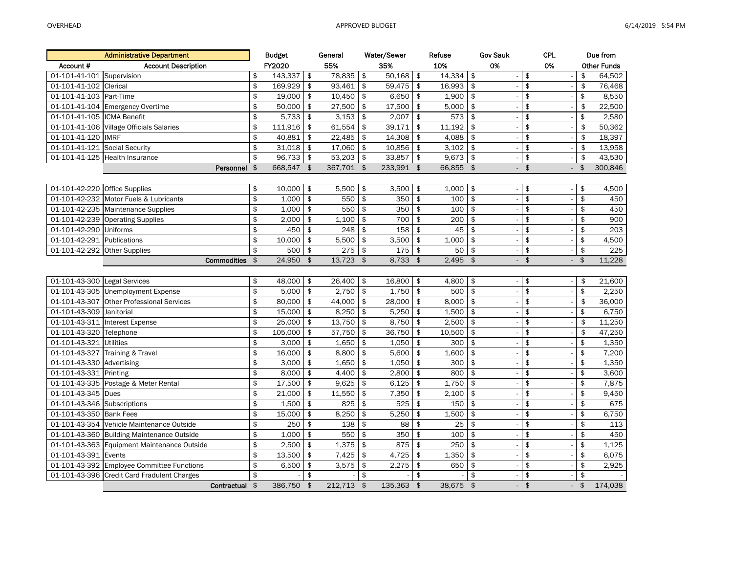| Administrative Department | | Budget | General | Water/Sewer | Refuse | Gov Sauk | CPL | Due from |
|---|---|---|---|---|---|---|---|---|
| Account # | Account Description | FY2020 | 55% | 35% | 10% | 0% | 0% | Other Funds |
| 01-101-41-101 | Supervision | $ 143,337 | $ 78,835 | $ 50,168 | $ 14,334 | $ - | $ - | $ 64,502 |
| 01-101-41-102 | Clerical | $ 169,929 | $ 93,461 | $ 59,475 | $ 16,993 | $ - | $ - | $ 76,468 |
| 01-101-41-103 | Part-Time | $ 19,000 | $ 10,450 | $ 6,650 | $ 1,900 | $ - | $ - | $ 8,550 |
| 01-101-41-104 | Emergency Overtime | $ 50,000 | $ 27,500 | $ 17,500 | $ 5,000 | $ - | $ - | $ 22,500 |
| 01-101-41-105 | ICMA Benefit | $ 5,733 | $ 3,153 | $ 2,007 | $ 573 | $ - | $ - | $ 2,580 |
| 01-101-41-106 | Village Officials Salaries | $ 111,916 | $ 61,554 | $ 39,171 | $ 11,192 | $ - | $ - | $ 50,362 |
| 01-101-41-120 | IMRF | $ 40,881 | $ 22,485 | $ 14,308 | $ 4,088 | $ - | $ - | $ 18,397 |
| 01-101-41-121 | Social Security | $ 31,018 | $ 17,060 | $ 10,856 | $ 3,102 | $ - | $ - | $ 13,958 |
| 01-101-41-125 | Health Insurance | $ 96,733 | $ 53,203 | $ 33,857 | $ 9,673 | $ - | $ - | $ 43,530 |
| | **Personnel** | $ 668,547 | $ 367,701 | $ 233,991 | $ 66,855 | $ - | $ - | $ 300,846 |
| | | | | | | | | |
| 01-101-42-220 | Office Supplies | $ 10,000 | $ 5,500 | $ 3,500 | $ 1,000 | $ - | $ - | $ 4,500 |
| 01-101-42-232 | Motor Fuels & Lubricants | $ 1,000 | $ 550 | $ 350 | $ 100 | $ - | $ - | $ 450 |
| 01-101-42-235 | Maintenance Supplies | $ 1,000 | $ 550 | $ 350 | $ 100 | $ - | $ - | $ 450 |
| 01-101-42-239 | Operating Supplies | $ 2,000 | $ 1,100 | $ 700 | $ 200 | $ - | $ - | $ 900 |
| 01-101-42-290 | Uniforms | $ 450 | $ 248 | $ 158 | $ 45 | $ - | $ - | $ 203 |
| 01-101-42-291 | Publications | $ 10,000 | $ 5,500 | $ 3,500 | $ 1,000 | $ - | $ - | $ 4,500 |
| 01-101-42-292 | Other Supplies | $ 500 | $ 275 | $ 175 | $ 50 | $ - | $ - | $ 225 |
| | **Commodities** | $ 24,950 | $ 13,723 | $ 8,733 | $ 2,495 | $ - | $ - | $ 11,228 |
| | | | | | | | | |
| 01-101-43-300 | Legal Services | $ 48,000 | $ 26,400 | $ 16,800 | $ 4,800 | $ - | $ - | $ 21,600 |
| 01-101-43-305 | Unemployment Expense | $ 5,000 | $ 2,750 | $ 1,750 | $ 500 | $ - | $ - | $ 2,250 |
| 01-101-43-307 | Other Professional Services | $ 80,000 | $ 44,000 | $ 28,000 | $ 8,000 | $ - | $ - | $ 36,000 |
| 01-101-43-309 | Janitorial | $ 15,000 | $ 8,250 | $ 5,250 | $ 1,500 | $ - | $ - | $ 6,750 |
| 01-101-43-311 | Interest Expense | $ 25,000 | $ 13,750 | $ 8,750 | $ 2,500 | $ - | $ - | $ 11,250 |
| 01-101-43-320 | Telephone | $ 105,000 | $ 57,750 | $ 36,750 | $ 10,500 | $ - | $ - | $ 47,250 |
| 01-101-43-321 | Utilities | $ 3,000 | $ 1,650 | $ 1,050 | $ 300 | $ - | $ - | $ 1,350 |
| 01-101-43-327 | Training & Travel | $ 16,000 | $ 8,800 | $ 5,600 | $ 1,600 | $ - | $ - | $ 7,200 |
| 01-101-43-330 | Advertising | $ 3,000 | $ 1,650 | $ 1,050 | $ 300 | $ - | $ - | $ 1,350 |
| 01-101-43-331 | Printing | $ 8,000 | $ 4,400 | $ 2,800 | $ 800 | $ - | $ - | $ 3,600 |
| 01-101-43-335 | Postage & Meter Rental | $ 17,500 | $ 9,625 | $ 6,125 | $ 1,750 | $ - | $ - | $ 7,875 |
| 01-101-43-345 | Dues | $ 21,000 | $ 11,550 | $ 7,350 | $ 2,100 | $ - | $ - | $ 9,450 |
| 01-101-43-346 | Subscriptions | $ 1,500 | $ 825 | $ 525 | $ 150 | $ - | $ - | $ 675 |
| 01-101-43-350 | Bank Fees | $ 15,000 | $ 8,250 | $ 5,250 | $ 1,500 | $ - | $ - | $ 6,750 |
| 01-101-43-354 | Vehicle Maintenance Outside | $ 250 | $ 138 | $ 88 | $ 25 | $ - | $ - | $ 113 |
| 01-101-43-360 | Building Maintenance Outside | $ 1,000 | $ 550 | $ 350 | $ 100 | $ - | $ - | $ 450 |
| 01-101-43-363 | Equipment Maintenance Outside | $ 2,500 | $ 1,375 | $ 875 | $ 250 | $ - | $ - | $ 1,125 |
| 01-101-43-391 | Events | $ 13,500 | $ 7,425 | $ 4,725 | $ 1,350 | $ - | $ - | $ 6,075 |
| 01-101-43-392 | Employee Committee Functions | $ 6,500 | $ 3,575 | $ 2,275 | $ 650 | $ - | $ - | $ 2,925 |
| 01-101-43-396 | Credit Card Fradulent Charges | $ - | $ - | $ - | $ - | $ - | $ - | $ - |
| | **Contractual** | $ 386,750 | $ 212,713 | $ 135,363 | $ 38,675 | $ - | $ - | $ 174,038 |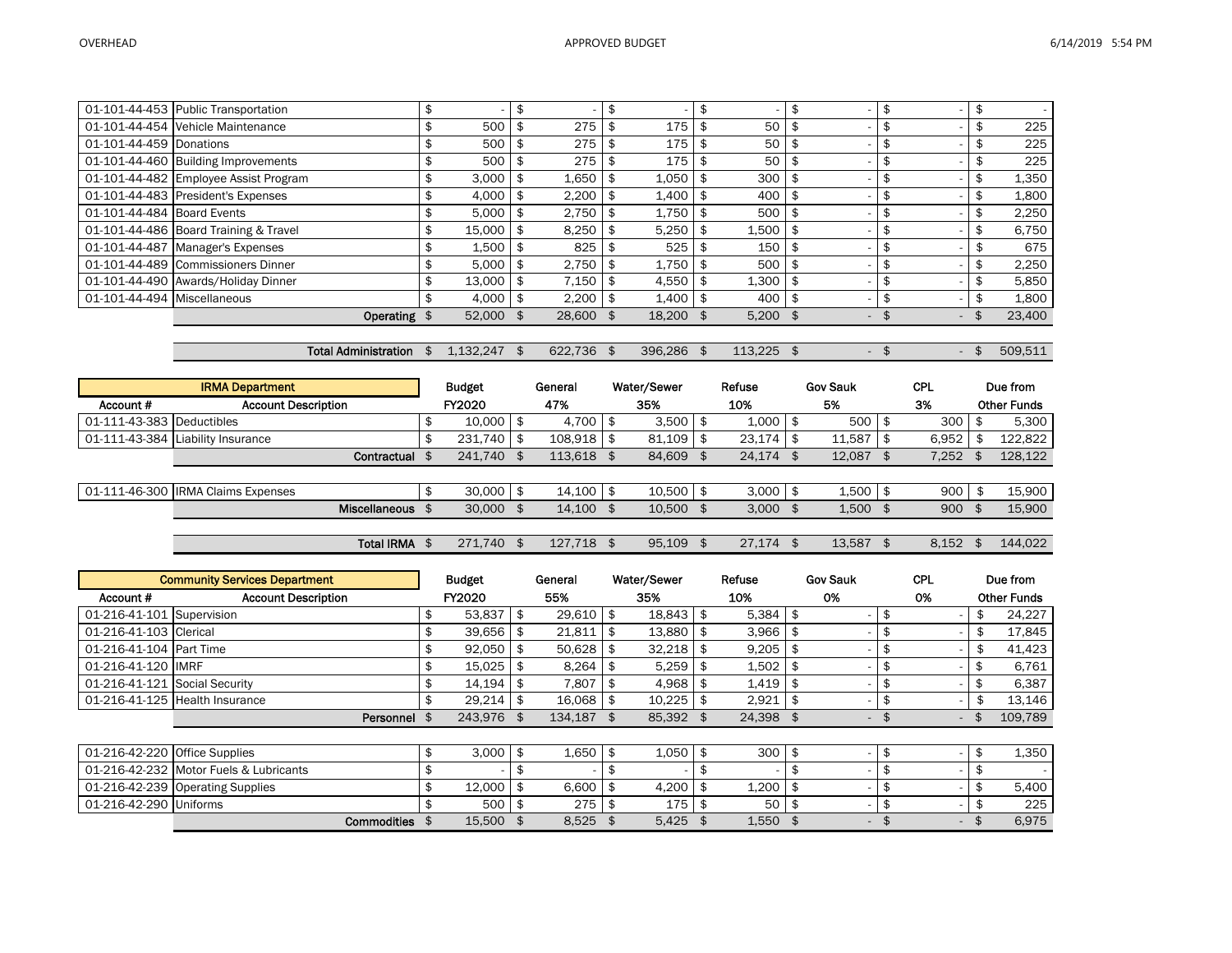| | | | | | | | | |
|---|---|---|---|---|---|---|---|---|
| 01-101-44-453 | Public Transportation | $ - | $ - | $ - | $ - | $ - | $ - | $ - |
| 01-101-44-454 | Vehicle Maintenance | $ 500 | $ 275 | $ 175 | $ 50 | $ - | $ - | $ 225 |
| 01-101-44-459 | Donations | $ 500 | $ 275 | $ 175 | $ 50 | $ - | $ - | $ 225 |
| 01-101-44-460 | Building Improvements | $ 500 | $ 275 | $ 175 | $ 50 | $ - | $ - | $ 225 |
| 01-101-44-482 | Employee Assist Program | $ 3,000 | $ 1,650 | $ 1,050 | $ 300 | $ - | $ - | $ 1,350 |
| 01-101-44-483 | President's Expenses | $ 4,000 | $ 2,200 | $ 1,400 | $ 400 | $ - | $ - | $ 1,800 |
| 01-101-44-484 | Board Events | $ 5,000 | $ 2,750 | $ 1,750 | $ 500 | $ - | $ - | $ 2,250 |
| 01-101-44-486 | Board Training & Travel | $ 15,000 | $ 8,250 | $ 5,250 | $ 1,500 | $ - | $ - | $ 6,750 |
| 01-101-44-487 | Manager's Expenses | $ 1,500 | $ 825 | $ 525 | $ 150 | $ - | $ - | $ 675 |
| 01-101-44-489 | Commissioners Dinner | $ 5,000 | $ 2,750 | $ 1,750 | $ 500 | $ - | $ - | $ 2,250 |
| 01-101-44-490 | Awards/Holiday Dinner | $ 13,000 | $ 7,150 | $ 4,550 | $ 1,300 | $ - | $ - | $ 5,850 |
| 01-101-44-494 | Miscellaneous | $ 4,000 | $ 2,200 | $ 1,400 | $ 400 | $ - | $ - | $ 1,800 |
| | **Operating** | $ 52,000 | $ 28,600 | $ 18,200 | $ 5,200 | $ - | $ - | $ 23,400 |
| | | | | | | | | |
| | **Total Administration** | $ 1,132,247 | $ 622,736 | $ 396,286 | $ 113,225 | $ - | $ - | $ 509,511 |

| **IRMA Department** | | Budget | General | Water/Sewer | Refuse | Gov Sauk | CPL | Due from |
|---|---|---|---|---|---|---|---|---|
| **Account #** | **Account Description** | **FY2020** | **47%** | **35%** | **10%** | **5%** | **3%** | **Other Funds** |
| 01-111-43-383 | Deductibles | $ 10,000 | $ 4,700 | $ 3,500 | $ 1,000 | $ 500 | $ 300 | $ 5,300 |
| 01-111-43-384 | Liability Insurance | $ 231,740 | $ 108,918 | $ 81,109 | $ 23,174 | $ 11,587 | $ 6,952 | $ 122,822 |
| | **Contractual** | $ 241,740 | $ 113,618 | $ 84,609 | $ 24,174 | $ 12,087 | $ 7,252 | $ 128,122 |
| | | | | | | | | |
| 01-111-46-300 | IRMA Claims Expenses | $ 30,000 | $ 14,100 | $ 10,500 | $ 3,000 | $ 1,500 | $ 900 | $ 15,900 |
| | **Miscellaneous** | $ 30,000 | $ 14,100 | $ 10,500 | $ 3,000 | $ 1,500 | $ 900 | $ 15,900 |
| | | | | | | | | |
| | **Total IRMA** | $ 271,740 | $ 127,718 | $ 95,109 | $ 27,174 | $ 13,587 | $ 8,152 | $ 144,022 |

| **Community Services Department** | | Budget | General | Water/Sewer | Refuse | Gov Sauk | CPL | Due from |
|---|---|---|---|---|---|---|---|---|
| **Account #** | **Account Description** | **FY2020** | **55%** | **35%** | **10%** | **0%** | **0%** | **Other Funds** |
| 01-216-41-101 | Supervision | $ 53,837 | $ 29,610 | $ 18,843 | $ 5,384 | $ - | $ - | $ 24,227 |
| 01-216-41-103 | Clerical | $ 39,656 | $ 21,811 | $ 13,880 | $ 3,966 | $ - | $ - | $ 17,845 |
| 01-216-41-104 | Part Time | $ 92,050 | $ 50,628 | $ 32,218 | $ 9,205 | $ - | $ - | $ 41,423 |
| 01-216-41-120 | IMRF | $ 15,025 | $ 8,264 | $ 5,259 | $ 1,502 | $ - | $ - | $ 6,761 |
| 01-216-41-121 | Social Security | $ 14,194 | $ 7,807 | $ 4,968 | $ 1,419 | $ - | $ - | $ 6,387 |
| 01-216-41-125 | Health Insurance | $ 29,214 | $ 16,068 | $ 10,225 | $ 2,921 | $ - | $ - | $ 13,146 |
| | **Personnel** | $ 243,976 | $ 134,187 | $ 85,392 | $ 24,398 | $ - | $ - | $ 109,789 |
| | | | | | | | | |
| 01-216-42-220 | Office Supplies | $ 3,000 | $ 1,650 | $ 1,050 | $ 300 | $ - | $ - | $ 1,350 |
| 01-216-42-232 | Motor Fuels & Lubricants | $ - | $ - | $ - | $ - | $ - | $ - | $ - |
| 01-216-42-239 | Operating Supplies | $ 12,000 | $ 6,600 | $ 4,200 | $ 1,200 | $ - | $ - | $ 5,400 |
| 01-216-42-290 | Uniforms | $ 500 | $ 275 | $ 175 | $ 50 | $ - | $ - | $ 225 |
| | **Commodities** | $ 15,500 | $ 8,525 | $ 5,425 | $ 1,550 | $ - | $ - | $ 6,975 |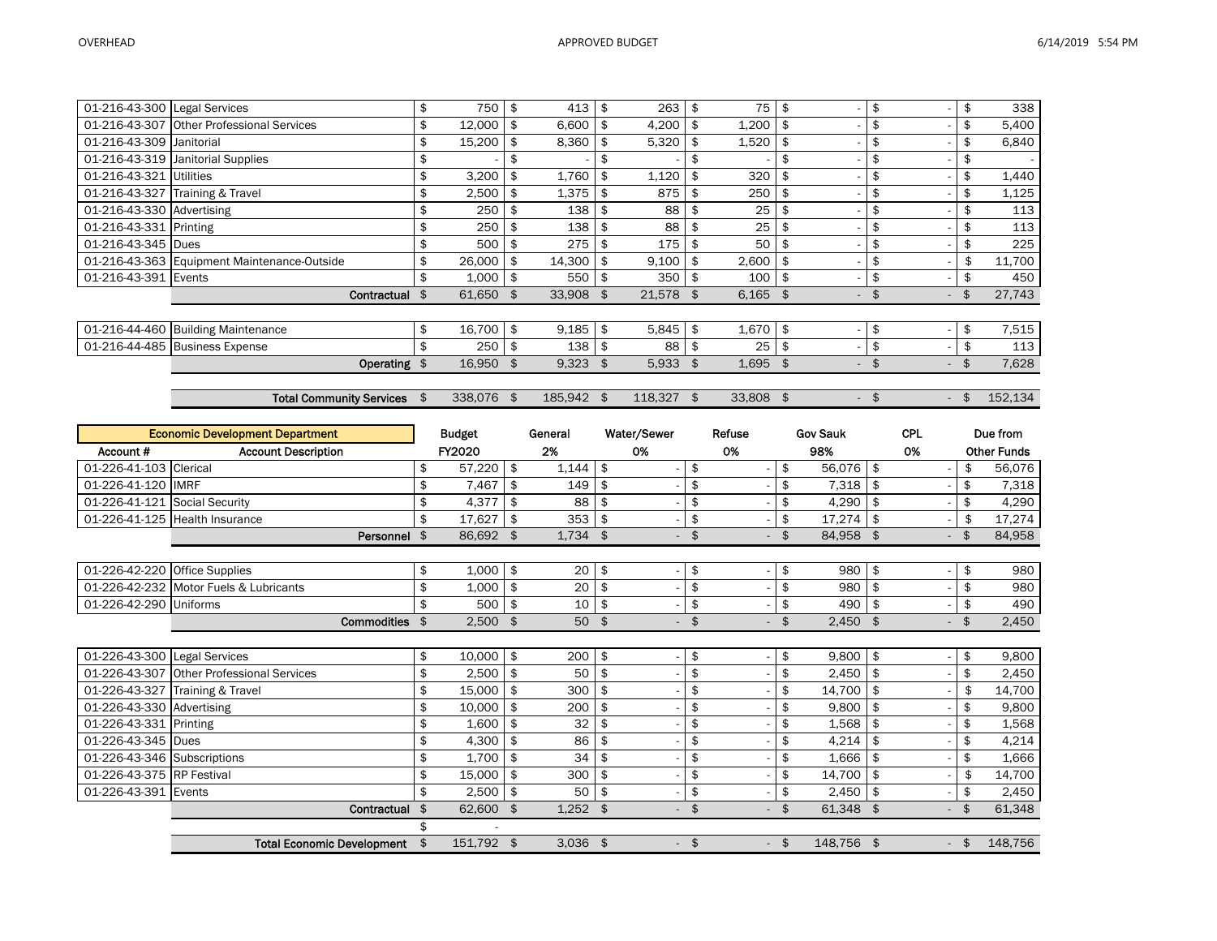| Account # | Account Description | Budget FY2020 | General | Water/Sewer | Refuse | Gov Sauk | CPL | Due from Other Funds |
|---|---|---|---|---|---|---|---|---|
| 01-216-43-300 | Legal Services | $ 750 | $ 413 | $ 263 | $ 75 | $ - | $ - | $ 338 |
| 01-216-43-307 | Other Professional Services | $ 12,000 | $ 6,600 | $ 4,200 | $ 1,200 | $ - | $ - | $ 5,400 |
| 01-216-43-309 | Janitorial | $ 15,200 | $ 8,360 | $ 5,320 | $ 1,520 | $ - | $ - | $ 6,840 |
| 01-216-43-319 | Janitorial Supplies | $ - | $ - | $ - | $ - | $ - | $ - | $ - |
| 01-216-43-321 | Utilities | $ 3,200 | $ 1,760 | $ 1,120 | $ 320 | $ - | $ - | $ 1,440 |
| 01-216-43-327 | Training & Travel | $ 2,500 | $ 1,375 | $ 875 | $ 250 | $ - | $ - | $ 1,125 |
| 01-216-43-330 | Advertising | $ 250 | $ 138 | $ 88 | $ 25 | $ - | $ - | $ 113 |
| 01-216-43-331 | Printing | $ 250 | $ 138 | $ 88 | $ 25 | $ - | $ - | $ 113 |
| 01-216-43-345 | Dues | $ 500 | $ 275 | $ 175 | $ 50 | $ - | $ - | $ 225 |
| 01-216-43-363 | Equipment Maintenance-Outside | $ 26,000 | $ 14,300 | $ 9,100 | $ 2,600 | $ - | $ - | $ 11,700 |
| 01-216-43-391 | Events | $ 1,000 | $ 550 | $ 350 | $ 100 | $ - | $ - | $ 450 |
| | **Contractual** | $ 61,650 | $ 33,908 | $ 21,578 | $ 6,165 | $ - | $ - | $ 27,743 |
| | | | | | | | | |
| 01-216-44-460 | Building Maintenance | $ 16,700 | $ 9,185 | $ 5,845 | $ 1,670 | $ - | $ - | $ 7,515 |
| 01-216-44-485 | Business Expense | $ 250 | $ 138 | $ 88 | $ 25 | $ - | $ - | $ 113 |
| | **Operating** | $ 16,950 | $ 9,323 | $ 5,933 | $ 1,695 | $ - | $ - | $ 7,628 |
| | | | | | | | | |
| | **Total Community Services** | $ 338,076 | $ 185,942 | $ 118,327 | $ 33,808 | $ - | $ - | $ 152,134 |

| **Economic Development Department** | | Budget | General | Water/Sewer | Refuse | Gov Sauk | CPL | Due from |
|---|---|---|---|---|---|---|---|---|
| **Account #** | **Account Description** | **FY2020** | **2%** | **0%** | **0%** | **98%** | **0%** | **Other Funds** |
| 01-226-41-103 | Clerical | $ 57,220 | $ 1,144 | $ - | $ - | $ 56,076 | $ - | $ 56,076 |
| 01-226-41-120 | IMRF | $ 7,467 | $ 149 | $ - | $ - | $ 7,318 | $ - | $ 7,318 |
| 01-226-41-121 | Social Security | $ 4,377 | $ 88 | $ - | $ - | $ 4,290 | $ - | $ 4,290 |
| 01-226-41-125 | Health Insurance | $ 17,627 | $ 353 | $ - | $ - | $ 17,274 | $ - | $ 17,274 |
| | **Personnel** | $ 86,692 | $ 1,734 | $ - | $ - | $ 84,958 | $ - | $ 84,958 |
| | | | | | | | | |
| 01-226-42-220 | Office Supplies | $ 1,000 | $ 20 | $ - | $ - | $ 980 | $ - | $ 980 |
| 01-226-42-232 | Motor Fuels & Lubricants | $ 1,000 | $ 20 | $ - | $ - | $ 980 | $ - | $ 980 |
| 01-226-42-290 | Uniforms | $ 500 | $ 10 | $ - | $ - | $ 490 | $ - | $ 490 |
| | **Commodities** | $ 2,500 | $ 50 | $ - | $ - | $ 2,450 | $ - | $ 2,450 |
| | | | | | | | | |
| 01-226-43-300 | Legal Services | $ 10,000 | $ 200 | $ - | $ - | $ 9,800 | $ - | $ 9,800 |
| 01-226-43-307 | Other Professional Services | $ 2,500 | $ 50 | $ - | $ - | $ 2,450 | $ - | $ 2,450 |
| 01-226-43-327 | Training & Travel | $ 15,000 | $ 300 | $ - | $ - | $ 14,700 | $ - | $ 14,700 |
| 01-226-43-330 | Advertising | $ 10,000 | $ 200 | $ - | $ - | $ 9,800 | $ - | $ 9,800 |
| 01-226-43-331 | Printing | $ 1,600 | $ 32 | $ - | $ - | $ 1,568 | $ - | $ 1,568 |
| 01-226-43-345 | Dues | $ 4,300 | $ 86 | $ - | $ - | $ 4,214 | $ - | $ 4,214 |
| 01-226-43-346 | Subscriptions | $ 1,700 | $ 34 | $ - | $ - | $ 1,666 | $ - | $ 1,666 |
| 01-226-43-375 | RP Festival | $ 15,000 | $ 300 | $ - | $ - | $ 14,700 | $ - | $ 14,700 |
| 01-226-43-391 | Events | $ 2,500 | $ 50 | $ - | $ - | $ 2,450 | $ - | $ 2,450 |
| | **Contractual** | $ 62,600 | $ 1,252 | $ - | $ - | $ 61,348 | $ - | $ 61,348 |
| | | $ - | | | | | | |
| | **Total Economic Development** | $ 151,792 | $ 3,036 | $ - | $ - | $ 148,756 | $ - | $ 148,756 |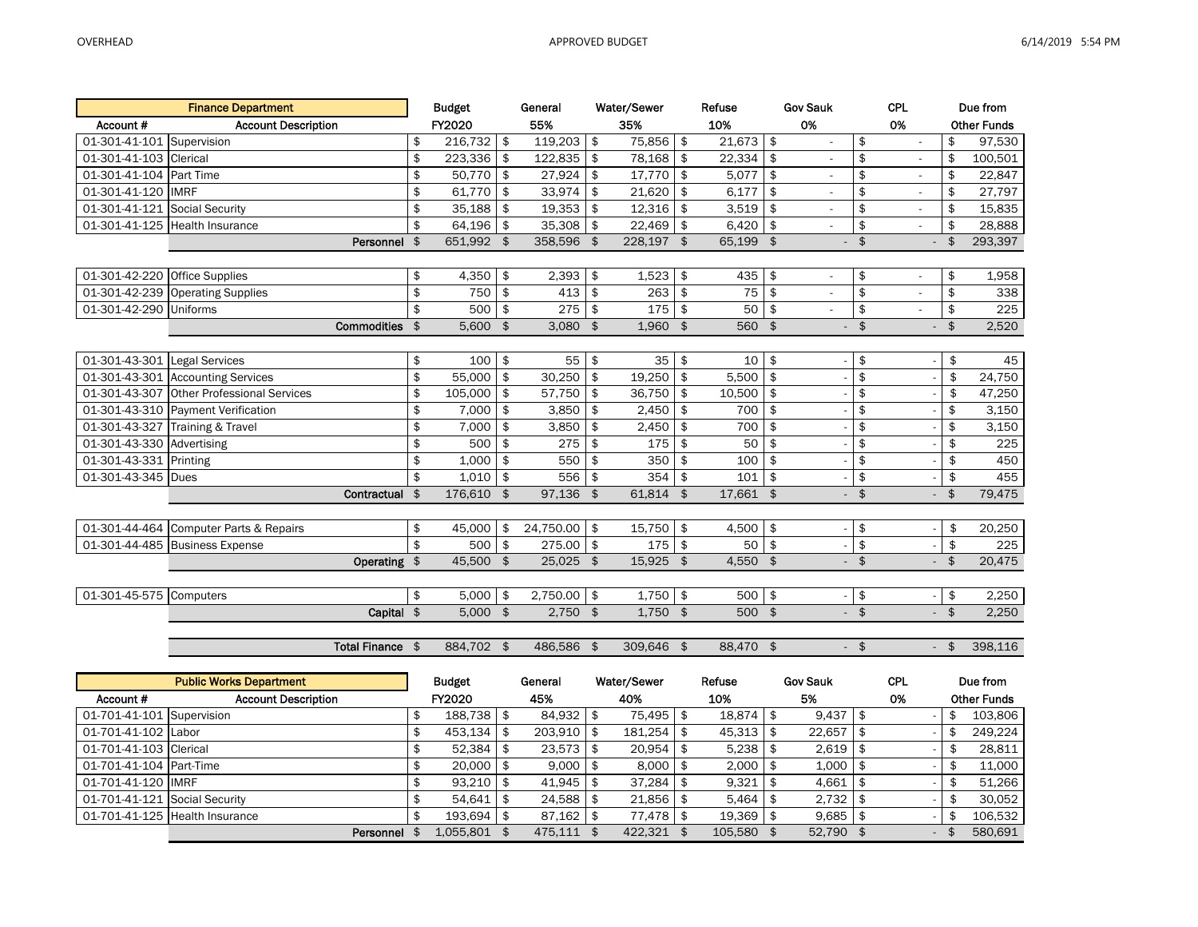| Finance Department | | Budget | General | Water/Sewer | Refuse | Gov Sauk | CPL | Due from |
|---|---|---|---|---|---|---|---|---|
| Account # | Account Description | FY2020 | 55% | 35% | 10% | 0% | 0% | Other Funds |
| 01-301-41-101 | Supervision | $ 216,732 | $ 119,203 | $ 75,856 | $ 21,673 | $ - | $ - | $ 97,530 |
| 01-301-41-103 | Clerical | $ 223,336 | $ 122,835 | $ 78,168 | $ 22,334 | $ - | $ - | $ 100,501 |
| 01-301-41-104 | Part Time | $ 50,770 | $ 27,924 | $ 17,770 | $ 5,077 | $ - | $ - | $ 22,847 |
| 01-301-41-120 | IMRF | $ 61,770 | $ 33,974 | $ 21,620 | $ 6,177 | $ - | $ - | $ 27,797 |
| 01-301-41-121 | Social Security | $ 35,188 | $ 19,353 | $ 12,316 | $ 3,519 | $ - | $ - | $ 15,835 |
| 01-301-41-125 | Health Insurance | $ 64,196 | $ 35,308 | $ 22,469 | $ 6,420 | $ - | $ - | $ 28,888 |
| | **Personnel** | $ 651,992 | $ 358,596 | $ 228,197 | $ 65,199 | $ - | $ - | $ 293,397 |
| 01-301-42-220 | Office Supplies | $ 4,350 | $ 2,393 | $ 1,523 | $ 435 | $ - | $ - | $ 1,958 |
| 01-301-42-239 | Operating Supplies | $ 750 | $ 413 | $ 263 | $ 75 | $ - | $ - | $ 338 |
| 01-301-42-290 | Uniforms | $ 500 | $ 275 | $ 175 | $ 50 | $ - | $ - | $ 225 |
| | **Commodities** | $ 5,600 | $ 3,080 | $ 1,960 | $ 560 | $ - | $ - | $ 2,520 |
| 01-301-43-301 | Legal Services | $ 100 | $ 55 | $ 35 | $ 10 | $ - | $ - | $ 45 |
| 01-301-43-301 | Accounting Services | $ 55,000 | $ 30,250 | $ 19,250 | $ 5,500 | $ - | $ - | $ 24,750 |
| 01-301-43-307 | Other Professional Services | $ 105,000 | $ 57,750 | $ 36,750 | $ 10,500 | $ - | $ - | $ 47,250 |
| 01-301-43-310 | Payment Verification | $ 7,000 | $ 3,850 | $ 2,450 | $ 700 | $ - | $ - | $ 3,150 |
| 01-301-43-327 | Training & Travel | $ 7,000 | $ 3,850 | $ 2,450 | $ 700 | $ - | $ - | $ 3,150 |
| 01-301-43-330 | Advertising | $ 500 | $ 275 | $ 175 | $ 50 | $ - | $ - | $ 225 |
| 01-301-43-331 | Printing | $ 1,000 | $ 550 | $ 350 | $ 100 | $ - | $ - | $ 450 |
| 01-301-43-345 | Dues | $ 1,010 | $ 556 | $ 354 | $ 101 | $ - | $ - | $ 455 |
| | **Contractual** | $ 176,610 | $ 97,136 | $ 61,814 | $ 17,661 | $ - | $ - | $ 79,475 |
| 01-301-44-464 | Computer Parts & Repairs | $ 45,000 | $ 24,750.00 | $ 15,750 | $ 4,500 | $ - | $ - | $ 20,250 |
| 01-301-44-485 | Business Expense | $ 500 | $ 275.00 | $ 175 | $ 50 | $ - | $ - | $ 225 |
| | **Operating** | $ 45,500 | $ 25,025 | $ 15,925 | $ 4,550 | $ - | $ - | $ 20,475 |
| 01-301-45-575 | Computers | $ 5,000 | $ 2,750.00 | $ 1,750 | $ 500 | $ - | $ - | $ 2,250 |
| | **Capital** | $ 5,000 | $ 2,750 | $ 1,750 | $ 500 | $ - | $ - | $ 2,250 |
| | **Total Finance** | $ 884,702 | $ 486,586 | $ 309,646 | $ 88,470 | $ - | $ - | $ 398,116 |

| Public Works Department | | Budget | General | Water/Sewer | Refuse | Gov Sauk | CPL | Due from |
|---|---|---|---|---|---|---|---|---|
| Account # | Account Description | FY2020 | 45% | 40% | 10% | 5% | 0% | Other Funds |
| 01-701-41-101 | Supervision | $ 188,738 | $ 84,932 | $ 75,495 | $ 18,874 | $ 9,437 | $ - | $ 103,806 |
| 01-701-41-102 | Labor | $ 453,134 | $ 203,910 | $ 181,254 | $ 45,313 | $ 22,657 | $ - | $ 249,224 |
| 01-701-41-103 | Clerical | $ 52,384 | $ 23,573 | $ 20,954 | $ 5,238 | $ 2,619 | $ - | $ 28,811 |
| 01-701-41-104 | Part-Time | $ 20,000 | $ 9,000 | $ 8,000 | $ 2,000 | $ 1,000 | $ - | $ 11,000 |
| 01-701-41-120 | IMRF | $ 93,210 | $ 41,945 | $ 37,284 | $ 9,321 | $ 4,661 | $ - | $ 51,266 |
| 01-701-41-121 | Social Security | $ 54,641 | $ 24,588 | $ 21,856 | $ 5,464 | $ 2,732 | $ - | $ 30,052 |
| 01-701-41-125 | Health Insurance | $ 193,694 | $ 87,162 | $ 77,478 | $ 19,369 | $ 9,685 | $ - | $ 106,532 |
| | **Personnel** | $ 1,055,801 | $ 475,111 | $ 422,321 | $ 105,580 | $ 52,790 | $ - | $ 580,691 |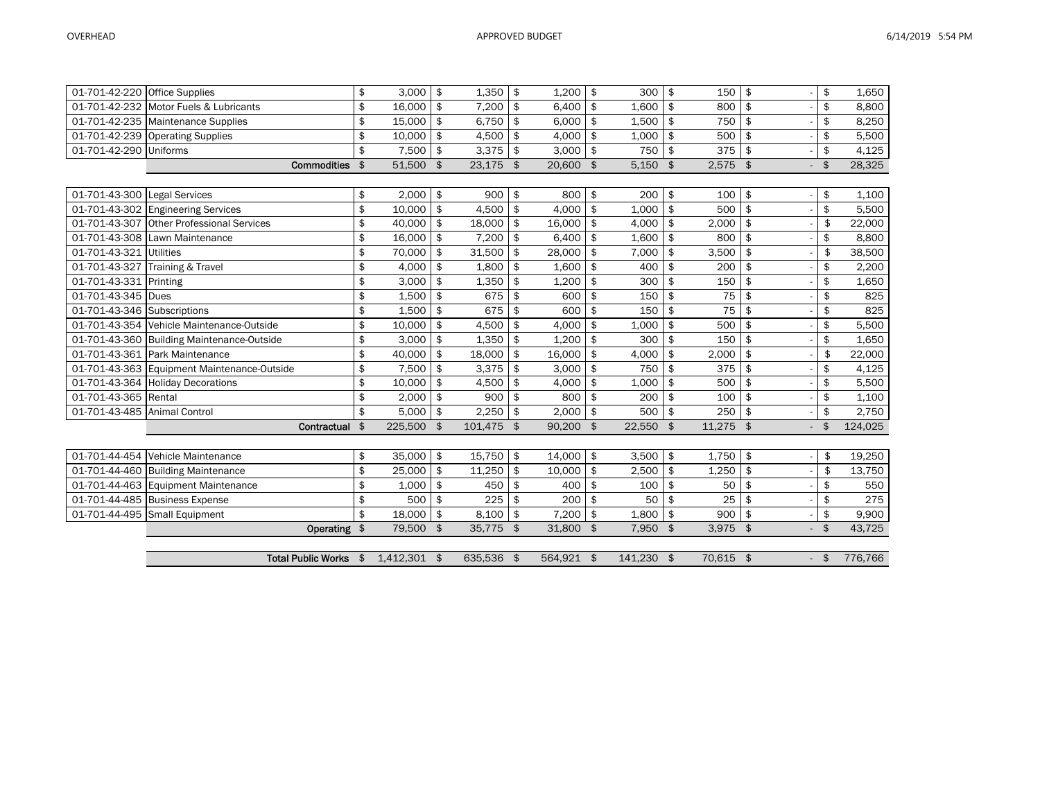| | | | | | | | | |
|---|---|---|---|---|---|---|---|---|
| 01-701-42-220 | Office Supplies | $ 3,000 | $ 1,350 | $ 1,200 | $ 300 | $ 150 | $ - | $ 1,650 |
| 01-701-42-232 | Motor Fuels & Lubricants | $ 16,000 | $ 7,200 | $ 6,400 | $ 1,600 | $ 800 | $ - | $ 8,800 |
| 01-701-42-235 | Maintenance Supplies | $ 15,000 | $ 6,750 | $ 6,000 | $ 1,500 | $ 750 | $ - | $ 8,250 |
| 01-701-42-239 | Operating Supplies | $ 10,000 | $ 4,500 | $ 4,000 | $ 1,000 | $ 500 | $ - | $ 5,500 |
| 01-701-42-290 | Uniforms | $ 7,500 | $ 3,375 | $ 3,000 | $ 750 | $ 375 | $ - | $ 4,125 |
| | **Commodities** | $ 51,500 | $ 23,175 | $ 20,600 | $ 5,150 | $ 2,575 | $ - | $ 28,325 |
| | | | | | | | | |
| 01-701-43-300 | Legal Services | $ 2,000 | $ 900 | $ 800 | $ 200 | $ 100 | $ - | $ 1,100 |
| 01-701-43-302 | Engineering Services | $ 10,000 | $ 4,500 | $ 4,000 | $ 1,000 | $ 500 | $ - | $ 5,500 |
| 01-701-43-307 | Other Professional Services | $ 40,000 | $ 18,000 | $ 16,000 | $ 4,000 | $ 2,000 | $ - | $ 22,000 |
| 01-701-43-308 | Lawn Maintenance | $ 16,000 | $ 7,200 | $ 6,400 | $ 1,600 | $ 800 | $ - | $ 8,800 |
| 01-701-43-321 | Utilities | $ 70,000 | $ 31,500 | $ 28,000 | $ 7,000 | $ 3,500 | $ - | $ 38,500 |
| 01-701-43-327 | Training & Travel | $ 4,000 | $ 1,800 | $ 1,600 | $ 400 | $ 200 | $ - | $ 2,200 |
| 01-701-43-331 | Printing | $ 3,000 | $ 1,350 | $ 1,200 | $ 300 | $ 150 | $ - | $ 1,650 |
| 01-701-43-345 | Dues | $ 1,500 | $ 675 | $ 600 | $ 150 | $ 75 | $ - | $ 825 |
| 01-701-43-346 | Subscriptions | $ 1,500 | $ 675 | $ 600 | $ 150 | $ 75 | $ - | $ 825 |
| 01-701-43-354 | Vehicle Maintenance-Outside | $ 10,000 | $ 4,500 | $ 4,000 | $ 1,000 | $ 500 | $ - | $ 5,500 |
| 01-701-43-360 | Building Maintenance-Outside | $ 3,000 | $ 1,350 | $ 1,200 | $ 300 | $ 150 | $ - | $ 1,650 |
| 01-701-43-361 | Park Maintenance | $ 40,000 | $ 18,000 | $ 16,000 | $ 4,000 | $ 2,000 | $ - | $ 22,000 |
| 01-701-43-363 | Equipment Maintenance-Outside | $ 7,500 | $ 3,375 | $ 3,000 | $ 750 | $ 375 | $ - | $ 4,125 |
| 01-701-43-364 | Holiday Decorations | $ 10,000 | $ 4,500 | $ 4,000 | $ 1,000 | $ 500 | $ - | $ 5,500 |
| 01-701-43-365 | Rental | $ 2,000 | $ 900 | $ 800 | $ 200 | $ 100 | $ - | $ 1,100 |
| 01-701-43-485 | Animal Control | $ 5,000 | $ 2,250 | $ 2,000 | $ 500 | $ 250 | $ - | $ 2,750 |
| | **Contractual** | $ 225,500 | $ 101,475 | $ 90,200 | $ 22,550 | $ 11,275 | $ - | $ 124,025 |
| | | | | | | | | |
| 01-701-44-454 | Vehicle Maintenance | $ 35,000 | $ 15,750 | $ 14,000 | $ 3,500 | $ 1,750 | $ - | $ 19,250 |
| 01-701-44-460 | Building Maintenance | $ 25,000 | $ 11,250 | $ 10,000 | $ 2,500 | $ 1,250 | $ - | $ 13,750 |
| 01-701-44-463 | Equipment Maintenance | $ 1,000 | $ 450 | $ 400 | $ 100 | $ 50 | $ - | $ 550 |
| 01-701-44-485 | Business Expense | $ 500 | $ 225 | $ 200 | $ 50 | $ 25 | $ - | $ 275 |
| 01-701-44-495 | Small Equipment | $ 18,000 | $ 8,100 | $ 7,200 | $ 1,800 | $ 900 | $ - | $ 9,900 |
| | **Operating** | $ 79,500 | $ 35,775 | $ 31,800 | $ 7,950 | $ 3,975 | $ - | $ 43,725 |
| | | | | | | | | |
| | **Total Public Works** | $ 1,412,301 | $ 635,536 | $ 564,921 | $ 141,230 | $ 70,615 | $ - | $ 776,766 |